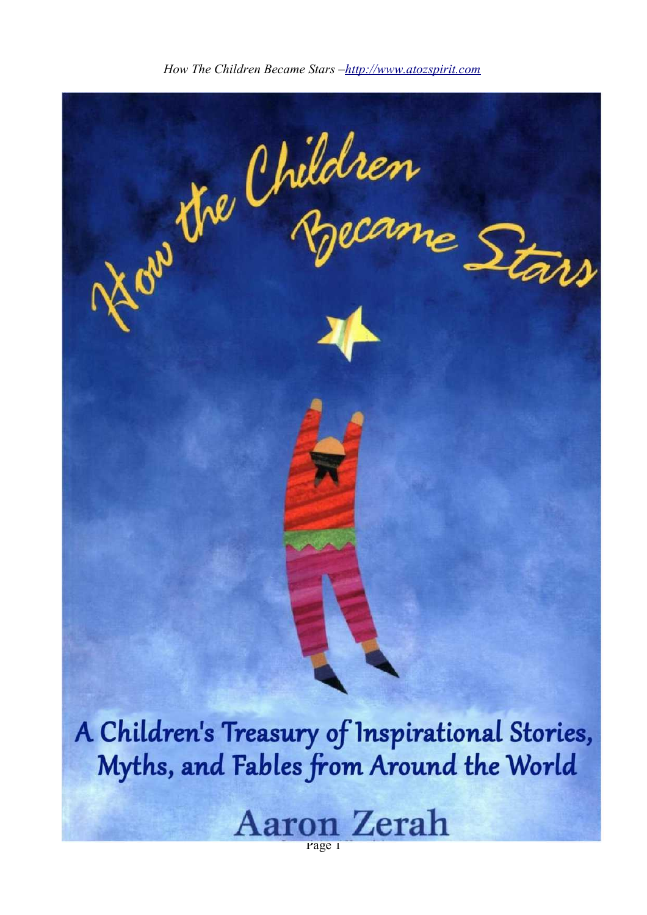# How the Children Became Stars

## A Children's Treasury of Inspirational Stories, Myths, and Fables from Around the World

**Aaron Zerah**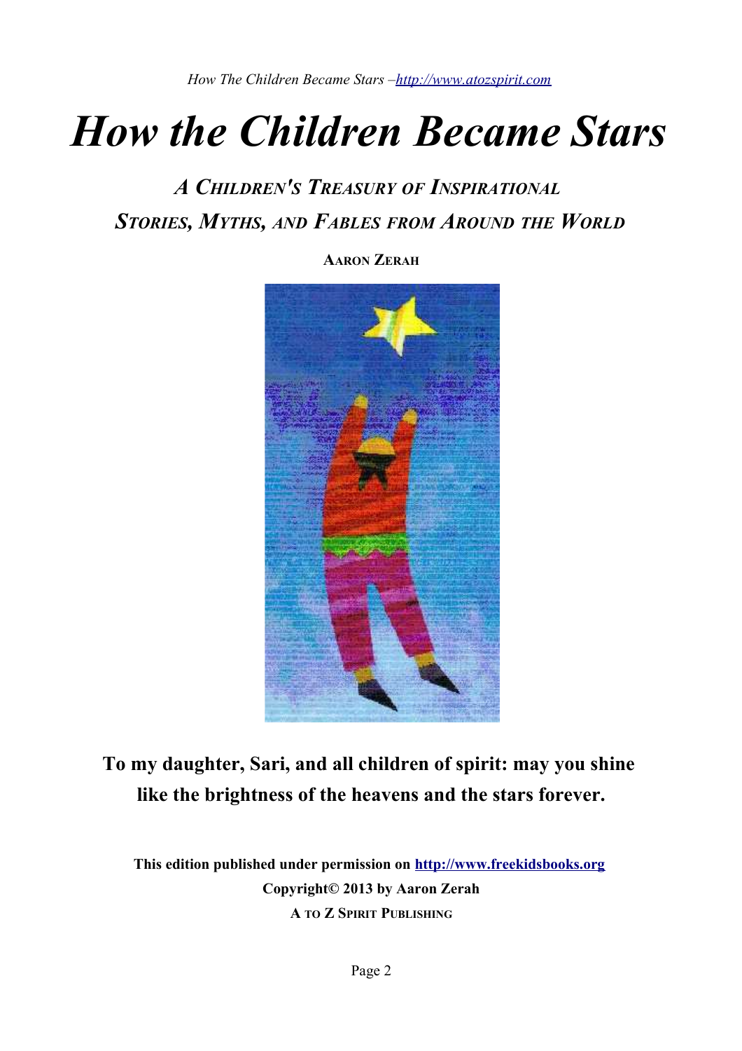# *How the Children Became Stars*

## *A Children's Treasury of Inspirational Stories, Myths, and Fables from Around the World*

**Aaron Zerah**

**To my daughter, Sari, and all children of spirit: may you shine like the brightness of the heavens and the stars forever.**

**This edition published under permission on [http://www.freekidsbooks.org](http://www.freekidsbooks.org)**

**Copyright© 2013 by Aaron Zerah**

**A to Z Spirit Publishing**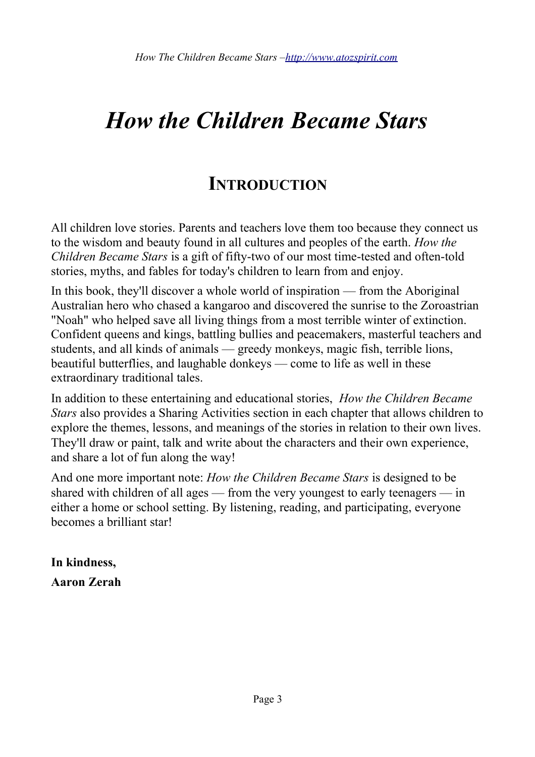# *How the Children Became Stars*

## INTRODUCTION

All children love stories. Parents and teachers love them too because they connect us to the wisdom and beauty found in all cultures and peoples of the earth. *How the Children Became Stars* is a gift of fifty-two of our most time-tested and often-told stories, myths, and fables for today's children to learn from and enjoy.

In this book, they'll discover a whole world of inspiration — from the Aboriginal Australian hero who chased a kangaroo and discovered the sunrise to the Zoroastrian "Noah" who helped save all living things from a most terrible winter of extinction. Confident queens and kings, battling bullies and peacemakers, masterful teachers and students, and all kinds of animals — greedy monkeys, magic fish, terrible lions, beautiful butterflies, and laughable donkeys — come to life as well in these extraordinary traditional tales.

In addition to these entertaining and educational stories, *How the Children Became Stars* also provides a Sharing Activities section in each chapter that allows children to explore the themes, lessons, and meanings of the stories in relation to their own lives. They'll draw or paint, talk and write about the characters and their own experience, and share a lot of fun along the way!

And one more important note: *How the Children Became Stars* is designed to be shared with children of all ages — from the very youngest to early teenagers — in either a home or school setting. By listening, reading, and participating, everyone becomes a brilliant star!

**In kindness,**

**Aaron Zerah**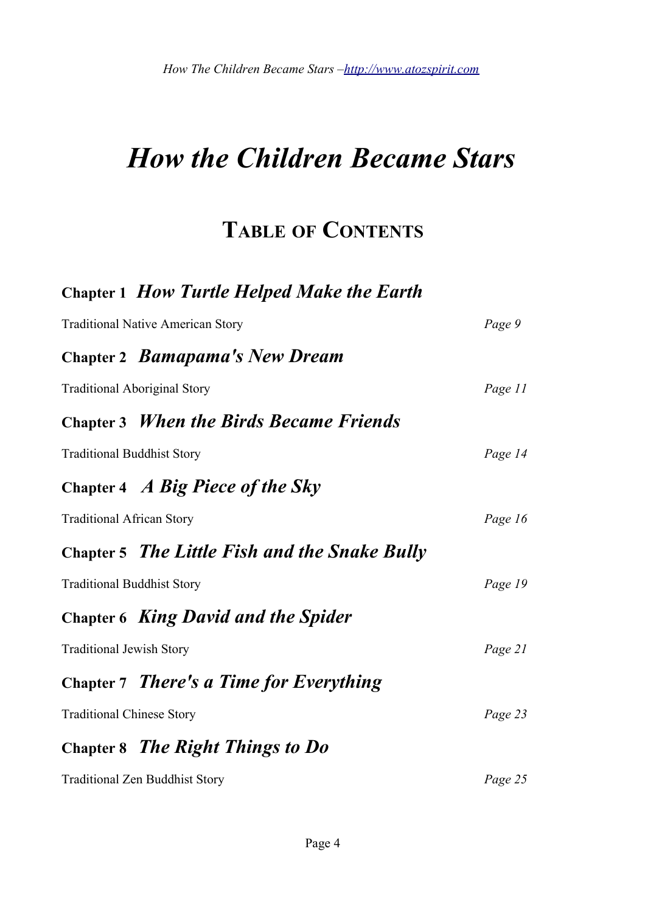# *How the Children Became Stars*

## Table of Contents

### Chapter 1 *How Turtle Helped Make the Earth*

Traditional Native American Story — *Page 9*

### Chapter 2 *Bamapama's New Dream*

Traditional Aboriginal Story — *Page 11*

### Chapter 3 *When the Birds Became Friends*

Traditional Buddhist Story — *Page 14*

### Chapter 4 *A Big Piece of the Sky*

Traditional African Story — *Page 16*

### Chapter 5 *The Little Fish and the Snake Bully*

Traditional Buddhist Story — *Page 19*

### Chapter 6 *King David and the Spider*

Traditional Jewish Story — *Page 21*

### Chapter 7 *There's a Time for Everything*

Traditional Chinese Story — *Page 23*

### Chapter 8 *The Right Things to Do*

Traditional Zen Buddhist Story — *Page 25*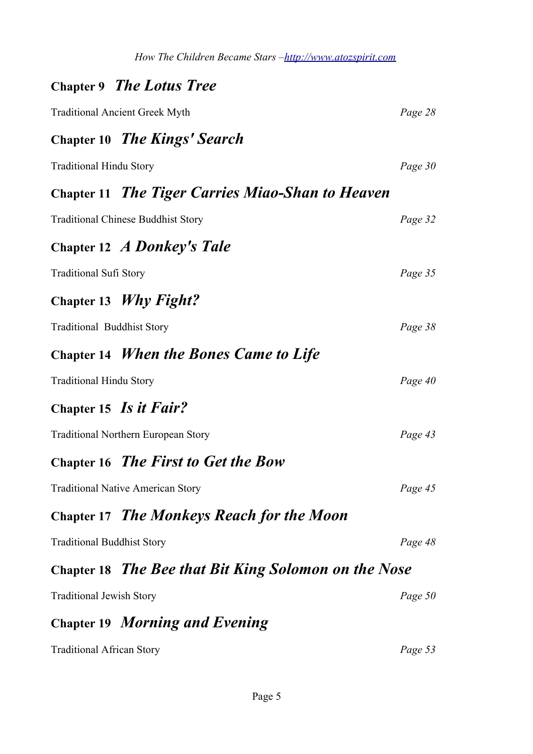## Chapter 9 *The Lotus Tree*

Traditional Ancient Greek Myth *Page 28*

## Chapter 10 *The Kings' Search*

Traditional Hindu Story *Page 30*

## Chapter 11 *The Tiger Carries Miao-Shan to Heaven*

Traditional Chinese Buddhist Story *Page 32*

## Chapter 12 *A Donkey's Tale*

Traditional Sufi Story *Page 35*

## Chapter 13 *Why Fight?*

Traditional Buddhist Story *Page 38*

## Chapter 14 *When the Bones Came to Life*

Traditional Hindu Story *Page 40*

## Chapter 15 *Is it Fair?*

Traditional Northern European Story *Page 43*

## Chapter 16 *The First to Get the Bow*

Traditional Native American Story *Page 45*

## Chapter 17 *The Monkeys Reach for the Moon*

Traditional Buddhist Story *Page 48*

## Chapter 18 *The Bee that Bit King Solomon on the Nose*

Traditional Jewish Story *Page 50*

## Chapter 19 *Morning and Evening*

Traditional African Story *Page 53*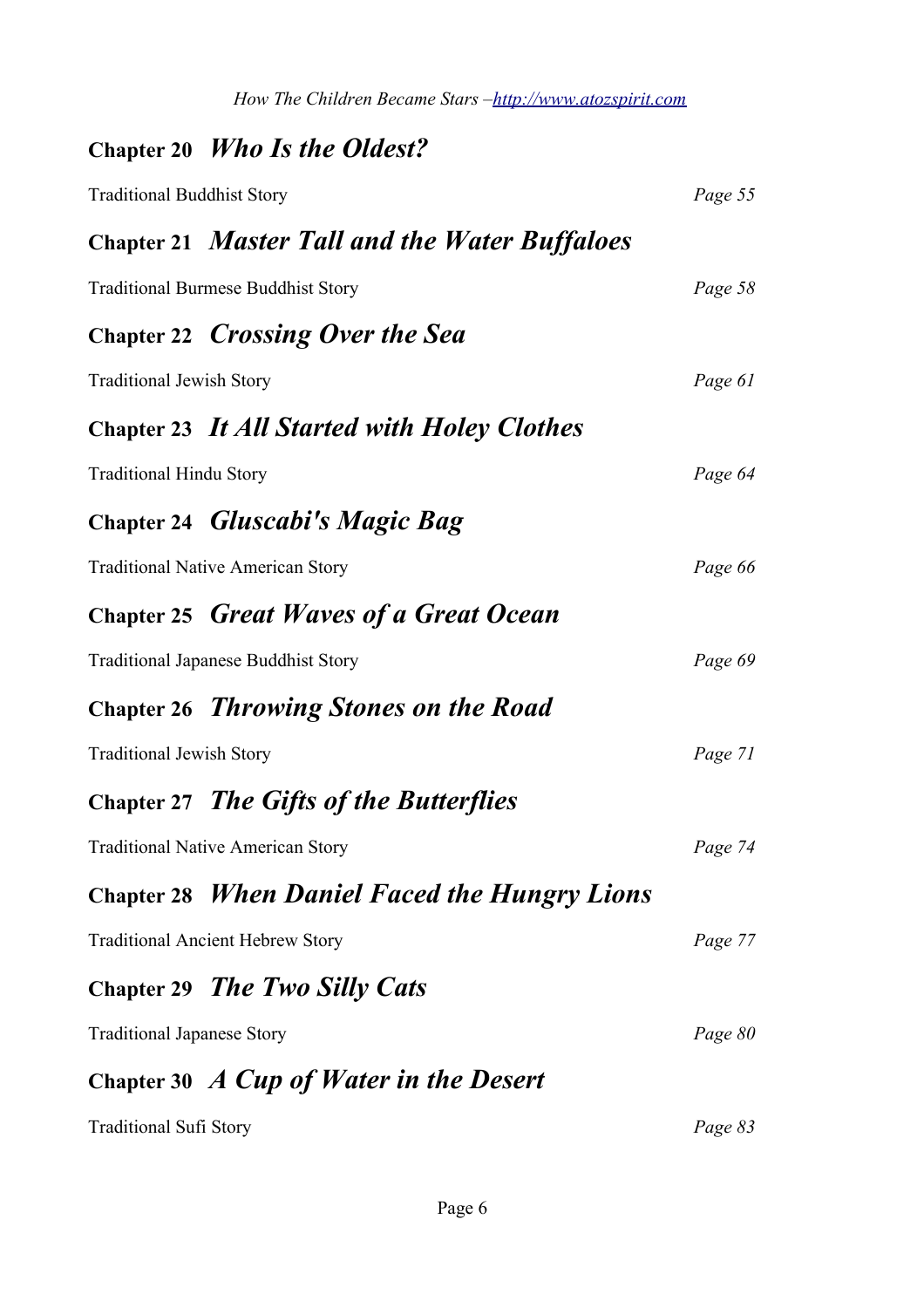## Chapter 20 *Who Is the Oldest?*

Traditional Buddhist Story *Page 55*

## Chapter 21 *Master Tall and the Water Buffaloes*

Traditional Burmese Buddhist Story *Page 58*

## Chapter 22 *Crossing Over the Sea*

Traditional Jewish Story *Page 61*

## Chapter 23 *It All Started with Holey Clothes*

Traditional Hindu Story *Page 64*

## Chapter 24 *Gluscabi's Magic Bag*

Traditional Native American Story *Page 66*

## Chapter 25 *Great Waves of a Great Ocean*

Traditional Japanese Buddhist Story *Page 69*

## Chapter 26 *Throwing Stones on the Road*

Traditional Jewish Story *Page 71*

## Chapter 27 *The Gifts of the Butterflies*

Traditional Native American Story *Page 74*

## Chapter 28 *When Daniel Faced the Hungry Lions*

Traditional Ancient Hebrew Story *Page 77*

## Chapter 29 *The Two Silly Cats*

Traditional Japanese Story *Page 80*

## Chapter 30 *A Cup of Water in the Desert*

Traditional Sufi Story *Page 83*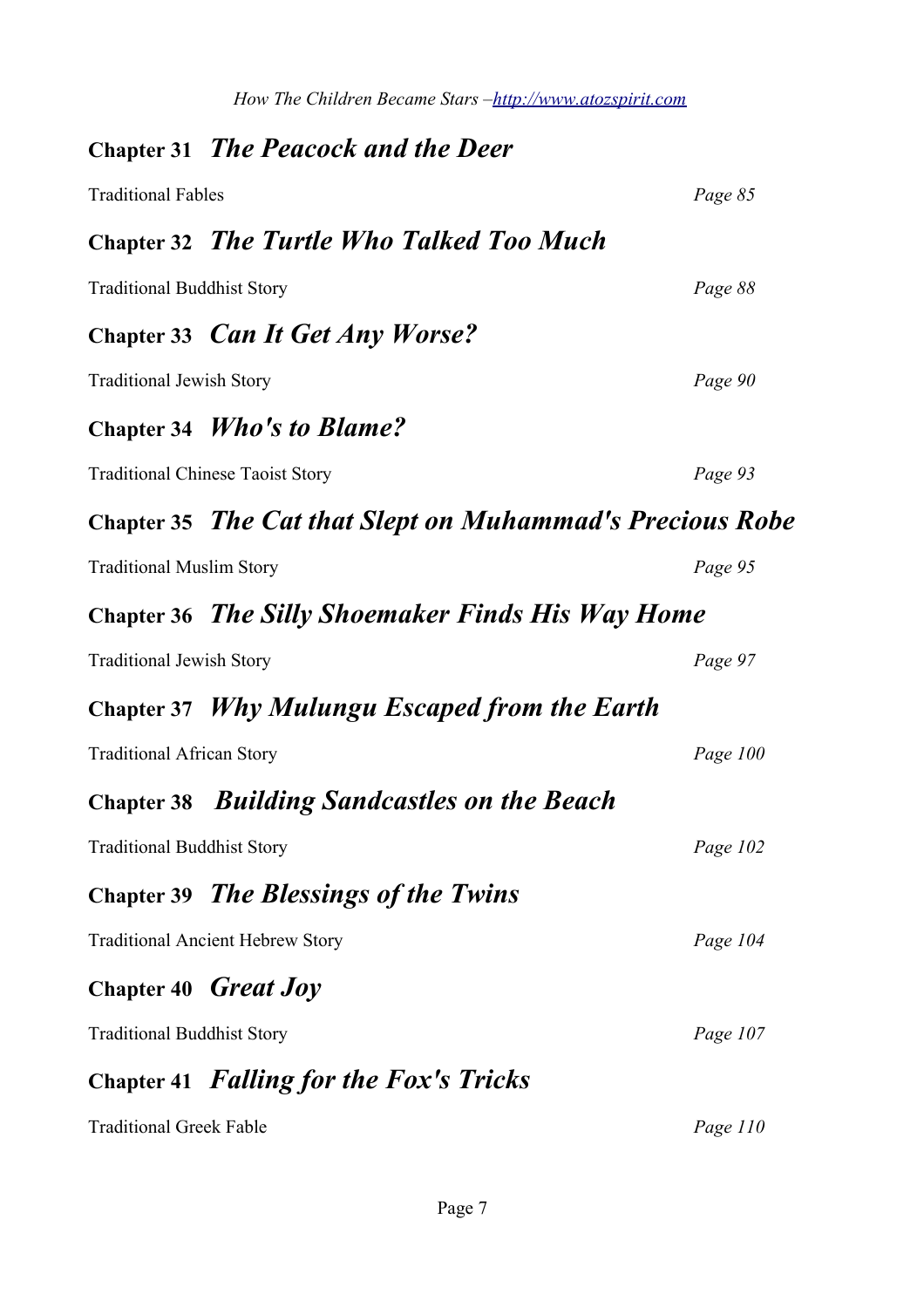## Chapter 31 *The Peacock and the Deer*

Traditional Fables *Page 85*

## Chapter 32 *The Turtle Who Talked Too Much*

Traditional Buddhist Story *Page 88*

## Chapter 33 *Can It Get Any Worse?*

Traditional Jewish Story *Page 90*

## Chapter 34 *Who's to Blame?*

Traditional Chinese Taoist Story *Page 93*

## Chapter 35 *The Cat that Slept on Muhammad's Precious Robe*

Traditional Muslim Story *Page 95*

## Chapter 36 *The Silly Shoemaker Finds His Way Home*

Traditional Jewish Story *Page 97*

## Chapter 37 *Why Mulungu Escaped from the Earth*

Traditional African Story *Page 100*

## Chapter 38 *Building Sandcastles on the Beach*

Traditional Buddhist Story *Page 102*

## Chapter 39 *The Blessings of the Twins*

Traditional Ancient Hebrew Story *Page 104*

## Chapter 40 *Great Joy*

Traditional Buddhist Story *Page 107*

## Chapter 41 *Falling for the Fox's Tricks*

Traditional Greek Fable *Page 110*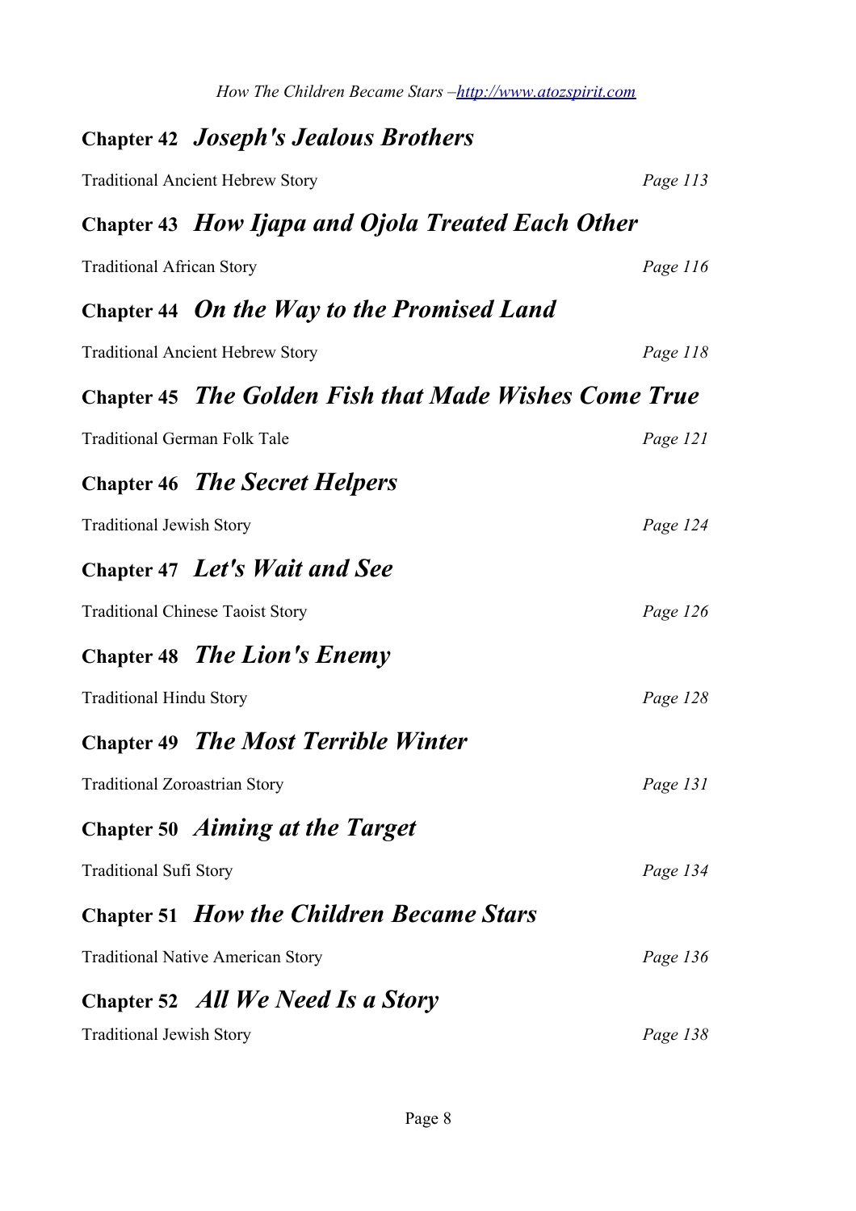## Chapter 42 *Joseph's Jealous Brothers*

Traditional Ancient Hebrew Story *Page 113*

## Chapter 43 *How Ijapa and Ojola Treated Each Other*

Traditional African Story *Page 116*

## Chapter 44 *On the Way to the Promised Land*

Traditional Ancient Hebrew Story *Page 118*

## Chapter 45 *The Golden Fish that Made Wishes Come True*

Traditional German Folk Tale *Page 121*

## Chapter 46 *The Secret Helpers*

Traditional Jewish Story *Page 124*

## Chapter 47 *Let's Wait and See*

Traditional Chinese Taoist Story *Page 126*

## Chapter 48 *The Lion's Enemy*

Traditional Hindu Story *Page 128*

## Chapter 49 *The Most Terrible Winter*

Traditional Zoroastrian Story *Page 131*

## Chapter 50 *Aiming at the Target*

Traditional Sufi Story *Page 134*

## Chapter 51 *How the Children Became Stars*

Traditional Native American Story *Page 136*

## Chapter 52 *All We Need Is a Story*

Traditional Jewish Story *Page 138*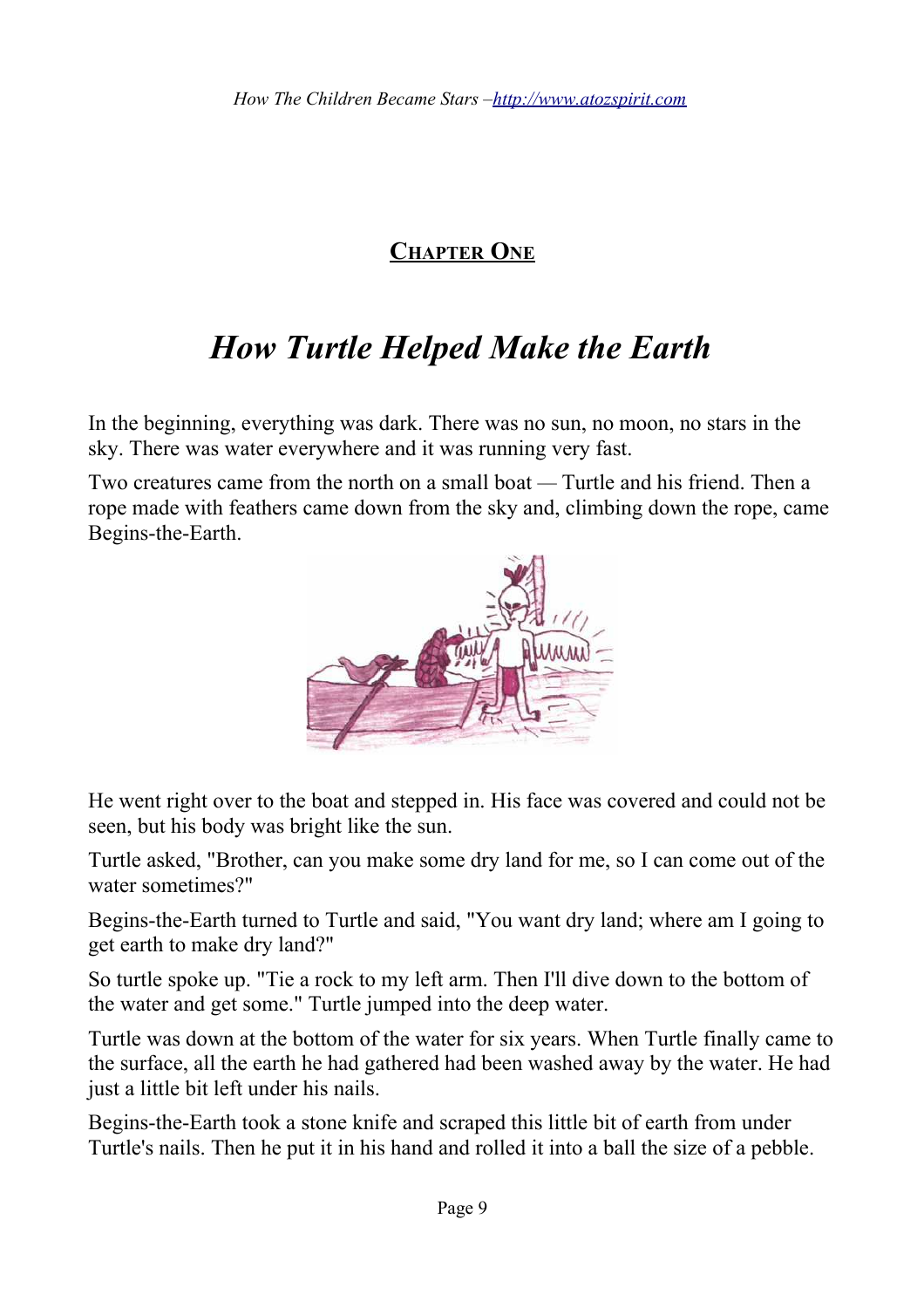## Chapter One

# *How Turtle Helped Make the Earth*

In the beginning, everything was dark. There was no sun, no moon, no stars in the sky. There was water everywhere and it was running very fast.

Two creatures came from the north on a small boat — Turtle and his friend. Then a rope made with feathers came down from the sky and, climbing down the rope, came Begins-the-Earth.

He went right over to the boat and stepped in. His face was covered and could not be seen, but his body was bright like the sun.

Turtle asked, "Brother, can you make some dry land for me, so I can come out of the water sometimes?"

Begins-the-Earth turned to Turtle and said, "You want dry land; where am I going to get earth to make dry land?"

So turtle spoke up. "Tie a rock to my left arm. Then I'll dive down to the bottom of the water and get some." Turtle jumped into the deep water.

Turtle was down at the bottom of the water for six years. When Turtle finally came to the surface, all the earth he had gathered had been washed away by the water. He had just a little bit left under his nails.

Begins-the-Earth took a stone knife and scraped this little bit of earth from under Turtle's nails. Then he put it in his hand and rolled it into a ball the size of a pebble.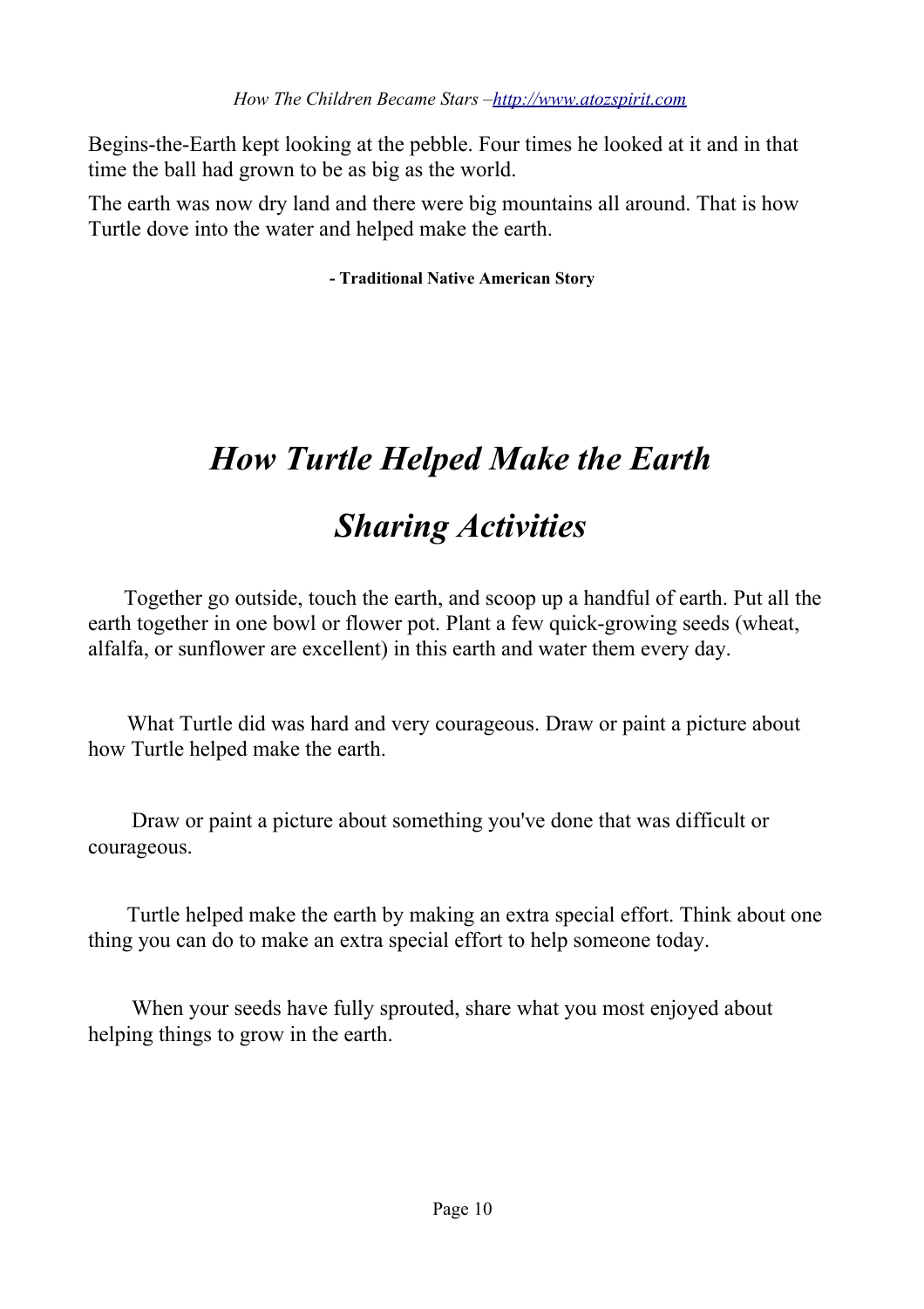Begins-the-Earth kept looking at the pebble. Four times he looked at it and in that time the ball had grown to be as big as the world.

The earth was now dry land and there were big mountains all around. That is how Turtle dove into the water and helped make the earth.

**- Traditional Native American Story**

# *How Turtle Helped Make the Earth*

# *Sharing Activities*

Together go outside, touch the earth, and scoop up a handful of earth. Put all the earth together in one bowl or flower pot. Plant a few quick-growing seeds (wheat, alfalfa, or sunflower are excellent) in this earth and water them every day.

What Turtle did was hard and very courageous. Draw or paint a picture about how Turtle helped make the earth.

Draw or paint a picture about something you've done that was difficult or courageous.

Turtle helped make the earth by making an extra special effort. Think about one thing you can do to make an extra special effort to help someone today.

When your seeds have fully sprouted, share what you most enjoyed about helping things to grow in the earth.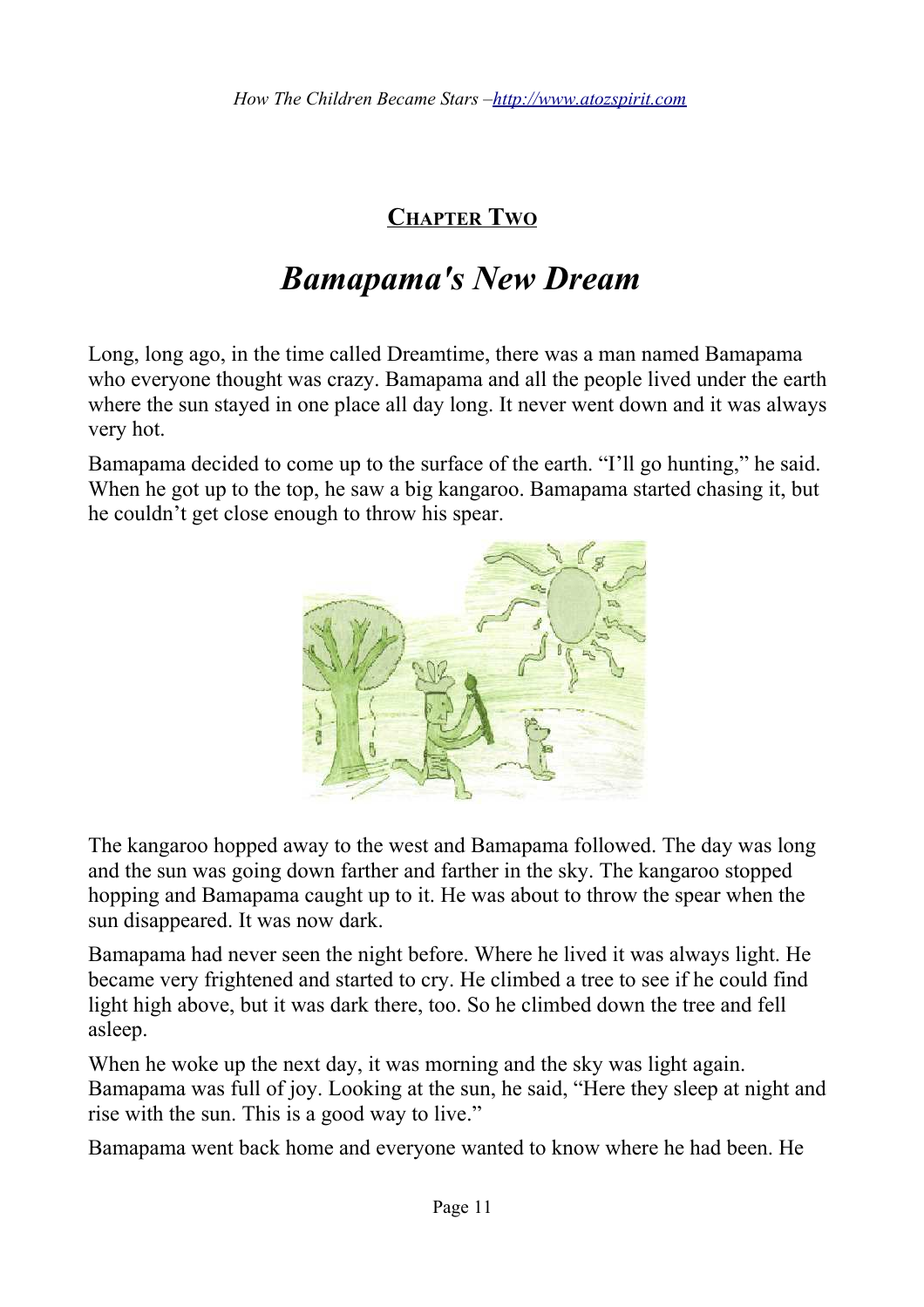## Chapter Two

# *Bamapama's New Dream*

Long, long ago, in the time called Dreamtime, there was a man named Bamapama who everyone thought was crazy. Bamapama and all the people lived under the earth where the sun stayed in one place all day long. It never went down and it was always very hot.

Bamapama decided to come up to the surface of the earth. "I'll go hunting," he said. When he got up to the top, he saw a big kangaroo. Bamapama started chasing it, but he couldn't get close enough to throw his spear.

The kangaroo hopped away to the west and Bamapama followed. The day was long and the sun was going down farther and farther in the sky. The kangaroo stopped hopping and Bamapama caught up to it. He was about to throw the spear when the sun disappeared. It was now dark.

Bamapama had never seen the night before. Where he lived it was always light. He became very frightened and started to cry. He climbed a tree to see if he could find light high above, but it was dark there, too. So he climbed down the tree and fell asleep.

When he woke up the next day, it was morning and the sky was light again. Bamapama was full of joy. Looking at the sun, he said, "Here they sleep at night and rise with the sun. This is a good way to live."

Bamapama went back home and everyone wanted to know where he had been. He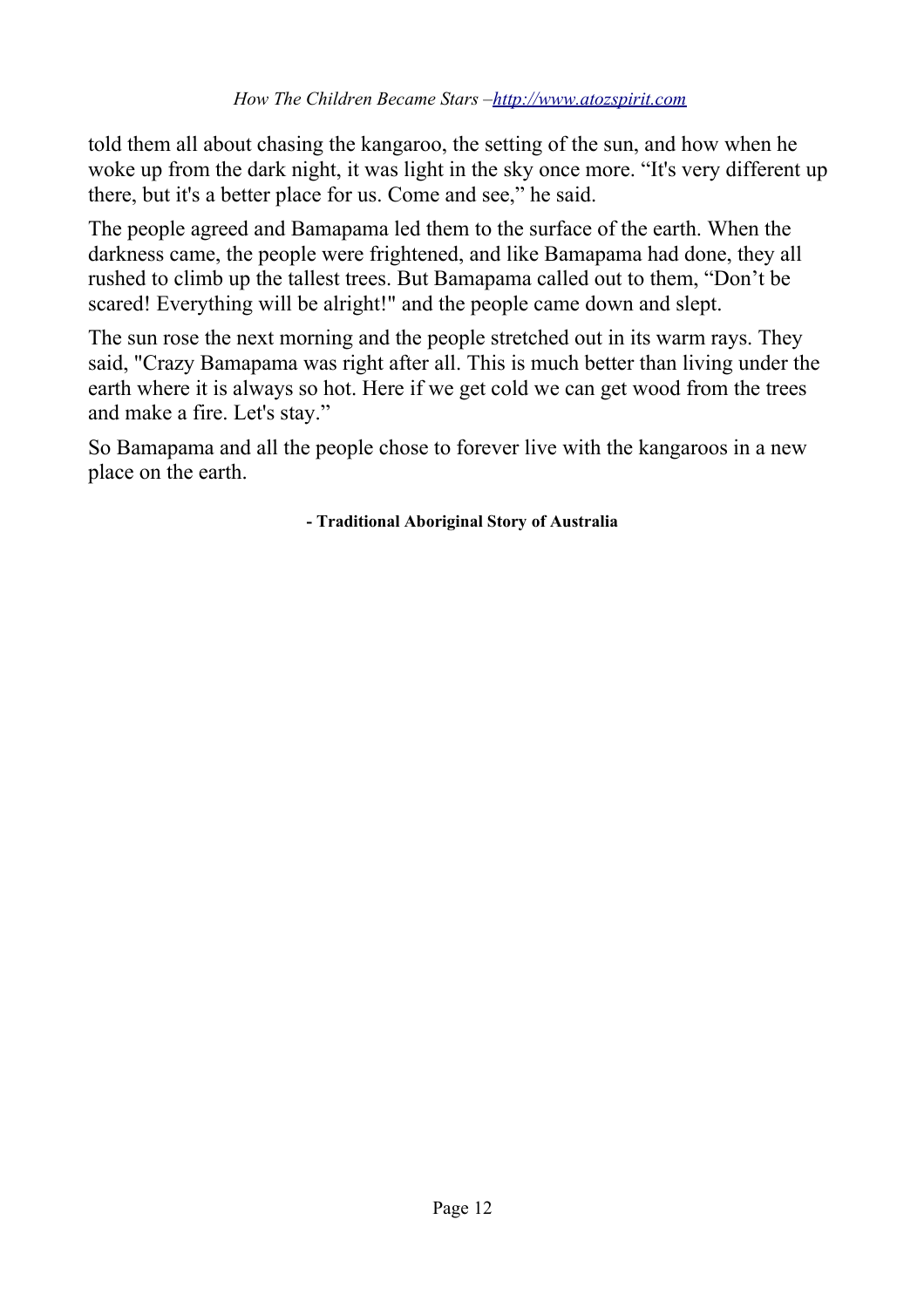told them all about chasing the kangaroo, the setting of the sun, and how when he woke up from the dark night, it was light in the sky once more. “It's very different up there, but it's a better place for us. Come and see,” he said.

The people agreed and Bamapama led them to the surface of the earth. When the darkness came, the people were frightened, and like Bamapama had done, they all rushed to climb up the tallest trees. But Bamapama called out to them, “Don’t be scared! Everything will be alright!" and the people came down and slept.

The sun rose the next morning and the people stretched out in its warm rays. They said, "Crazy Bamapama was right after all. This is much better than living under the earth where it is always so hot. Here if we get cold we can get wood from the trees and make a fire. Let's stay.”

So Bamapama and all the people chose to forever live with the kangaroos in a new place on the earth.

**- Traditional Aboriginal Story of Australia**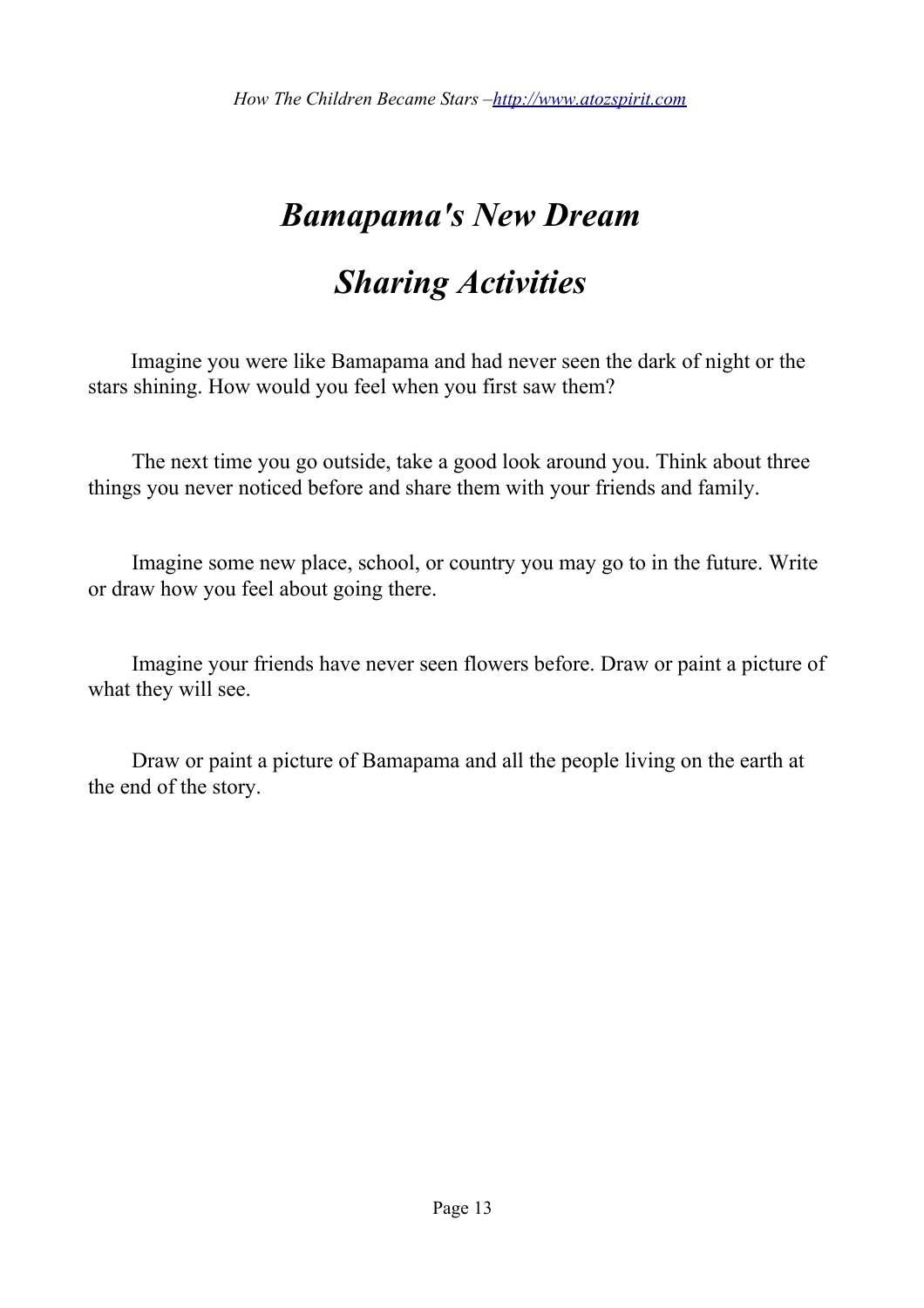# *Bamapama's New Dream*

# *Sharing Activities*

Imagine you were like Bamapama and had never seen the dark of night or the stars shining. How would you feel when you first saw them?

The next time you go outside, take a good look around you. Think about three things you never noticed before and share them with your friends and family.

Imagine some new place, school, or country you may go to in the future. Write or draw how you feel about going there.

Imagine your friends have never seen flowers before. Draw or paint a picture of what they will see.

Draw or paint a picture of Bamapama and all the people living on the earth at the end of the story.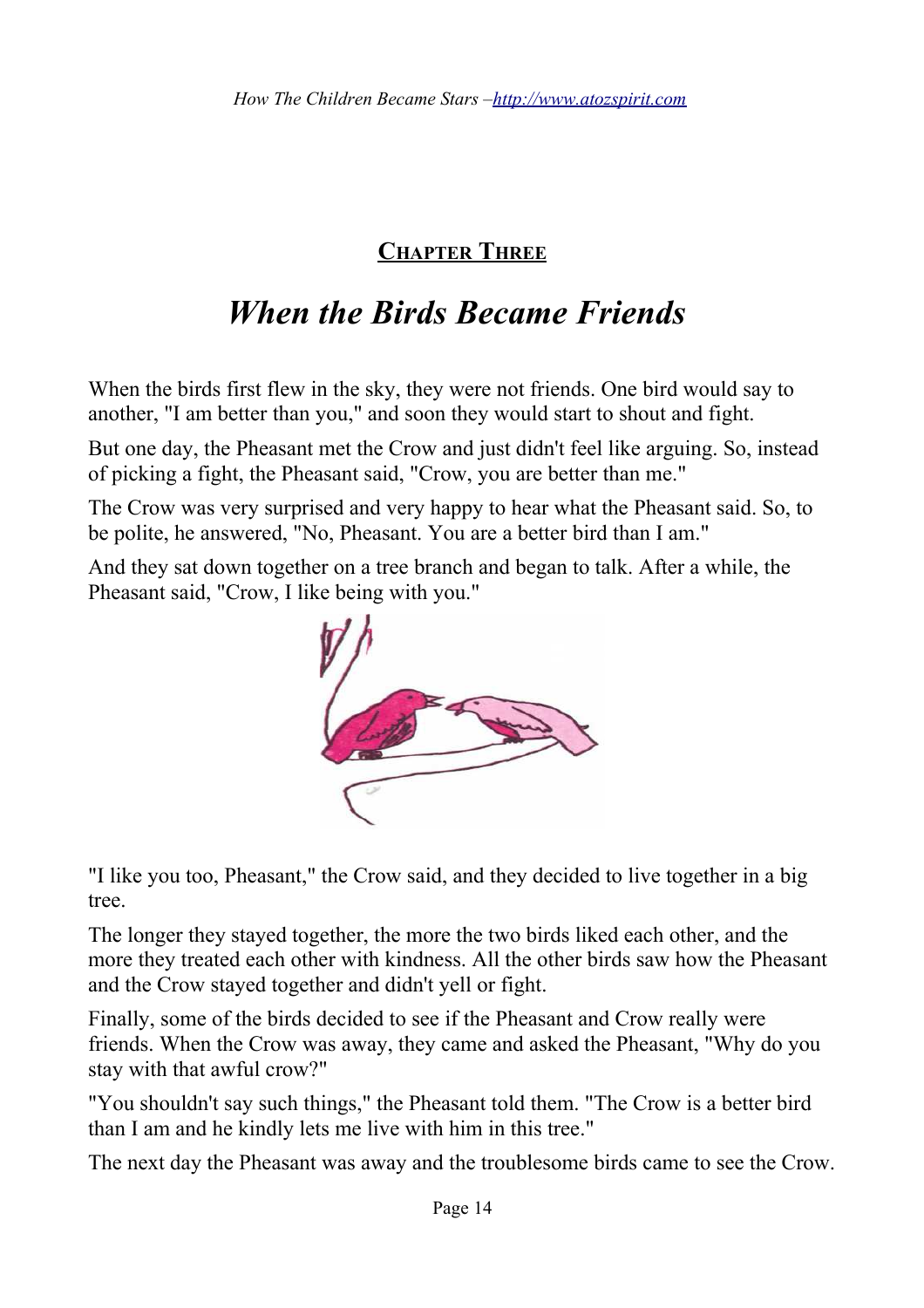## Chapter Three

# *When the Birds Became Friends*

When the birds first flew in the sky, they were not friends. One bird would say to another, "I am better than you," and soon they would start to shout and fight.

But one day, the Pheasant met the Crow and just didn't feel like arguing. So, instead of picking a fight, the Pheasant said, "Crow, you are better than me."

The Crow was very surprised and very happy to hear what the Pheasant said. So, to be polite, he answered, "No, Pheasant. You are a better bird than I am."

And they sat down together on a tree branch and began to talk. After a while, the Pheasant said, "Crow, I like being with you."

"I like you too, Pheasant," the Crow said, and they decided to live together in a big tree.

The longer they stayed together, the more the two birds liked each other, and the more they treated each other with kindness. All the other birds saw how the Pheasant and the Crow stayed together and didn't yell or fight.

Finally, some of the birds decided to see if the Pheasant and Crow really were friends. When the Crow was away, they came and asked the Pheasant, "Why do you stay with that awful crow?"

"You shouldn't say such things," the Pheasant told them. "The Crow is a better bird than I am and he kindly lets me live with him in this tree."

The next day the Pheasant was away and the troublesome birds came to see the Crow.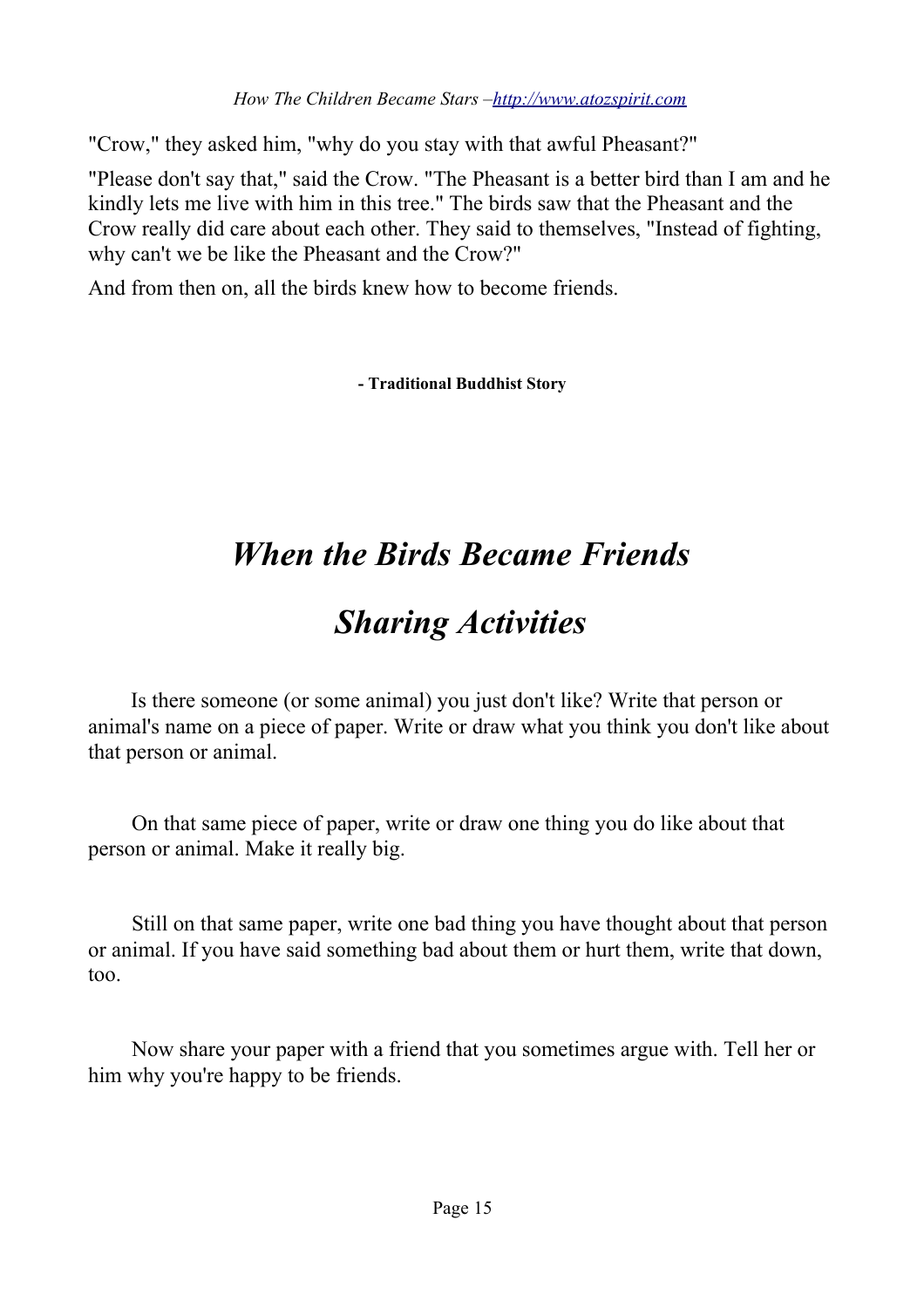"Crow," they asked him, "why do you stay with that awful Pheasant?"

"Please don't say that," said the Crow. "The Pheasant is a better bird than I am and he kindly lets me live with him in this tree." The birds saw that the Pheasant and the Crow really did care about each other. They said to themselves, "Instead of fighting, why can't we be like the Pheasant and the Crow?"

And from then on, all the birds knew how to become friends.

**- Traditional Buddhist Story**

# *When the Birds Became Friends*

# *Sharing Activities*

Is there someone (or some animal) you just don't like? Write that person or animal's name on a piece of paper. Write or draw what you think you don't like about that person or animal.

On that same piece of paper, write or draw one thing you do like about that person or animal. Make it really big.

Still on that same paper, write one bad thing you have thought about that person or animal. If you have said something bad about them or hurt them, write that down, too.

Now share your paper with a friend that you sometimes argue with. Tell her or him why you're happy to be friends.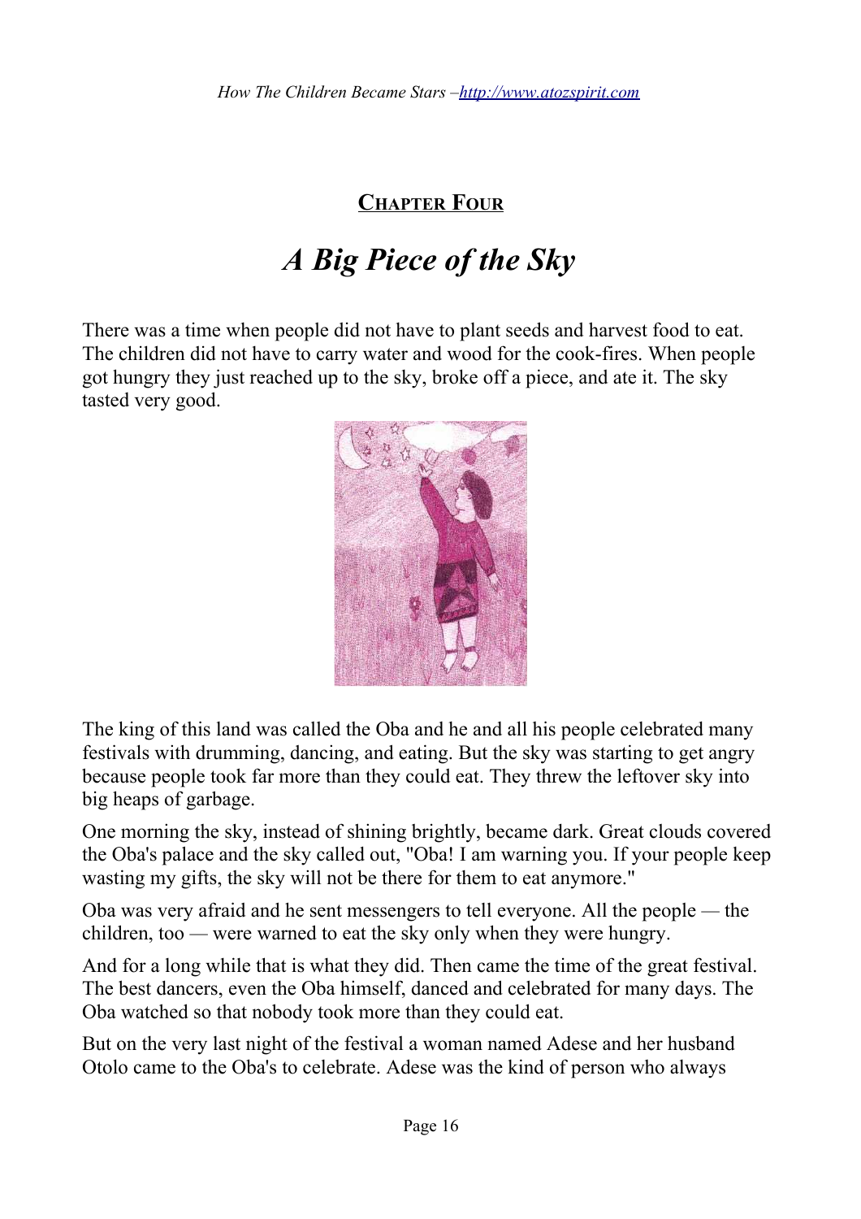## Chapter Four

# *A Big Piece of the Sky*

There was a time when people did not have to plant seeds and harvest food to eat. The children did not have to carry water and wood for the cook-fires. When people got hungry they just reached up to the sky, broke off a piece, and ate it. The sky tasted very good.

The king of this land was called the Oba and he and all his people celebrated many festivals with drumming, dancing, and eating. But the sky was starting to get angry because people took far more than they could eat. They threw the leftover sky into big heaps of garbage.

One morning the sky, instead of shining brightly, became dark. Great clouds covered the Oba's palace and the sky called out, "Oba! I am warning you. If your people keep wasting my gifts, the sky will not be there for them to eat anymore."

Oba was very afraid and he sent messengers to tell everyone. All the people — the children, too — were warned to eat the sky only when they were hungry.

And for a long while that is what they did. Then came the time of the great festival. The best dancers, even the Oba himself, danced and celebrated for many days. The Oba watched so that nobody took more than they could eat.

But on the very last night of the festival a woman named Adese and her husband Otolo came to the Oba's to celebrate. Adese was the kind of person who always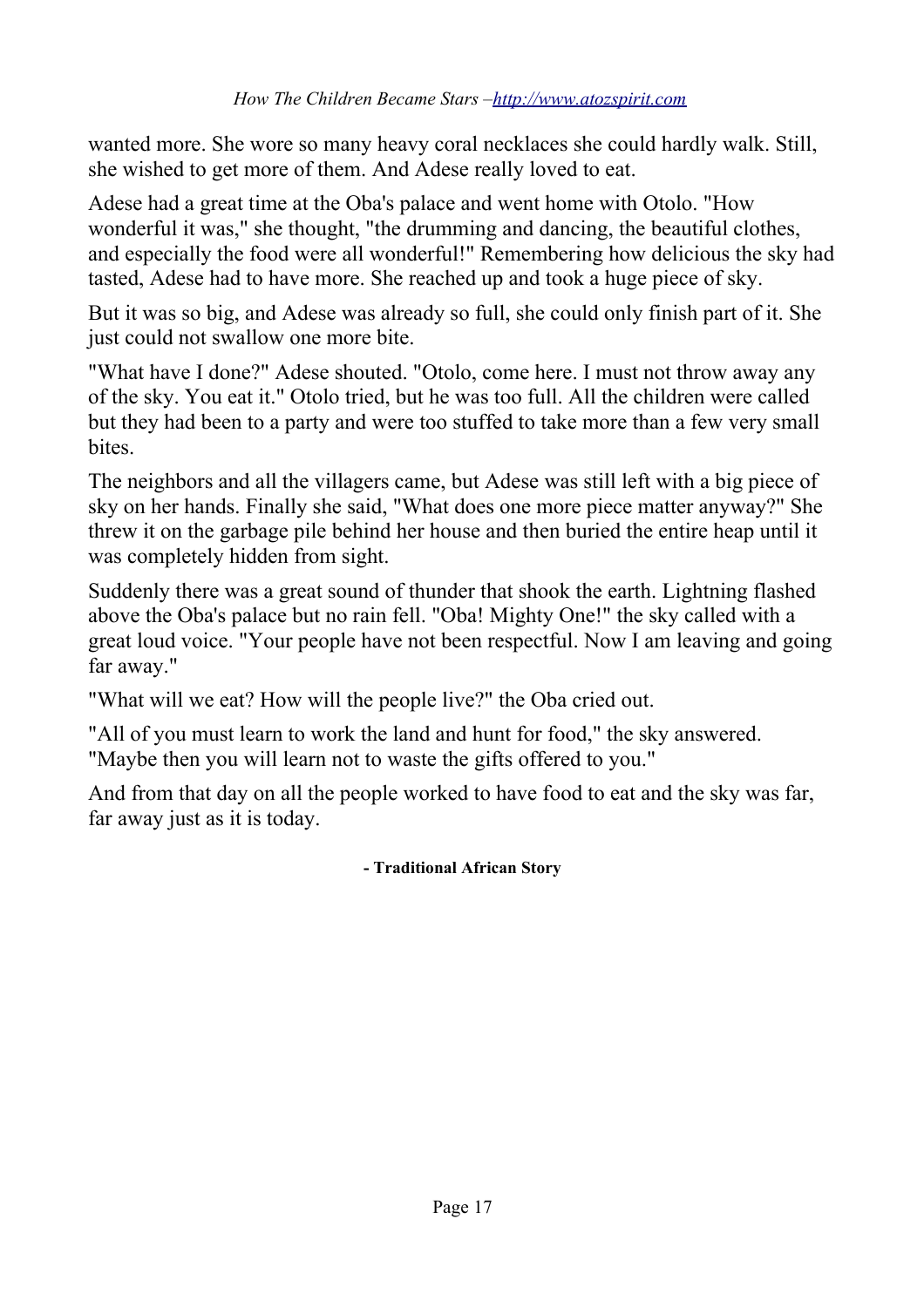wanted more. She wore so many heavy coral necklaces she could hardly walk. Still, she wished to get more of them. And Adese really loved to eat.

Adese had a great time at the Oba's palace and went home with Otolo. "How wonderful it was," she thought, "the drumming and dancing, the beautiful clothes, and especially the food were all wonderful!" Remembering how delicious the sky had tasted, Adese had to have more. She reached up and took a huge piece of sky.

But it was so big, and Adese was already so full, she could only finish part of it. She just could not swallow one more bite.

"What have I done?" Adese shouted. "Otolo, come here. I must not throw away any of the sky. You eat it." Otolo tried, but he was too full. All the children were called but they had been to a party and were too stuffed to take more than a few very small bites.

The neighbors and all the villagers came, but Adese was still left with a big piece of sky on her hands. Finally she said, "What does one more piece matter anyway?" She threw it on the garbage pile behind her house and then buried the entire heap until it was completely hidden from sight.

Suddenly there was a great sound of thunder that shook the earth. Lightning flashed above the Oba's palace but no rain fell. "Oba! Mighty One!" the sky called with a great loud voice. "Your people have not been respectful. Now I am leaving and going far away."

"What will we eat? How will the people live?" the Oba cried out.

"All of you must learn to work the land and hunt for food," the sky answered. "Maybe then you will learn not to waste the gifts offered to you."

And from that day on all the people worked to have food to eat and the sky was far, far away just as it is today.

**- Traditional African Story**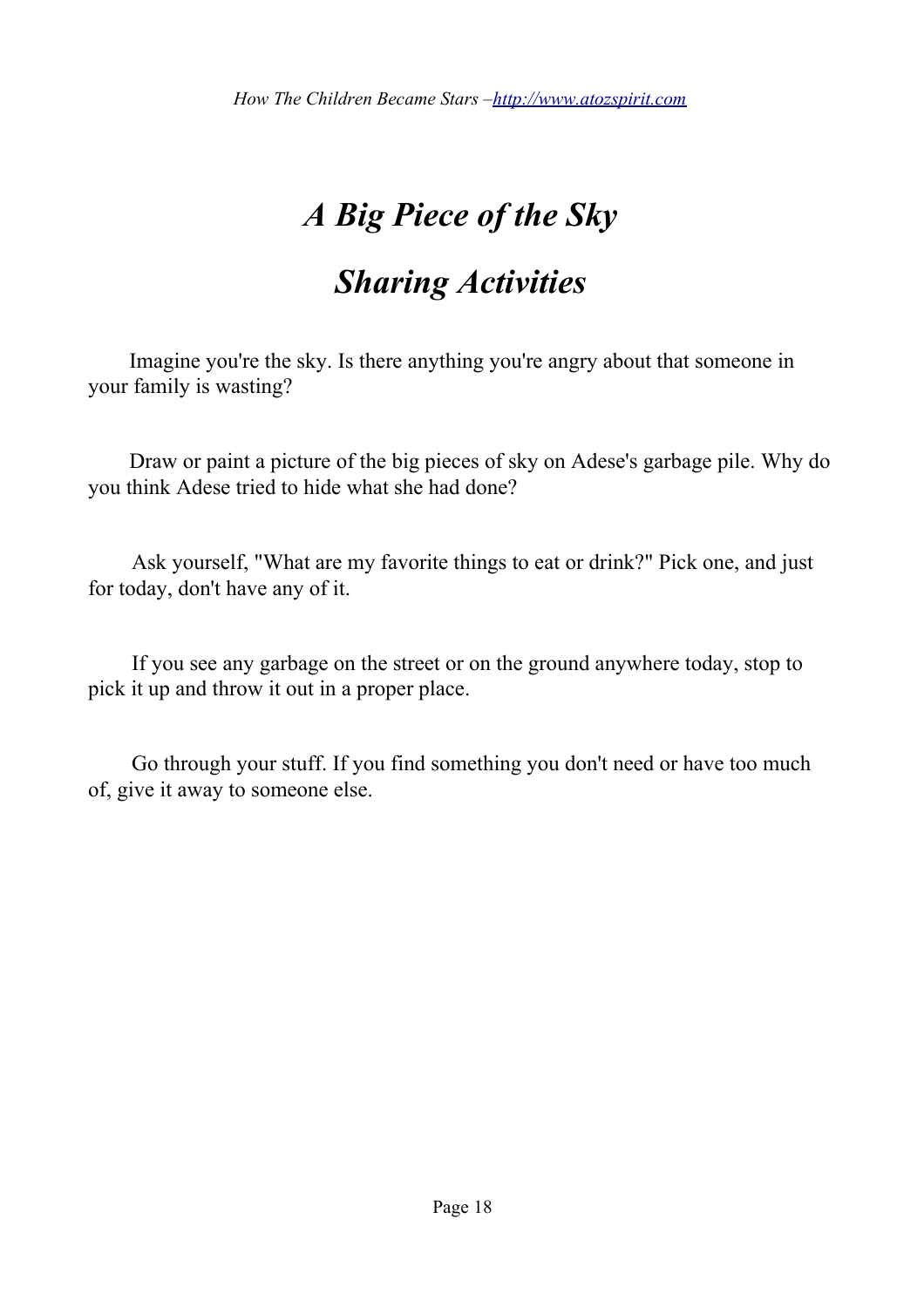# *A Big Piece of the Sky*

## *Sharing Activities*

Imagine you're the sky. Is there anything you're angry about that someone in your family is wasting?

Draw or paint a picture of the big pieces of sky on Adese's garbage pile. Why do you think Adese tried to hide what she had done?

Ask yourself, "What are my favorite things to eat or drink?" Pick one, and just for today, don't have any of it.

If you see any garbage on the street or on the ground anywhere today, stop to pick it up and throw it out in a proper place.

Go through your stuff. If you find something you don't need or have too much of, give it away to someone else.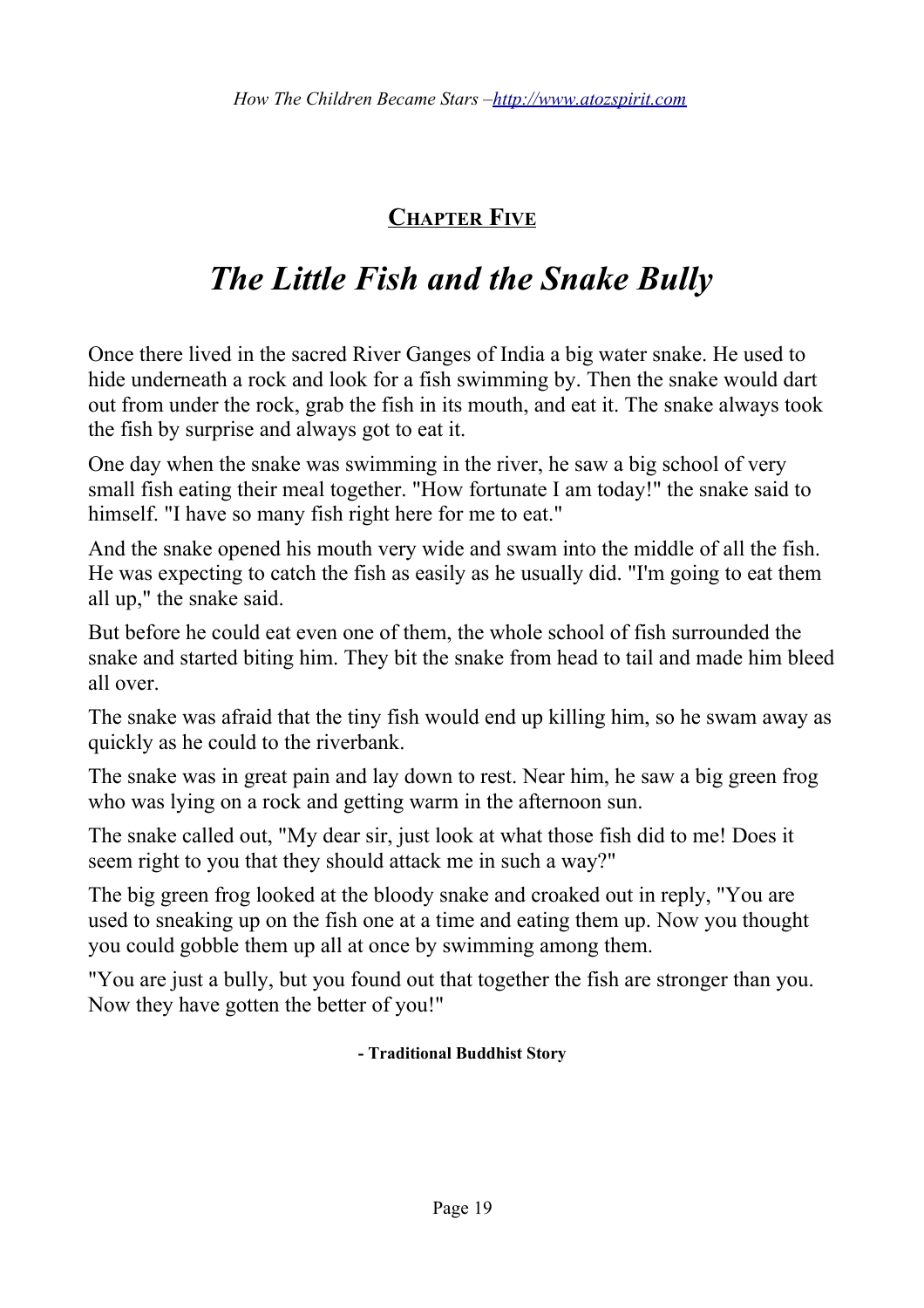## Chapter Five

# *The Little Fish and the Snake Bully*

Once there lived in the sacred River Ganges of India a big water snake. He used to hide underneath a rock and look for a fish swimming by. Then the snake would dart out from under the rock, grab the fish in its mouth, and eat it. The snake always took the fish by surprise and always got to eat it.

One day when the snake was swimming in the river, he saw a big school of very small fish eating their meal together. "How fortunate I am today!" the snake said to himself. "I have so many fish right here for me to eat."

And the snake opened his mouth very wide and swam into the middle of all the fish. He was expecting to catch the fish as easily as he usually did. "I'm going to eat them all up," the snake said.

But before he could eat even one of them, the whole school of fish surrounded the snake and started biting him. They bit the snake from head to tail and made him bleed all over.

The snake was afraid that the tiny fish would end up killing him, so he swam away as quickly as he could to the riverbank.

The snake was in great pain and lay down to rest. Near him, he saw a big green frog who was lying on a rock and getting warm in the afternoon sun.

The snake called out, "My dear sir, just look at what those fish did to me! Does it seem right to you that they should attack me in such a way?"

The big green frog looked at the bloody snake and croaked out in reply, "You are used to sneaking up on the fish one at a time and eating them up. Now you thought you could gobble them up all at once by swimming among them.

"You are just a bully, but you found out that together the fish are stronger than you. Now they have gotten the better of you!"

**- Traditional Buddhist Story**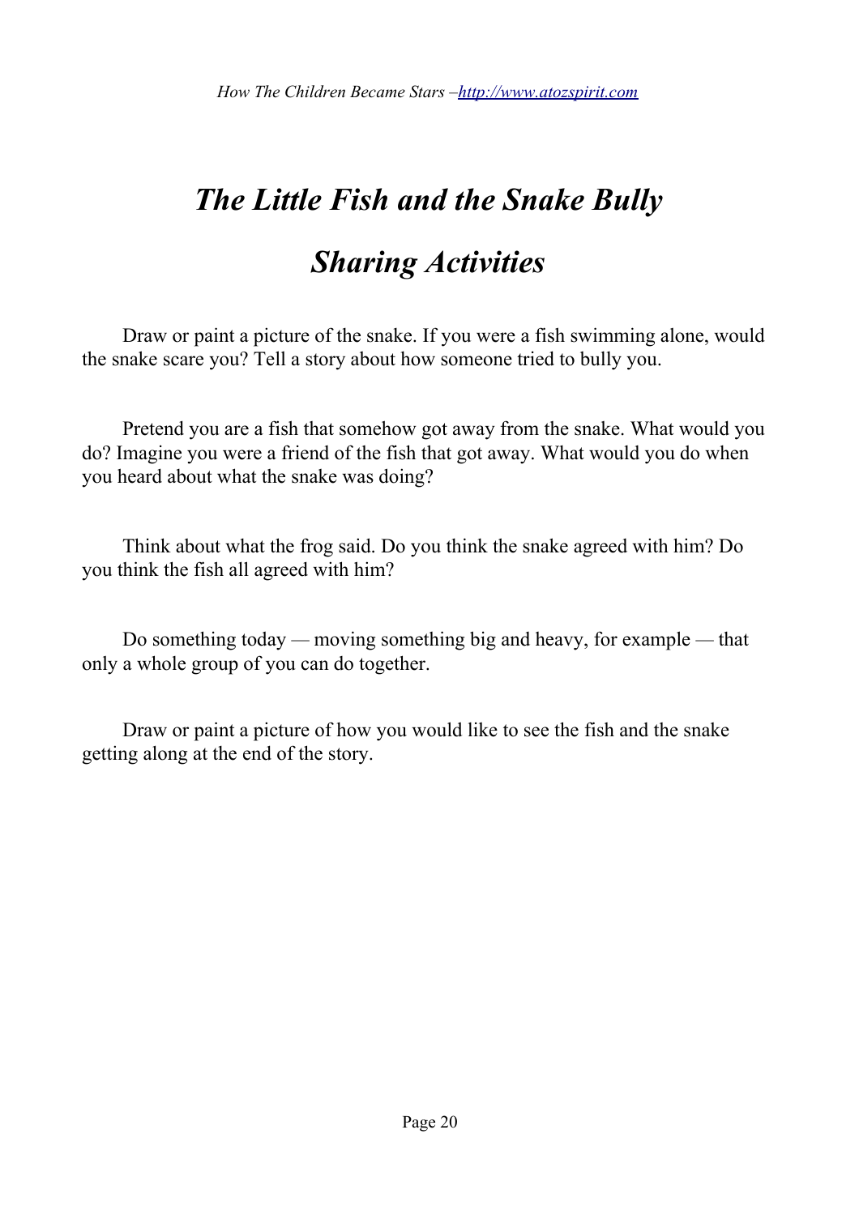# *The Little Fish and the Snake Bully*

## *Sharing Activities*

Draw or paint a picture of the snake. If you were a fish swimming alone, would the snake scare you? Tell a story about how someone tried to bully you.

Pretend you are a fish that somehow got away from the snake. What would you do? Imagine you were a friend of the fish that got away. What would you do when you heard about what the snake was doing?

Think about what the frog said. Do you think the snake agreed with him? Do you think the fish all agreed with him?

Do something today — moving something big and heavy, for example — that only a whole group of you can do together.

Draw or paint a picture of how you would like to see the fish and the snake getting along at the end of the story.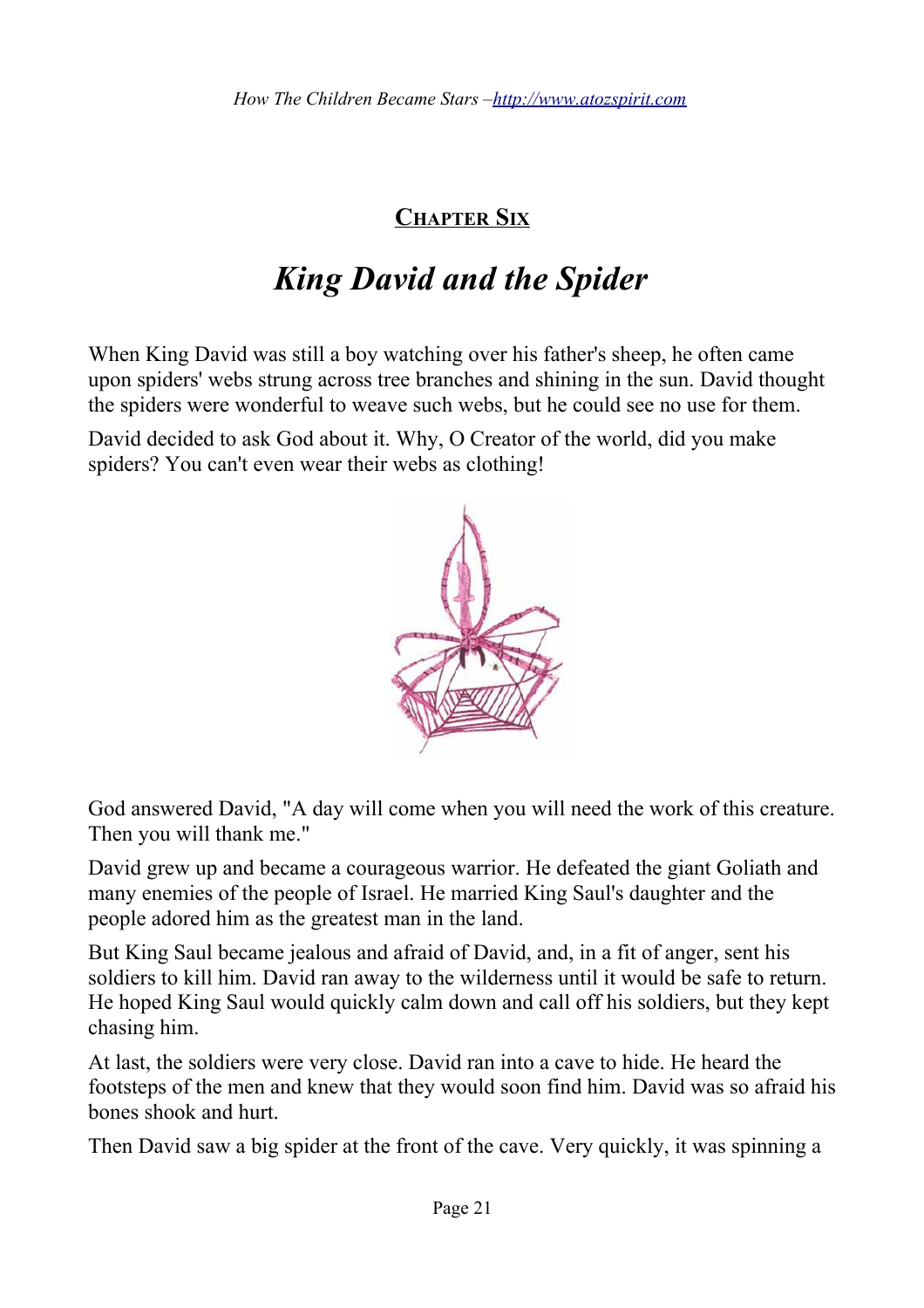## Chapter Six

# *King David and the Spider*

When King David was still a boy watching over his father's sheep, he often came upon spiders' webs strung across tree branches and shining in the sun. David thought the spiders were wonderful to weave such webs, but he could see no use for them.

David decided to ask God about it. Why, O Creator of the world, did you make spiders? You can't even wear their webs as clothing!

God answered David, "A day will come when you will need the work of this creature. Then you will thank me."

David grew up and became a courageous warrior. He defeated the giant Goliath and many enemies of the people of Israel. He married King Saul's daughter and the people adored him as the greatest man in the land.

But King Saul became jealous and afraid of David, and, in a fit of anger, sent his soldiers to kill him. David ran away to the wilderness until it would be safe to return. He hoped King Saul would quickly calm down and call off his soldiers, but they kept chasing him.

At last, the soldiers were very close. David ran into a cave to hide. He heard the footsteps of the men and knew that they would soon find him. David was so afraid his bones shook and hurt.

Then David saw a big spider at the front of the cave. Very quickly, it was spinning a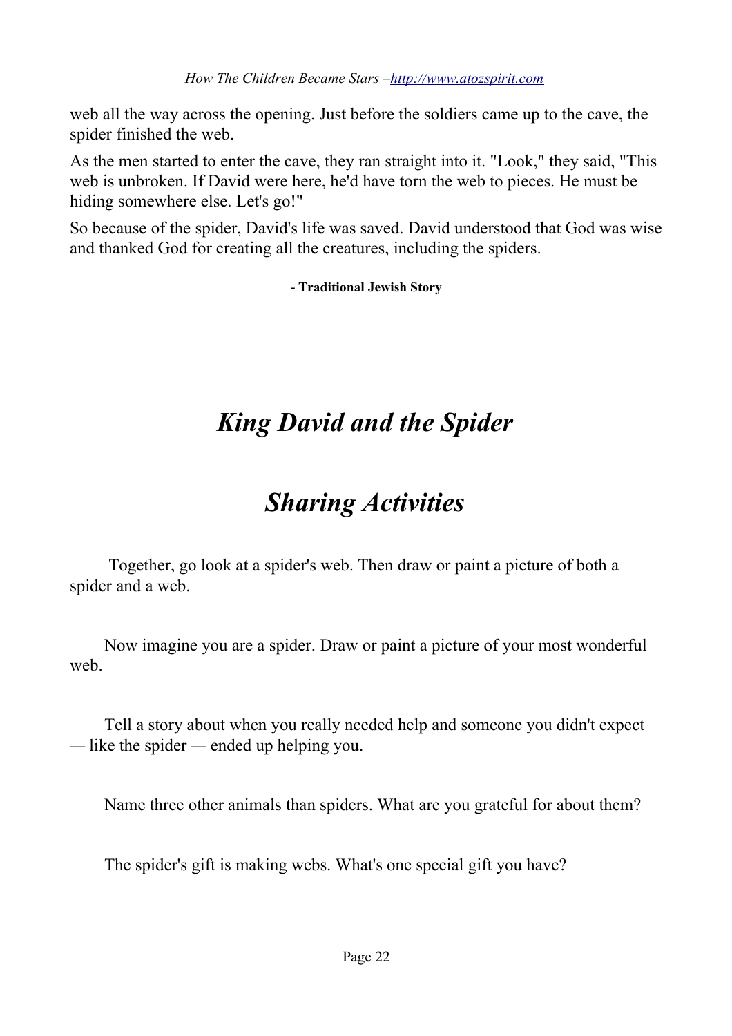web all the way across the opening. Just before the soldiers came up to the cave, the spider finished the web.

As the men started to enter the cave, they ran straight into it. "Look," they said, "This web is unbroken. If David were here, he'd have torn the web to pieces. He must be hiding somewhere else. Let's go!"

So because of the spider, David's life was saved. David understood that God was wise and thanked God for creating all the creatures, including the spiders.

**- Traditional Jewish Story**

# *King David and the Spider*

# *Sharing Activities*

Together, go look at a spider's web. Then draw or paint a picture of both a spider and a web.

Now imagine you are a spider. Draw or paint a picture of your most wonderful web.

Tell a story about when you really needed help and someone you didn't expect — like the spider — ended up helping you.

Name three other animals than spiders. What are you grateful for about them?

The spider's gift is making webs. What's one special gift you have?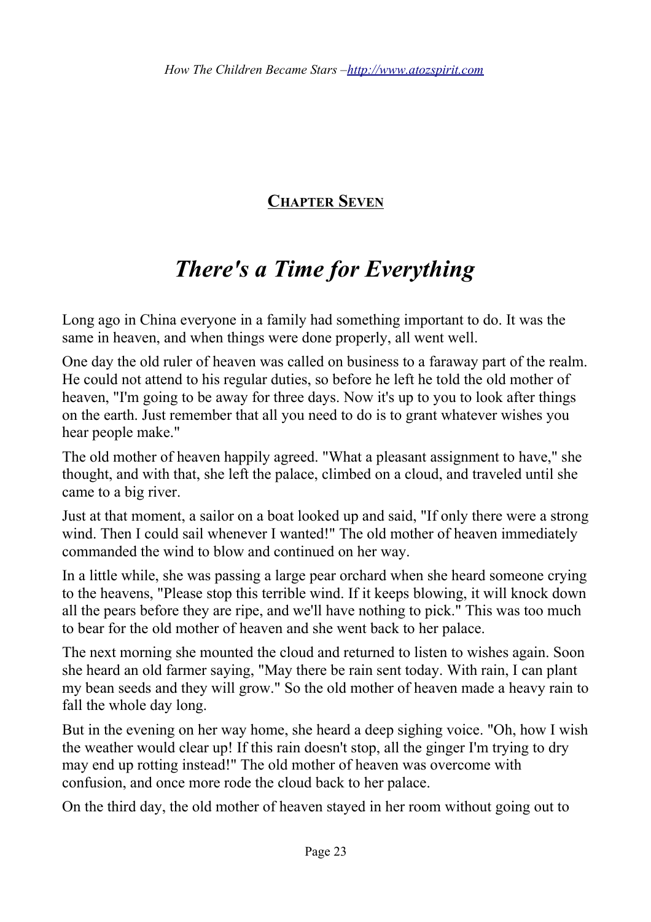## Chapter Seven

# *There's a Time for Everything*

Long ago in China everyone in a family had something important to do. It was the same in heaven, and when things were done properly, all went well.

One day the old ruler of heaven was called on business to a faraway part of the realm. He could not attend to his regular duties, so before he left he told the old mother of heaven, "I'm going to be away for three days. Now it's up to you to look after things on the earth. Just remember that all you need to do is to grant whatever wishes you hear people make."

The old mother of heaven happily agreed. "What a pleasant assignment to have," she thought, and with that, she left the palace, climbed on a cloud, and traveled until she came to a big river.

Just at that moment, a sailor on a boat looked up and said, "If only there were a strong wind. Then I could sail whenever I wanted!" The old mother of heaven immediately commanded the wind to blow and continued on her way.

In a little while, she was passing a large pear orchard when she heard someone crying to the heavens, "Please stop this terrible wind. If it keeps blowing, it will knock down all the pears before they are ripe, and we'll have nothing to pick." This was too much to bear for the old mother of heaven and she went back to her palace.

The next morning she mounted the cloud and returned to listen to wishes again. Soon she heard an old farmer saying, "May there be rain sent today. With rain, I can plant my bean seeds and they will grow." So the old mother of heaven made a heavy rain to fall the whole day long.

But in the evening on her way home, she heard a deep sighing voice. "Oh, how I wish the weather would clear up! If this rain doesn't stop, all the ginger I'm trying to dry may end up rotting instead!" The old mother of heaven was overcome with confusion, and once more rode the cloud back to her palace.

On the third day, the old mother of heaven stayed in her room without going out to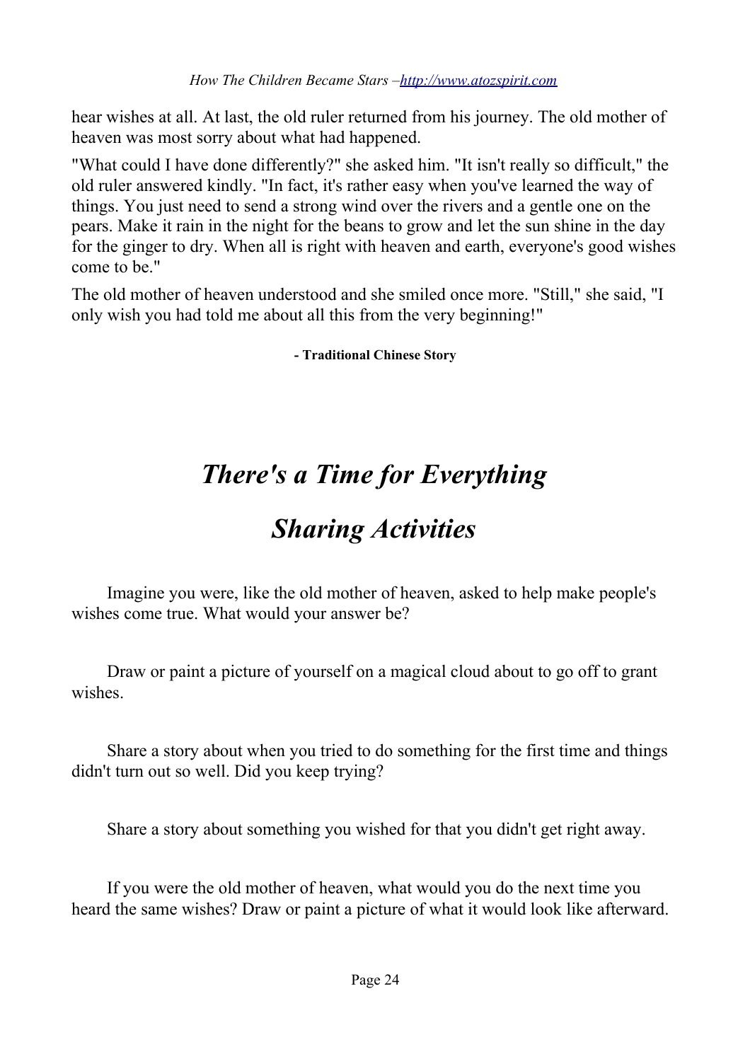hear wishes at all. At last, the old ruler returned from his journey. The old mother of heaven was most sorry about what had happened.

"What could I have done differently?" she asked him. "It isn't really so difficult," the old ruler answered kindly. "In fact, it's rather easy when you've learned the way of things. You just need to send a strong wind over the rivers and a gentle one on the pears. Make it rain in the night for the beans to grow and let the sun shine in the day for the ginger to dry. When all is right with heaven and earth, everyone's good wishes come to be."

The old mother of heaven understood and she smiled once more. "Still," she said, "I only wish you had told me about all this from the very beginning!"

**- Traditional Chinese Story**

# *There's a Time for Everything*

# *Sharing Activities*

Imagine you were, like the old mother of heaven, asked to help make people's wishes come true. What would your answer be?

Draw or paint a picture of yourself on a magical cloud about to go off to grant wishes.

Share a story about when you tried to do something for the first time and things didn't turn out so well. Did you keep trying?

Share a story about something you wished for that you didn't get right away.

If you were the old mother of heaven, what would you do the next time you heard the same wishes? Draw or paint a picture of what it would look like afterward.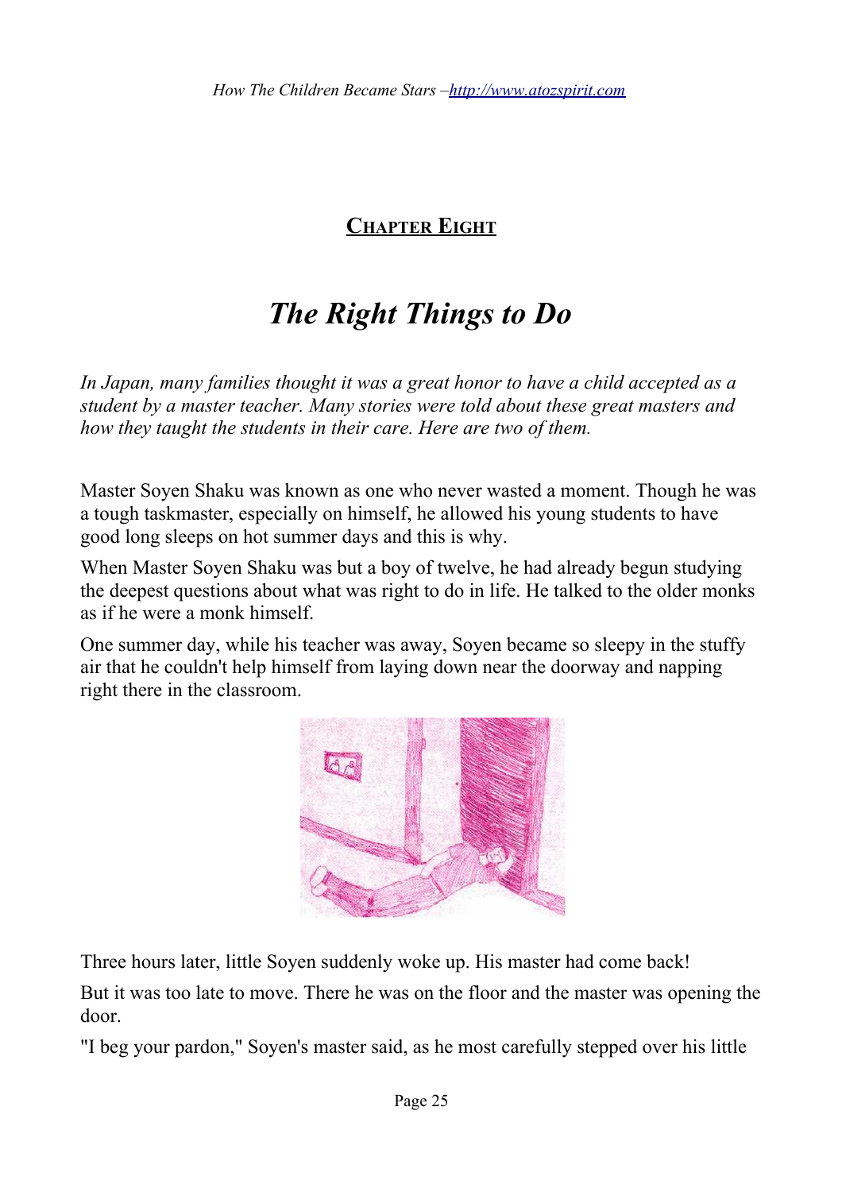## Chapter Eight

# *The Right Things to Do*

*In Japan, many families thought it was a great honor to have a child accepted as a student by a master teacher. Many stories were told about these great masters and how they taught the students in their care. Here are two of them.*

Master Soyen Shaku was known as one who never wasted a moment. Though he was a tough taskmaster, especially on himself, he allowed his young students to have good long sleeps on hot summer days and this is why.

When Master Soyen Shaku was but a boy of twelve, he had already begun studying the deepest questions about what was right to do in life. He talked to the older monks as if he were a monk himself.

One summer day, while his teacher was away, Soyen became so sleepy in the stuffy air that he couldn't help himself from laying down near the doorway and napping right there in the classroom.

Three hours later, little Soyen suddenly woke up. His master had come back!

But it was too late to move. There he was on the floor and the master was opening the door.

"I beg your pardon," Soyen's master said, as he most carefully stepped over his little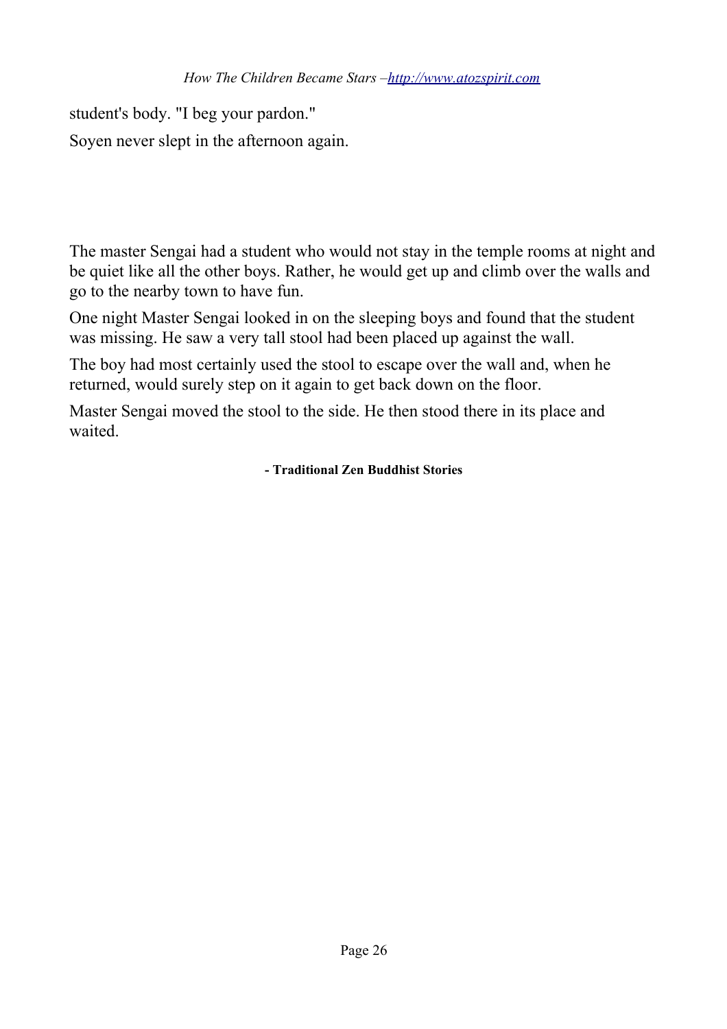student's body. "I beg your pardon."

Soyen never slept in the afternoon again.

The master Sengai had a student who would not stay in the temple rooms at night and be quiet like all the other boys. Rather, he would get up and climb over the walls and go to the nearby town to have fun.

One night Master Sengai looked in on the sleeping boys and found that the student was missing. He saw a very tall stool had been placed up against the wall.

The boy had most certainly used the stool to escape over the wall and, when he returned, would surely step on it again to get back down on the floor.

Master Sengai moved the stool to the side. He then stood there in its place and waited.

**- Traditional Zen Buddhist Stories**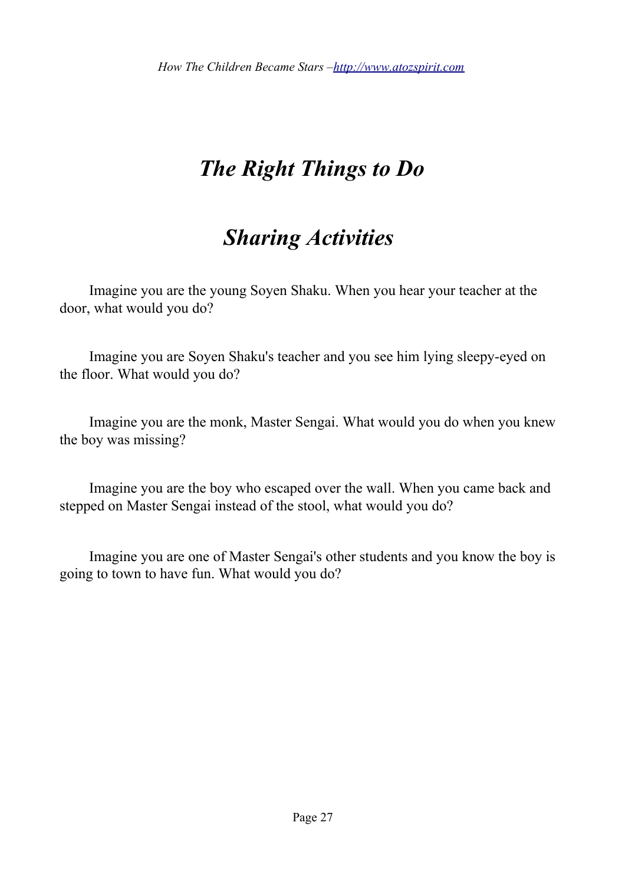# *The Right Things to Do*

## *Sharing Activities*

Imagine you are the young Soyen Shaku. When you hear your teacher at the door, what would you do?

Imagine you are Soyen Shaku's teacher and you see him lying sleepy-eyed on the floor. What would you do?

Imagine you are the monk, Master Sengai. What would you do when you knew the boy was missing?

Imagine you are the boy who escaped over the wall. When you came back and stepped on Master Sengai instead of the stool, what would you do?

Imagine you are one of Master Sengai's other students and you know the boy is going to town to have fun. What would you do?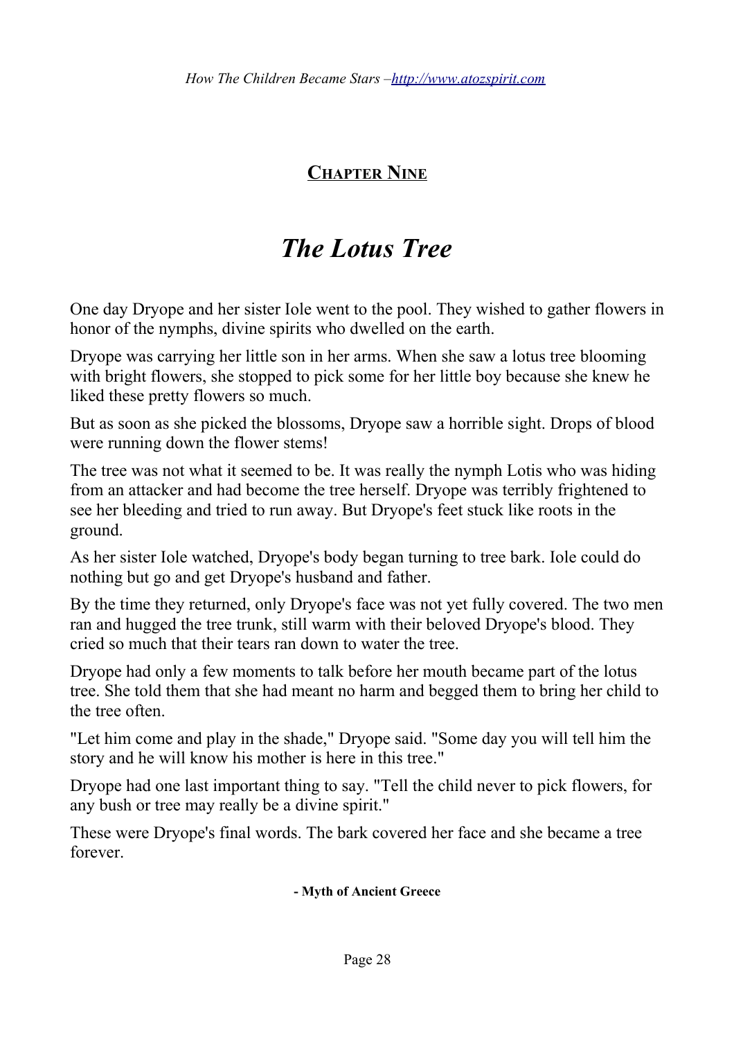## Chapter Nine

# *The Lotus Tree*

One day Dryope and her sister Iole went to the pool. They wished to gather flowers in honor of the nymphs, divine spirits who dwelled on the earth.

Dryope was carrying her little son in her arms. When she saw a lotus tree blooming with bright flowers, she stopped to pick some for her little boy because she knew he liked these pretty flowers so much.

But as soon as she picked the blossoms, Dryope saw a horrible sight. Drops of blood were running down the flower stems!

The tree was not what it seemed to be. It was really the nymph Lotis who was hiding from an attacker and had become the tree herself. Dryope was terribly frightened to see her bleeding and tried to run away. But Dryope's feet stuck like roots in the ground.

As her sister Iole watched, Dryope's body began turning to tree bark. Iole could do nothing but go and get Dryope's husband and father.

By the time they returned, only Dryope's face was not yet fully covered. The two men ran and hugged the tree trunk, still warm with their beloved Dryope's blood. They cried so much that their tears ran down to water the tree.

Dryope had only a few moments to talk before her mouth became part of the lotus tree. She told them that she had meant no harm and begged them to bring her child to the tree often.

"Let him come and play in the shade," Dryope said. "Some day you will tell him the story and he will know his mother is here in this tree."

Dryope had one last important thing to say. "Tell the child never to pick flowers, for any bush or tree may really be a divine spirit."

These were Dryope's final words. The bark covered her face and she became a tree forever.

**- Myth of Ancient Greece**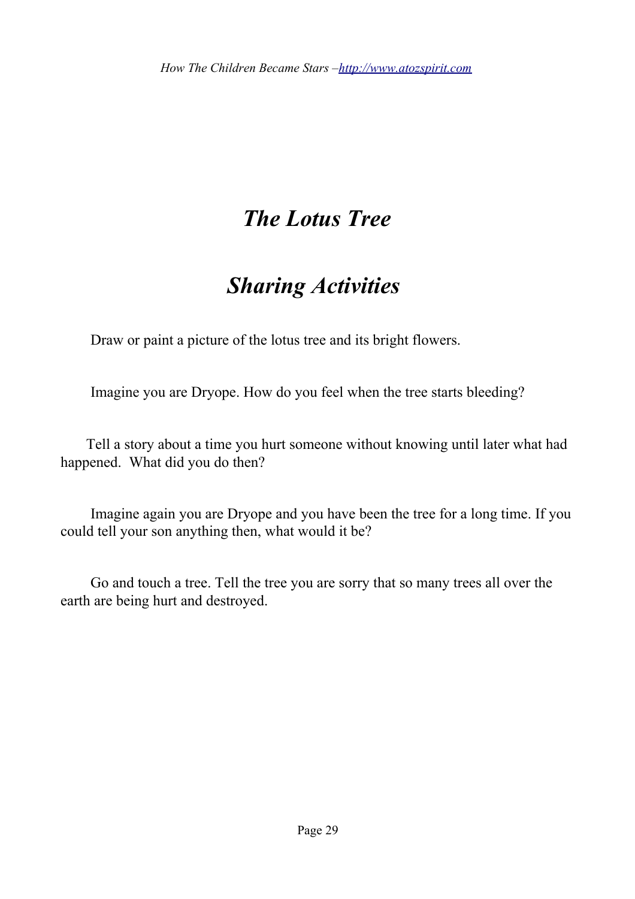# *The Lotus Tree*

## *Sharing Activities*

Draw or paint a picture of the lotus tree and its bright flowers.

Imagine you are Dryope. How do you feel when the tree starts bleeding?

Tell a story about a time you hurt someone without knowing until later what had happened. What did you do then?

Imagine again you are Dryope and you have been the tree for a long time. If you could tell your son anything then, what would it be?

Go and touch a tree. Tell the tree you are sorry that so many trees all over the earth are being hurt and destroyed.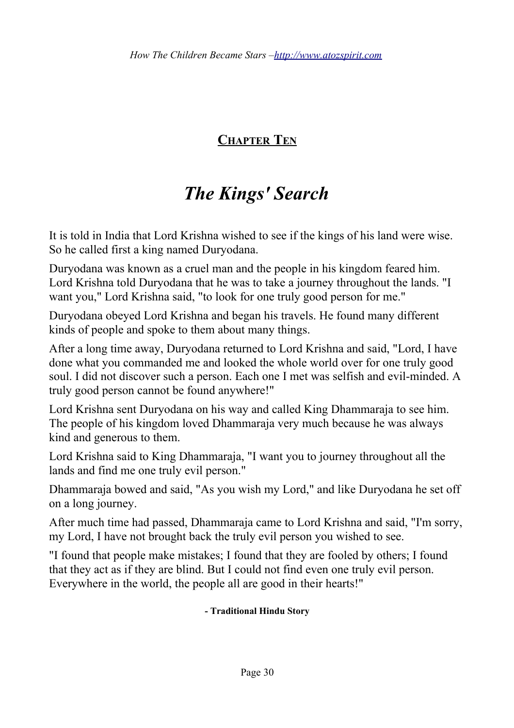## Chapter Ten

# *The Kings' Search*

It is told in India that Lord Krishna wished to see if the kings of his land were wise. So he called first a king named Duryodana.

Duryodana was known as a cruel man and the people in his kingdom feared him. Lord Krishna told Duryodana that he was to take a journey throughout the lands. "I want you," Lord Krishna said, "to look for one truly good person for me."

Duryodana obeyed Lord Krishna and began his travels. He found many different kinds of people and spoke to them about many things.

After a long time away, Duryodana returned to Lord Krishna and said, "Lord, I have done what you commanded me and looked the whole world over for one truly good soul. I did not discover such a person. Each one I met was selfish and evil-minded. A truly good person cannot be found anywhere!"

Lord Krishna sent Duryodana on his way and called King Dhammaraja to see him. The people of his kingdom loved Dhammaraja very much because he was always kind and generous to them.

Lord Krishna said to King Dhammaraja, "I want you to journey throughout all the lands and find me one truly evil person."

Dhammaraja bowed and said, "As you wish my Lord," and like Duryodana he set off on a long journey.

After much time had passed, Dhammaraja came to Lord Krishna and said, "I'm sorry, my Lord, I have not brought back the truly evil person you wished to see.

"I found that people make mistakes; I found that they are fooled by others; I found that they act as if they are blind. But I could not find even one truly evil person. Everywhere in the world, the people all are good in their hearts!"

**- Traditional Hindu Story**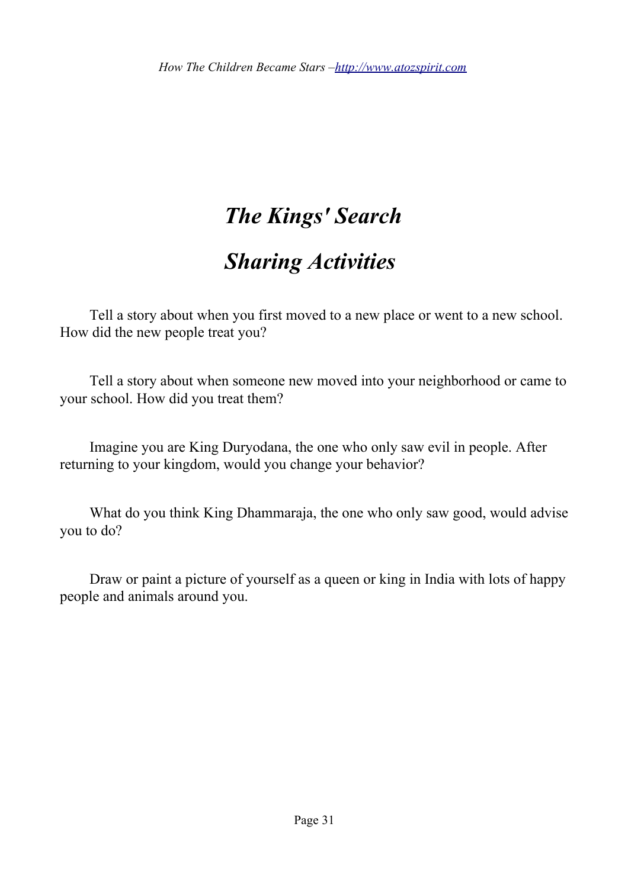# *The Kings' Search*

## *Sharing Activities*

Tell a story about when you first moved to a new place or went to a new school. How did the new people treat you?

Tell a story about when someone new moved into your neighborhood or came to your school. How did you treat them?

Imagine you are King Duryodana, the one who only saw evil in people. After returning to your kingdom, would you change your behavior?

What do you think King Dhammaraja, the one who only saw good, would advise you to do?

Draw or paint a picture of yourself as a queen or king in India with lots of happy people and animals around you.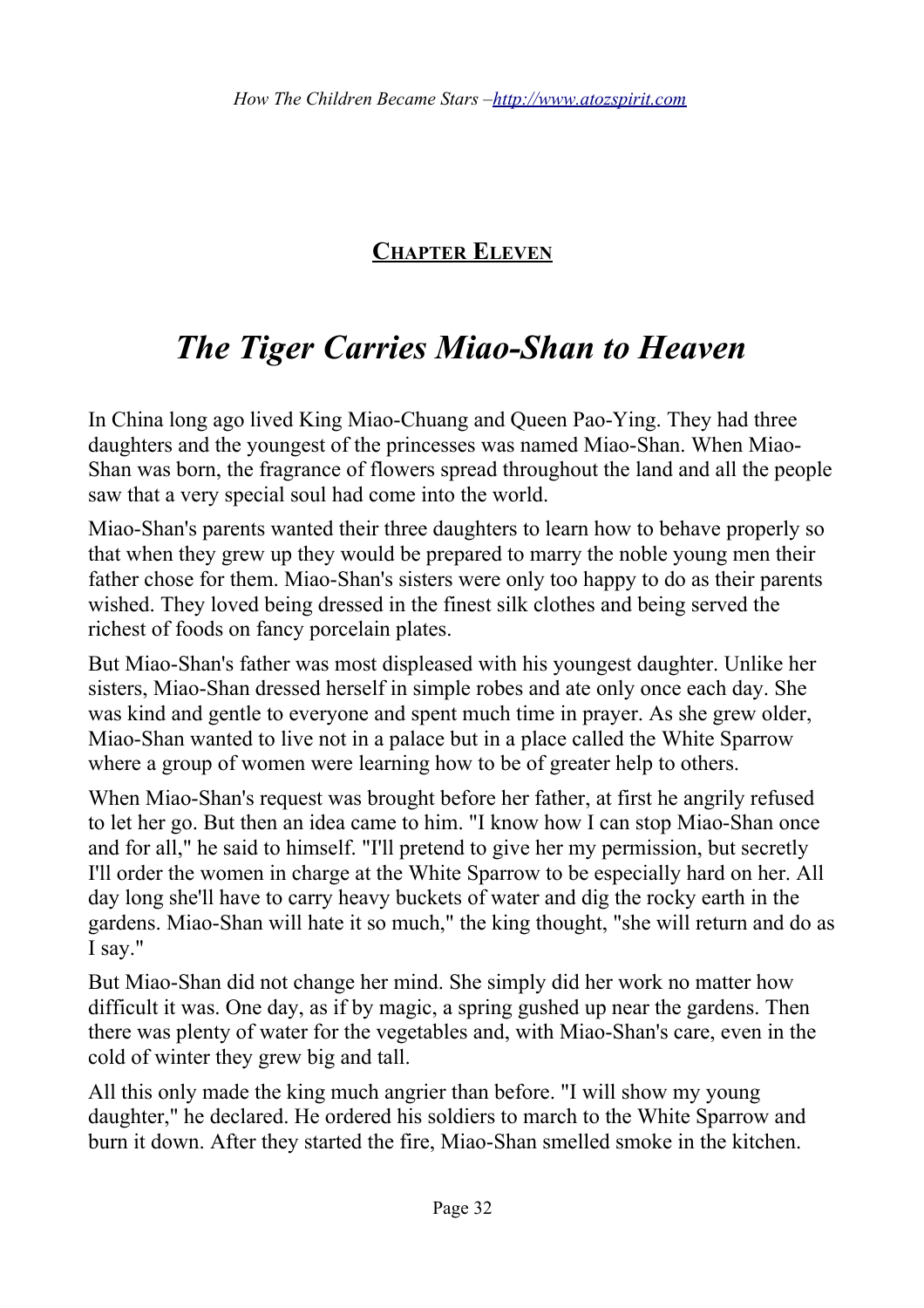## Chapter Eleven

# *The Tiger Carries Miao-Shan to Heaven*

In China long ago lived King Miao-Chuang and Queen Pao-Ying. They had three daughters and the youngest of the princesses was named Miao-Shan. When Miao-Shan was born, the fragrance of flowers spread throughout the land and all the people saw that a very special soul had come into the world.

Miao-Shan's parents wanted their three daughters to learn how to behave properly so that when they grew up they would be prepared to marry the noble young men their father chose for them. Miao-Shan's sisters were only too happy to do as their parents wished. They loved being dressed in the finest silk clothes and being served the richest of foods on fancy porcelain plates.

But Miao-Shan's father was most displeased with his youngest daughter. Unlike her sisters, Miao-Shan dressed herself in simple robes and ate only once each day. She was kind and gentle to everyone and spent much time in prayer. As she grew older, Miao-Shan wanted to live not in a palace but in a place called the White Sparrow where a group of women were learning how to be of greater help to others.

When Miao-Shan's request was brought before her father, at first he angrily refused to let her go. But then an idea came to him. "I know how I can stop Miao-Shan once and for all," he said to himself. "I'll pretend to give her my permission, but secretly I'll order the women in charge at the White Sparrow to be especially hard on her. All day long she'll have to carry heavy buckets of water and dig the rocky earth in the gardens. Miao-Shan will hate it so much," the king thought, "she will return and do as I say."

But Miao-Shan did not change her mind. She simply did her work no matter how difficult it was. One day, as if by magic, a spring gushed up near the gardens. Then there was plenty of water for the vegetables and, with Miao-Shan's care, even in the cold of winter they grew big and tall.

All this only made the king much angrier than before. "I will show my young daughter," he declared. He ordered his soldiers to march to the White Sparrow and burn it down. After they started the fire, Miao-Shan smelled smoke in the kitchen.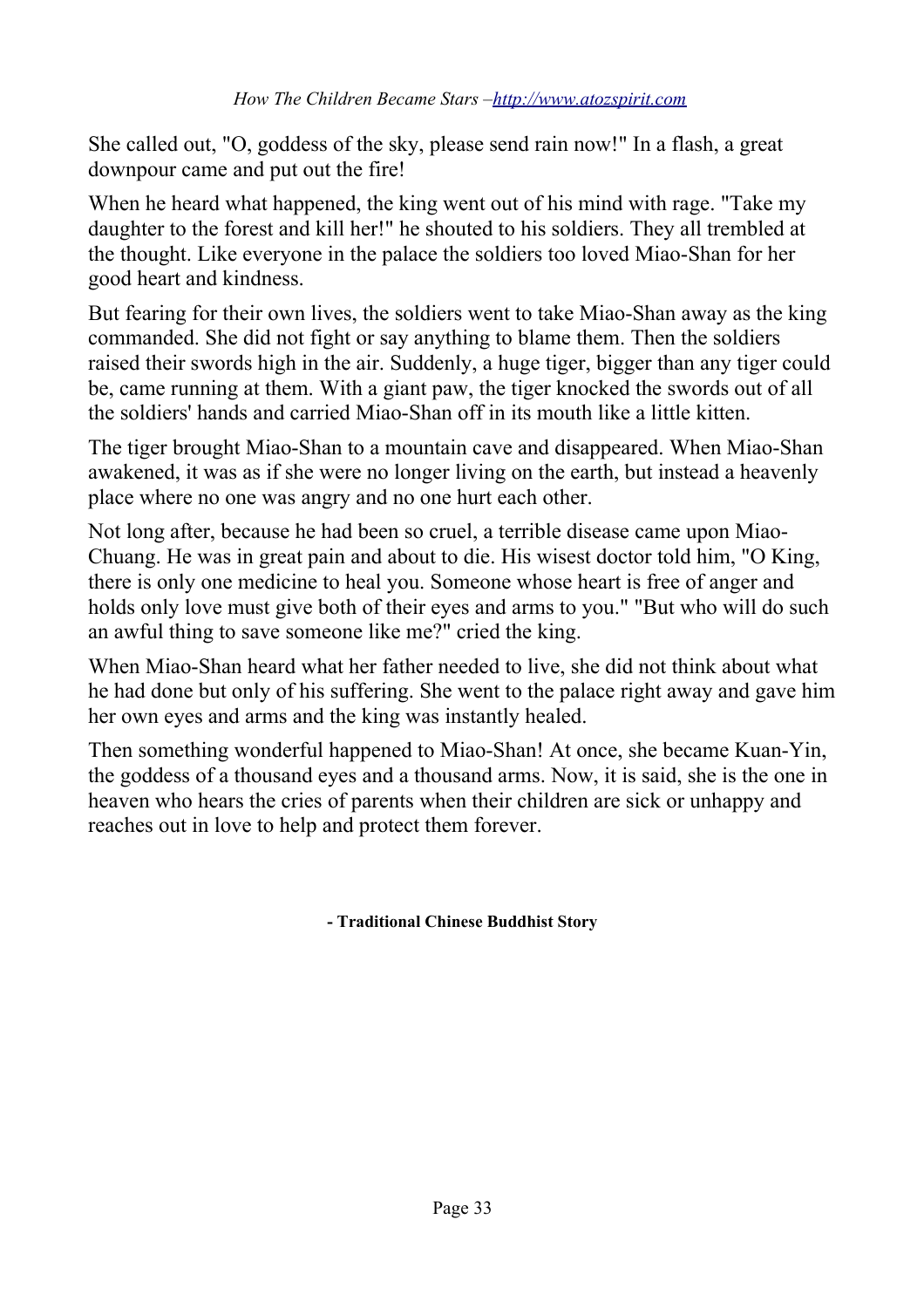She called out, "O, goddess of the sky, please send rain now!" In a flash, a great downpour came and put out the fire!

When he heard what happened, the king went out of his mind with rage. "Take my daughter to the forest and kill her!" he shouted to his soldiers. They all trembled at the thought. Like everyone in the palace the soldiers too loved Miao-Shan for her good heart and kindness.

But fearing for their own lives, the soldiers went to take Miao-Shan away as the king commanded. She did not fight or say anything to blame them. Then the soldiers raised their swords high in the air. Suddenly, a huge tiger, bigger than any tiger could be, came running at them. With a giant paw, the tiger knocked the swords out of all the soldiers' hands and carried Miao-Shan off in its mouth like a little kitten.

The tiger brought Miao-Shan to a mountain cave and disappeared. When Miao-Shan awakened, it was as if she were no longer living on the earth, but instead a heavenly place where no one was angry and no one hurt each other.

Not long after, because he had been so cruel, a terrible disease came upon Miao-Chuang. He was in great pain and about to die. His wisest doctor told him, "O King, there is only one medicine to heal you. Someone whose heart is free of anger and holds only love must give both of their eyes and arms to you." "But who will do such an awful thing to save someone like me?" cried the king.

When Miao-Shan heard what her father needed to live, she did not think about what he had done but only of his suffering. She went to the palace right away and gave him her own eyes and arms and the king was instantly healed.

Then something wonderful happened to Miao-Shan! At once, she became Kuan-Yin, the goddess of a thousand eyes and a thousand arms. Now, it is said, she is the one in heaven who hears the cries of parents when their children are sick or unhappy and reaches out in love to help and protect them forever.

**- Traditional Chinese Buddhist Story**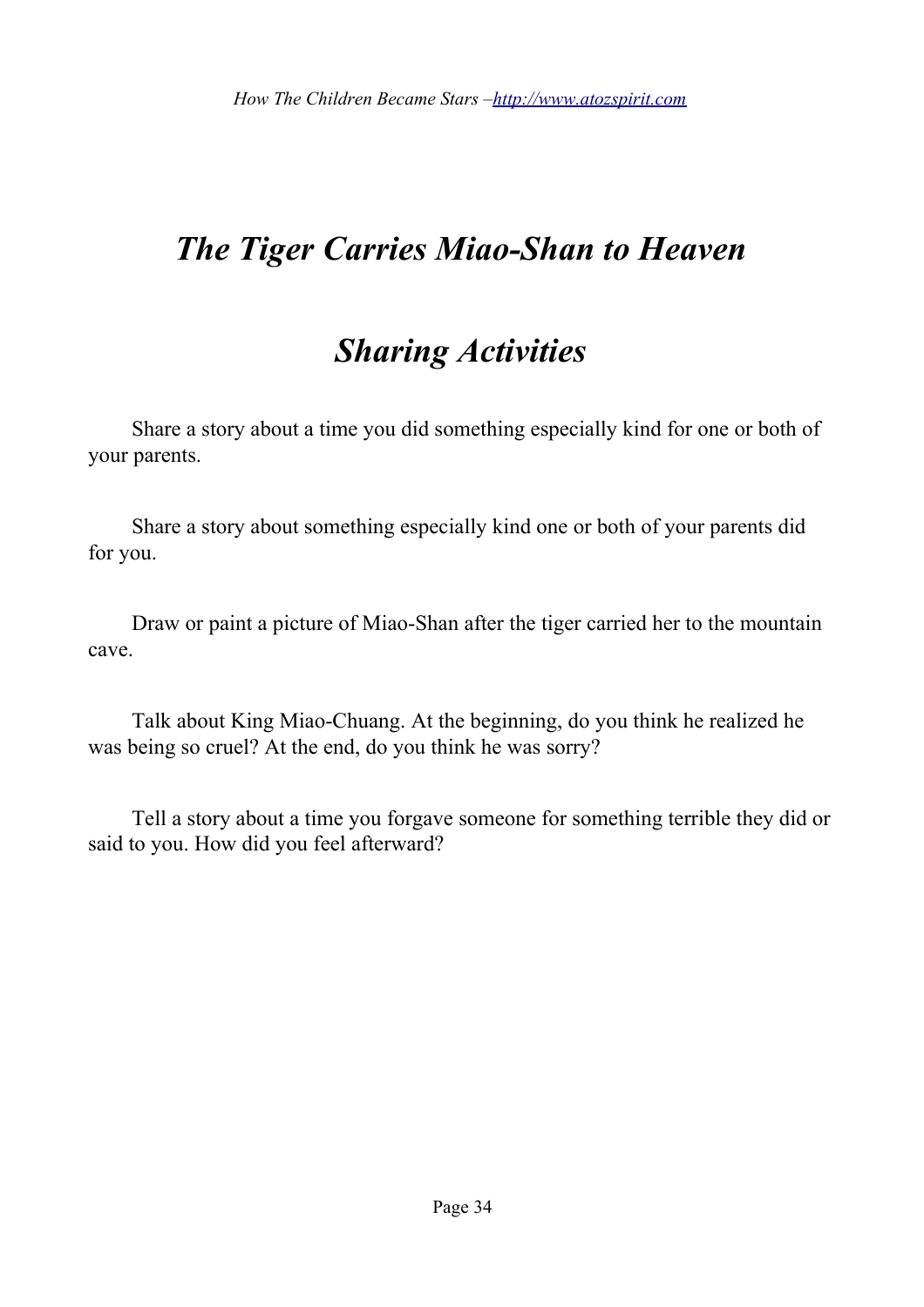# *The Tiger Carries Miao-Shan to Heaven*

## *Sharing Activities*

Share a story about a time you did something especially kind for one or both of your parents.

Share a story about something especially kind one or both of your parents did for you.

Draw or paint a picture of Miao-Shan after the tiger carried her to the mountain cave.

Talk about King Miao-Chuang. At the beginning, do you think he realized he was being so cruel? At the end, do you think he was sorry?

Tell a story about a time you forgave someone for something terrible they did or said to you. How did you feel afterward?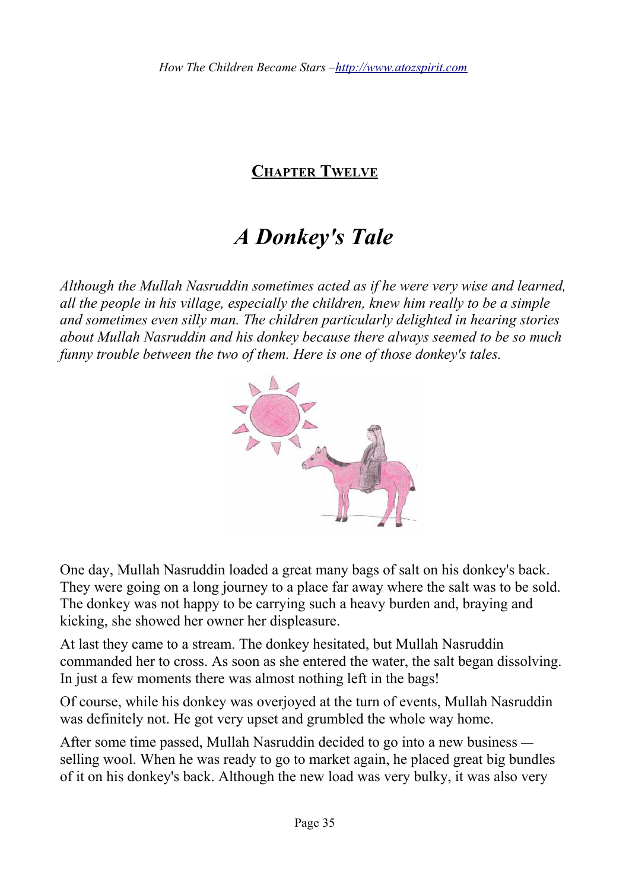## Chapter Twelve

# *A Donkey's Tale*

*Although the Mullah Nasruddin sometimes acted as if he were very wise and learned, all the people in his village, especially the children, knew him really to be a simple and sometimes even silly man. The children particularly delighted in hearing stories about Mullah Nasruddin and his donkey because there always seemed to be so much funny trouble between the two of them. Here is one of those donkey's tales.*

One day, Mullah Nasruddin loaded a great many bags of salt on his donkey's back. They were going on a long journey to a place far away where the salt was to be sold. The donkey was not happy to be carrying such a heavy burden and, braying and kicking, she showed her owner her displeasure.

At last they came to a stream. The donkey hesitated, but Mullah Nasruddin commanded her to cross. As soon as she entered the water, the salt began dissolving. In just a few moments there was almost nothing left in the bags!

Of course, while his donkey was overjoyed at the turn of events, Mullah Nasruddin was definitely not. He got very upset and grumbled the whole way home.

After some time passed, Mullah Nasruddin decided to go into a new business — selling wool. When he was ready to go to market again, he placed great big bundles of it on his donkey's back. Although the new load was very bulky, it was also very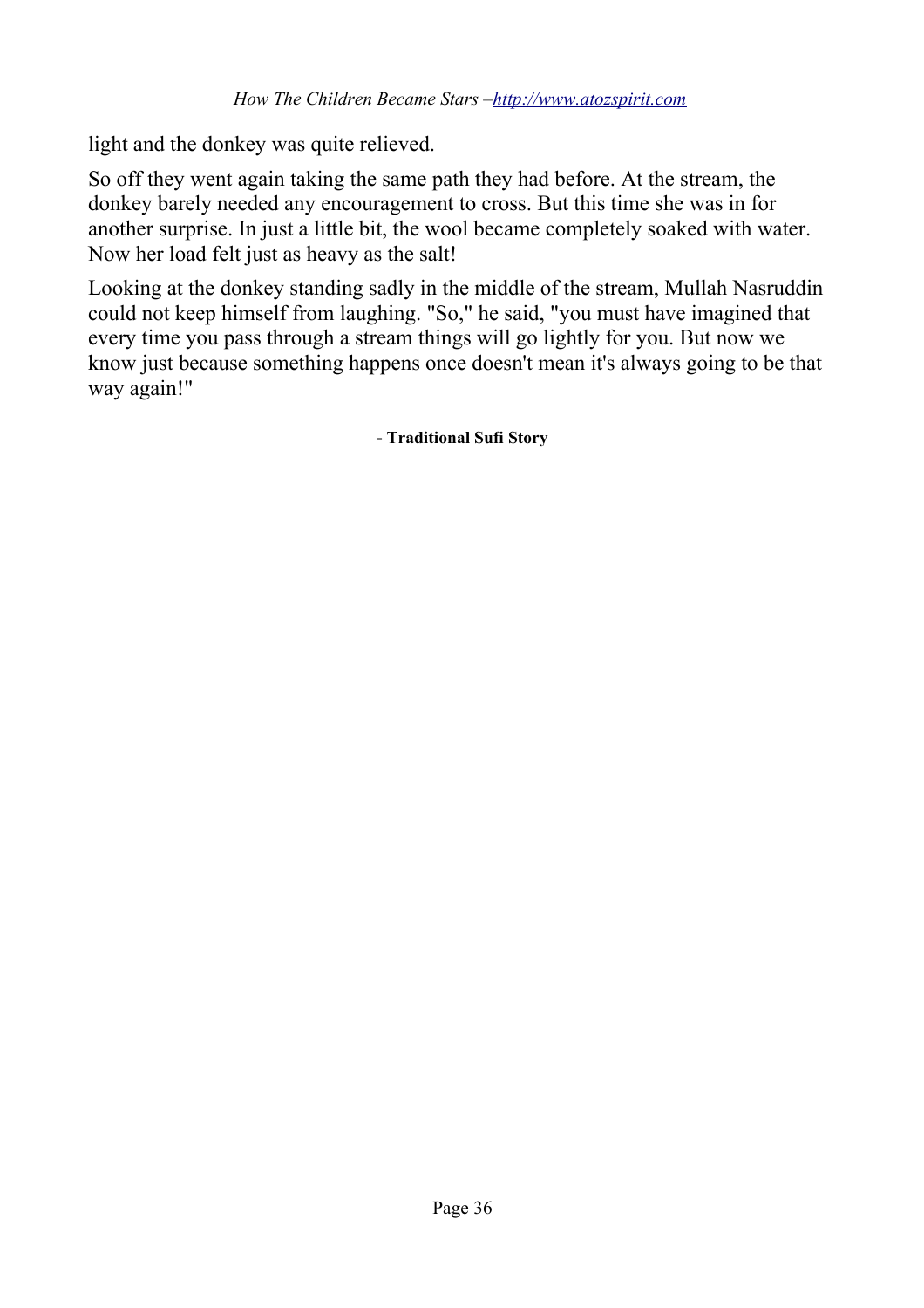light and the donkey was quite relieved.

So off they went again taking the same path they had before. At the stream, the donkey barely needed any encouragement to cross. But this time she was in for another surprise. In just a little bit, the wool became completely soaked with water. Now her load felt just as heavy as the salt!

Looking at the donkey standing sadly in the middle of the stream, Mullah Nasruddin could not keep himself from laughing. "So," he said, "you must have imagined that every time you pass through a stream things will go lightly for you. But now we know just because something happens once doesn't mean it's always going to be that way again!"

**- Traditional Sufi Story**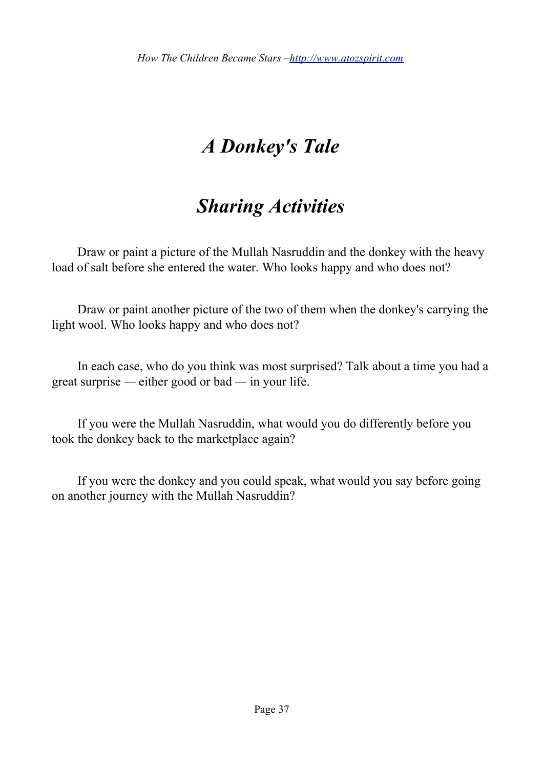# *A Donkey's Tale*

## *Sharing Activities*

Draw or paint a picture of the Mullah Nasruddin and the donkey with the heavy load of salt before she entered the water. Who looks happy and who does not?

Draw or paint another picture of the two of them when the donkey's carrying the light wool. Who looks happy and who does not?

In each case, who do you think was most surprised? Talk about a time you had a great surprise — either good or bad — in your life.

If you were the Mullah Nasruddin, what would you do differently before you took the donkey back to the marketplace again?

If you were the donkey and you could speak, what would you say before going on another journey with the Mullah Nasruddin?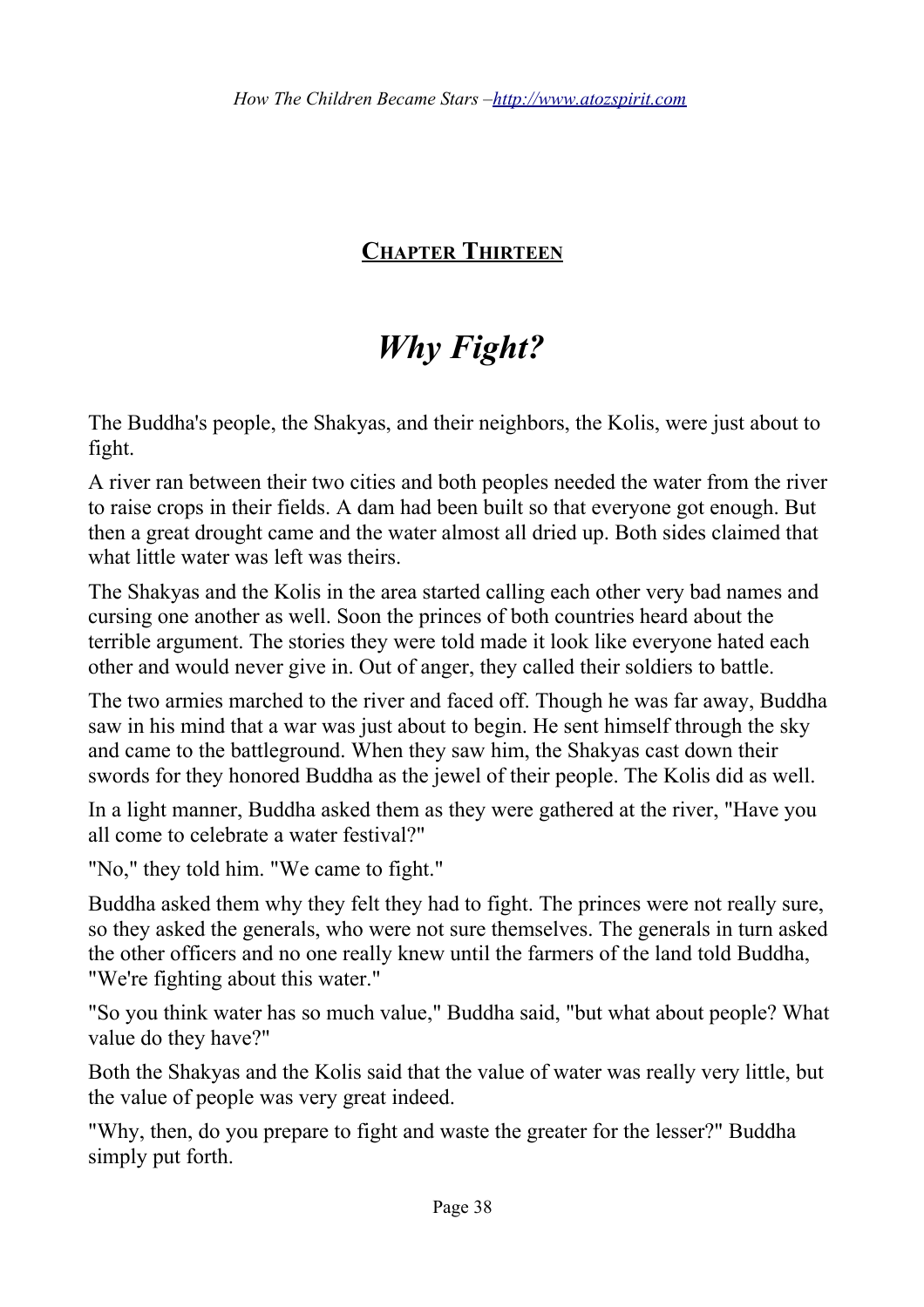## Chapter Thirteen

# *Why Fight?*

The Buddha's people, the Shakyas, and their neighbors, the Kolis, were just about to fight.

A river ran between their two cities and both peoples needed the water from the river to raise crops in their fields. A dam had been built so that everyone got enough. But then a great drought came and the water almost all dried up. Both sides claimed that what little water was left was theirs.

The Shakyas and the Kolis in the area started calling each other very bad names and cursing one another as well. Soon the princes of both countries heard about the terrible argument. The stories they were told made it look like everyone hated each other and would never give in. Out of anger, they called their soldiers to battle.

The two armies marched to the river and faced off. Though he was far away, Buddha saw in his mind that a war was just about to begin. He sent himself through the sky and came to the battleground. When they saw him, the Shakyas cast down their swords for they honored Buddha as the jewel of their people. The Kolis did as well.

In a light manner, Buddha asked them as they were gathered at the river, "Have you all come to celebrate a water festival?"

"No," they told him. "We came to fight."

Buddha asked them why they felt they had to fight. The princes were not really sure, so they asked the generals, who were not sure themselves. The generals in turn asked the other officers and no one really knew until the farmers of the land told Buddha, "We're fighting about this water."

"So you think water has so much value," Buddha said, "but what about people? What value do they have?"

Both the Shakyas and the Kolis said that the value of water was really very little, but the value of people was very great indeed.

"Why, then, do you prepare to fight and waste the greater for the lesser?" Buddha simply put forth.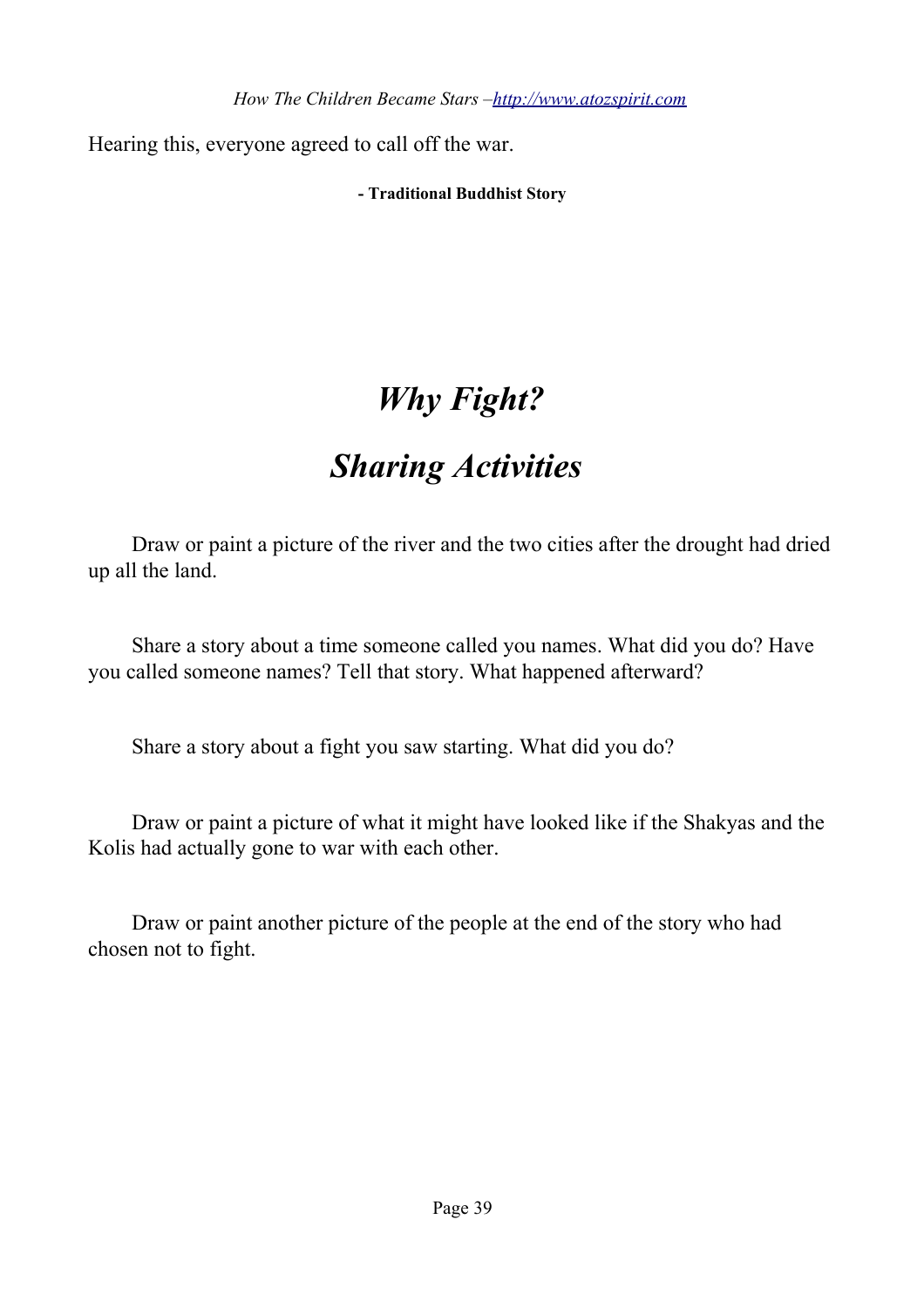Hearing this, everyone agreed to call off the war.

**- Traditional Buddhist Story**

# *Why Fight?*

# *Sharing Activities*

Draw or paint a picture of the river and the two cities after the drought had dried up all the land.

Share a story about a time someone called you names. What did you do? Have you called someone names? Tell that story. What happened afterward?

Share a story about a fight you saw starting. What did you do?

Draw or paint a picture of what it might have looked like if the Shakyas and the Kolis had actually gone to war with each other.

Draw or paint another picture of the people at the end of the story who had chosen not to fight.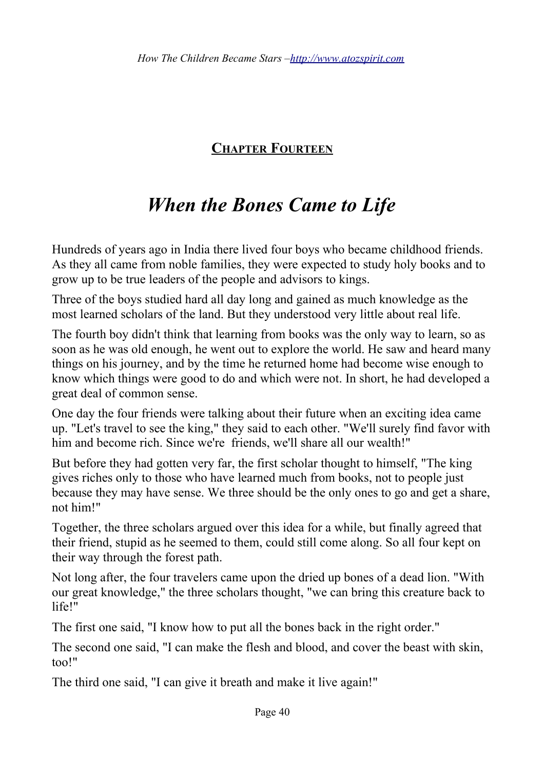## Chapter Fourteen

# *When the Bones Came to Life*

Hundreds of years ago in India there lived four boys who became childhood friends. As they all came from noble families, they were expected to study holy books and to grow up to be true leaders of the people and advisors to kings.

Three of the boys studied hard all day long and gained as much knowledge as the most learned scholars of the land. But they understood very little about real life.

The fourth boy didn't think that learning from books was the only way to learn, so as soon as he was old enough, he went out to explore the world. He saw and heard many things on his journey, and by the time he returned home had become wise enough to know which things were good to do and which were not. In short, he had developed a great deal of common sense.

One day the four friends were talking about their future when an exciting idea came up. "Let's travel to see the king," they said to each other. "We'll surely find favor with him and become rich. Since we're friends, we'll share all our wealth!"

But before they had gotten very far, the first scholar thought to himself, "The king gives riches only to those who have learned much from books, not to people just because they may have sense. We three should be the only ones to go and get a share, not him!"

Together, the three scholars argued over this idea for a while, but finally agreed that their friend, stupid as he seemed to them, could still come along. So all four kept on their way through the forest path.

Not long after, the four travelers came upon the dried up bones of a dead lion. "With our great knowledge," the three scholars thought, "we can bring this creature back to life!"

The first one said, "I know how to put all the bones back in the right order."

The second one said, "I can make the flesh and blood, and cover the beast with skin, too!"

The third one said, "I can give it breath and make it live again!"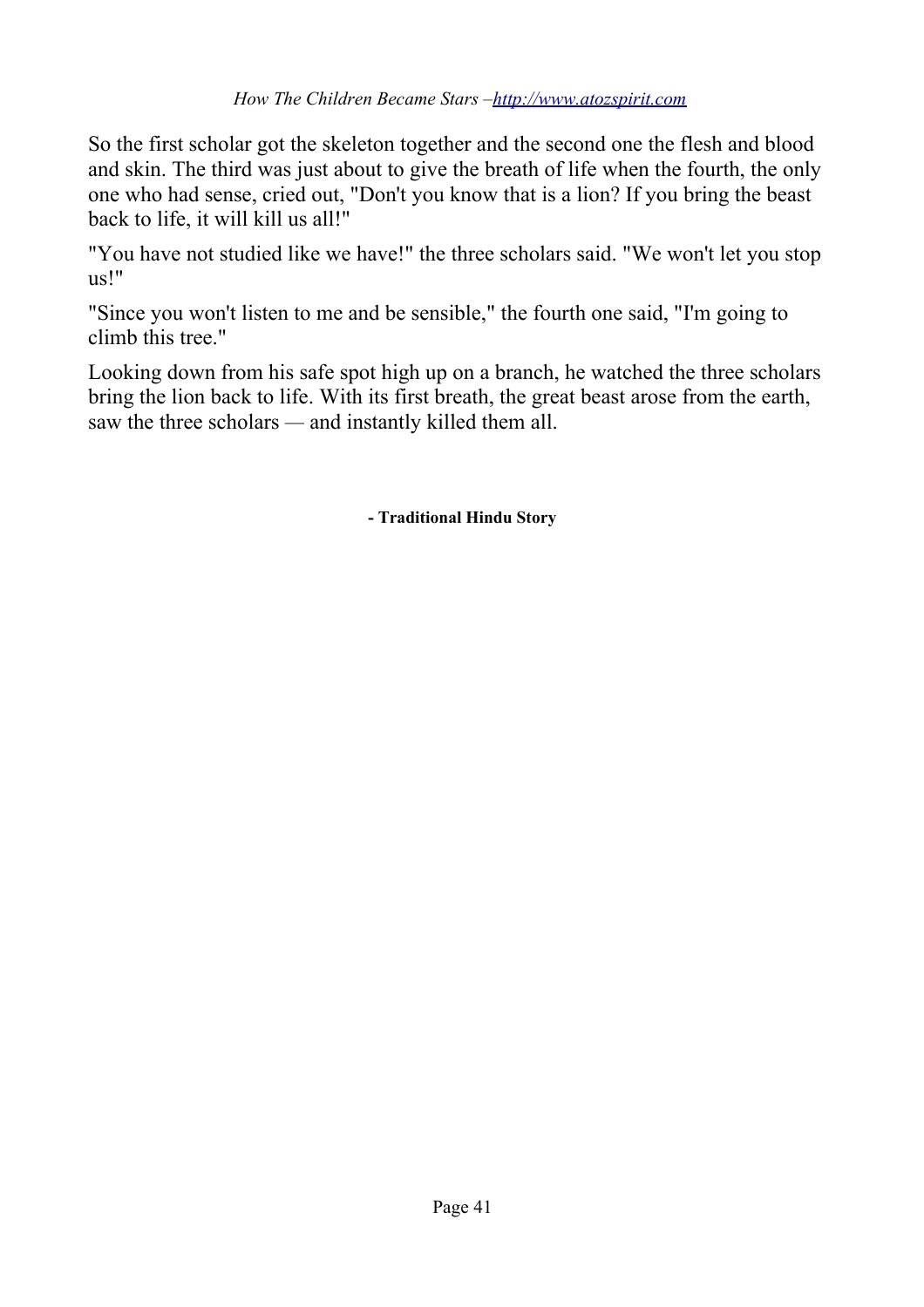So the first scholar got the skeleton together and the second one the flesh and blood and skin. The third was just about to give the breath of life when the fourth, the only one who had sense, cried out, "Don't you know that is a lion? If you bring the beast back to life, it will kill us all!"

"You have not studied like we have!" the three scholars said. "We won't let you stop us!"

"Since you won't listen to me and be sensible," the fourth one said, "I'm going to climb this tree."

Looking down from his safe spot high up on a branch, he watched the three scholars bring the lion back to life. With its first breath, the great beast arose from the earth, saw the three scholars — and instantly killed them all.

**- Traditional Hindu Story**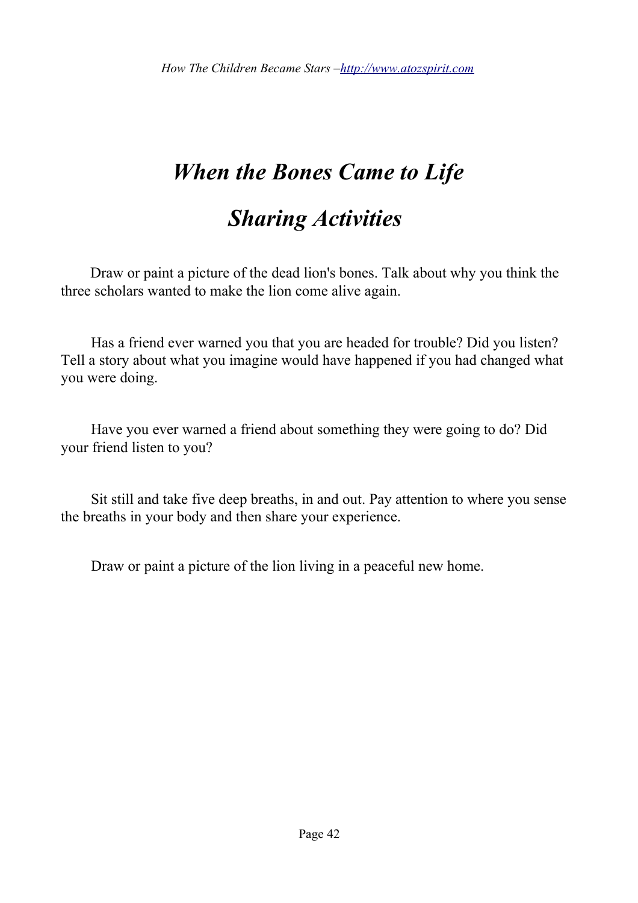# *When the Bones Came to Life*

## *Sharing Activities*

Draw or paint a picture of the dead lion's bones. Talk about why you think the three scholars wanted to make the lion come alive again.

Has a friend ever warned you that you are headed for trouble? Did you listen? Tell a story about what you imagine would have happened if you had changed what you were doing.

Have you ever warned a friend about something they were going to do? Did your friend listen to you?

Sit still and take five deep breaths, in and out. Pay attention to where you sense the breaths in your body and then share your experience.

Draw or paint a picture of the lion living in a peaceful new home.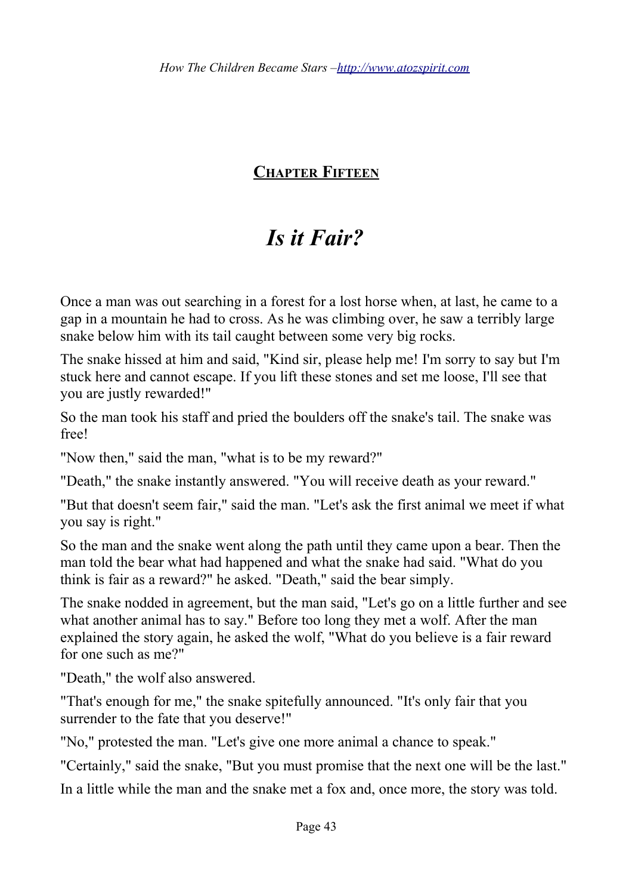## Chapter Fifteen

# *Is it Fair?*

Once a man was out searching in a forest for a lost horse when, at last, he came to a gap in a mountain he had to cross. As he was climbing over, he saw a terribly large snake below him with its tail caught between some very big rocks.

The snake hissed at him and said, "Kind sir, please help me! I'm sorry to say but I'm stuck here and cannot escape. If you lift these stones and set me loose, I'll see that you are justly rewarded!"

So the man took his staff and pried the boulders off the snake's tail. The snake was free!

"Now then," said the man, "what is to be my reward?"

"Death," the snake instantly answered. "You will receive death as your reward."

"But that doesn't seem fair," said the man. "Let's ask the first animal we meet if what you say is right."

So the man and the snake went along the path until they came upon a bear. Then the man told the bear what had happened and what the snake had said. "What do you think is fair as a reward?" he asked. "Death," said the bear simply.

The snake nodded in agreement, but the man said, "Let's go on a little further and see what another animal has to say." Before too long they met a wolf. After the man explained the story again, he asked the wolf, "What do you believe is a fair reward for one such as me?"

"Death," the wolf also answered.

"That's enough for me," the snake spitefully announced. "It's only fair that you surrender to the fate that you deserve!"

"No," protested the man. "Let's give one more animal a chance to speak."

"Certainly," said the snake, "But you must promise that the next one will be the last."

In a little while the man and the snake met a fox and, once more, the story was told.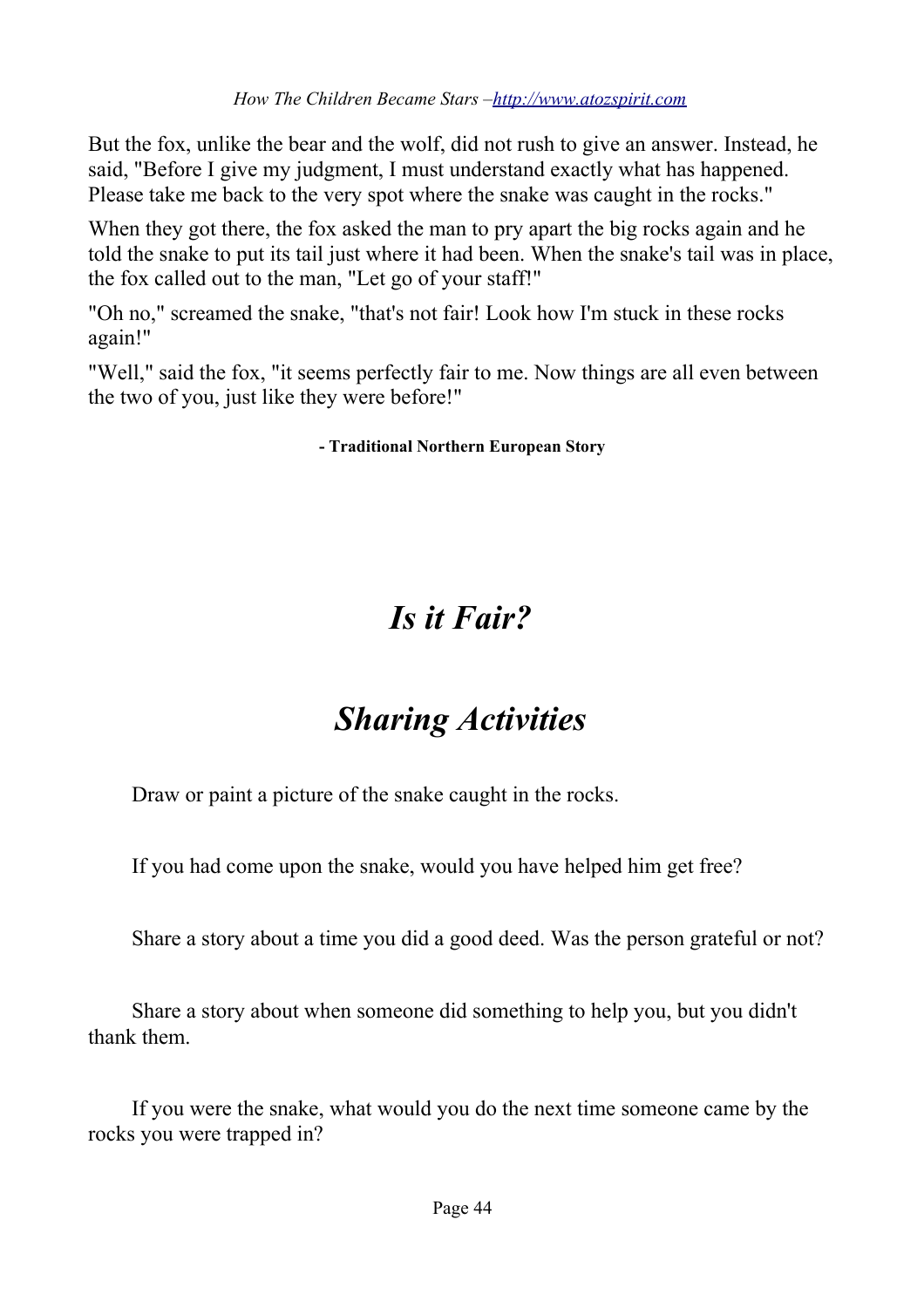But the fox, unlike the bear and the wolf, did not rush to give an answer. Instead, he said, "Before I give my judgment, I must understand exactly what has happened. Please take me back to the very spot where the snake was caught in the rocks."

When they got there, the fox asked the man to pry apart the big rocks again and he told the snake to put its tail just where it had been. When the snake's tail was in place, the fox called out to the man, "Let go of your staff!"

"Oh no," screamed the snake, "that's not fair! Look how I'm stuck in these rocks again!"

"Well," said the fox, "it seems perfectly fair to me. Now things are all even between the two of you, just like they were before!"

**- Traditional Northern European Story**

# *Is it Fair?*

# *Sharing Activities*

Draw or paint a picture of the snake caught in the rocks.

If you had come upon the snake, would you have helped him get free?

Share a story about a time you did a good deed. Was the person grateful or not?

Share a story about when someone did something to help you, but you didn't thank them.

If you were the snake, what would you do the next time someone came by the rocks you were trapped in?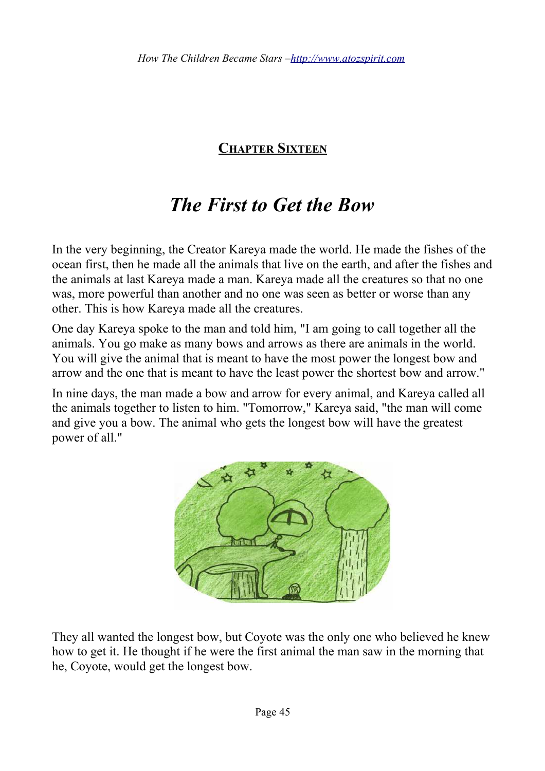## CHAPTER SIXTEEN

# *The First to Get the Bow*

In the very beginning, the Creator Kareya made the world. He made the fishes of the ocean first, then he made all the animals that live on the earth, and after the fishes and the animals at last Kareya made a man. Kareya made all the creatures so that no one was, more powerful than another and no one was seen as better or worse than any other. This is how Kareya made all the creatures.

One day Kareya spoke to the man and told him, "I am going to call together all the animals. You go make as many bows and arrows as there are animals in the world. You will give the animal that is meant to have the most power the longest bow and arrow and the one that is meant to have the least power the shortest bow and arrow."

In nine days, the man made a bow and arrow for every animal, and Kareya called all the animals together to listen to him. "Tomorrow," Kareya said, "the man will come and give you a bow. The animal who gets the longest bow will have the greatest power of all."

They all wanted the longest bow, but Coyote was the only one who believed he knew how to get it. He thought if he were the first animal the man saw in the morning that he, Coyote, would get the longest bow.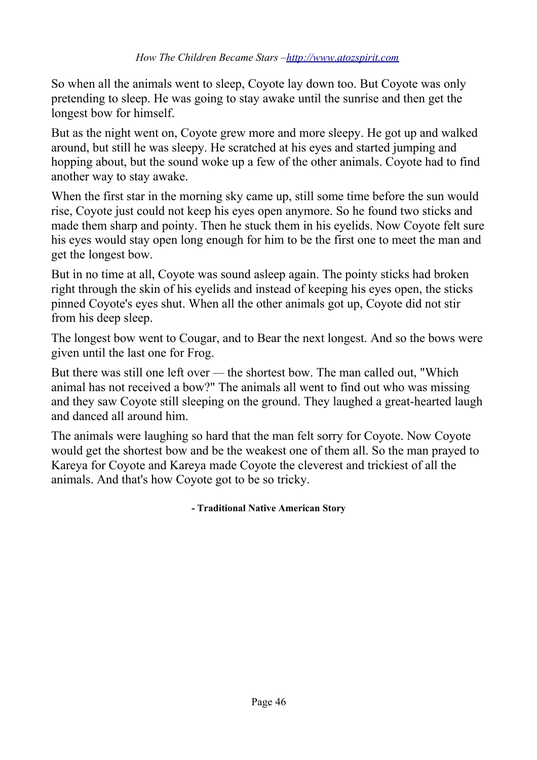So when all the animals went to sleep, Coyote lay down too. But Coyote was only pretending to sleep. He was going to stay awake until the sunrise and then get the longest bow for himself.

But as the night went on, Coyote grew more and more sleepy. He got up and walked around, but still he was sleepy. He scratched at his eyes and started jumping and hopping about, but the sound woke up a few of the other animals. Coyote had to find another way to stay awake.

When the first star in the morning sky came up, still some time before the sun would rise, Coyote just could not keep his eyes open anymore. So he found two sticks and made them sharp and pointy. Then he stuck them in his eyelids. Now Coyote felt sure his eyes would stay open long enough for him to be the first one to meet the man and get the longest bow.

But in no time at all, Coyote was sound asleep again. The pointy sticks had broken right through the skin of his eyelids and instead of keeping his eyes open, the sticks pinned Coyote's eyes shut. When all the other animals got up, Coyote did not stir from his deep sleep.

The longest bow went to Cougar, and to Bear the next longest. And so the bows were given until the last one for Frog.

But there was still one left over — the shortest bow. The man called out, "Which animal has not received a bow?" The animals all went to find out who was missing and they saw Coyote still sleeping on the ground. They laughed a great-hearted laugh and danced all around him.

The animals were laughing so hard that the man felt sorry for Coyote. Now Coyote would get the shortest bow and be the weakest one of them all. So the man prayed to Kareya for Coyote and Kareya made Coyote the cleverest and trickiest of all the animals. And that's how Coyote got to be so tricky.

**- Traditional Native American Story**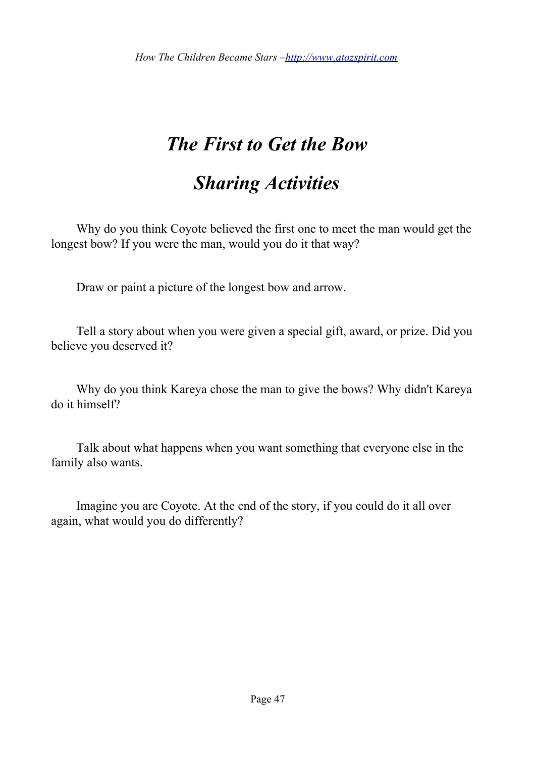# *The First to Get the Bow*

## *Sharing Activities*

Why do you think Coyote believed the first one to meet the man would get the longest bow? If you were the man, would you do it that way?

Draw or paint a picture of the longest bow and arrow.

Tell a story about when you were given a special gift, award, or prize. Did you believe you deserved it?

Why do you think Kareya chose the man to give the bows? Why didn't Kareya do it himself?

Talk about what happens when you want something that everyone else in the family also wants.

Imagine you are Coyote. At the end of the story, if you could do it all over again, what would you do differently?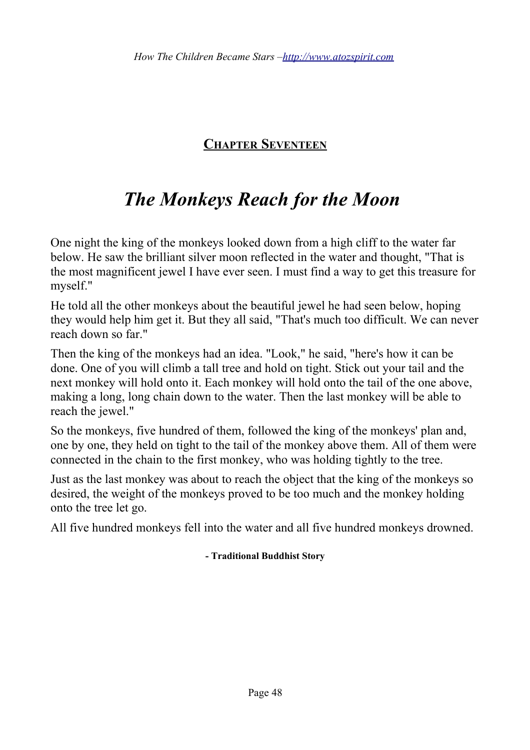## Chapter Seventeen

# *The Monkeys Reach for the Moon*

One night the king of the monkeys looked down from a high cliff to the water far below. He saw the brilliant silver moon reflected in the water and thought, "That is the most magnificent jewel I have ever seen. I must find a way to get this treasure for myself."

He told all the other monkeys about the beautiful jewel he had seen below, hoping they would help him get it. But they all said, "That's much too difficult. We can never reach down so far."

Then the king of the monkeys had an idea. "Look," he said, "here's how it can be done. One of you will climb a tall tree and hold on tight. Stick out your tail and the next monkey will hold onto it. Each monkey will hold onto the tail of the one above, making a long, long chain down to the water. Then the last monkey will be able to reach the jewel."

So the monkeys, five hundred of them, followed the king of the monkeys' plan and, one by one, they held on tight to the tail of the monkey above them. All of them were connected in the chain to the first monkey, who was holding tightly to the tree.

Just as the last monkey was about to reach the object that the king of the monkeys so desired, the weight of the monkeys proved to be too much and the monkey holding onto the tree let go.

All five hundred monkeys fell into the water and all five hundred monkeys drowned.

**- Traditional Buddhist Story**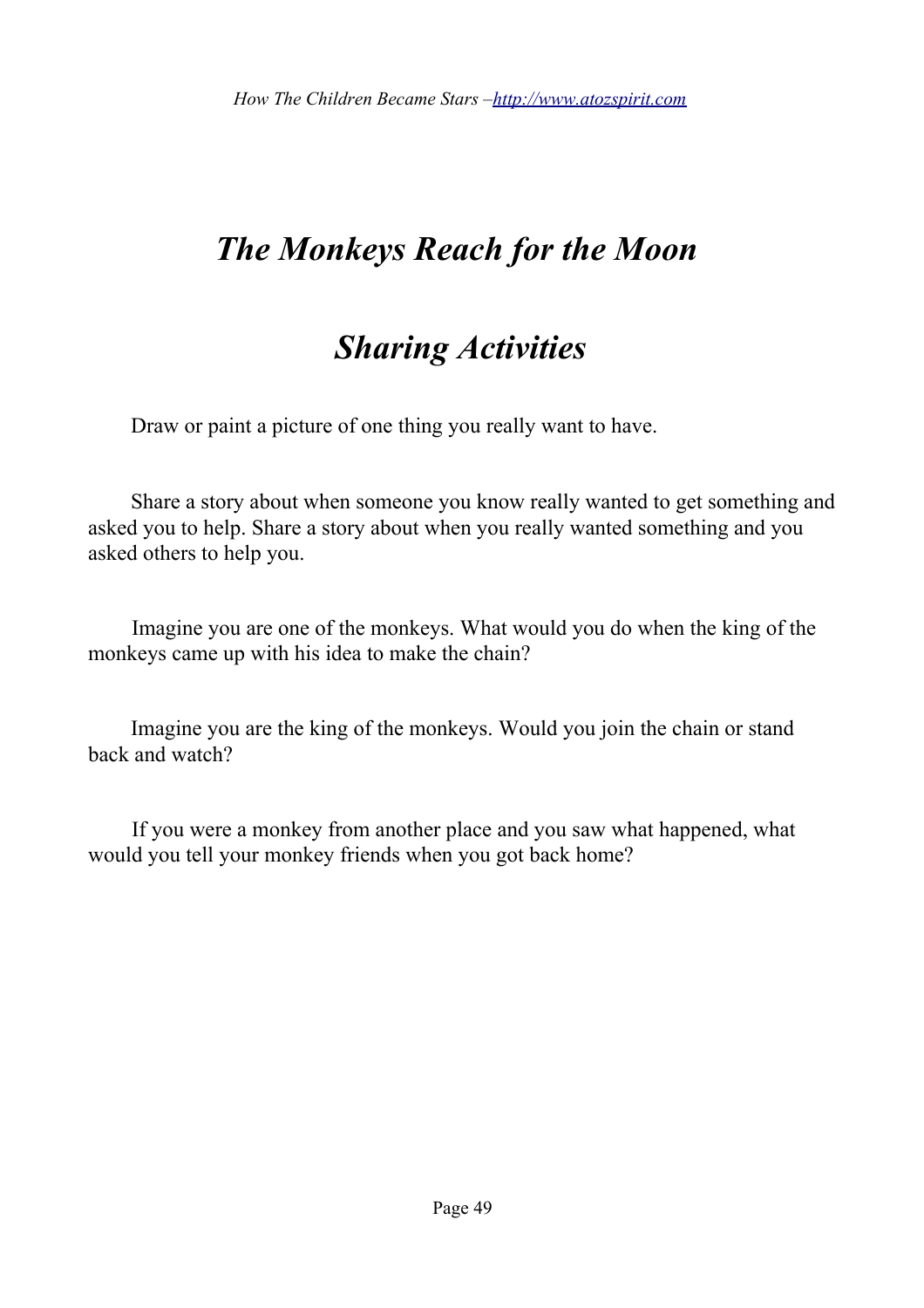# *The Monkeys Reach for the Moon*

## *Sharing Activities*

Draw or paint a picture of one thing you really want to have.

Share a story about when someone you know really wanted to get something and asked you to help. Share a story about when you really wanted something and you asked others to help you.

Imagine you are one of the monkeys. What would you do when the king of the monkeys came up with his idea to make the chain?

Imagine you are the king of the monkeys. Would you join the chain or stand back and watch?

If you were a monkey from another place and you saw what happened, what would you tell your monkey friends when you got back home?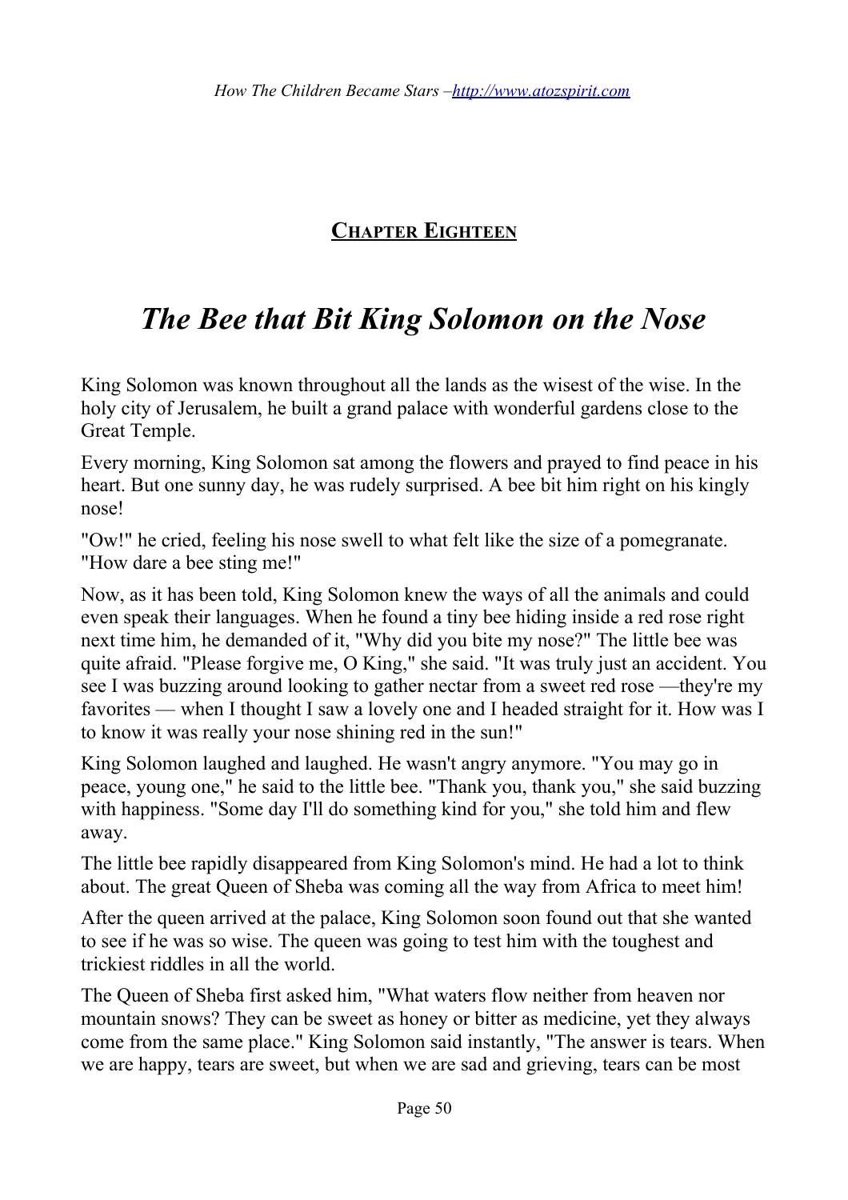## Chapter Eighteen

# *The Bee that Bit King Solomon on the Nose*

King Solomon was known throughout all the lands as the wisest of the wise. In the holy city of Jerusalem, he built a grand palace with wonderful gardens close to the Great Temple.

Every morning, King Solomon sat among the flowers and prayed to find peace in his heart. But one sunny day, he was rudely surprised. A bee bit him right on his kingly nose!

"Ow!" he cried, feeling his nose swell to what felt like the size of a pomegranate. "How dare a bee sting me!"

Now, as it has been told, King Solomon knew the ways of all the animals and could even speak their languages. When he found a tiny bee hiding inside a red rose right next time him, he demanded of it, "Why did you bite my nose?" The little bee was quite afraid. "Please forgive me, O King," she said. "It was truly just an accident. You see I was buzzing around looking to gather nectar from a sweet red rose —they're my favorites — when I thought I saw a lovely one and I headed straight for it. How was I to know it was really your nose shining red in the sun!"

King Solomon laughed and laughed. He wasn't angry anymore. "You may go in peace, young one," he said to the little bee. "Thank you, thank you," she said buzzing with happiness. "Some day I'll do something kind for you," she told him and flew away.

The little bee rapidly disappeared from King Solomon's mind. He had a lot to think about. The great Queen of Sheba was coming all the way from Africa to meet him!

After the queen arrived at the palace, King Solomon soon found out that she wanted to see if he was so wise. The queen was going to test him with the toughest and trickiest riddles in all the world.

The Queen of Sheba first asked him, "What waters flow neither from heaven nor mountain snows? They can be sweet as honey or bitter as medicine, yet they always come from the same place." King Solomon said instantly, "The answer is tears. When we are happy, tears are sweet, but when we are sad and grieving, tears can be most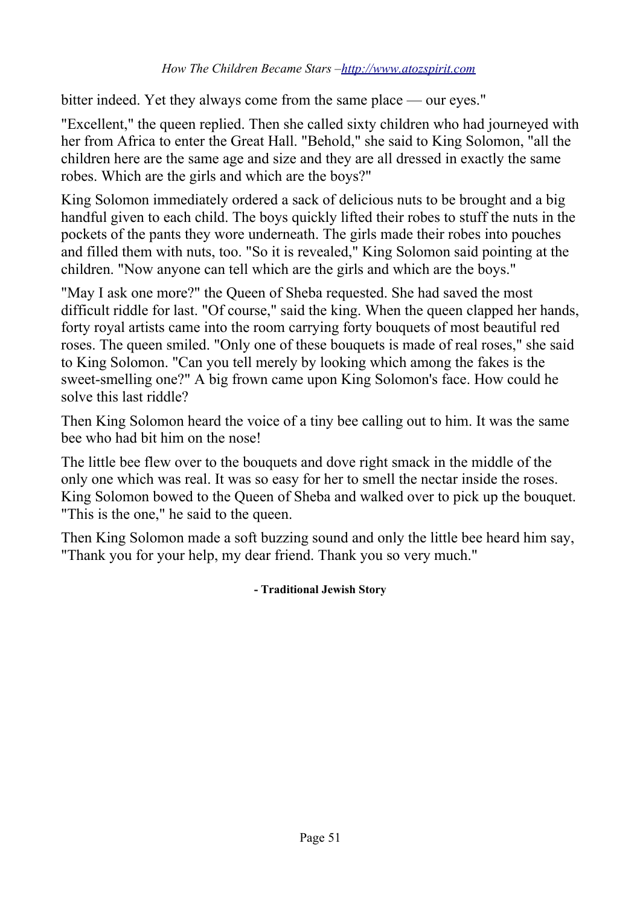bitter indeed. Yet they always come from the same place — our eyes."

"Excellent," the queen replied. Then she called sixty children who had journeyed with her from Africa to enter the Great Hall. "Behold," she said to King Solomon, "all the children here are the same age and size and they are all dressed in exactly the same robes. Which are the girls and which are the boys?"

King Solomon immediately ordered a sack of delicious nuts to be brought and a big handful given to each child. The boys quickly lifted their robes to stuff the nuts in the pockets of the pants they wore underneath. The girls made their robes into pouches and filled them with nuts, too. "So it is revealed," King Solomon said pointing at the children. "Now anyone can tell which are the girls and which are the boys."

"May I ask one more?" the Queen of Sheba requested. She had saved the most difficult riddle for last. "Of course," said the king. When the queen clapped her hands, forty royal artists came into the room carrying forty bouquets of most beautiful red roses. The queen smiled. "Only one of these bouquets is made of real roses," she said to King Solomon. "Can you tell merely by looking which among the fakes is the sweet-smelling one?" A big frown came upon King Solomon's face. How could he solve this last riddle?

Then King Solomon heard the voice of a tiny bee calling out to him. It was the same bee who had bit him on the nose!

The little bee flew over to the bouquets and dove right smack in the middle of the only one which was real. It was so easy for her to smell the nectar inside the roses. King Solomon bowed to the Queen of Sheba and walked over to pick up the bouquet. "This is the one," he said to the queen.

Then King Solomon made a soft buzzing sound and only the little bee heard him say, "Thank you for your help, my dear friend. Thank you so very much."

**- Traditional Jewish Story**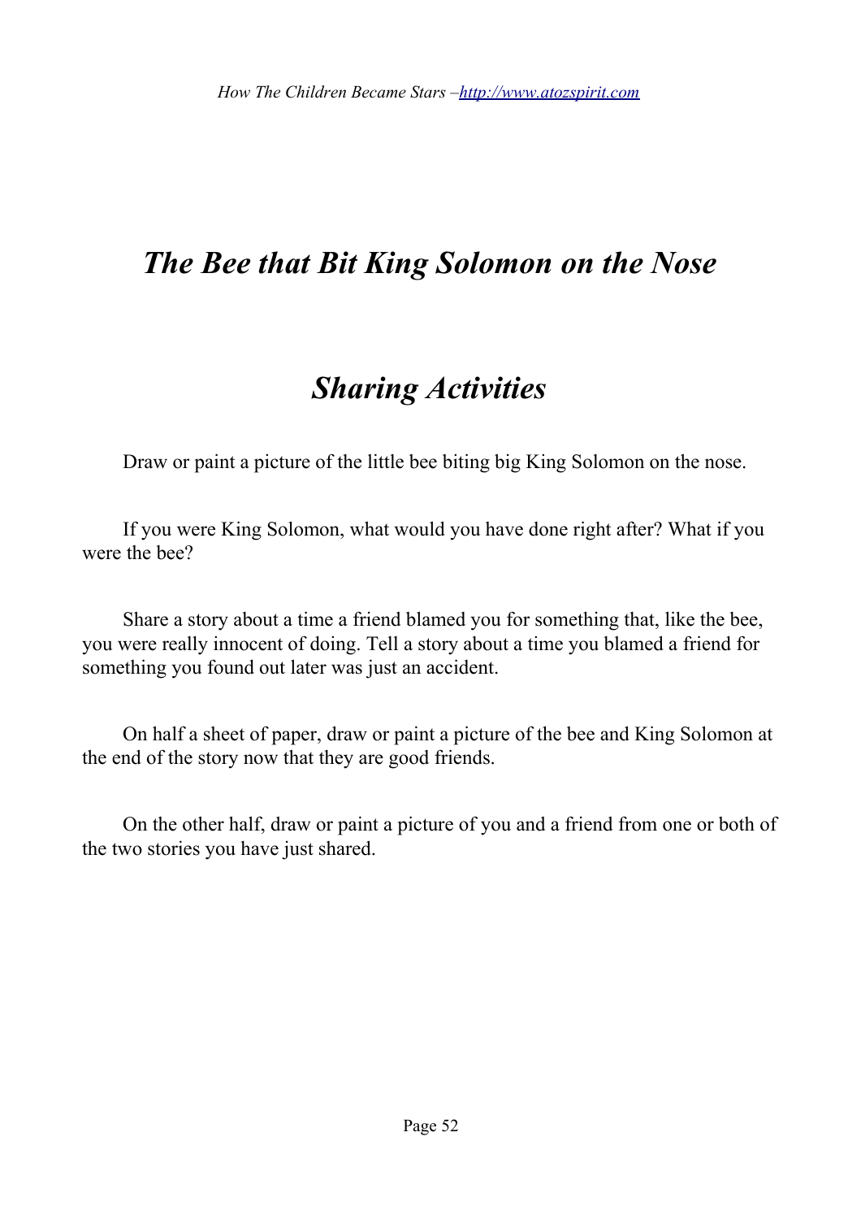# *The Bee that Bit King Solomon on the Nose*

## *Sharing Activities*

Draw or paint a picture of the little bee biting big King Solomon on the nose.

If you were King Solomon, what would you have done right after? What if you were the bee?

Share a story about a time a friend blamed you for something that, like the bee, you were really innocent of doing. Tell a story about a time you blamed a friend for something you found out later was just an accident.

On half a sheet of paper, draw or paint a picture of the bee and King Solomon at the end of the story now that they are good friends.

On the other half, draw or paint a picture of you and a friend from one or both of the two stories you have just shared.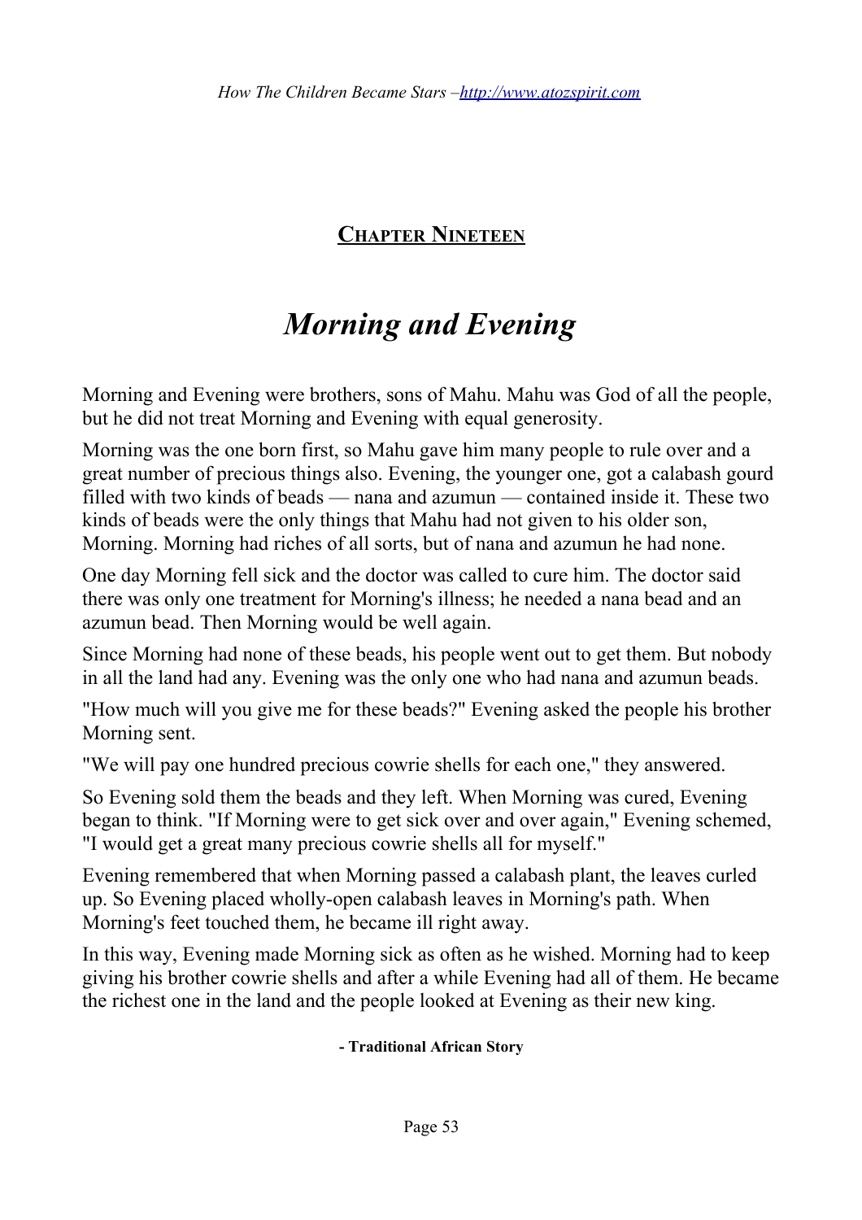## Chapter Nineteen

# *Morning and Evening*

Morning and Evening were brothers, sons of Mahu. Mahu was God of all the people, but he did not treat Morning and Evening with equal generosity.

Morning was the one born first, so Mahu gave him many people to rule over and a great number of precious things also. Evening, the younger one, got a calabash gourd filled with two kinds of beads — nana and azumun — contained inside it. These two kinds of beads were the only things that Mahu had not given to his older son, Morning. Morning had riches of all sorts, but of nana and azumun he had none.

One day Morning fell sick and the doctor was called to cure him. The doctor said there was only one treatment for Morning's illness; he needed a nana bead and an azumun bead. Then Morning would be well again.

Since Morning had none of these beads, his people went out to get them. But nobody in all the land had any. Evening was the only one who had nana and azumun beads.

"How much will you give me for these beads?" Evening asked the people his brother Morning sent.

"We will pay one hundred precious cowrie shells for each one," they answered.

So Evening sold them the beads and they left. When Morning was cured, Evening began to think. "If Morning were to get sick over and over again," Evening schemed, "I would get a great many precious cowrie shells all for myself."

Evening remembered that when Morning passed a calabash plant, the leaves curled up. So Evening placed wholly-open calabash leaves in Morning's path. When Morning's feet touched them, he became ill right away.

In this way, Evening made Morning sick as often as he wished. Morning had to keep giving his brother cowrie shells and after a while Evening had all of them. He became the richest one in the land and the people looked at Evening as their new king.

**- Traditional African Story**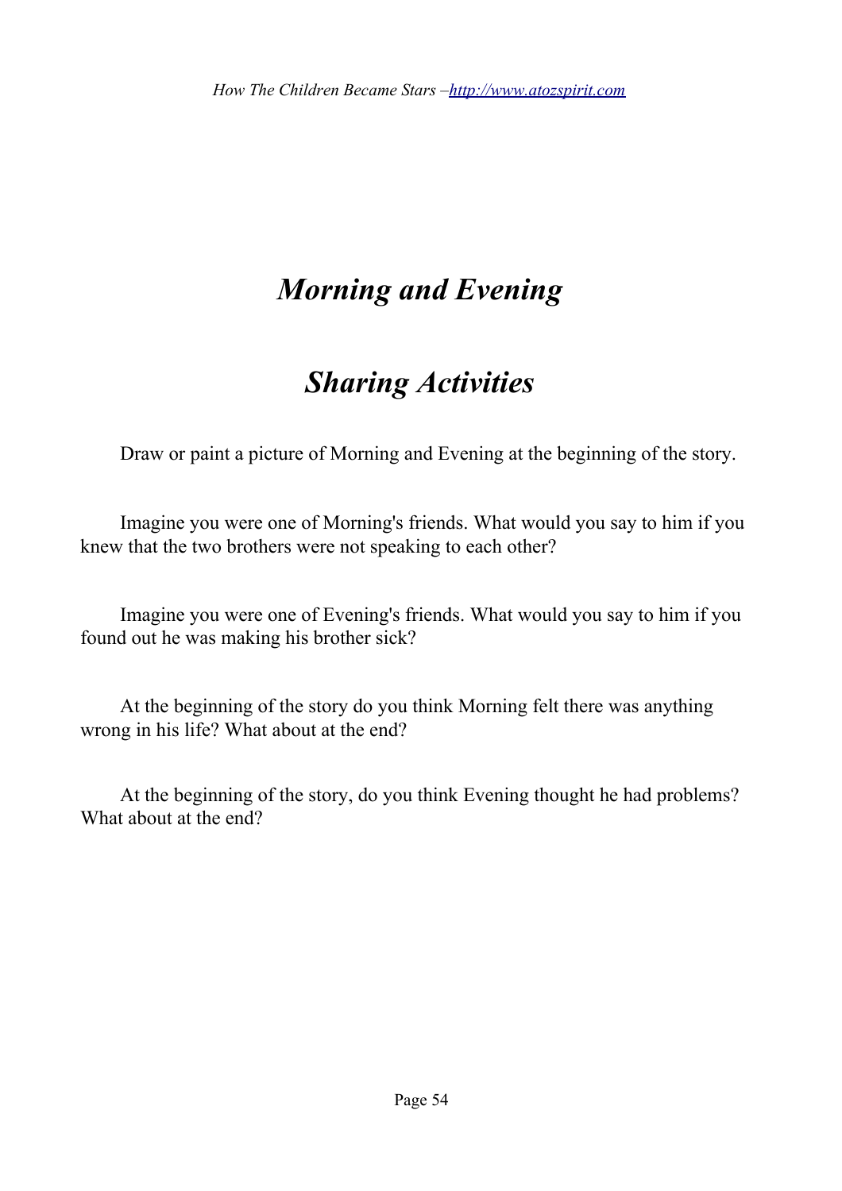# *Morning and Evening*

## *Sharing Activities*

Draw or paint a picture of Morning and Evening at the beginning of the story.

Imagine you were one of Morning's friends. What would you say to him if you knew that the two brothers were not speaking to each other?

Imagine you were one of Evening's friends. What would you say to him if you found out he was making his brother sick?

At the beginning of the story do you think Morning felt there was anything wrong in his life? What about at the end?

At the beginning of the story, do you think Evening thought he had problems? What about at the end?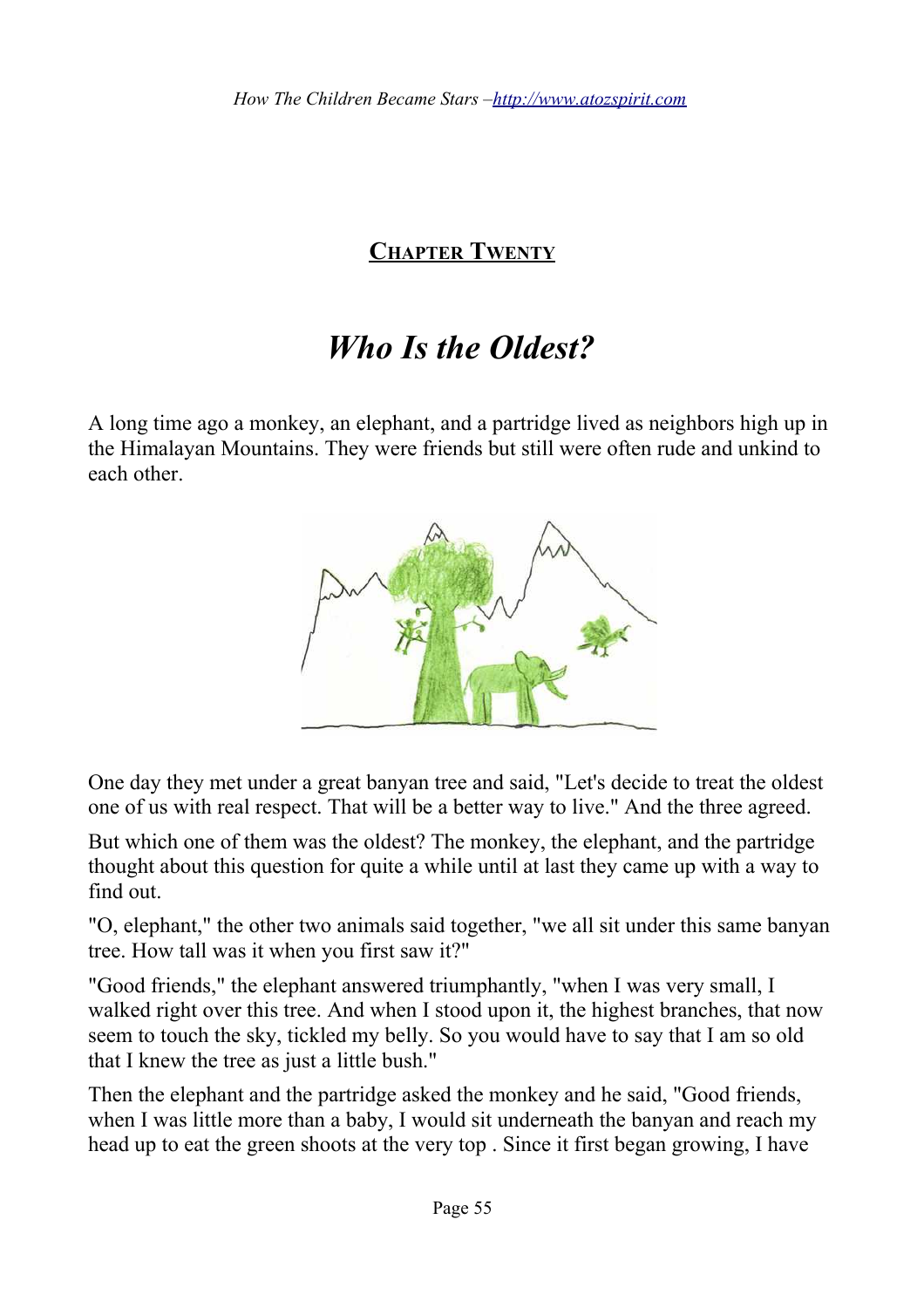## Chapter Twenty

# *Who Is the Oldest?*

A long time ago a monkey, an elephant, and a partridge lived as neighbors high up in the Himalayan Mountains. They were friends but still were often rude and unkind to each other.

One day they met under a great banyan tree and said, "Let's decide to treat the oldest one of us with real respect. That will be a better way to live." And the three agreed.

But which one of them was the oldest? The monkey, the elephant, and the partridge thought about this question for quite a while until at last they came up with a way to find out.

"O, elephant," the other two animals said together, "we all sit under this same banyan tree. How tall was it when you first saw it?"

"Good friends," the elephant answered triumphantly, "when I was very small, I walked right over this tree. And when I stood upon it, the highest branches, that now seem to touch the sky, tickled my belly. So you would have to say that I am so old that I knew the tree as just a little bush."

Then the elephant and the partridge asked the monkey and he said, "Good friends, when I was little more than a baby, I would sit underneath the banyan and reach my head up to eat the green shoots at the very top . Since it first began growing, I have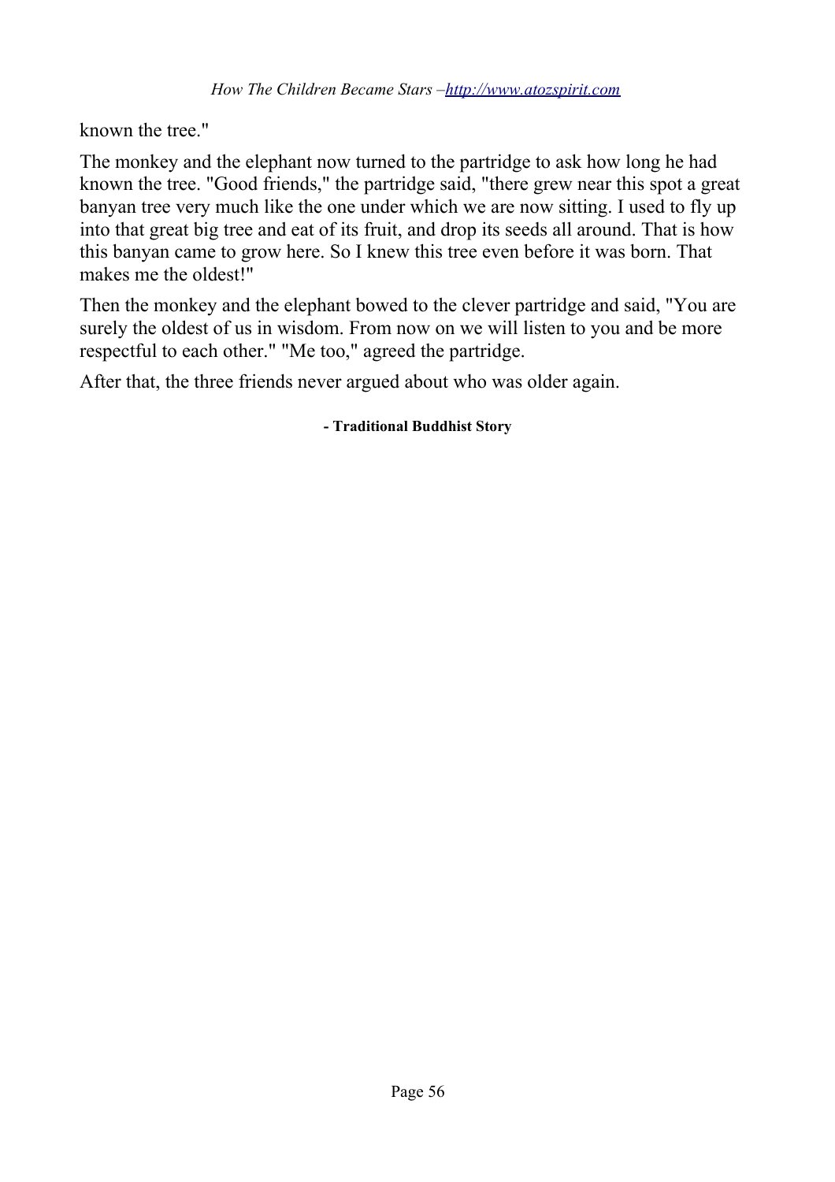known the tree."

The monkey and the elephant now turned to the partridge to ask how long he had known the tree. "Good friends," the partridge said, "there grew near this spot a great banyan tree very much like the one under which we are now sitting. I used to fly up into that great big tree and eat of its fruit, and drop its seeds all around. That is how this banyan came to grow here. So I knew this tree even before it was born. That makes me the oldest!"

Then the monkey and the elephant bowed to the clever partridge and said, "You are surely the oldest of us in wisdom. From now on we will listen to you and be more respectful to each other." "Me too," agreed the partridge.

After that, the three friends never argued about who was older again.

**- Traditional Buddhist Story**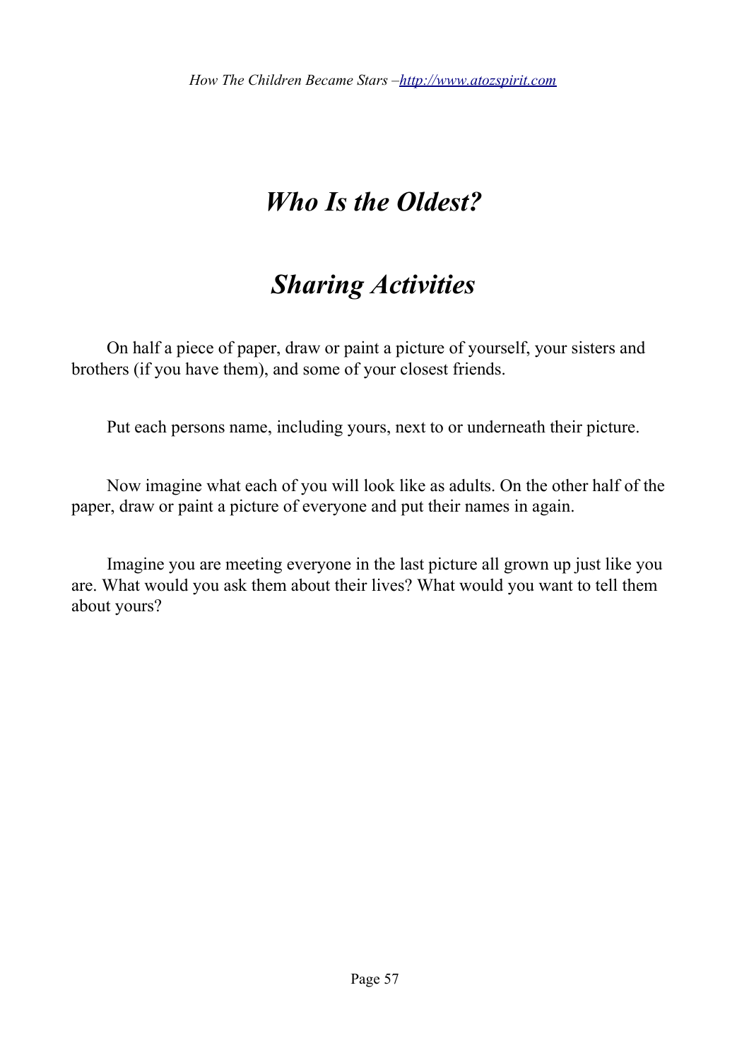# *Who Is the Oldest?*

## *Sharing Activities*

On half a piece of paper, draw or paint a picture of yourself, your sisters and brothers (if you have them), and some of your closest friends.

Put each persons name, including yours, next to or underneath their picture.

Now imagine what each of you will look like as adults. On the other half of the paper, draw or paint a picture of everyone and put their names in again.

Imagine you are meeting everyone in the last picture all grown up just like you are. What would you ask them about their lives? What would you want to tell them about yours?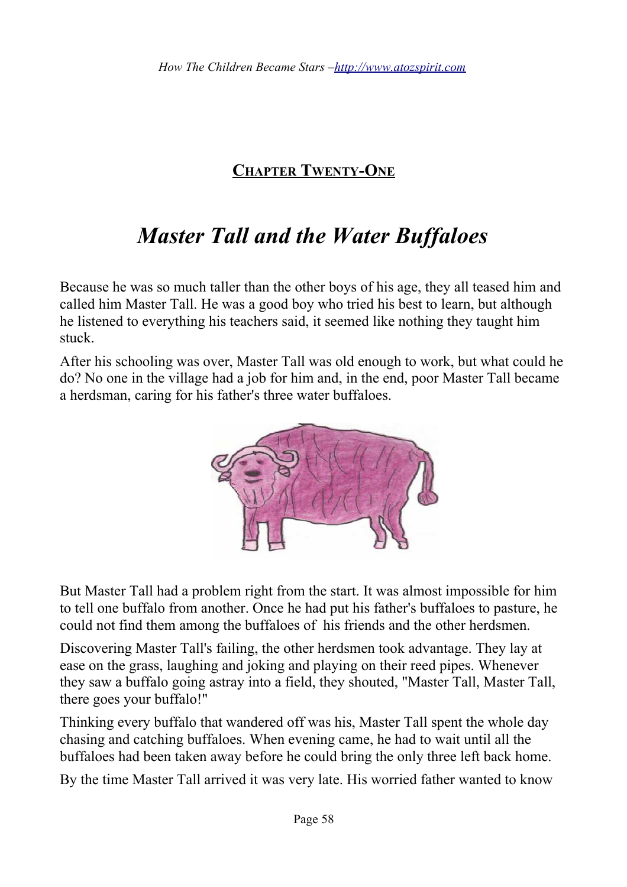## Chapter Twenty-One

# *Master Tall and the Water Buffaloes*

Because he was so much taller than the other boys of his age, they all teased him and called him Master Tall. He was a good boy who tried his best to learn, but although he listened to everything his teachers said, it seemed like nothing they taught him stuck.

After his schooling was over, Master Tall was old enough to work, but what could he do? No one in the village had a job for him and, in the end, poor Master Tall became a herdsman, caring for his father's three water buffaloes.

But Master Tall had a problem right from the start. It was almost impossible for him to tell one buffalo from another. Once he had put his father's buffaloes to pasture, he could not find them among the buffaloes of his friends and the other herdsmen.

Discovering Master Tall's failing, the other herdsmen took advantage. They lay at ease on the grass, laughing and joking and playing on their reed pipes. Whenever they saw a buffalo going astray into a field, they shouted, "Master Tall, Master Tall, there goes your buffalo!"

Thinking every buffalo that wandered off was his, Master Tall spent the whole day chasing and catching buffaloes. When evening came, he had to wait until all the buffaloes had been taken away before he could bring the only three left back home.

By the time Master Tall arrived it was very late. His worried father wanted to know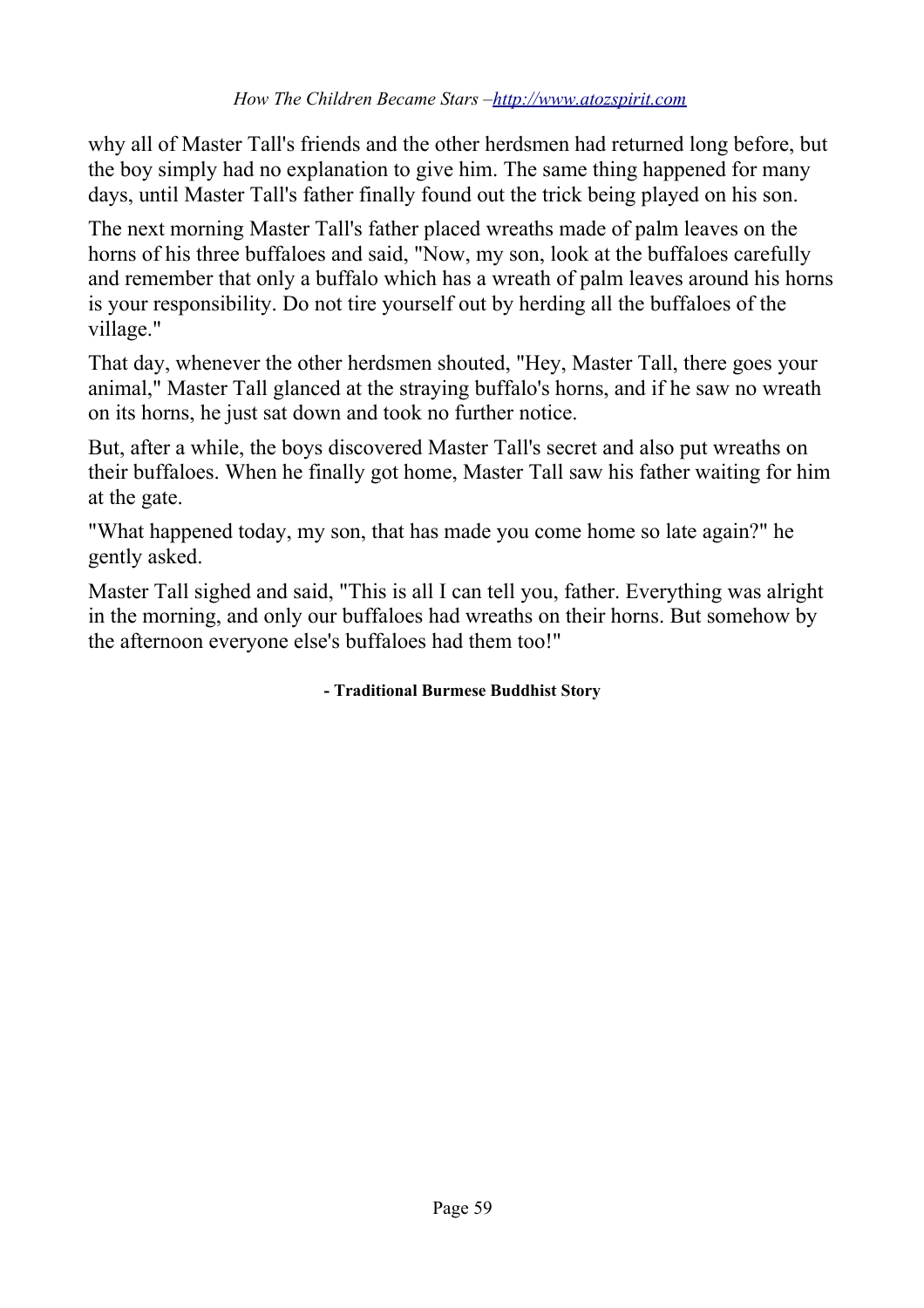why all of Master Tall's friends and the other herdsmen had returned long before, but the boy simply had no explanation to give him. The same thing happened for many days, until Master Tall's father finally found out the trick being played on his son.

The next morning Master Tall's father placed wreaths made of palm leaves on the horns of his three buffaloes and said, "Now, my son, look at the buffaloes carefully and remember that only a buffalo which has a wreath of palm leaves around his horns is your responsibility. Do not tire yourself out by herding all the buffaloes of the village."

That day, whenever the other herdsmen shouted, "Hey, Master Tall, there goes your animal," Master Tall glanced at the straying buffalo's horns, and if he saw no wreath on its horns, he just sat down and took no further notice.

But, after a while, the boys discovered Master Tall's secret and also put wreaths on their buffaloes. When he finally got home, Master Tall saw his father waiting for him at the gate.

"What happened today, my son, that has made you come home so late again?" he gently asked.

Master Tall sighed and said, "This is all I can tell you, father. Everything was alright in the morning, and only our buffaloes had wreaths on their horns. But somehow by the afternoon everyone else's buffaloes had them too!"

**- Traditional Burmese Buddhist Story**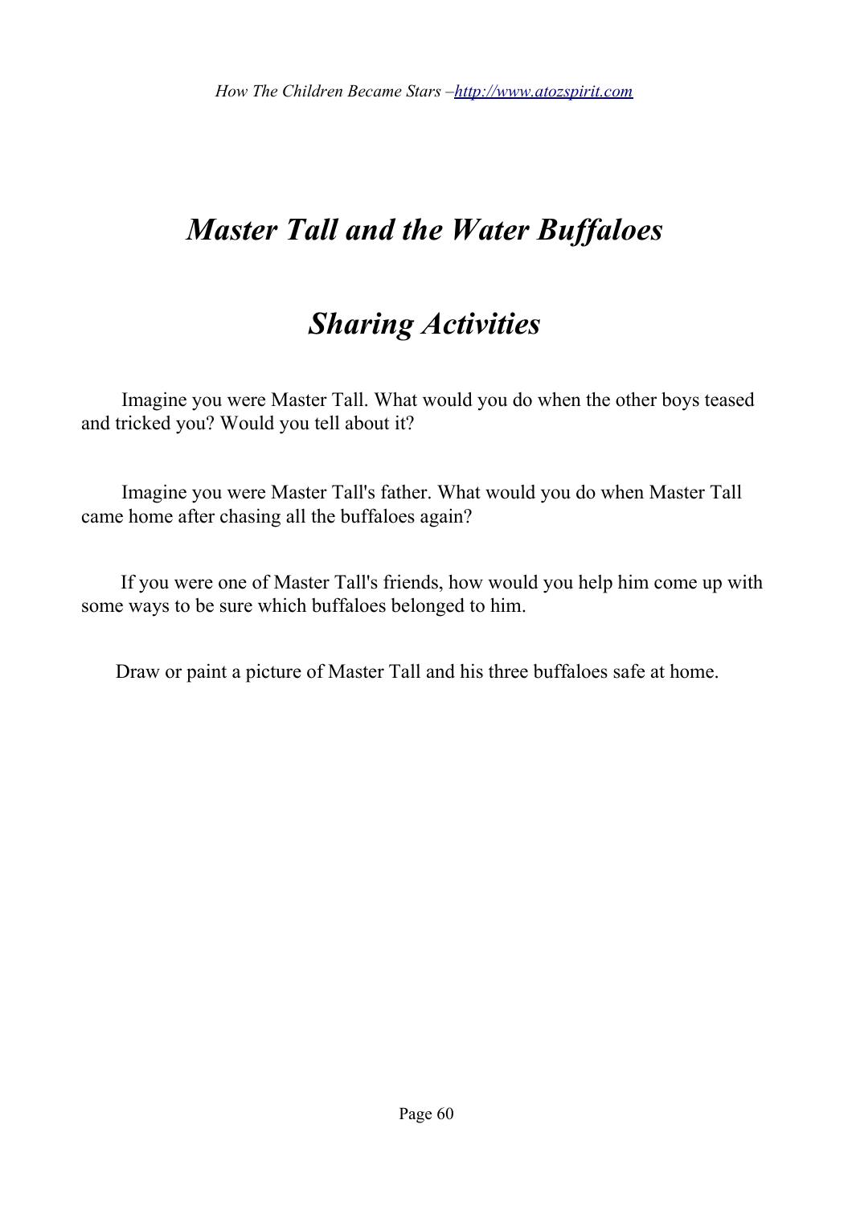# *Master Tall and the Water Buffaloes*

## *Sharing Activities*

Imagine you were Master Tall. What would you do when the other boys teased and tricked you? Would you tell about it?

Imagine you were Master Tall's father. What would you do when Master Tall came home after chasing all the buffaloes again?

If you were one of Master Tall's friends, how would you help him come up with some ways to be sure which buffaloes belonged to him.

Draw or paint a picture of Master Tall and his three buffaloes safe at home.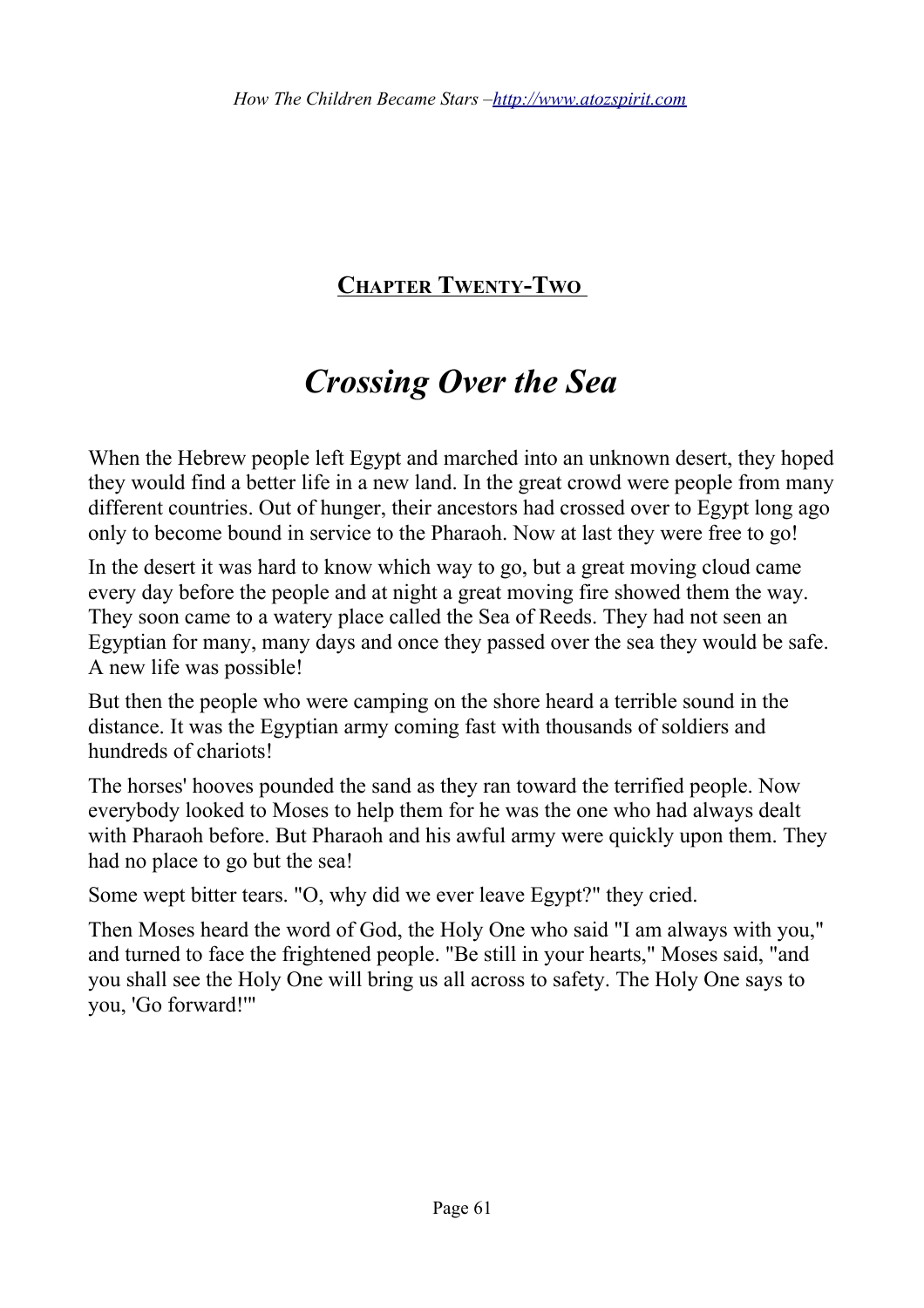## CHAPTER TWENTY-TWO

# *Crossing Over the Sea*

When the Hebrew people left Egypt and marched into an unknown desert, they hoped they would find a better life in a new land. In the great crowd were people from many different countries. Out of hunger, their ancestors had crossed over to Egypt long ago only to become bound in service to the Pharaoh. Now at last they were free to go!

In the desert it was hard to know which way to go, but a great moving cloud came every day before the people and at night a great moving fire showed them the way. They soon came to a watery place called the Sea of Reeds. They had not seen an Egyptian for many, many days and once they passed over the sea they would be safe. A new life was possible!

But then the people who were camping on the shore heard a terrible sound in the distance. It was the Egyptian army coming fast with thousands of soldiers and hundreds of chariots!

The horses' hooves pounded the sand as they ran toward the terrified people. Now everybody looked to Moses to help them for he was the one who had always dealt with Pharaoh before. But Pharaoh and his awful army were quickly upon them. They had no place to go but the sea!

Some wept bitter tears. "O, why did we ever leave Egypt?" they cried.

Then Moses heard the word of God, the Holy One who said "I am always with you," and turned to face the frightened people. "Be still in your hearts," Moses said, "and you shall see the Holy One will bring us all across to safety. The Holy One says to you, 'Go forward!'"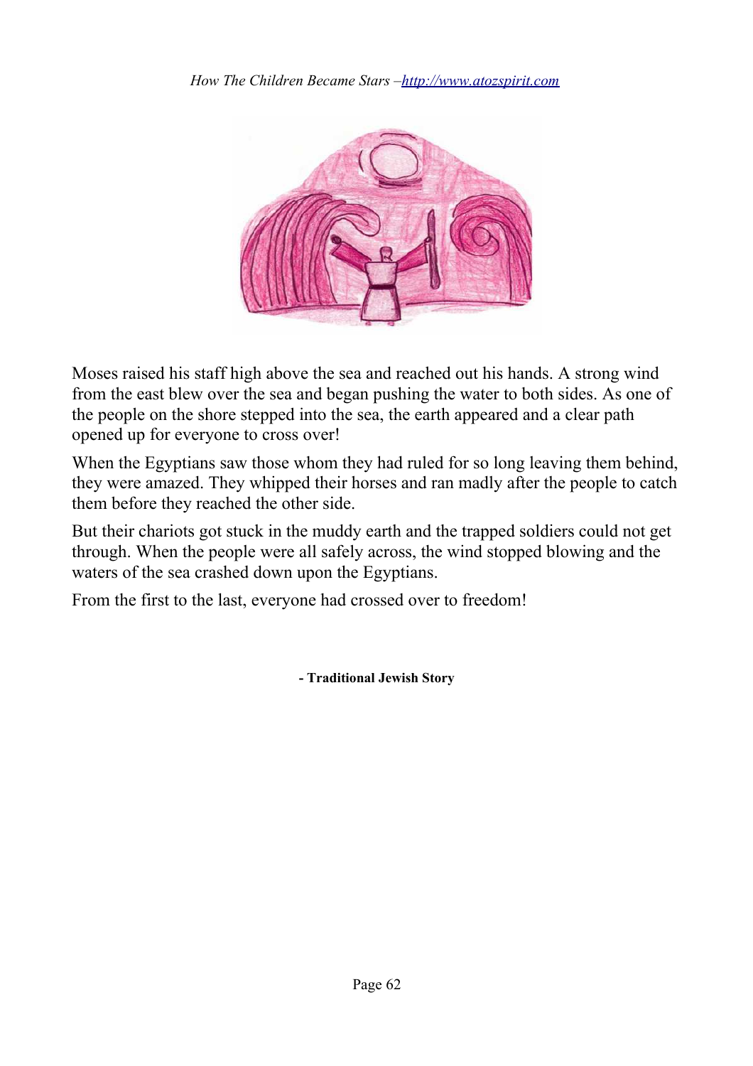Moses raised his staff high above the sea and reached out his hands. A strong wind from the east blew over the sea and began pushing the water to both sides. As one of the people on the shore stepped into the sea, the earth appeared and a clear path opened up for everyone to cross over!

When the Egyptians saw those whom they had ruled for so long leaving them behind, they were amazed. They whipped their horses and ran madly after the people to catch them before they reached the other side.

But their chariots got stuck in the muddy earth and the trapped soldiers could not get through. When the people were all safely across, the wind stopped blowing and the waters of the sea crashed down upon the Egyptians.

From the first to the last, everyone had crossed over to freedom!

**- Traditional Jewish Story**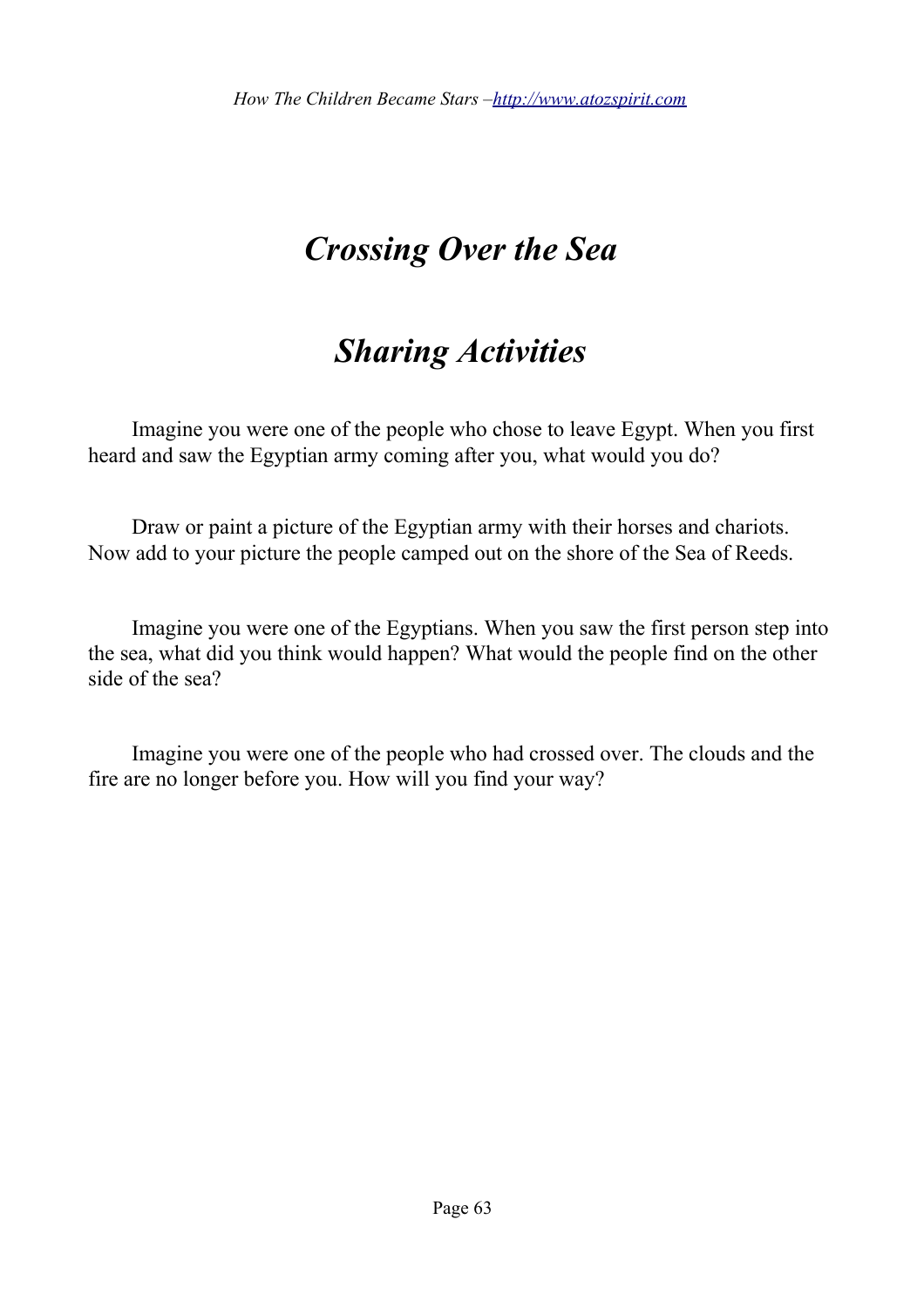# *Crossing Over the Sea*

## *Sharing Activities*

Imagine you were one of the people who chose to leave Egypt. When you first heard and saw the Egyptian army coming after you, what would you do?

Draw or paint a picture of the Egyptian army with their horses and chariots. Now add to your picture the people camped out on the shore of the Sea of Reeds.

Imagine you were one of the Egyptians. When you saw the first person step into the sea, what did you think would happen? What would the people find on the other side of the sea?

Imagine you were one of the people who had crossed over. The clouds and the fire are no longer before you. How will you find your way?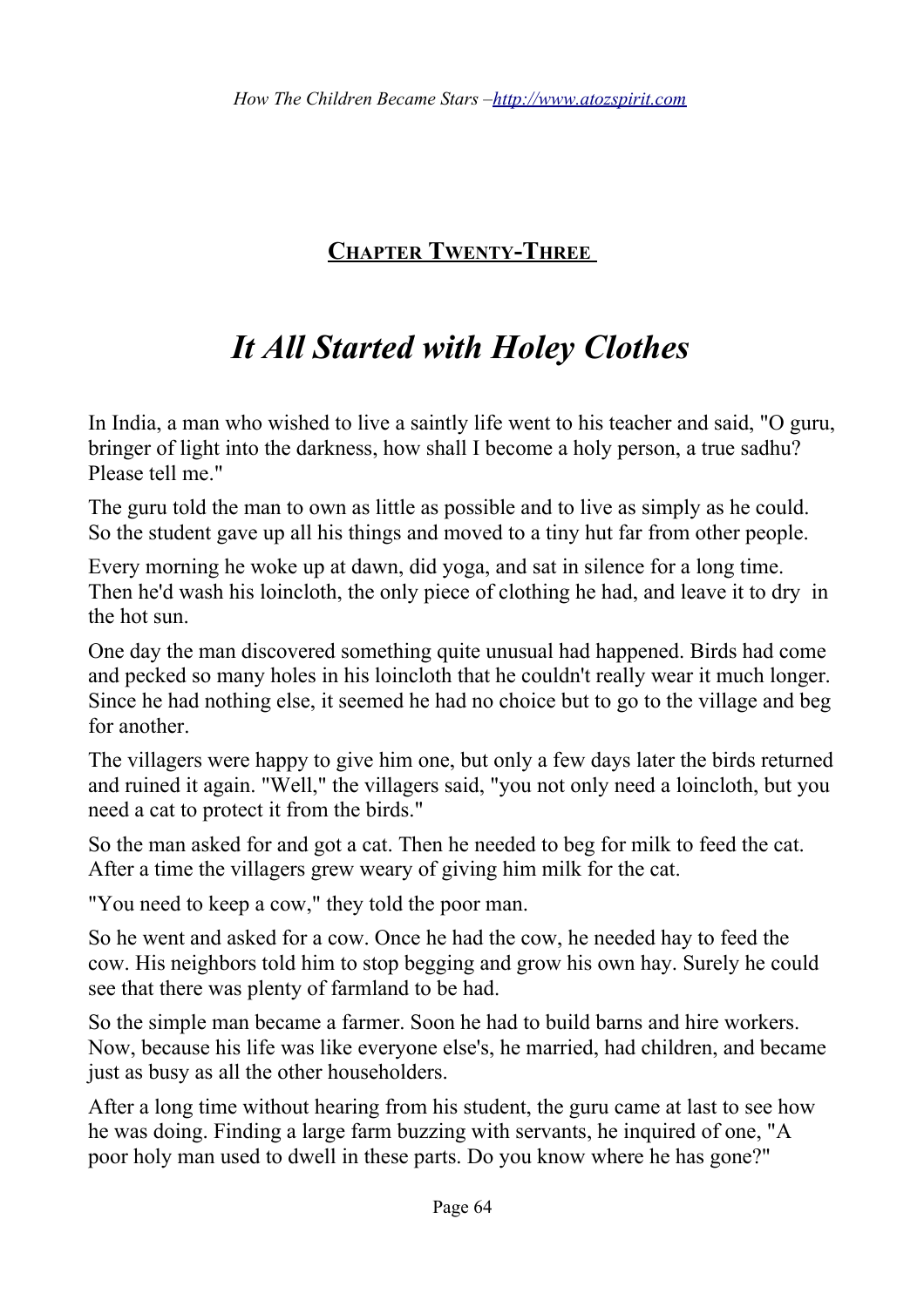## Chapter Twenty-Three

# *It All Started with Holey Clothes*

In India, a man who wished to live a saintly life went to his teacher and said, "O guru, bringer of light into the darkness, how shall I become a holy person, a true sadhu? Please tell me."

The guru told the man to own as little as possible and to live as simply as he could. So the student gave up all his things and moved to a tiny hut far from other people.

Every morning he woke up at dawn, did yoga, and sat in silence for a long time. Then he'd wash his loincloth, the only piece of clothing he had, and leave it to dry in the hot sun.

One day the man discovered something quite unusual had happened. Birds had come and pecked so many holes in his loincloth that he couldn't really wear it much longer. Since he had nothing else, it seemed he had no choice but to go to the village and beg for another.

The villagers were happy to give him one, but only a few days later the birds returned and ruined it again. "Well," the villagers said, "you not only need a loincloth, but you need a cat to protect it from the birds."

So the man asked for and got a cat. Then he needed to beg for milk to feed the cat. After a time the villagers grew weary of giving him milk for the cat.

"You need to keep a cow," they told the poor man.

So he went and asked for a cow. Once he had the cow, he needed hay to feed the cow. His neighbors told him to stop begging and grow his own hay. Surely he could see that there was plenty of farmland to be had.

So the simple man became a farmer. Soon he had to build barns and hire workers. Now, because his life was like everyone else's, he married, had children, and became just as busy as all the other householders.

After a long time without hearing from his student, the guru came at last to see how he was doing. Finding a large farm buzzing with servants, he inquired of one, "A poor holy man used to dwell in these parts. Do you know where he has gone?"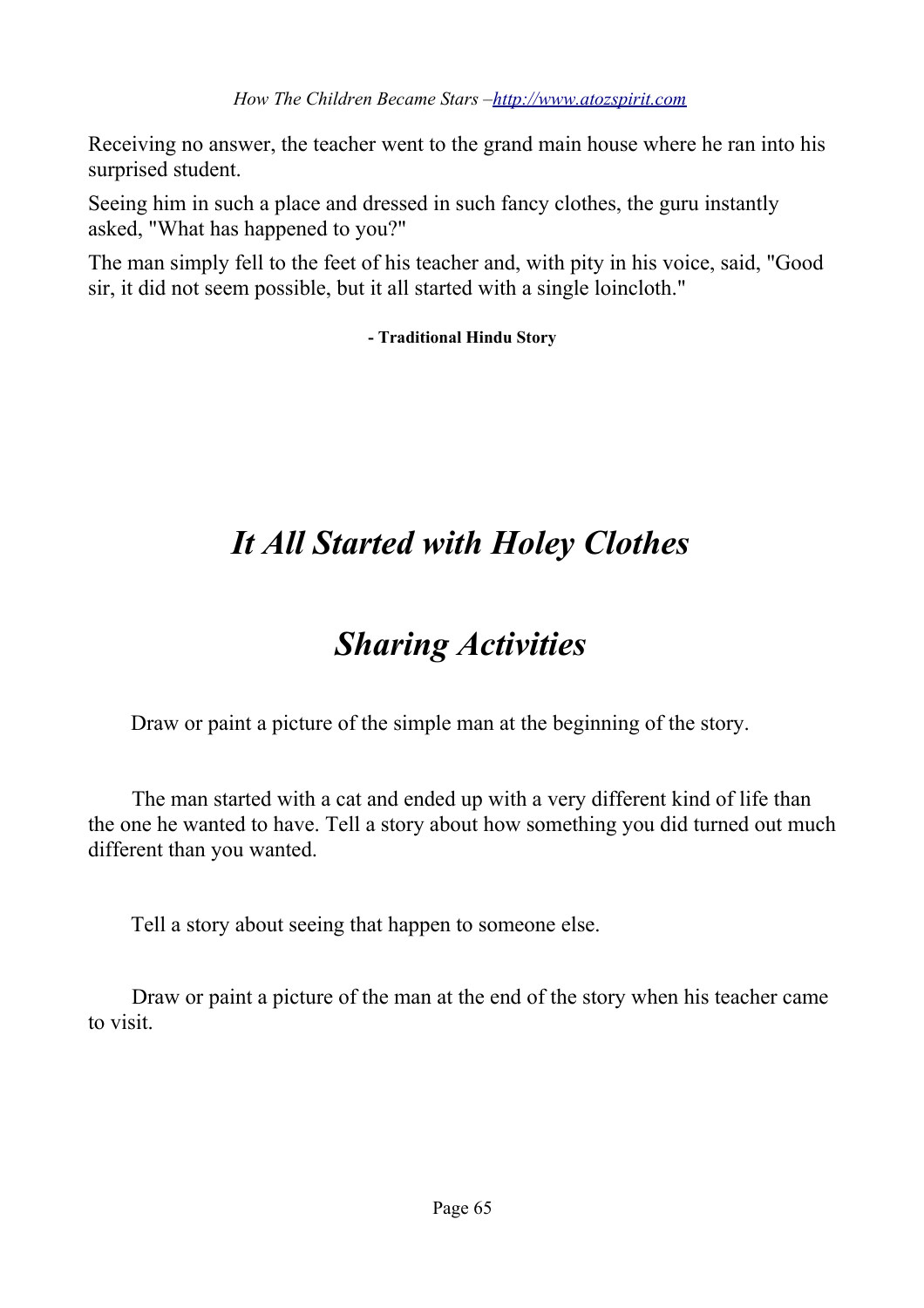Receiving no answer, the teacher went to the grand main house where he ran into his surprised student.

Seeing him in such a place and dressed in such fancy clothes, the guru instantly asked, "What has happened to you?"

The man simply fell to the feet of his teacher and, with pity in his voice, said, "Good sir, it did not seem possible, but it all started with a single loincloth."

**- Traditional Hindu Story**

# *It All Started with Holey Clothes*

# *Sharing Activities*

Draw or paint a picture of the simple man at the beginning of the story.

The man started with a cat and ended up with a very different kind of life than the one he wanted to have. Tell a story about how something you did turned out much different than you wanted.

Tell a story about seeing that happen to someone else.

Draw or paint a picture of the man at the end of the story when his teacher came to visit.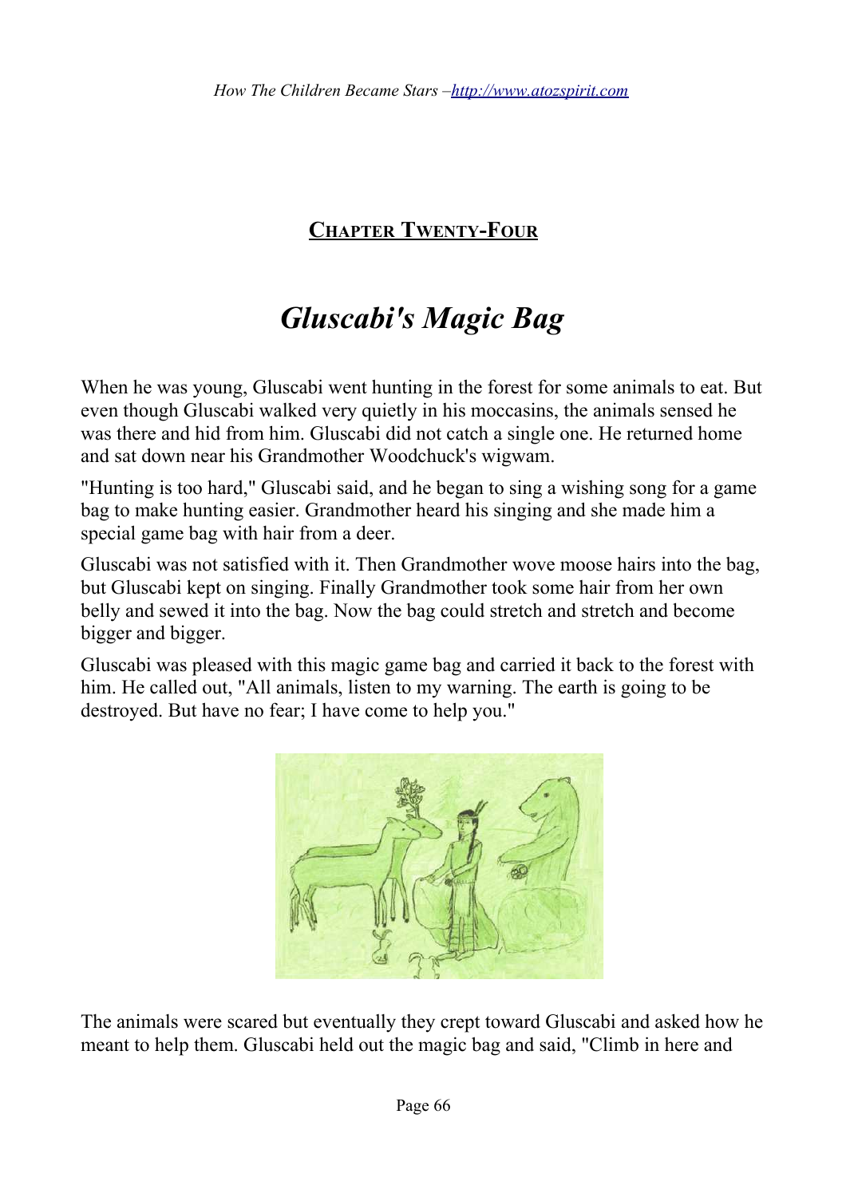## Chapter Twenty-Four

# *Gluscabi's Magic Bag*

When he was young, Gluscabi went hunting in the forest for some animals to eat. But even though Gluscabi walked very quietly in his moccasins, the animals sensed he was there and hid from him. Gluscabi did not catch a single one. He returned home and sat down near his Grandmother Woodchuck's wigwam.

"Hunting is too hard," Gluscabi said, and he began to sing a wishing song for a game bag to make hunting easier. Grandmother heard his singing and she made him a special game bag with hair from a deer.

Gluscabi was not satisfied with it. Then Grandmother wove moose hairs into the bag, but Gluscabi kept on singing. Finally Grandmother took some hair from her own belly and sewed it into the bag. Now the bag could stretch and stretch and become bigger and bigger.

Gluscabi was pleased with this magic game bag and carried it back to the forest with him. He called out, "All animals, listen to my warning. The earth is going to be destroyed. But have no fear; I have come to help you."

The animals were scared but eventually they crept toward Gluscabi and asked how he meant to help them. Gluscabi held out the magic bag and said, "Climb in here and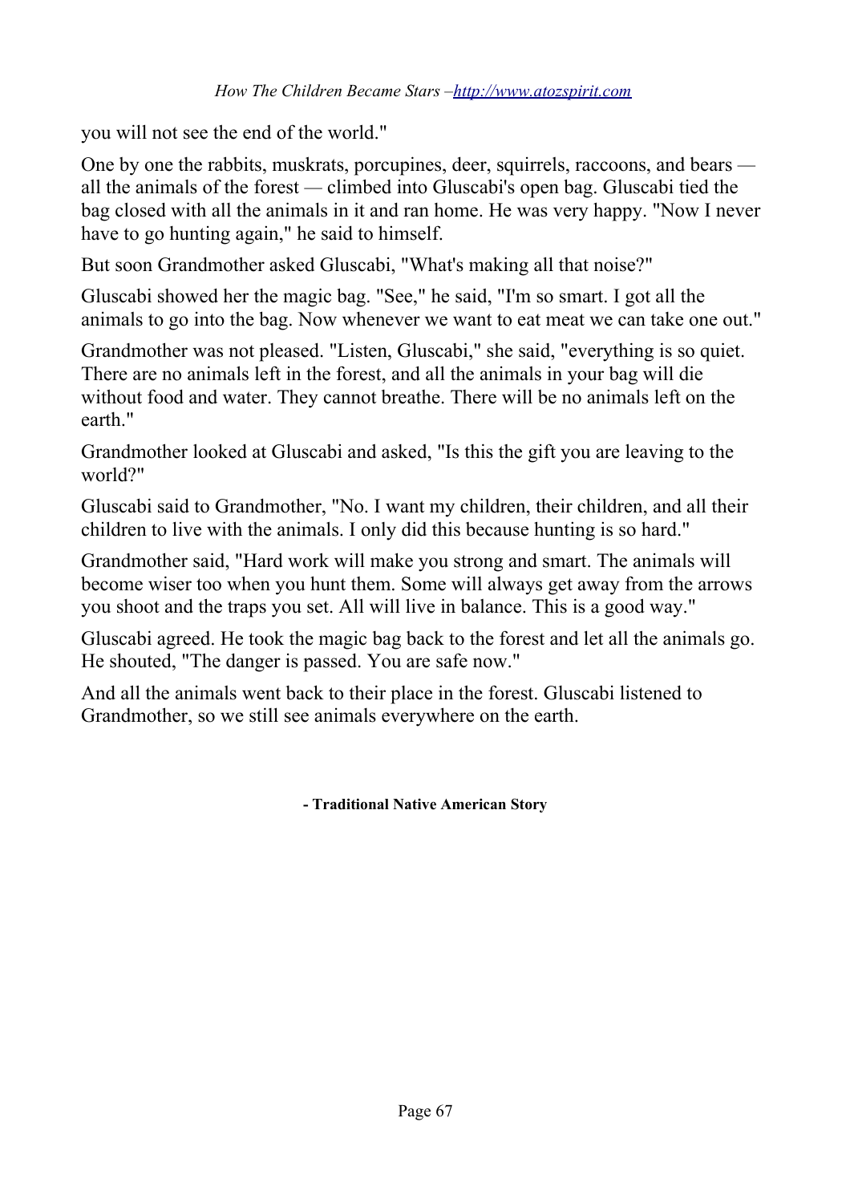you will not see the end of the world."

One by one the rabbits, muskrats, porcupines, deer, squirrels, raccoons, and bears — all the animals of the forest — climbed into Gluscabi's open bag. Gluscabi tied the bag closed with all the animals in it and ran home. He was very happy. "Now I never have to go hunting again," he said to himself.

But soon Grandmother asked Gluscabi, "What's making all that noise?"

Gluscabi showed her the magic bag. "See," he said, "I'm so smart. I got all the animals to go into the bag. Now whenever we want to eat meat we can take one out."

Grandmother was not pleased. "Listen, Gluscabi," she said, "everything is so quiet. There are no animals left in the forest, and all the animals in your bag will die without food and water. They cannot breathe. There will be no animals left on the earth."

Grandmother looked at Gluscabi and asked, "Is this the gift you are leaving to the world?"

Gluscabi said to Grandmother, "No. I want my children, their children, and all their children to live with the animals. I only did this because hunting is so hard."

Grandmother said, "Hard work will make you strong and smart. The animals will become wiser too when you hunt them. Some will always get away from the arrows you shoot and the traps you set. All will live in balance. This is a good way."

Gluscabi agreed. He took the magic bag back to the forest and let all the animals go. He shouted, "The danger is passed. You are safe now."

And all the animals went back to their place in the forest. Gluscabi listened to Grandmother, so we still see animals everywhere on the earth.

**- Traditional Native American Story**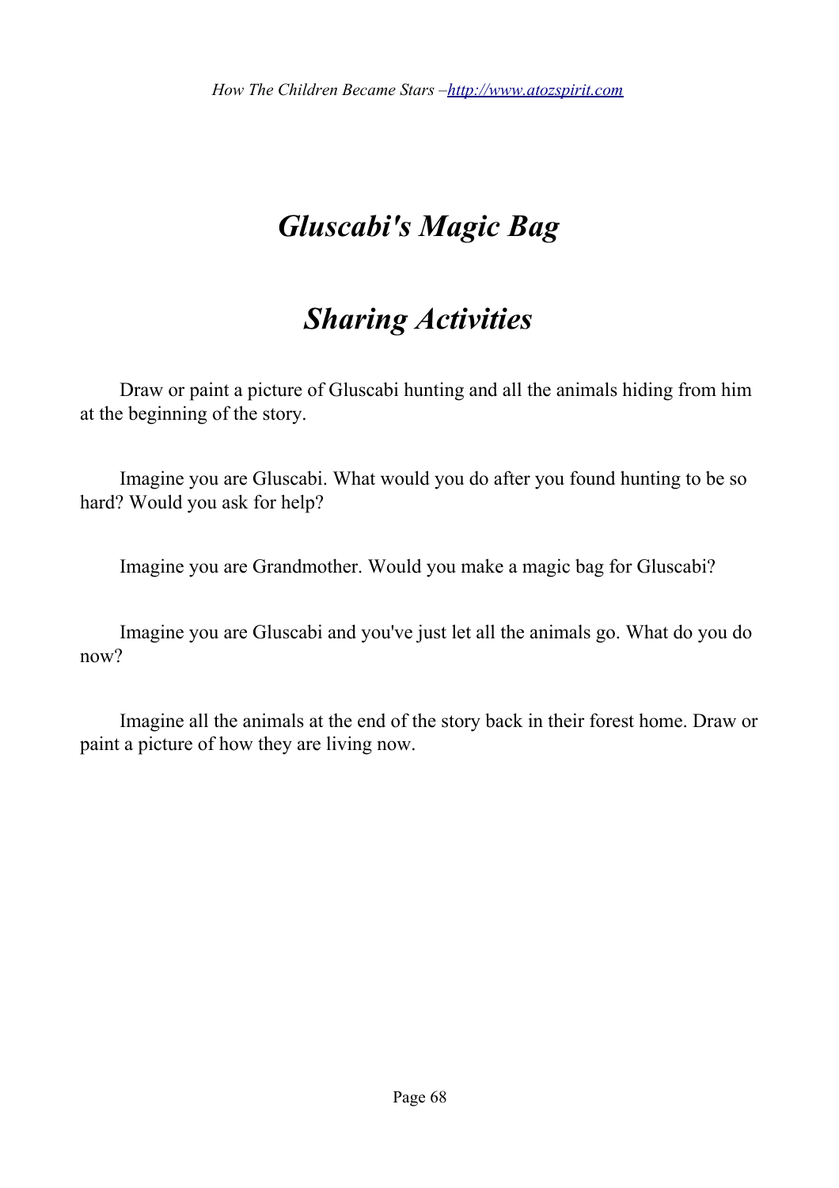# *Gluscabi's Magic Bag*

## *Sharing Activities*

Draw or paint a picture of Gluscabi hunting and all the animals hiding from him at the beginning of the story.

Imagine you are Gluscabi. What would you do after you found hunting to be so hard? Would you ask for help?

Imagine you are Grandmother. Would you make a magic bag for Gluscabi?

Imagine you are Gluscabi and you've just let all the animals go. What do you do now?

Imagine all the animals at the end of the story back in their forest home. Draw or paint a picture of how they are living now.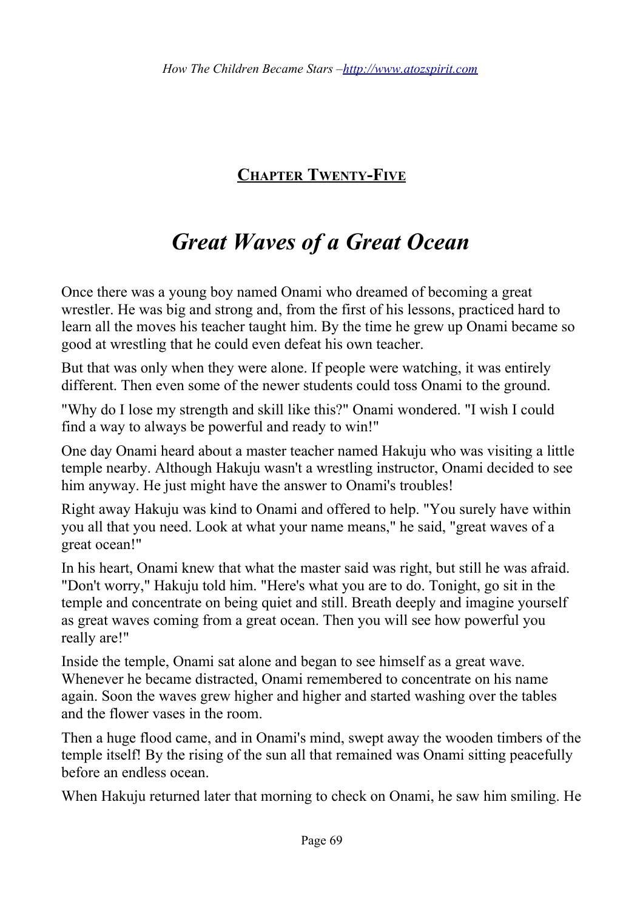## Chapter Twenty-Five

# *Great Waves of a Great Ocean*

Once there was a young boy named Onami who dreamed of becoming a great wrestler. He was big and strong and, from the first of his lessons, practiced hard to learn all the moves his teacher taught him. By the time he grew up Onami became so good at wrestling that he could even defeat his own teacher.

But that was only when they were alone. If people were watching, it was entirely different. Then even some of the newer students could toss Onami to the ground.

"Why do I lose my strength and skill like this?" Onami wondered. "I wish I could find a way to always be powerful and ready to win!"

One day Onami heard about a master teacher named Hakuju who was visiting a little temple nearby. Although Hakuju wasn't a wrestling instructor, Onami decided to see him anyway. He just might have the answer to Onami's troubles!

Right away Hakuju was kind to Onami and offered to help. "You surely have within you all that you need. Look at what your name means," he said, "great waves of a great ocean!"

In his heart, Onami knew that what the master said was right, but still he was afraid. "Don't worry," Hakuju told him. "Here's what you are to do. Tonight, go sit in the temple and concentrate on being quiet and still. Breath deeply and imagine yourself as great waves coming from a great ocean. Then you will see how powerful you really are!"

Inside the temple, Onami sat alone and began to see himself as a great wave. Whenever he became distracted, Onami remembered to concentrate on his name again. Soon the waves grew higher and higher and started washing over the tables and the flower vases in the room.

Then a huge flood came, and in Onami's mind, swept away the wooden timbers of the temple itself! By the rising of the sun all that remained was Onami sitting peacefully before an endless ocean.

When Hakuju returned later that morning to check on Onami, he saw him smiling. He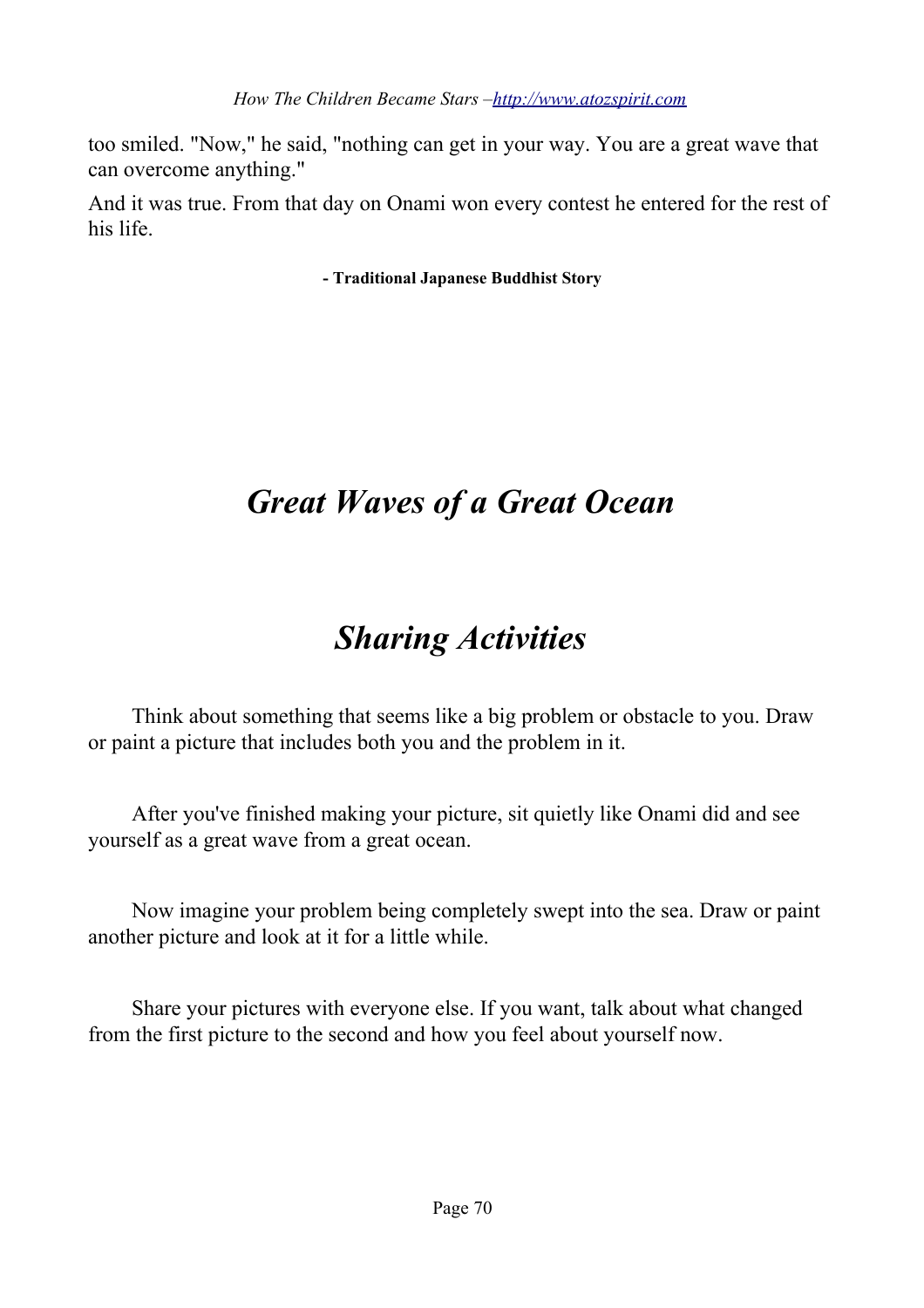too smiled. "Now," he said, "nothing can get in your way. You are a great wave that can overcome anything."

And it was true. From that day on Onami won every contest he entered for the rest of his life.

**- Traditional Japanese Buddhist Story**

# *Great Waves of a Great Ocean*

# *Sharing Activities*

Think about something that seems like a big problem or obstacle to you. Draw or paint a picture that includes both you and the problem in it.

After you've finished making your picture, sit quietly like Onami did and see yourself as a great wave from a great ocean.

Now imagine your problem being completely swept into the sea. Draw or paint another picture and look at it for a little while.

Share your pictures with everyone else. If you want, talk about what changed from the first picture to the second and how you feel about yourself now.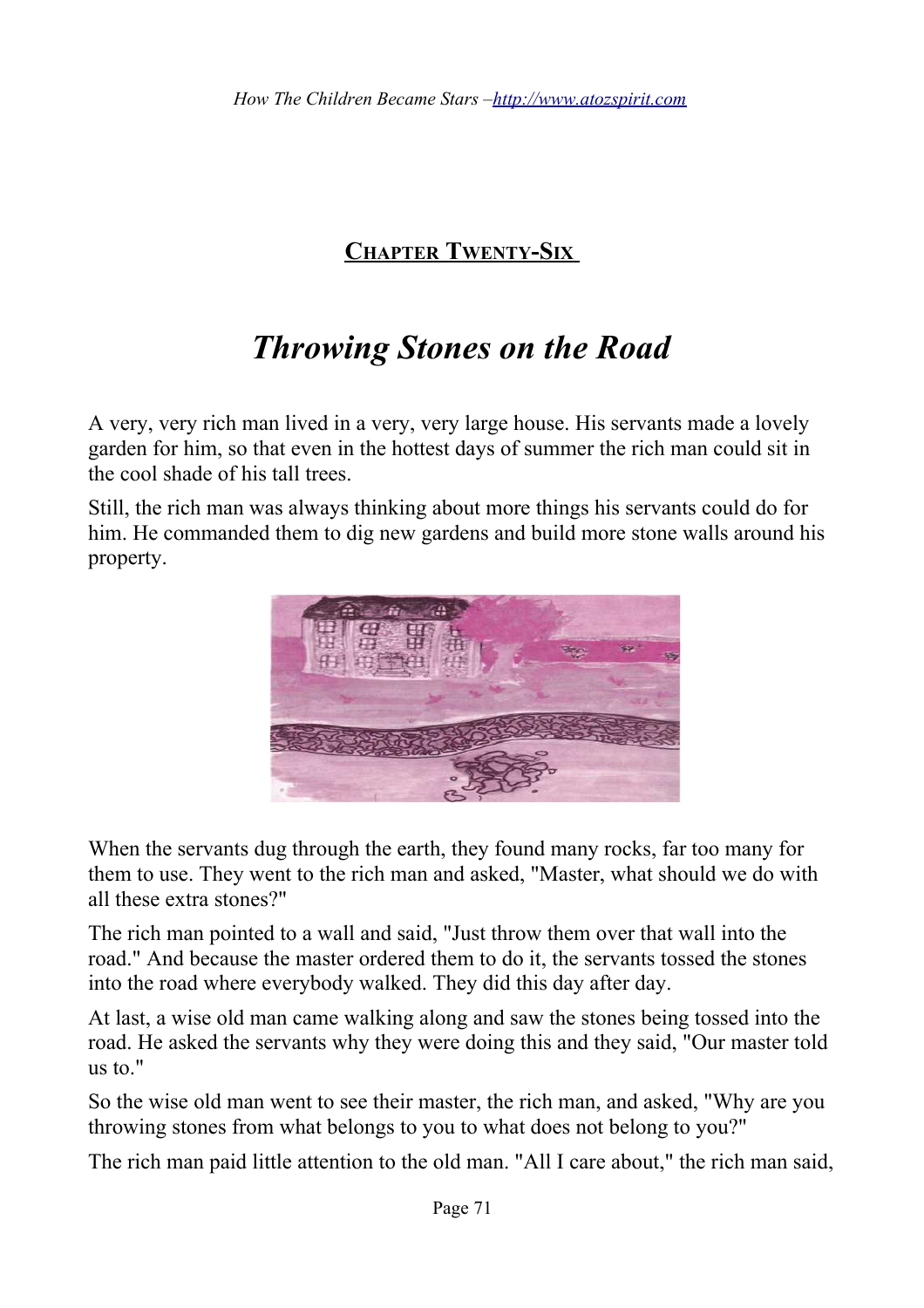## Chapter Twenty-Six

# *Throwing Stones on the Road*

A very, very rich man lived in a very, very large house. His servants made a lovely garden for him, so that even in the hottest days of summer the rich man could sit in the cool shade of his tall trees.

Still, the rich man was always thinking about more things his servants could do for him. He commanded them to dig new gardens and build more stone walls around his property.

When the servants dug through the earth, they found many rocks, far too many for them to use. They went to the rich man and asked, "Master, what should we do with all these extra stones?"

The rich man pointed to a wall and said, "Just throw them over that wall into the road." And because the master ordered them to do it, the servants tossed the stones into the road where everybody walked. They did this day after day.

At last, a wise old man came walking along and saw the stones being tossed into the road. He asked the servants why they were doing this and they said, "Our master told us to."

So the wise old man went to see their master, the rich man, and asked, "Why are you throwing stones from what belongs to you to what does not belong to you?"

The rich man paid little attention to the old man. "All I care about," the rich man said,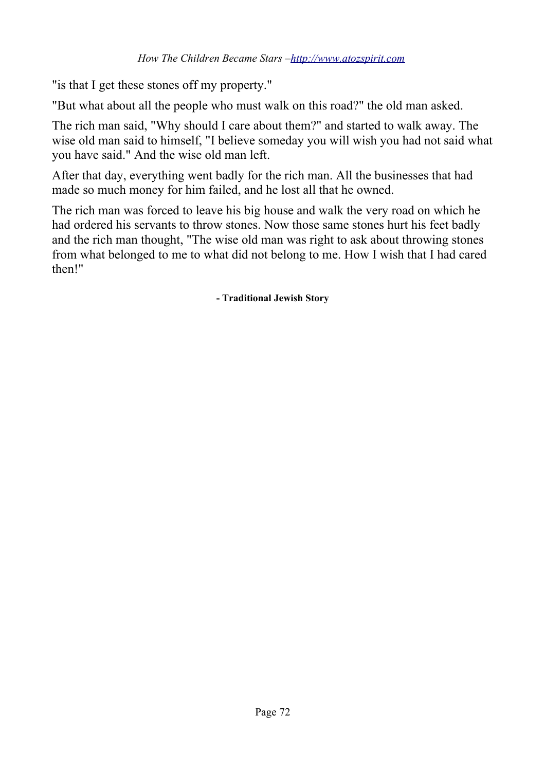"is that I get these stones off my property."

"But what about all the people who must walk on this road?" the old man asked.

The rich man said, "Why should I care about them?" and started to walk away. The wise old man said to himself, "I believe someday you will wish you had not said what you have said." And the wise old man left.

After that day, everything went badly for the rich man. All the businesses that had made so much money for him failed, and he lost all that he owned.

The rich man was forced to leave his big house and walk the very road on which he had ordered his servants to throw stones. Now those same stones hurt his feet badly and the rich man thought, "The wise old man was right to ask about throwing stones from what belonged to me to what did not belong to me. How I wish that I had cared then!"

**- Traditional Jewish Story**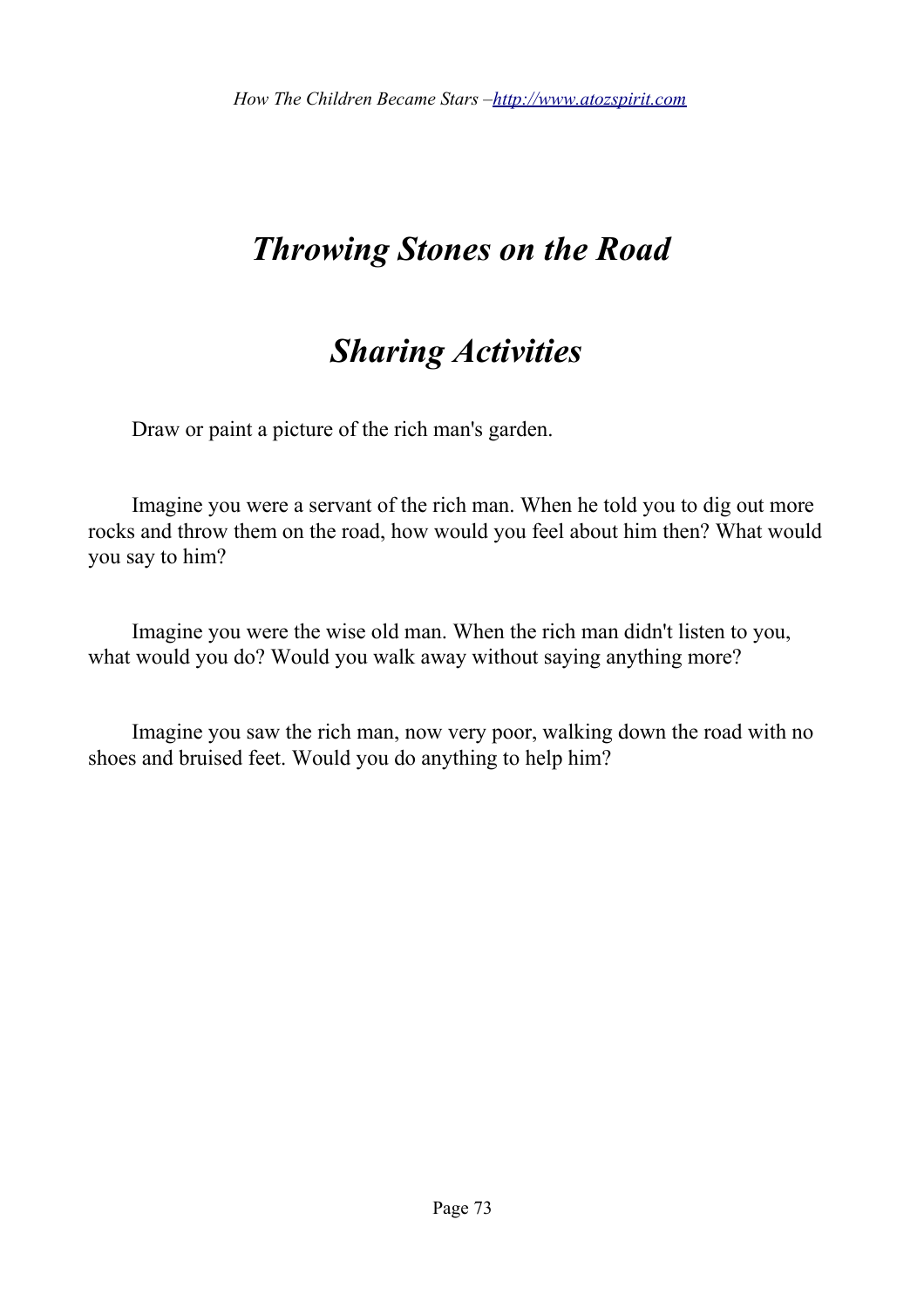# *Throwing Stones on the Road*

## *Sharing Activities*

Draw or paint a picture of the rich man's garden.

Imagine you were a servant of the rich man. When he told you to dig out more rocks and throw them on the road, how would you feel about him then? What would you say to him?

Imagine you were the wise old man. When the rich man didn't listen to you, what would you do? Would you walk away without saying anything more?

Imagine you saw the rich man, now very poor, walking down the road with no shoes and bruised feet. Would you do anything to help him?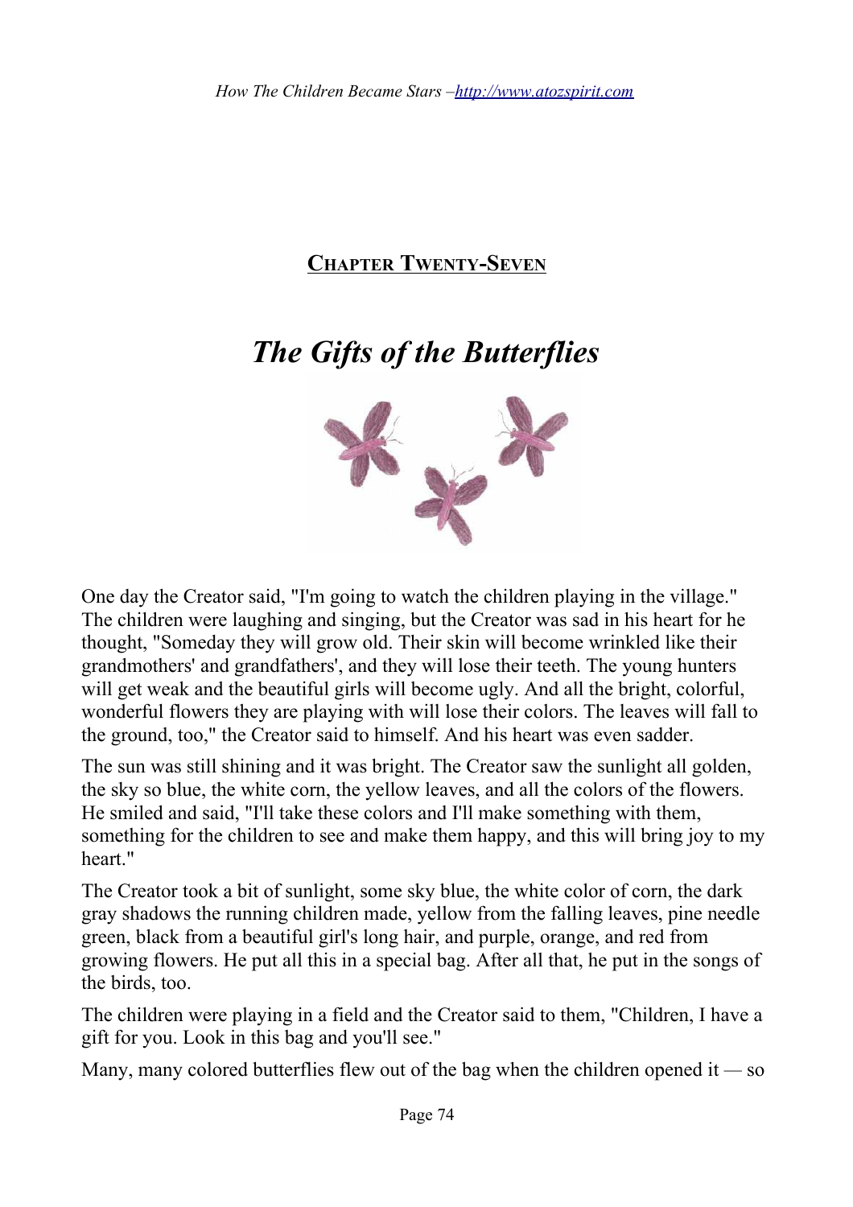## Chapter Twenty-Seven

# *The Gifts of the Butterflies*

One day the Creator said, "I'm going to watch the children playing in the village." The children were laughing and singing, but the Creator was sad in his heart for he thought, "Someday they will grow old. Their skin will become wrinkled like their grandmothers' and grandfathers', and they will lose their teeth. The young hunters will get weak and the beautiful girls will become ugly. And all the bright, colorful, wonderful flowers they are playing with will lose their colors. The leaves will fall to the ground, too," the Creator said to himself. And his heart was even sadder.

The sun was still shining and it was bright. The Creator saw the sunlight all golden, the sky so blue, the white corn, the yellow leaves, and all the colors of the flowers. He smiled and said, "I'll take these colors and I'll make something with them, something for the children to see and make them happy, and this will bring joy to my heart."

The Creator took a bit of sunlight, some sky blue, the white color of corn, the dark gray shadows the running children made, yellow from the falling leaves, pine needle green, black from a beautiful girl's long hair, and purple, orange, and red from growing flowers. He put all this in a special bag. After all that, he put in the songs of the birds, too.

The children were playing in a field and the Creator said to them, "Children, I have a gift for you. Look in this bag and you'll see."

Many, many colored butterflies flew out of the bag when the children opened it — so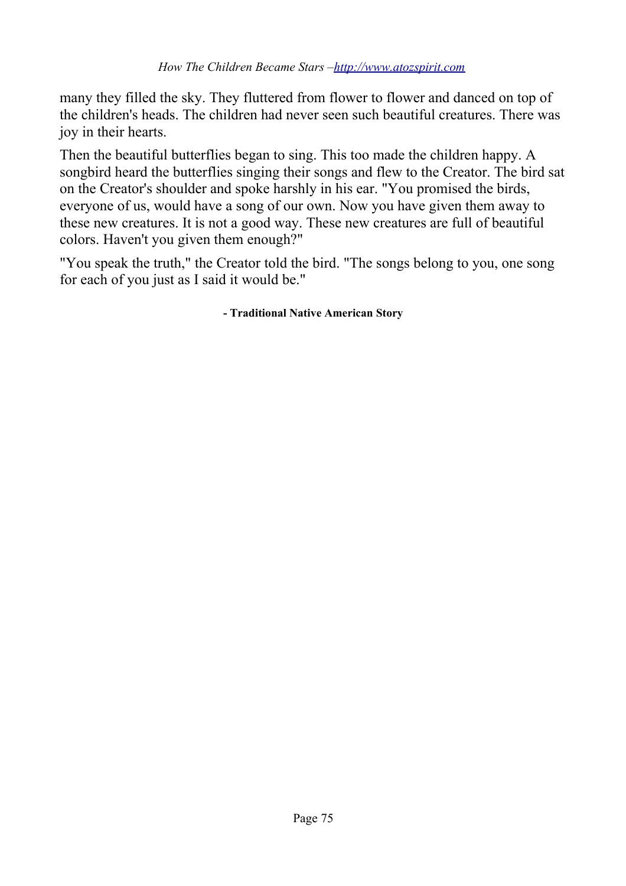many they filled the sky. They fluttered from flower to flower and danced on top of the children's heads. The children had never seen such beautiful creatures. There was joy in their hearts.

Then the beautiful butterflies began to sing. This too made the children happy. A songbird heard the butterflies singing their songs and flew to the Creator. The bird sat on the Creator's shoulder and spoke harshly in his ear. "You promised the birds, everyone of us, would have a song of our own. Now you have given them away to these new creatures. It is not a good way. These new creatures are full of beautiful colors. Haven't you given them enough?"

"You speak the truth," the Creator told the bird. "The songs belong to you, one song for each of you just as I said it would be."

**- Traditional Native American Story**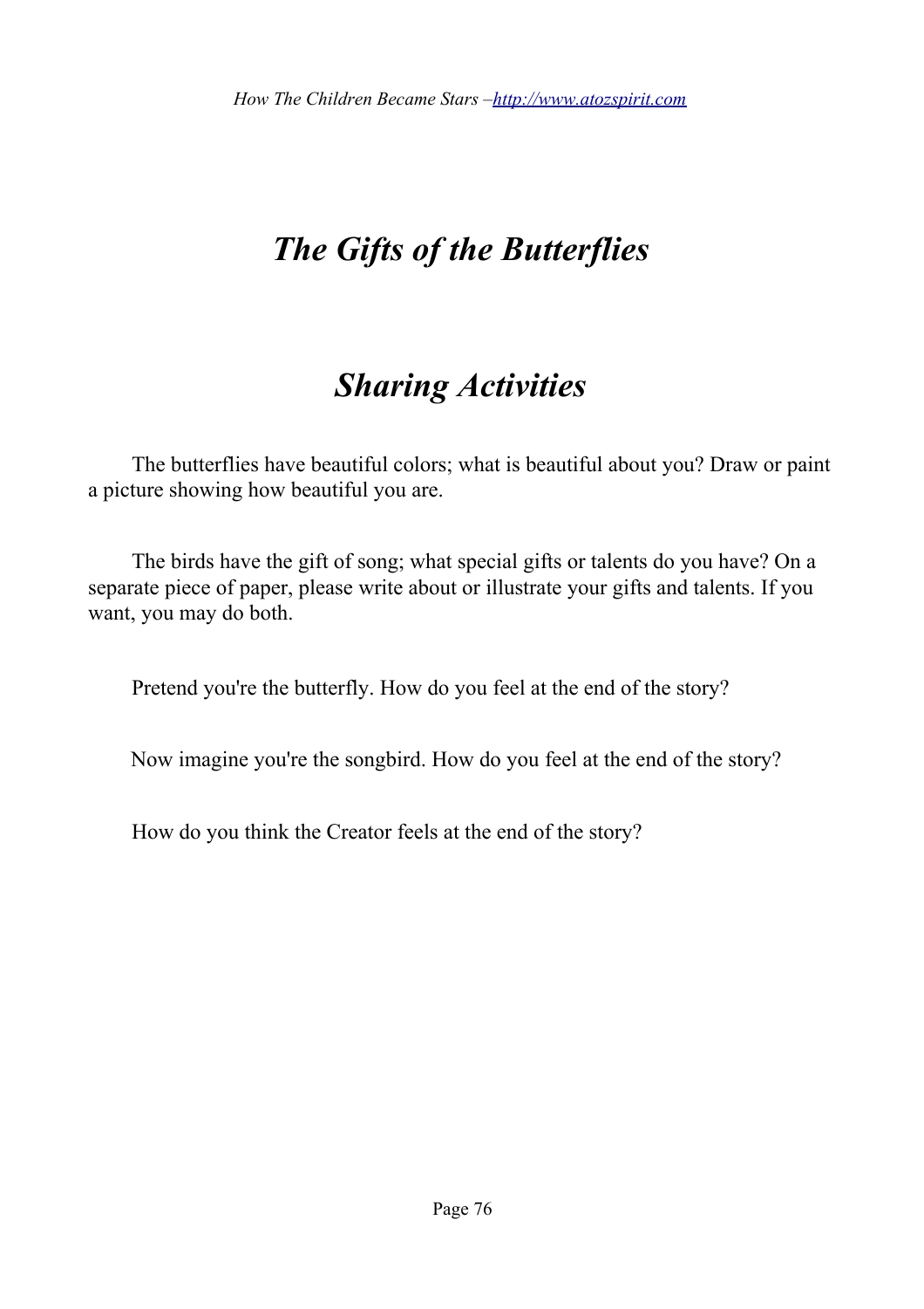# *The Gifts of the Butterflies*

## *Sharing Activities*

The butterflies have beautiful colors; what is beautiful about you? Draw or paint a picture showing how beautiful you are.

The birds have the gift of song; what special gifts or talents do you have? On a separate piece of paper, please write about or illustrate your gifts and talents. If you want, you may do both.

Pretend you're the butterfly. How do you feel at the end of the story?

Now imagine you're the songbird. How do you feel at the end of the story?

How do you think the Creator feels at the end of the story?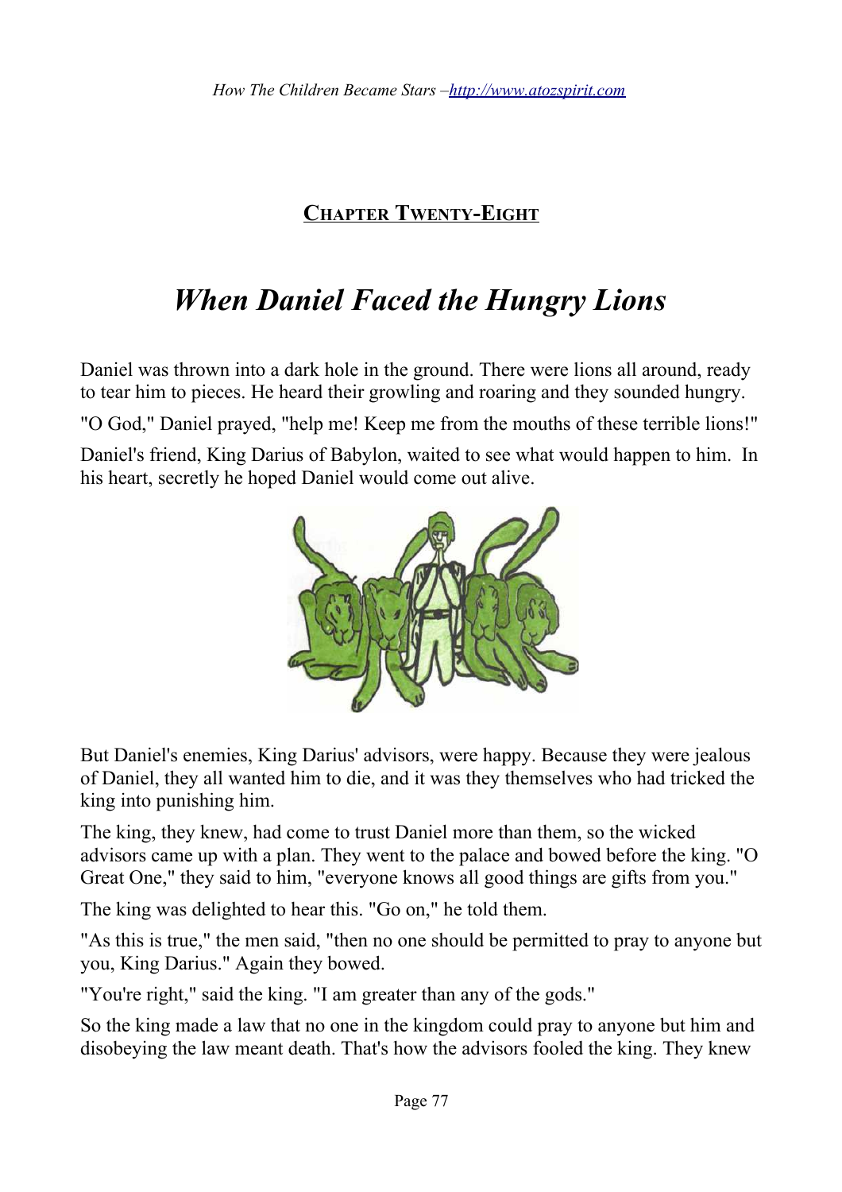## Chapter Twenty-Eight

# *When Daniel Faced the Hungry Lions*

Daniel was thrown into a dark hole in the ground. There were lions all around, ready to tear him to pieces. He heard their growling and roaring and they sounded hungry.

"O God," Daniel prayed, "help me! Keep me from the mouths of these terrible lions!"

Daniel's friend, King Darius of Babylon, waited to see what would happen to him. In his heart, secretly he hoped Daniel would come out alive.

But Daniel's enemies, King Darius' advisors, were happy. Because they were jealous of Daniel, they all wanted him to die, and it was they themselves who had tricked the king into punishing him.

The king, they knew, had come to trust Daniel more than them, so the wicked advisors came up with a plan. They went to the palace and bowed before the king. "O Great One," they said to him, "everyone knows all good things are gifts from you."

The king was delighted to hear this. "Go on," he told them.

"As this is true," the men said, "then no one should be permitted to pray to anyone but you, King Darius." Again they bowed.

"You're right," said the king. "I am greater than any of the gods."

So the king made a law that no one in the kingdom could pray to anyone but him and disobeying the law meant death. That's how the advisors fooled the king. They knew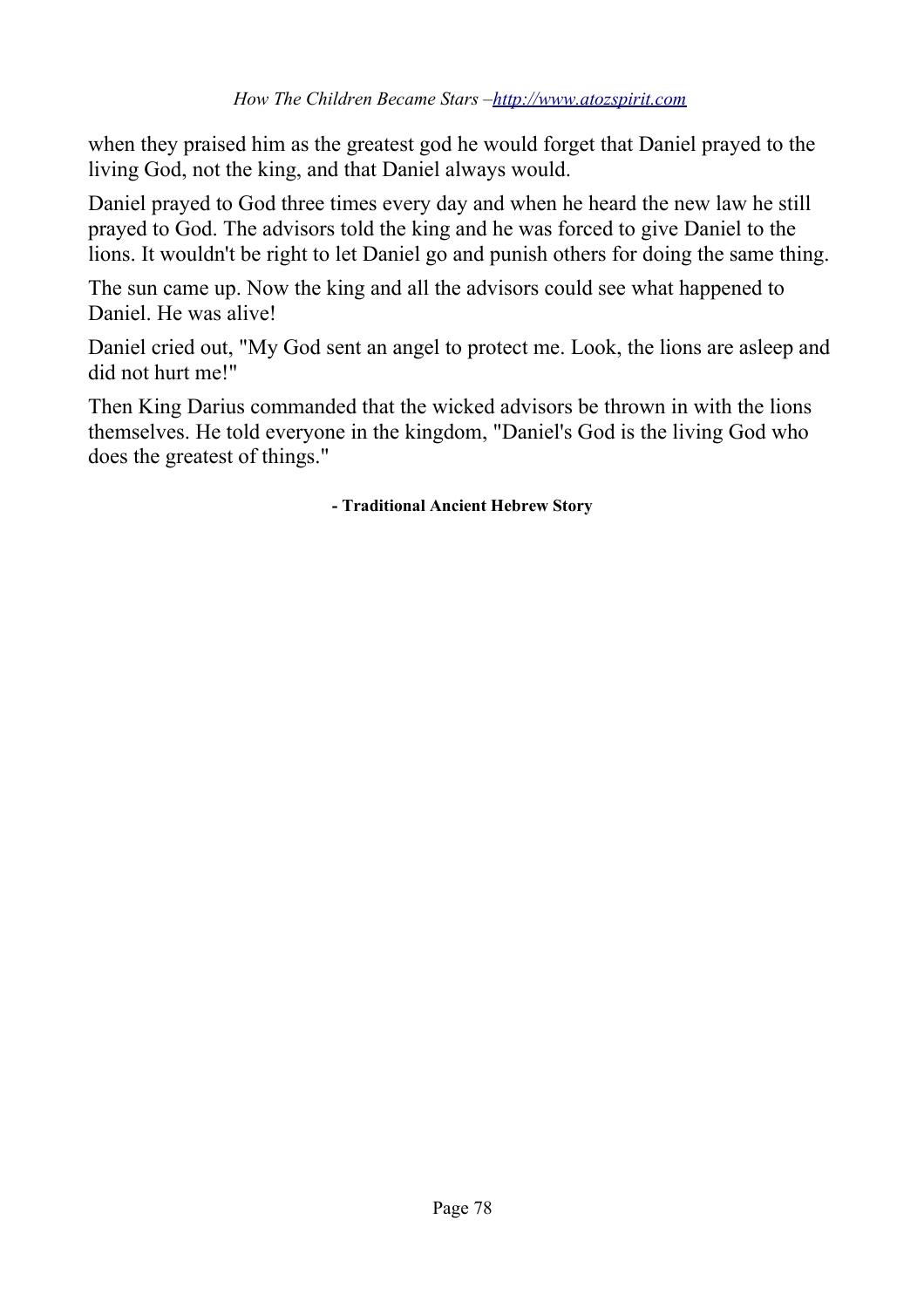when they praised him as the greatest god he would forget that Daniel prayed to the living God, not the king, and that Daniel always would.

Daniel prayed to God three times every day and when he heard the new law he still prayed to God. The advisors told the king and he was forced to give Daniel to the lions. It wouldn't be right to let Daniel go and punish others for doing the same thing.

The sun came up. Now the king and all the advisors could see what happened to Daniel. He was alive!

Daniel cried out, "My God sent an angel to protect me. Look, the lions are asleep and did not hurt me!"

Then King Darius commanded that the wicked advisors be thrown in with the lions themselves. He told everyone in the kingdom, "Daniel's God is the living God who does the greatest of things."

**- Traditional Ancient Hebrew Story**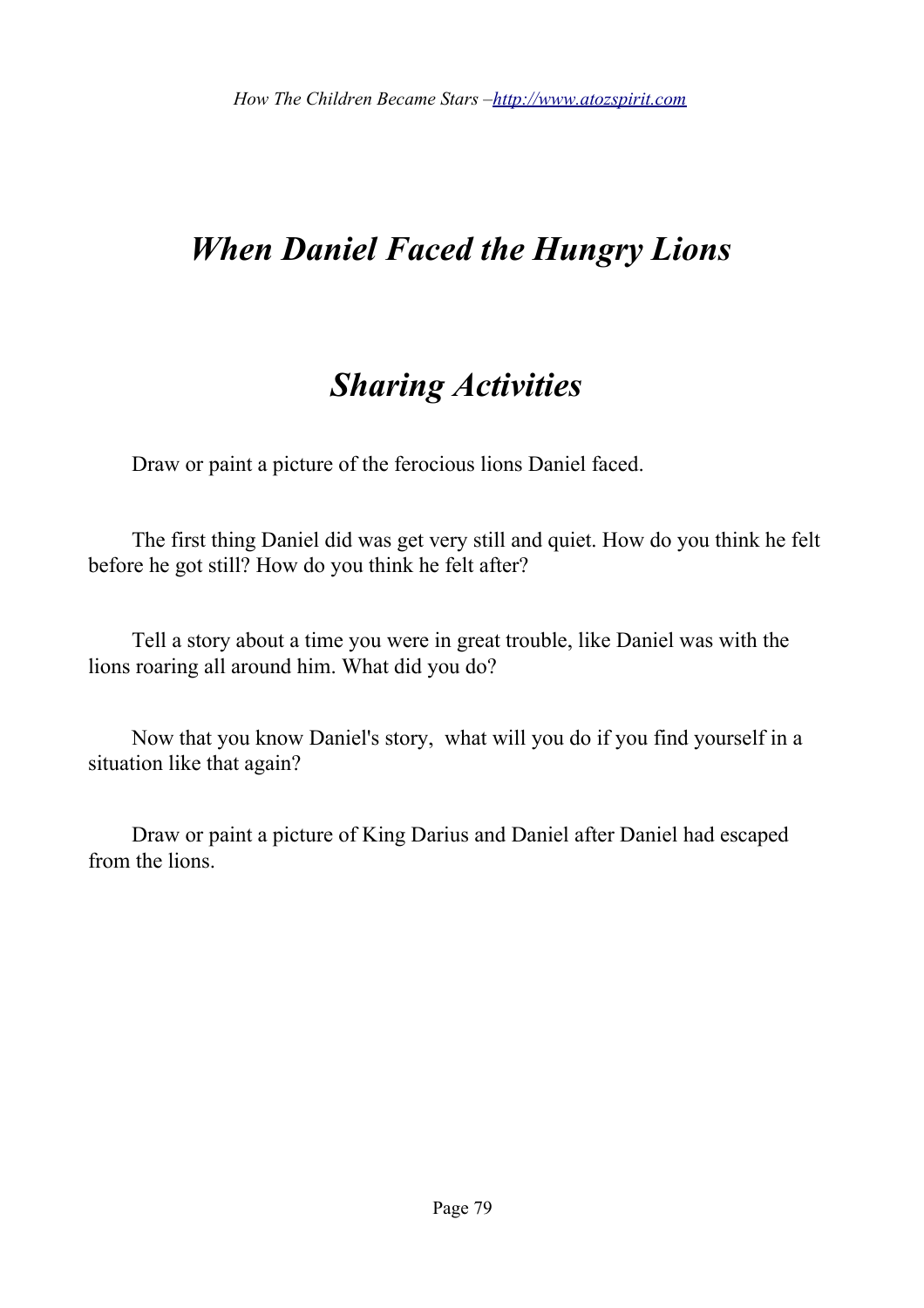# *When Daniel Faced the Hungry Lions*

## *Sharing Activities*

Draw or paint a picture of the ferocious lions Daniel faced.

The first thing Daniel did was get very still and quiet. How do you think he felt before he got still? How do you think he felt after?

Tell a story about a time you were in great trouble, like Daniel was with the lions roaring all around him. What did you do?

Now that you know Daniel's story, what will you do if you find yourself in a situation like that again?

Draw or paint a picture of King Darius and Daniel after Daniel had escaped from the lions.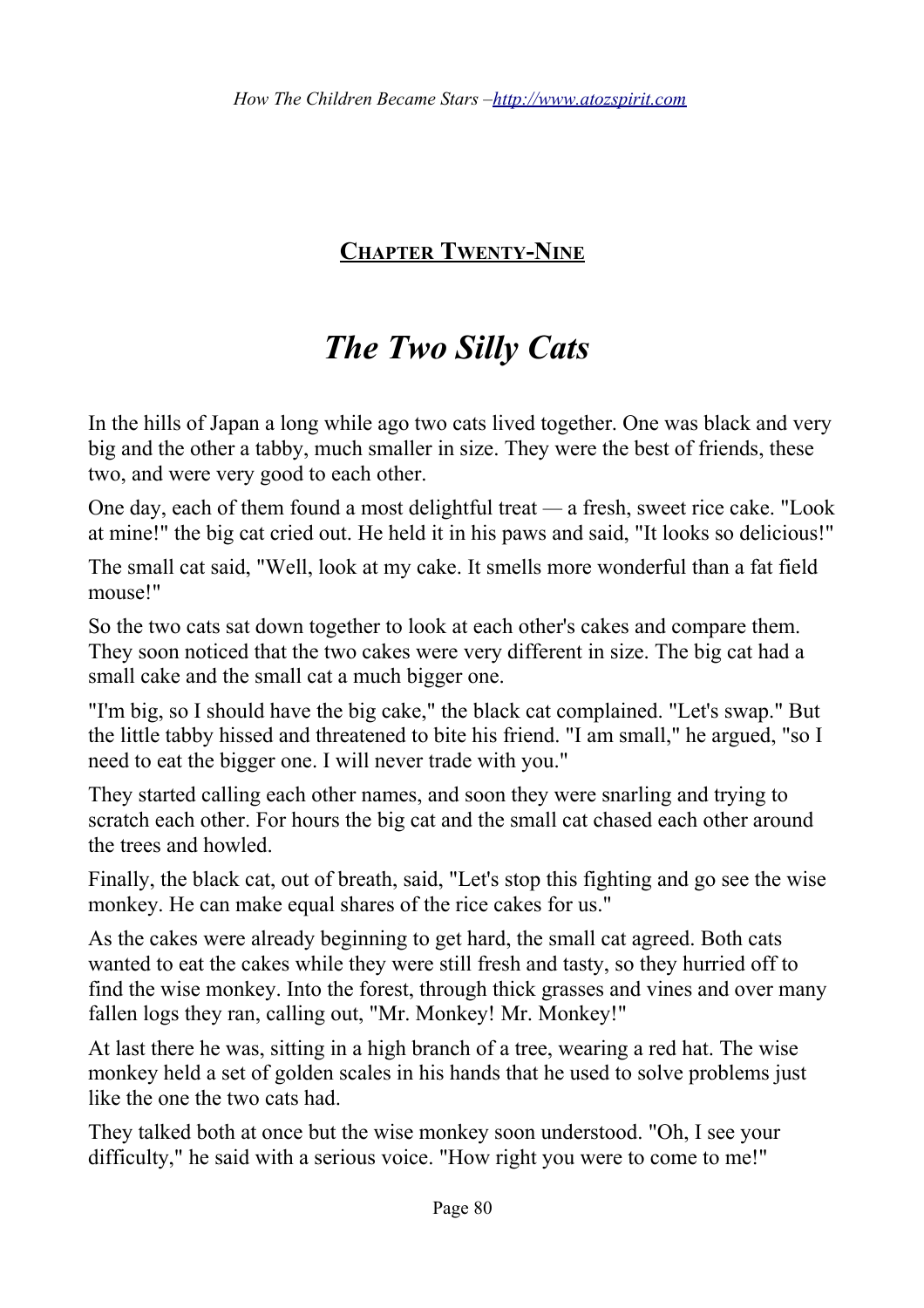## Chapter Twenty-Nine

# *The Two Silly Cats*

In the hills of Japan a long while ago two cats lived together. One was black and very big and the other a tabby, much smaller in size. They were the best of friends, these two, and were very good to each other.

One day, each of them found a most delightful treat — a fresh, sweet rice cake. "Look at mine!" the big cat cried out. He held it in his paws and said, "It looks so delicious!"

The small cat said, "Well, look at my cake. It smells more wonderful than a fat field mouse!"

So the two cats sat down together to look at each other's cakes and compare them. They soon noticed that the two cakes were very different in size. The big cat had a small cake and the small cat a much bigger one.

"I'm big, so I should have the big cake," the black cat complained. "Let's swap." But the little tabby hissed and threatened to bite his friend. "I am small," he argued, "so I need to eat the bigger one. I will never trade with you."

They started calling each other names, and soon they were snarling and trying to scratch each other. For hours the big cat and the small cat chased each other around the trees and howled.

Finally, the black cat, out of breath, said, "Let's stop this fighting and go see the wise monkey. He can make equal shares of the rice cakes for us."

As the cakes were already beginning to get hard, the small cat agreed. Both cats wanted to eat the cakes while they were still fresh and tasty, so they hurried off to find the wise monkey. Into the forest, through thick grasses and vines and over many fallen logs they ran, calling out, "Mr. Monkey! Mr. Monkey!"

At last there he was, sitting in a high branch of a tree, wearing a red hat. The wise monkey held a set of golden scales in his hands that he used to solve problems just like the one the two cats had.

They talked both at once but the wise monkey soon understood. "Oh, I see your difficulty," he said with a serious voice. "How right you were to come to me!"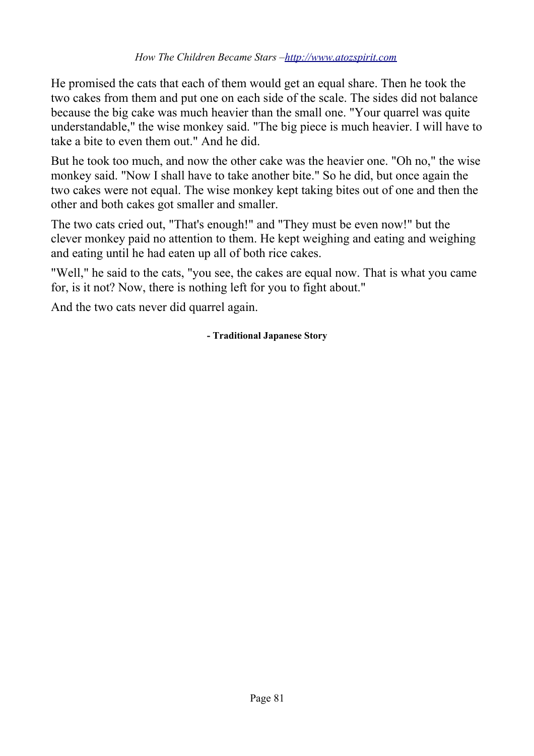He promised the cats that each of them would get an equal share. Then he took the two cakes from them and put one on each side of the scale. The sides did not balance because the big cake was much heavier than the small one. "Your quarrel was quite understandable," the wise monkey said. "The big piece is much heavier. I will have to take a bite to even them out." And he did.

But he took too much, and now the other cake was the heavier one. "Oh no," the wise monkey said. "Now I shall have to take another bite." So he did, but once again the two cakes were not equal. The wise monkey kept taking bites out of one and then the other and both cakes got smaller and smaller.

The two cats cried out, "That's enough!" and "They must be even now!" but the clever monkey paid no attention to them. He kept weighing and eating and weighing and eating until he had eaten up all of both rice cakes.

"Well," he said to the cats, "you see, the cakes are equal now. That is what you came for, is it not? Now, there is nothing left for you to fight about."

And the two cats never did quarrel again.

**- Traditional Japanese Story**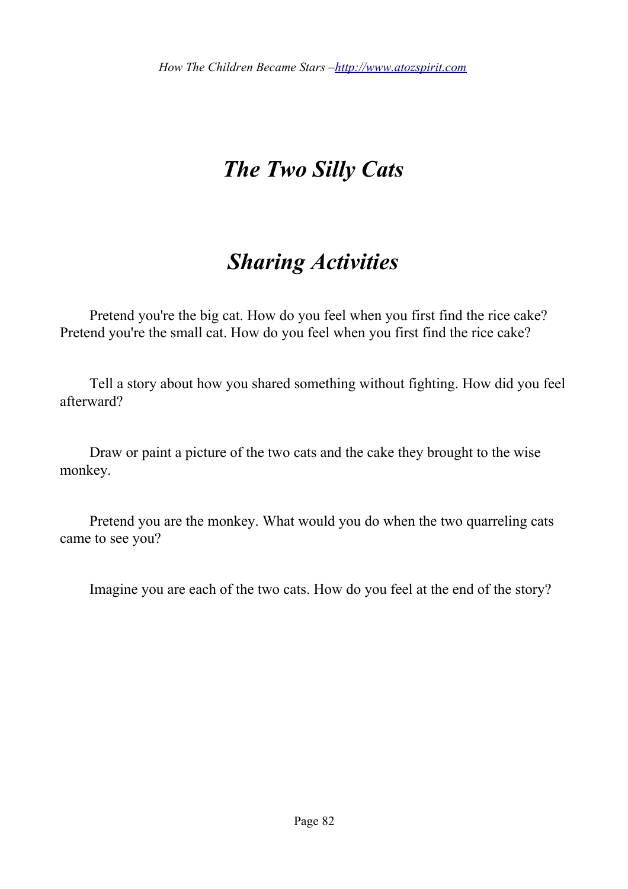# *The Two Silly Cats*

## *Sharing Activities*

Pretend you're the big cat. How do you feel when you first find the rice cake? Pretend you're the small cat. How do you feel when you first find the rice cake?

Tell a story about how you shared something without fighting. How did you feel afterward?

Draw or paint a picture of the two cats and the cake they brought to the wise monkey.

Pretend you are the monkey. What would you do when the two quarreling cats came to see you?

Imagine you are each of the two cats. How do you feel at the end of the story?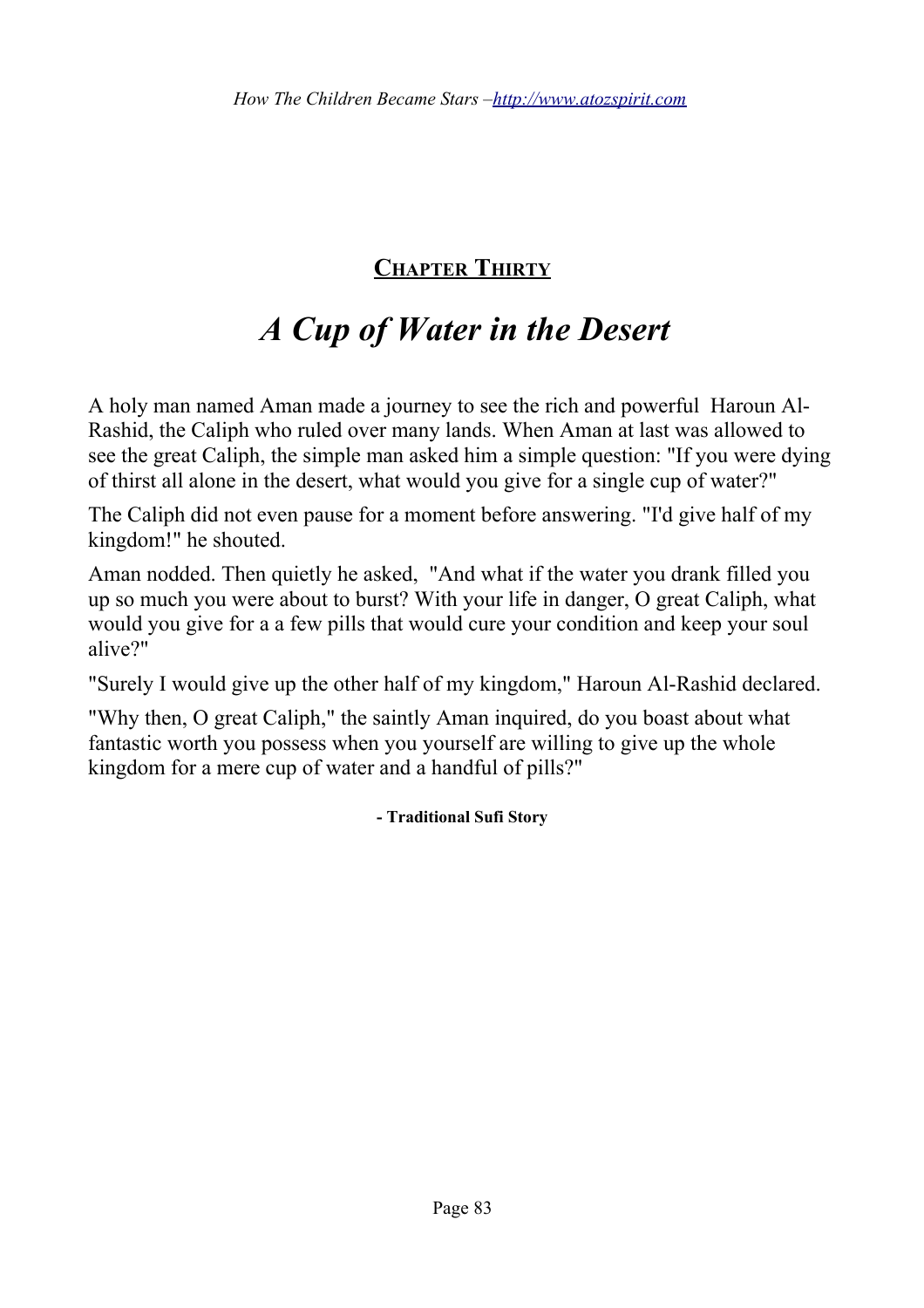## CHAPTER THIRTY

# *A Cup of Water in the Desert*

A holy man named Aman made a journey to see the rich and powerful Haroun Al-Rashid, the Caliph who ruled over many lands. When Aman at last was allowed to see the great Caliph, the simple man asked him a simple question: "If you were dying of thirst all alone in the desert, what would you give for a single cup of water?"

The Caliph did not even pause for a moment before answering. "I'd give half of my kingdom!" he shouted.

Aman nodded. Then quietly he asked, "And what if the water you drank filled you up so much you were about to burst? With your life in danger, O great Caliph, what would you give for a a few pills that would cure your condition and keep your soul alive?"

"Surely I would give up the other half of my kingdom," Haroun Al-Rashid declared.

"Why then, O great Caliph," the saintly Aman inquired, do you boast about what fantastic worth you possess when you yourself are willing to give up the whole kingdom for a mere cup of water and a handful of pills?"

**- Traditional Sufi Story**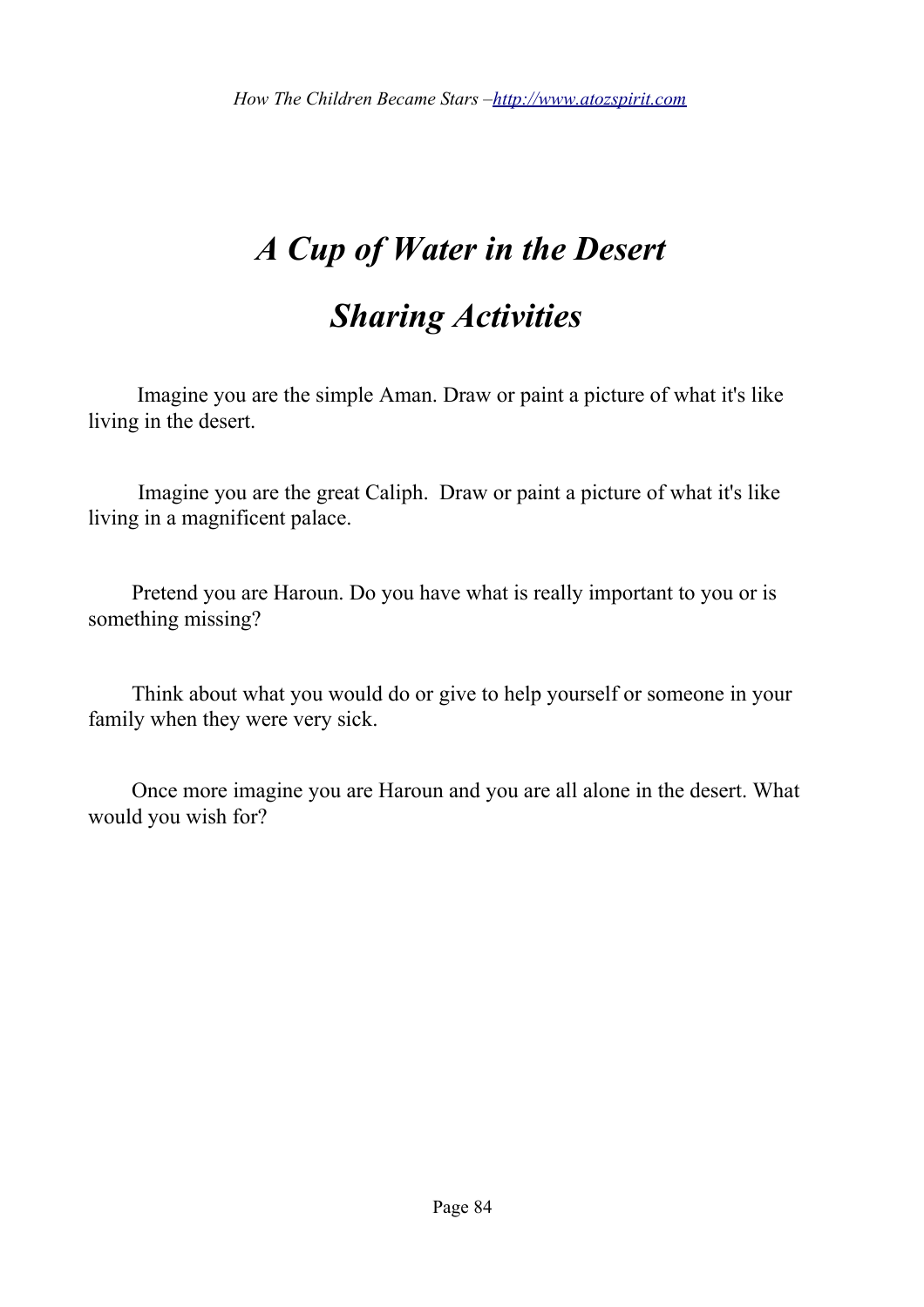# *A Cup of Water in the Desert*

## *Sharing Activities*

Imagine you are the simple Aman. Draw or paint a picture of what it's like living in the desert.

Imagine you are the great Caliph. Draw or paint a picture of what it's like living in a magnificent palace.

Pretend you are Haroun. Do you have what is really important to you or is something missing?

Think about what you would do or give to help yourself or someone in your family when they were very sick.

Once more imagine you are Haroun and you are all alone in the desert. What would you wish for?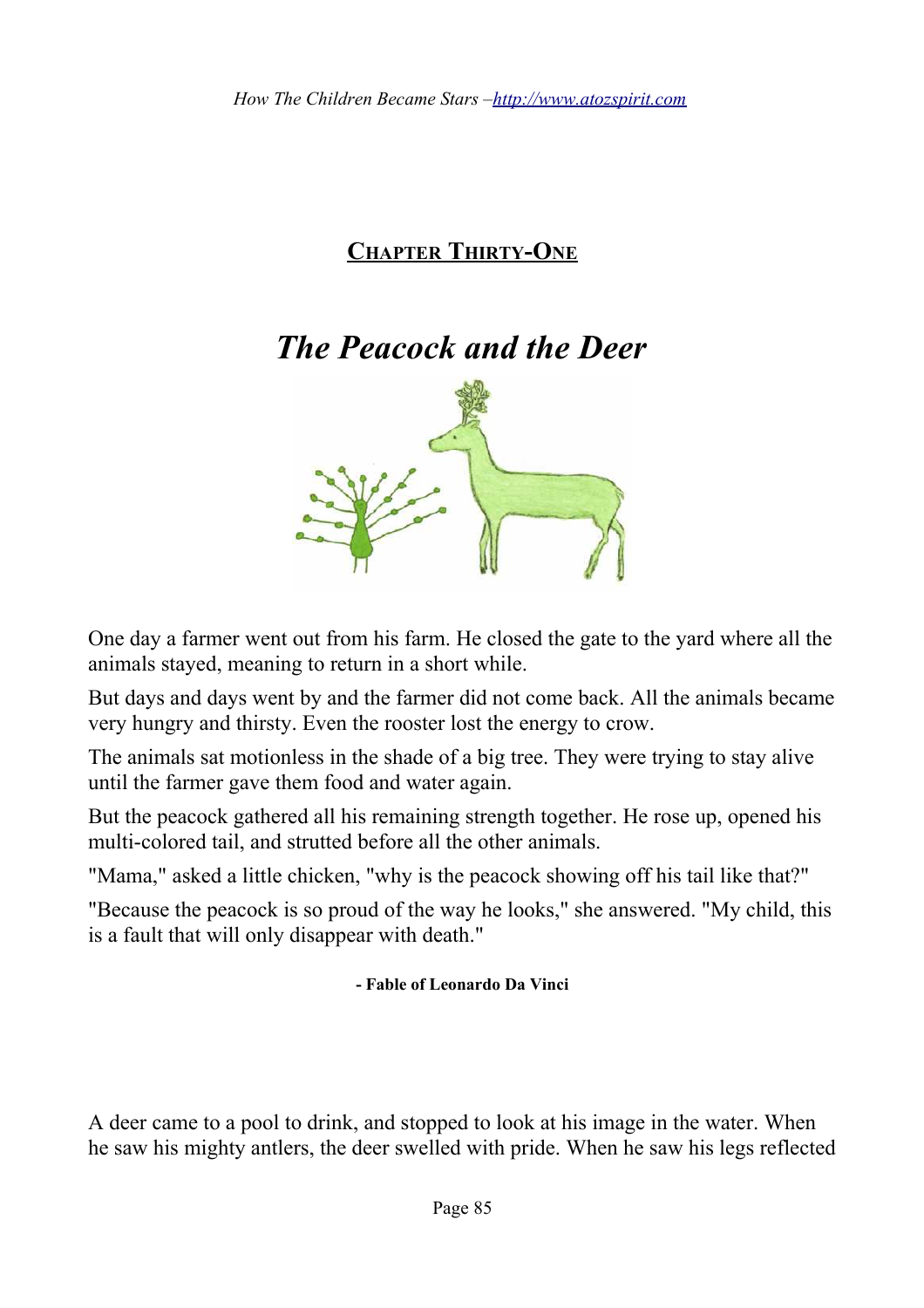## Chapter Thirty-One

# *The Peacock and the Deer*

One day a farmer went out from his farm. He closed the gate to the yard where all the animals stayed, meaning to return in a short while.

But days and days went by and the farmer did not come back. All the animals became very hungry and thirsty. Even the rooster lost the energy to crow.

The animals sat motionless in the shade of a big tree. They were trying to stay alive until the farmer gave them food and water again.

But the peacock gathered all his remaining strength together. He rose up, opened his multi-colored tail, and strutted before all the other animals.

"Mama," asked a little chicken, "why is the peacock showing off his tail like that?"

"Because the peacock is so proud of the way he looks," she answered. "My child, this is a fault that will only disappear with death."

**- Fable of Leonardo Da Vinci**

A deer came to a pool to drink, and stopped to look at his image in the water. When he saw his mighty antlers, the deer swelled with pride. When he saw his legs reflected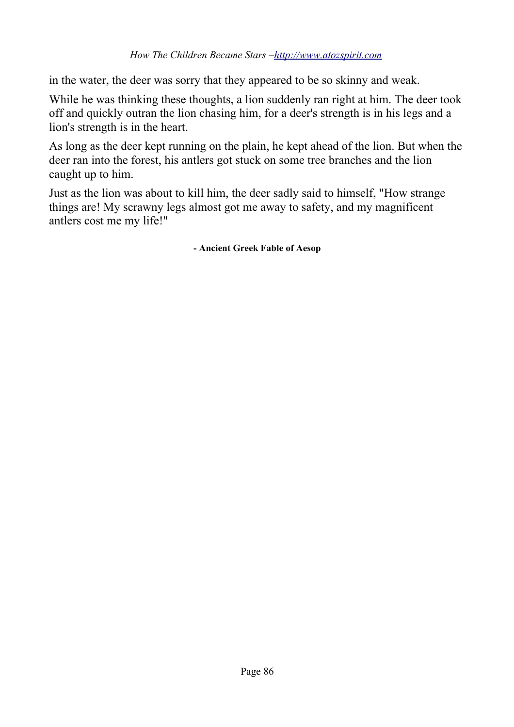in the water, the deer was sorry that they appeared to be so skinny and weak.

While he was thinking these thoughts, a lion suddenly ran right at him. The deer took off and quickly outran the lion chasing him, for a deer's strength is in his legs and a lion's strength is in the heart.

As long as the deer kept running on the plain, he kept ahead of the lion. But when the deer ran into the forest, his antlers got stuck on some tree branches and the lion caught up to him.

Just as the lion was about to kill him, the deer sadly said to himself, "How strange things are! My scrawny legs almost got me away to safety, and my magnificent antlers cost me my life!"

**- Ancient Greek Fable of Aesop**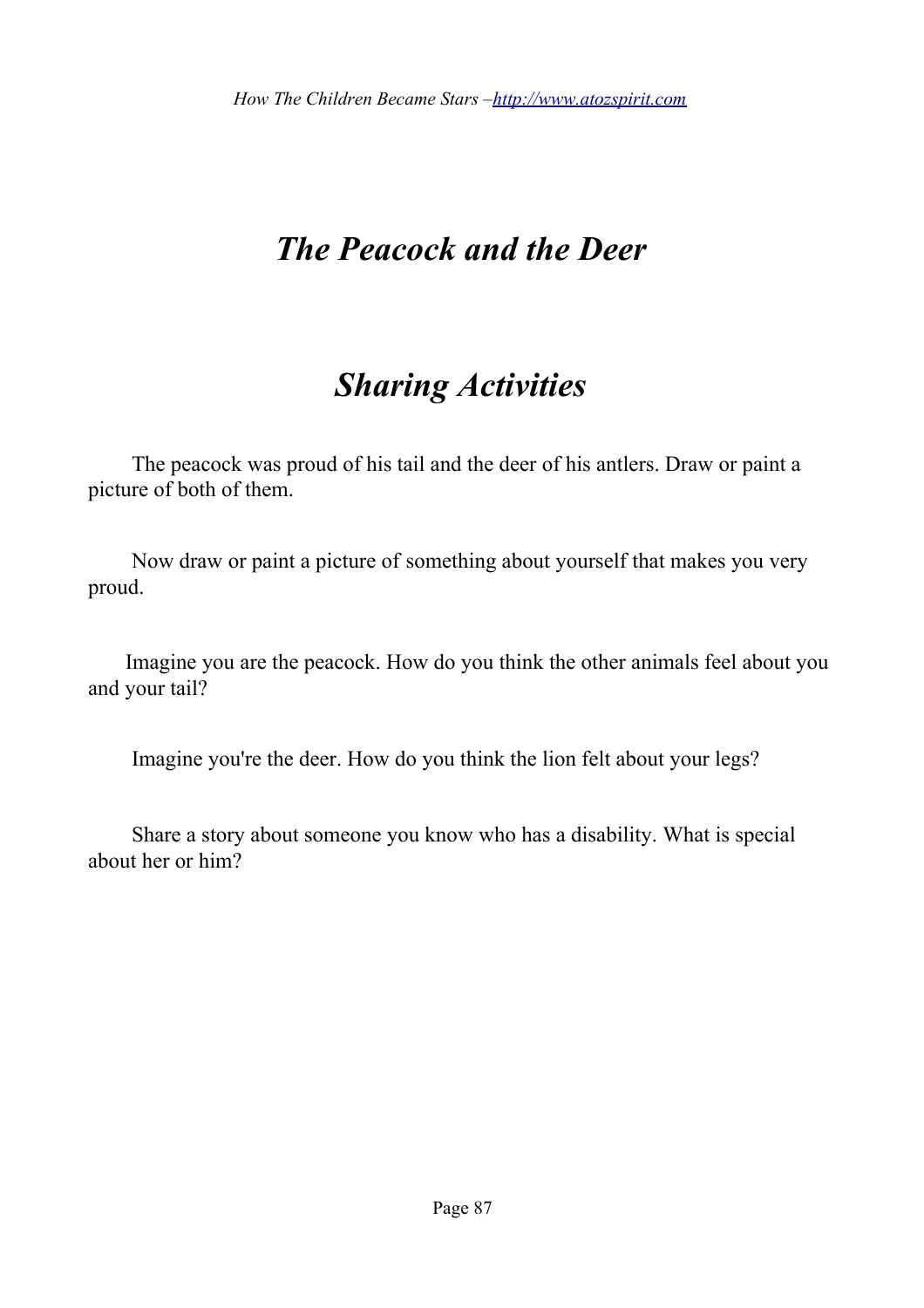# *The Peacock and the Deer*

## *Sharing Activities*

The peacock was proud of his tail and the deer of his antlers. Draw or paint a picture of both of them.

Now draw or paint a picture of something about yourself that makes you very proud.

Imagine you are the peacock. How do you think the other animals feel about you and your tail?

Imagine you're the deer. How do you think the lion felt about your legs?

Share a story about someone you know who has a disability. What is special about her or him?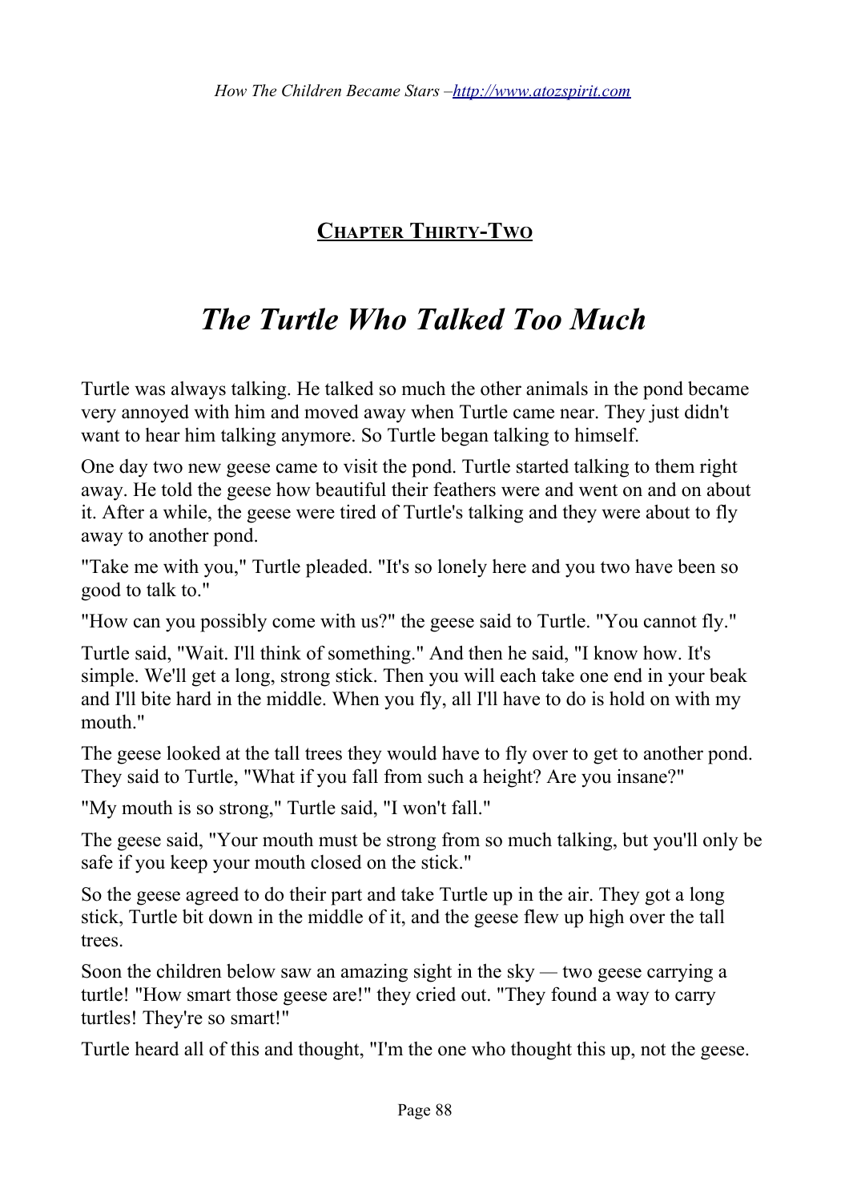## Chapter Thirty-Two

# *The Turtle Who Talked Too Much*

Turtle was always talking. He talked so much the other animals in the pond became very annoyed with him and moved away when Turtle came near. They just didn't want to hear him talking anymore. So Turtle began talking to himself.

One day two new geese came to visit the pond. Turtle started talking to them right away. He told the geese how beautiful their feathers were and went on and on about it. After a while, the geese were tired of Turtle's talking and they were about to fly away to another pond.

"Take me with you," Turtle pleaded. "It's so lonely here and you two have been so good to talk to."

"How can you possibly come with us?" the geese said to Turtle. "You cannot fly."

Turtle said, "Wait. I'll think of something." And then he said, "I know how. It's simple. We'll get a long, strong stick. Then you will each take one end in your beak and I'll bite hard in the middle. When you fly, all I'll have to do is hold on with my mouth."

The geese looked at the tall trees they would have to fly over to get to another pond. They said to Turtle, "What if you fall from such a height? Are you insane?"

"My mouth is so strong," Turtle said, "I won't fall."

The geese said, "Your mouth must be strong from so much talking, but you'll only be safe if you keep your mouth closed on the stick."

So the geese agreed to do their part and take Turtle up in the air. They got a long stick, Turtle bit down in the middle of it, and the geese flew up high over the tall trees.

Soon the children below saw an amazing sight in the sky — two geese carrying a turtle! "How smart those geese are!" they cried out. "They found a way to carry turtles! They're so smart!"

Turtle heard all of this and thought, "I'm the one who thought this up, not the geese.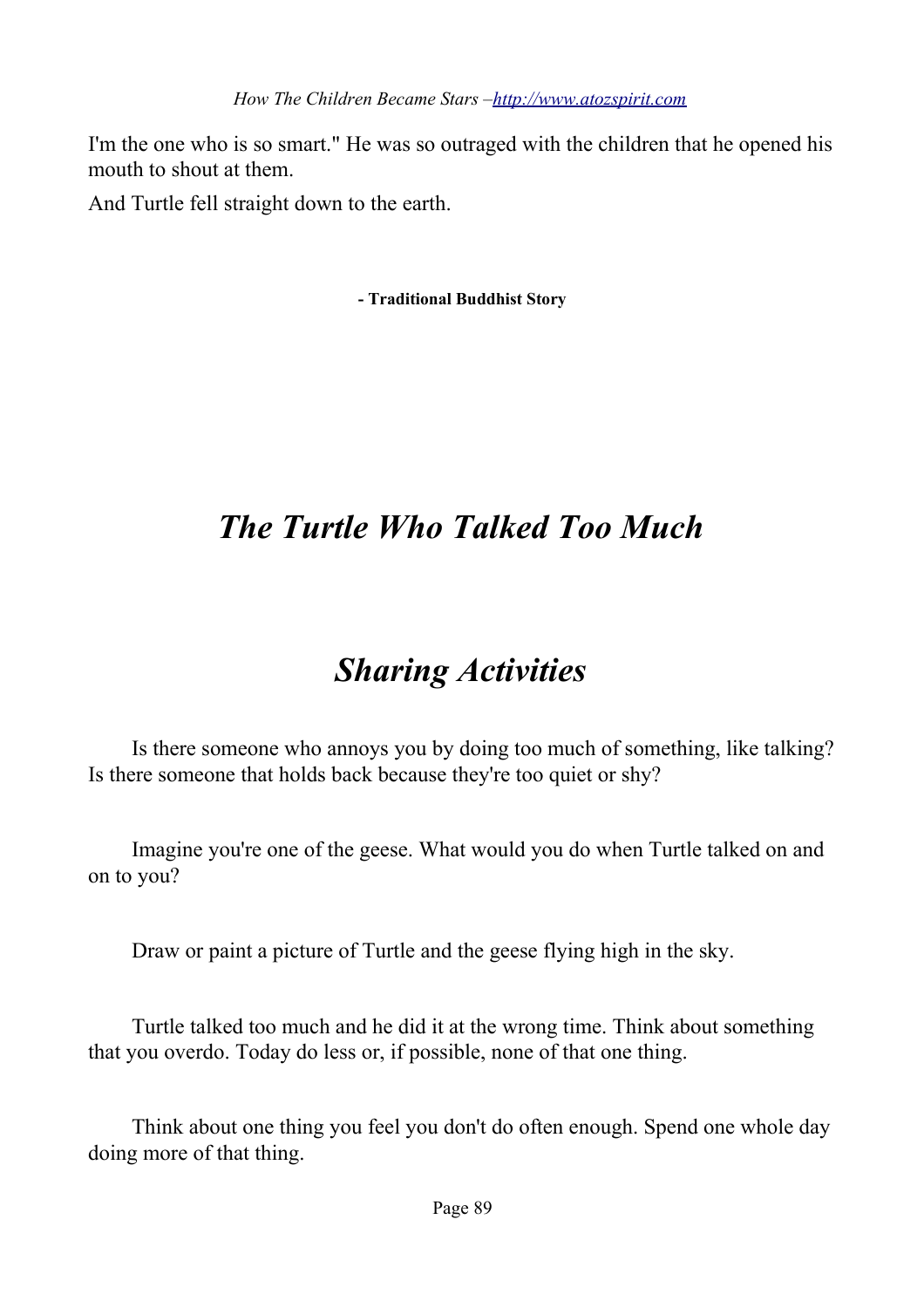I'm the one who is so smart." He was so outraged with the children that he opened his mouth to shout at them.

And Turtle fell straight down to the earth.

**- Traditional Buddhist Story**

# *The Turtle Who Talked Too Much*

## *Sharing Activities*

Is there someone who annoys you by doing too much of something, like talking? Is there someone that holds back because they're too quiet or shy?

Imagine you're one of the geese. What would you do when Turtle talked on and on to you?

Draw or paint a picture of Turtle and the geese flying high in the sky.

Turtle talked too much and he did it at the wrong time. Think about something that you overdo. Today do less or, if possible, none of that one thing.

Think about one thing you feel you don't do often enough. Spend one whole day doing more of that thing.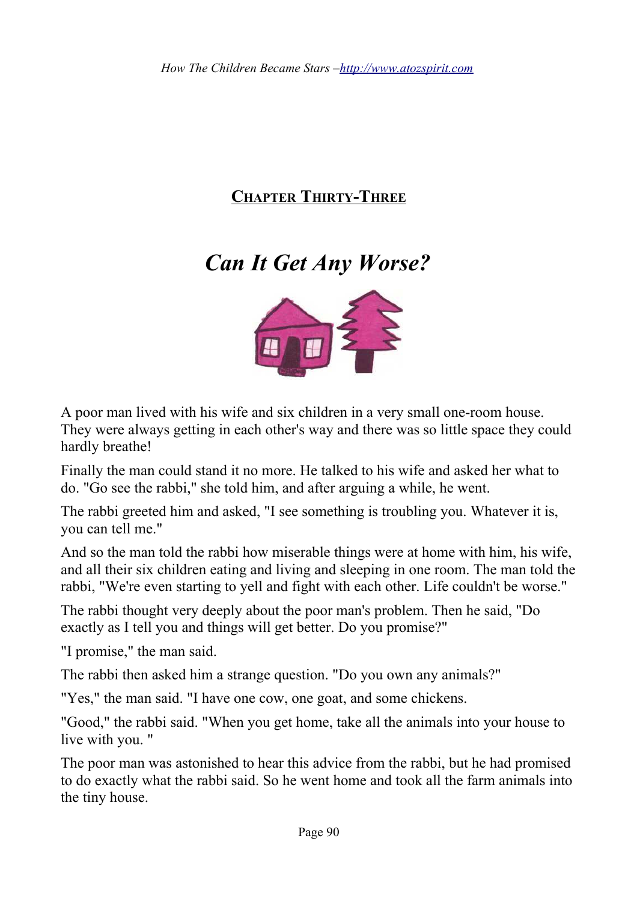## Chapter Thirty-Three

# *Can It Get Any Worse?*

A poor man lived with his wife and six children in a very small one-room house. They were always getting in each other's way and there was so little space they could hardly breathe!

Finally the man could stand it no more. He talked to his wife and asked her what to do. "Go see the rabbi," she told him, and after arguing a while, he went.

The rabbi greeted him and asked, "I see something is troubling you. Whatever it is, you can tell me."

And so the man told the rabbi how miserable things were at home with him, his wife, and all their six children eating and living and sleeping in one room. The man told the rabbi, "We're even starting to yell and fight with each other. Life couldn't be worse."

The rabbi thought very deeply about the poor man's problem. Then he said, "Do exactly as I tell you and things will get better. Do you promise?"

"I promise," the man said.

The rabbi then asked him a strange question. "Do you own any animals?"

"Yes," the man said. "I have one cow, one goat, and some chickens.

"Good," the rabbi said. "When you get home, take all the animals into your house to live with you. "

The poor man was astonished to hear this advice from the rabbi, but he had promised to do exactly what the rabbi said. So he went home and took all the farm animals into the tiny house.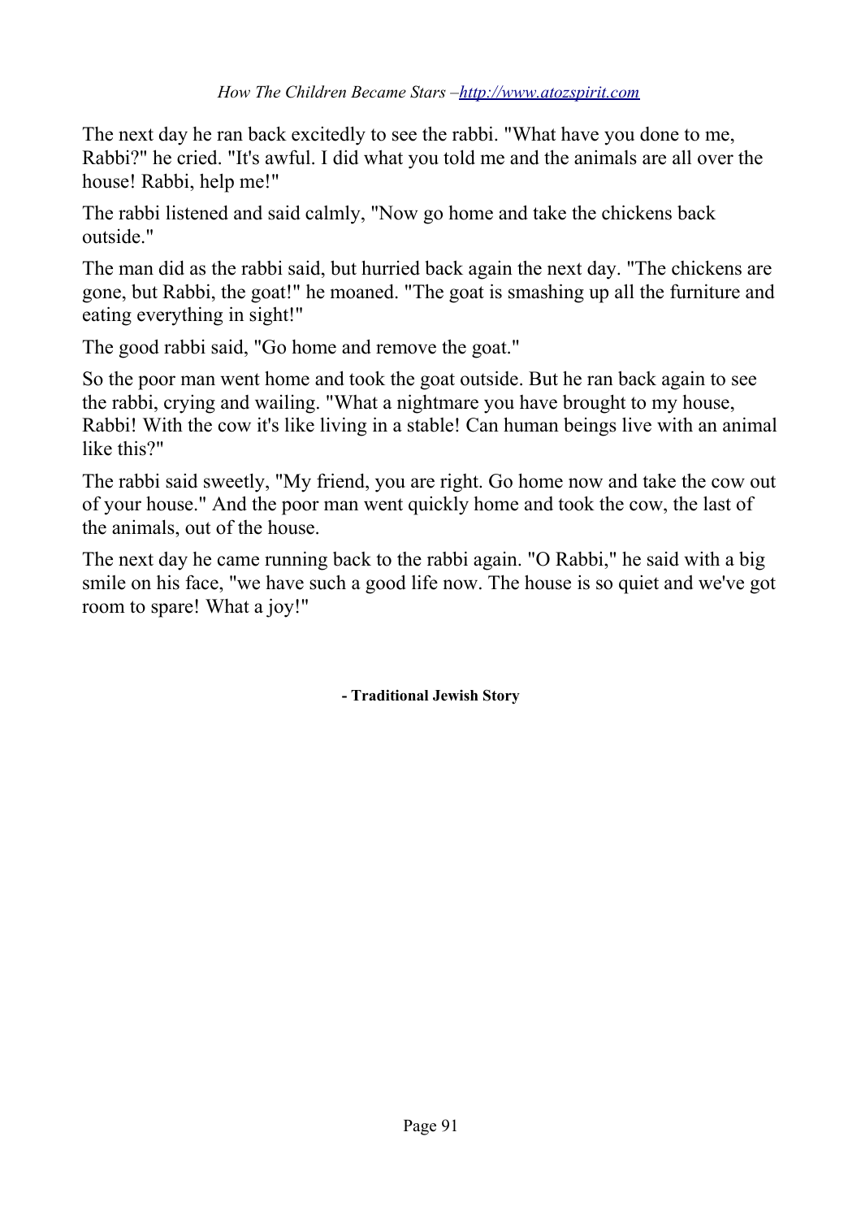The next day he ran back excitedly to see the rabbi. "What have you done to me, Rabbi?" he cried. "It's awful. I did what you told me and the animals are all over the house! Rabbi, help me!"

The rabbi listened and said calmly, "Now go home and take the chickens back outside."

The man did as the rabbi said, but hurried back again the next day. "The chickens are gone, but Rabbi, the goat!" he moaned. "The goat is smashing up all the furniture and eating everything in sight!"

The good rabbi said, "Go home and remove the goat."

So the poor man went home and took the goat outside. But he ran back again to see the rabbi, crying and wailing. "What a nightmare you have brought to my house, Rabbi! With the cow it's like living in a stable! Can human beings live with an animal like this?"

The rabbi said sweetly, "My friend, you are right. Go home now and take the cow out of your house." And the poor man went quickly home and took the cow, the last of the animals, out of the house.

The next day he came running back to the rabbi again. "O Rabbi," he said with a big smile on his face, "we have such a good life now. The house is so quiet and we've got room to spare! What a joy!"

**- Traditional Jewish Story**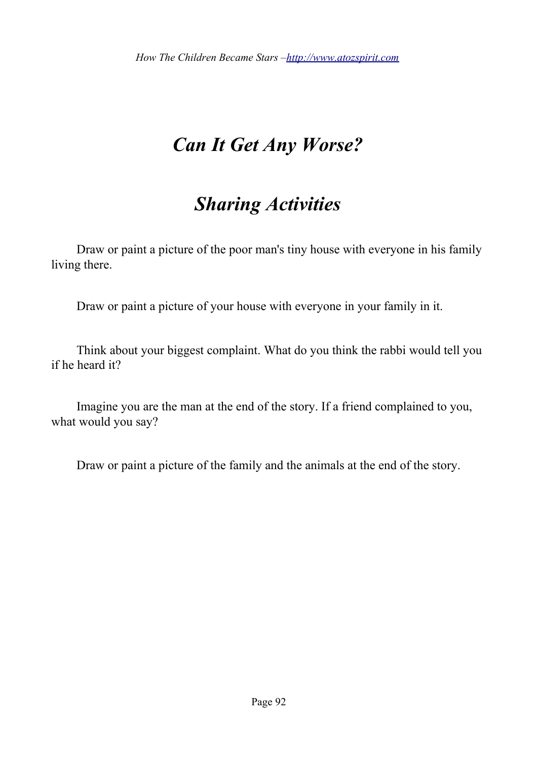## *Can It Get Any Worse?*

## *Sharing Activities*

Draw or paint a picture of the poor man's tiny house with everyone in his family living there.

Draw or paint a picture of your house with everyone in your family in it.

Think about your biggest complaint. What do you think the rabbi would tell you if he heard it?

Imagine you are the man at the end of the story. If a friend complained to you, what would you say?

Draw or paint a picture of the family and the animals at the end of the story.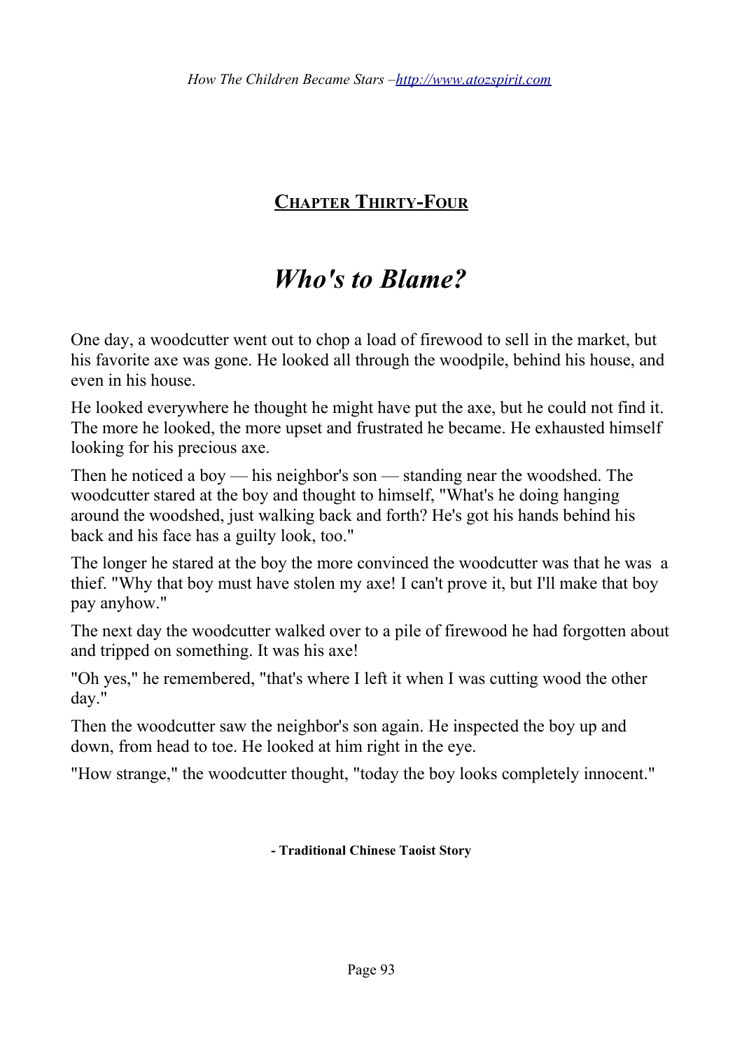## CHAPTER THIRTY-FOUR

# *Who's to Blame?*

One day, a woodcutter went out to chop a load of firewood to sell in the market, but his favorite axe was gone. He looked all through the woodpile, behind his house, and even in his house.

He looked everywhere he thought he might have put the axe, but he could not find it. The more he looked, the more upset and frustrated he became. He exhausted himself looking for his precious axe.

Then he noticed a boy — his neighbor's son — standing near the woodshed. The woodcutter stared at the boy and thought to himself, "What's he doing hanging around the woodshed, just walking back and forth? He's got his hands behind his back and his face has a guilty look, too."

The longer he stared at the boy the more convinced the woodcutter was that he was a thief. "Why that boy must have stolen my axe! I can't prove it, but I'll make that boy pay anyhow."

The next day the woodcutter walked over to a pile of firewood he had forgotten about and tripped on something. It was his axe!

"Oh yes," he remembered, "that's where I left it when I was cutting wood the other day."

Then the woodcutter saw the neighbor's son again. He inspected the boy up and down, from head to toe. He looked at him right in the eye.

"How strange," the woodcutter thought, "today the boy looks completely innocent."

**- Traditional Chinese Taoist Story**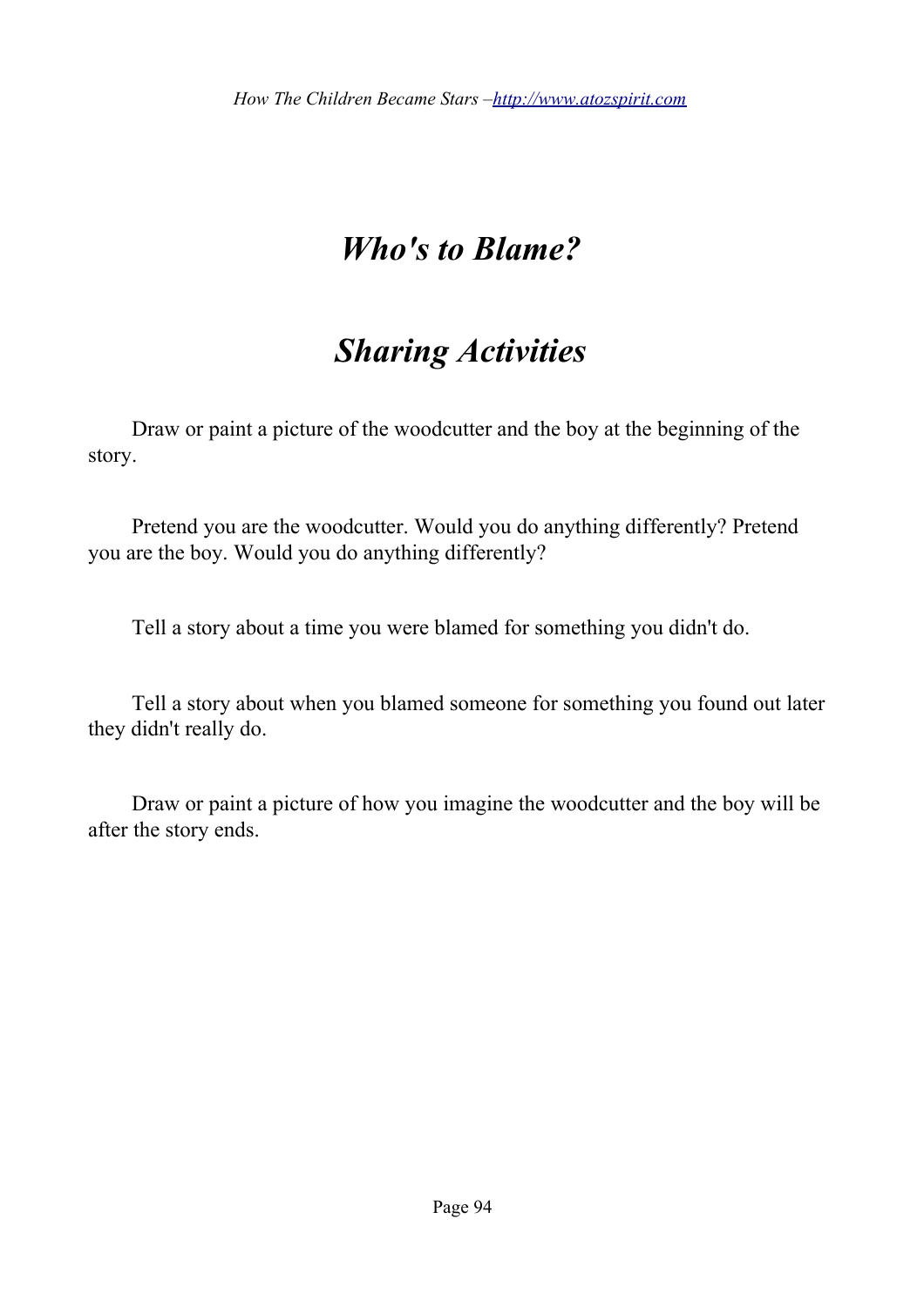# *Who's to Blame?*

## *Sharing Activities*

Draw or paint a picture of the woodcutter and the boy at the beginning of the story.

Pretend you are the woodcutter. Would you do anything differently? Pretend you are the boy. Would you do anything differently?

Tell a story about a time you were blamed for something you didn't do.

Tell a story about when you blamed someone for something you found out later they didn't really do.

Draw or paint a picture of how you imagine the woodcutter and the boy will be after the story ends.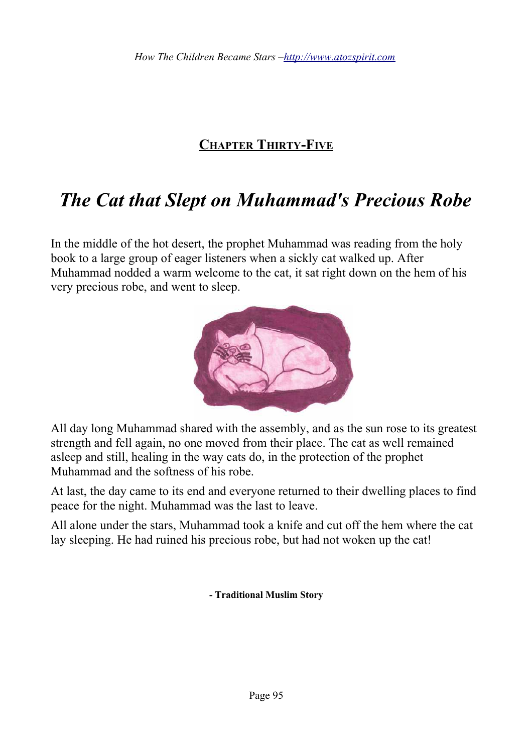## Chapter Thirty-Five

# *The Cat that Slept on Muhammad's Precious Robe*

In the middle of the hot desert, the prophet Muhammad was reading from the holy book to a large group of eager listeners when a sickly cat walked up. After Muhammad nodded a warm welcome to the cat, it sat right down on the hem of his very precious robe, and went to sleep.

All day long Muhammad shared with the assembly, and as the sun rose to its greatest strength and fell again, no one moved from their place. The cat as well remained asleep and still, healing in the way cats do, in the protection of the prophet Muhammad and the softness of his robe.

At last, the day came to its end and everyone returned to their dwelling places to find peace for the night. Muhammad was the last to leave.

All alone under the stars, Muhammad took a knife and cut off the hem where the cat lay sleeping. He had ruined his precious robe, but had not woken up the cat!

**- Traditional Muslim Story**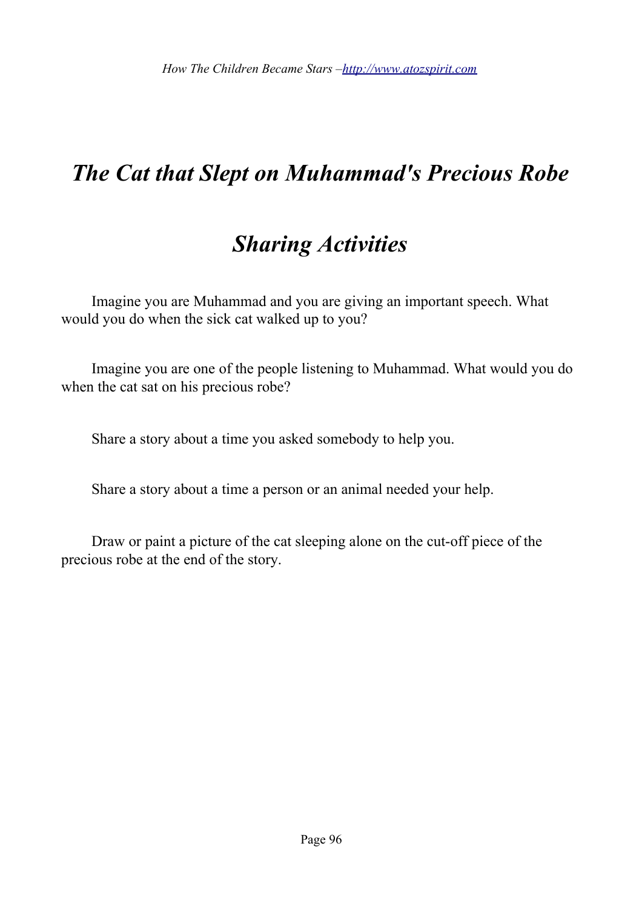# *The Cat that Slept on Muhammad's Precious Robe*

## *Sharing Activities*

Imagine you are Muhammad and you are giving an important speech. What would you do when the sick cat walked up to you?

Imagine you are one of the people listening to Muhammad. What would you do when the cat sat on his precious robe?

Share a story about a time you asked somebody to help you.

Share a story about a time a person or an animal needed your help.

Draw or paint a picture of the cat sleeping alone on the cut-off piece of the precious robe at the end of the story.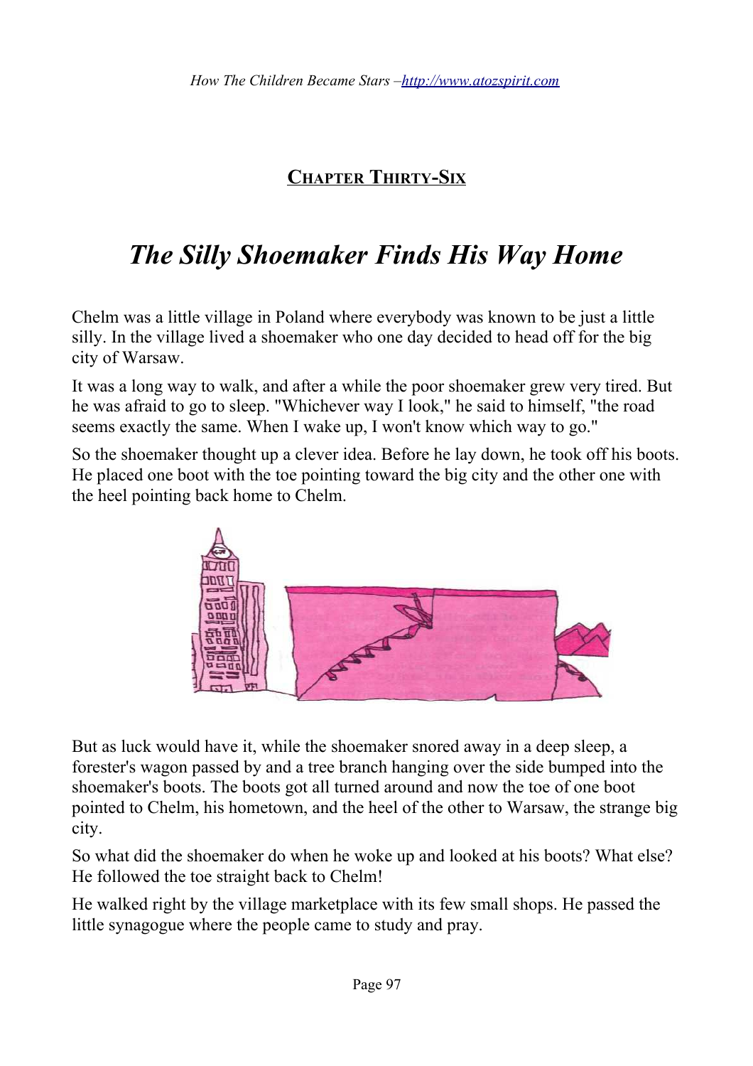## Chapter Thirty-Six

# *The Silly Shoemaker Finds His Way Home*

Chelm was a little village in Poland where everybody was known to be just a little silly. In the village lived a shoemaker who one day decided to head off for the big city of Warsaw.

It was a long way to walk, and after a while the poor shoemaker grew very tired. But he was afraid to go to sleep. "Whichever way I look," he said to himself, "the road seems exactly the same. When I wake up, I won't know which way to go."

So the shoemaker thought up a clever idea. Before he lay down, he took off his boots. He placed one boot with the toe pointing toward the big city and the other one with the heel pointing back home to Chelm.

But as luck would have it, while the shoemaker snored away in a deep sleep, a forester's wagon passed by and a tree branch hanging over the side bumped into the shoemaker's boots. The boots got all turned around and now the toe of one boot pointed to Chelm, his hometown, and the heel of the other to Warsaw, the strange big city.

So what did the shoemaker do when he woke up and looked at his boots? What else? He followed the toe straight back to Chelm!

He walked right by the village marketplace with its few small shops. He passed the little synagogue where the people came to study and pray.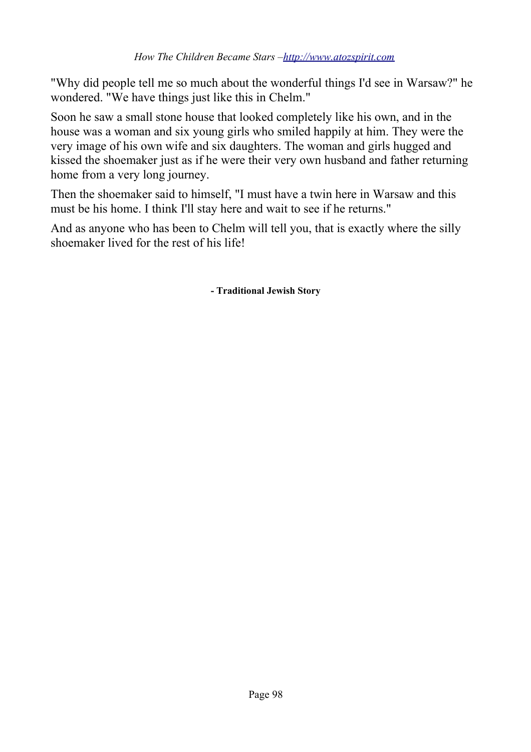"Why did people tell me so much about the wonderful things I'd see in Warsaw?" he wondered. "We have things just like this in Chelm."

Soon he saw a small stone house that looked completely like his own, and in the house was a woman and six young girls who smiled happily at him. They were the very image of his own wife and six daughters. The woman and girls hugged and kissed the shoemaker just as if he were their very own husband and father returning home from a very long journey.

Then the shoemaker said to himself, "I must have a twin here in Warsaw and this must be his home. I think I'll stay here and wait to see if he returns."

And as anyone who has been to Chelm will tell you, that is exactly where the silly shoemaker lived for the rest of his life!

**- Traditional Jewish Story**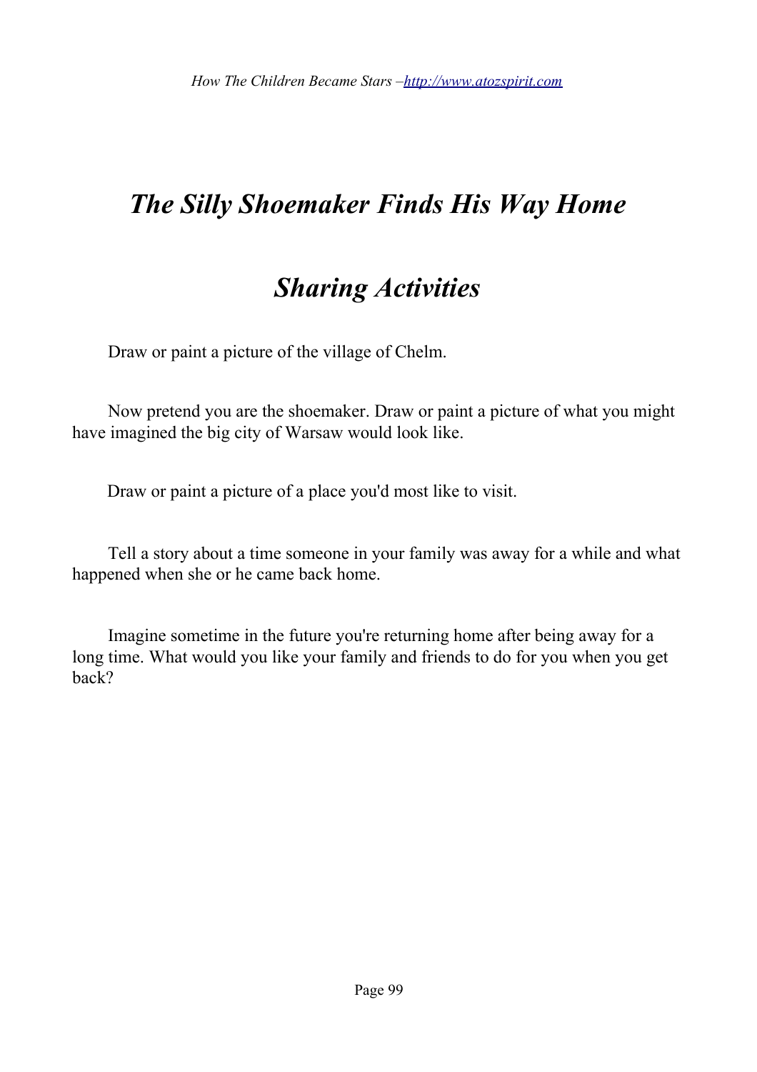# *The Silly Shoemaker Finds His Way Home*

## *Sharing Activities*

Draw or paint a picture of the village of Chelm.

Now pretend you are the shoemaker. Draw or paint a picture of what you might have imagined the big city of Warsaw would look like.

Draw or paint a picture of a place you'd most like to visit.

Tell a story about a time someone in your family was away for a while and what happened when she or he came back home.

Imagine sometime in the future you're returning home after being away for a long time. What would you like your family and friends to do for you when you get back?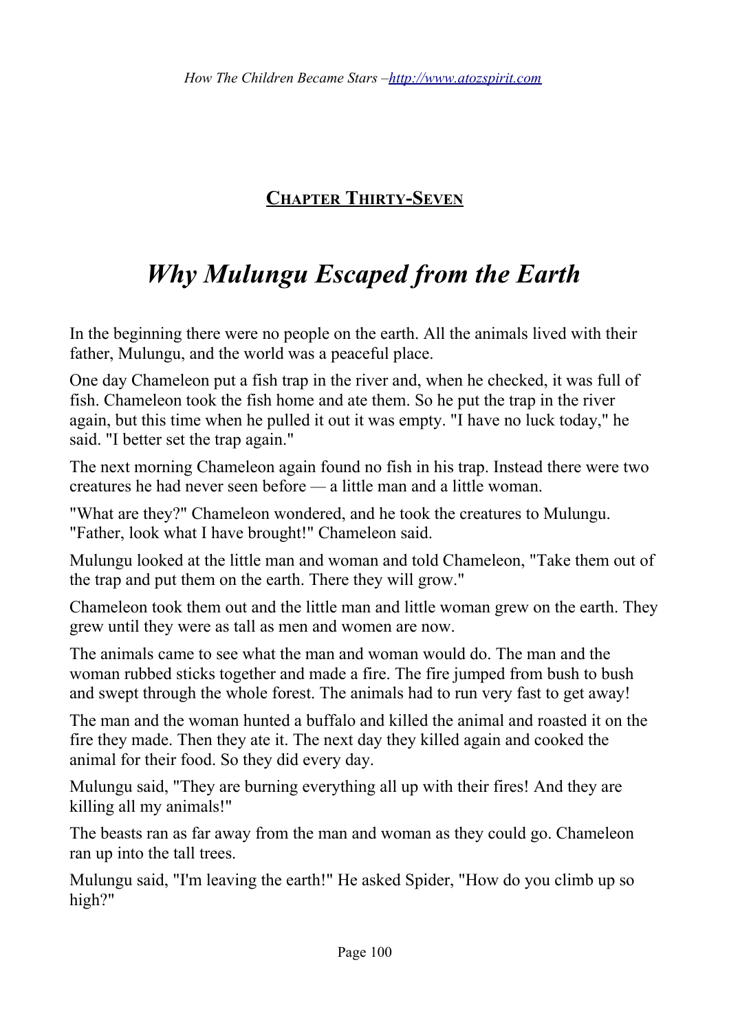## Chapter Thirty-Seven

# *Why Mulungu Escaped from the Earth*

In the beginning there were no people on the earth. All the animals lived with their father, Mulungu, and the world was a peaceful place.

One day Chameleon put a fish trap in the river and, when he checked, it was full of fish. Chameleon took the fish home and ate them. So he put the trap in the river again, but this time when he pulled it out it was empty. "I have no luck today," he said. "I better set the trap again."

The next morning Chameleon again found no fish in his trap. Instead there were two creatures he had never seen before — a little man and a little woman.

"What are they?" Chameleon wondered, and he took the creatures to Mulungu. "Father, look what I have brought!" Chameleon said.

Mulungu looked at the little man and woman and told Chameleon, "Take them out of the trap and put them on the earth. There they will grow."

Chameleon took them out and the little man and little woman grew on the earth. They grew until they were as tall as men and women are now.

The animals came to see what the man and woman would do. The man and the woman rubbed sticks together and made a fire. The fire jumped from bush to bush and swept through the whole forest. The animals had to run very fast to get away!

The man and the woman hunted a buffalo and killed the animal and roasted it on the fire they made. Then they ate it. The next day they killed again and cooked the animal for their food. So they did every day.

Mulungu said, "They are burning everything all up with their fires! And they are killing all my animals!"

The beasts ran as far away from the man and woman as they could go. Chameleon ran up into the tall trees.

Mulungu said, "I'm leaving the earth!" He asked Spider, "How do you climb up so high?"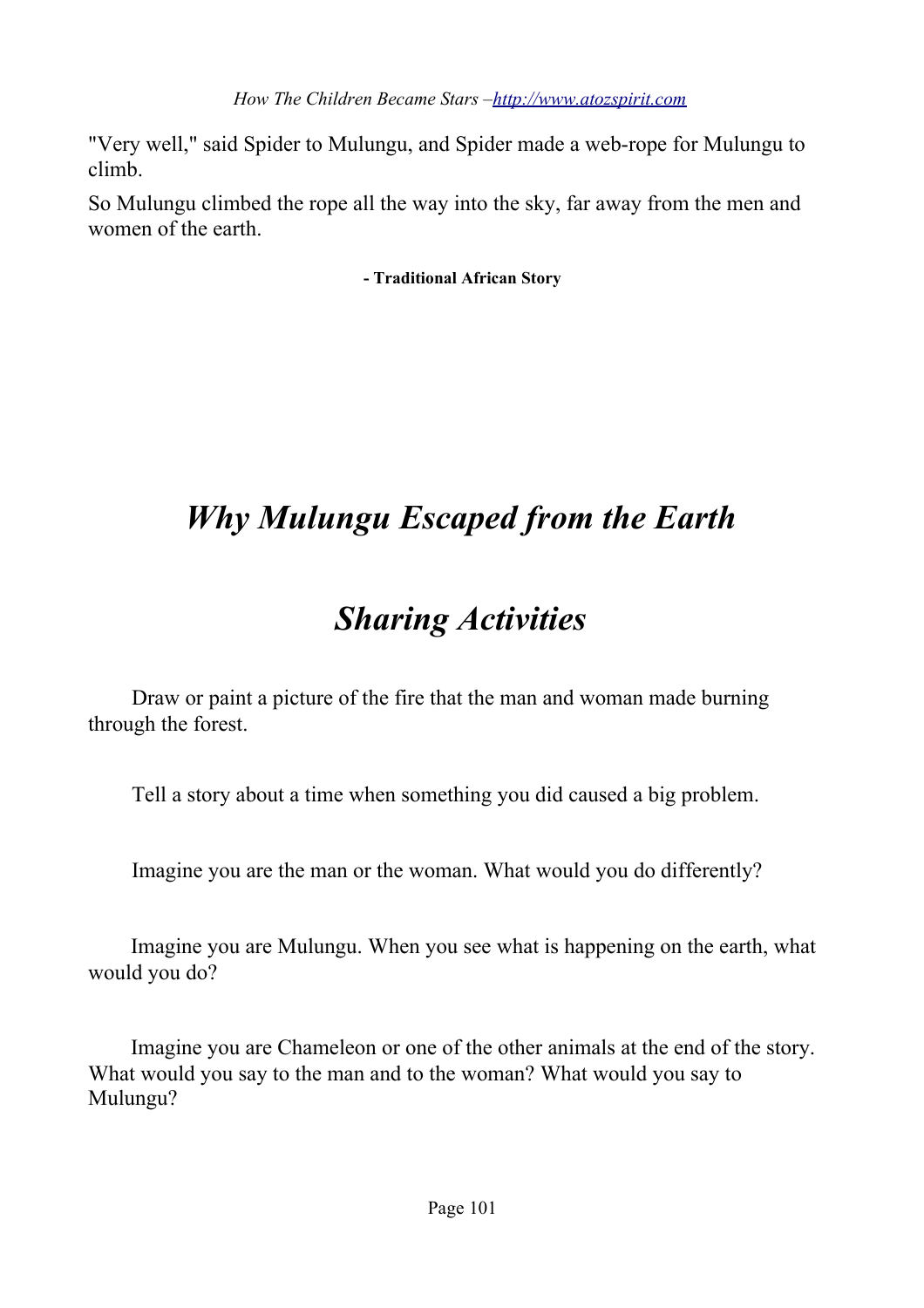"Very well," said Spider to Mulungu, and Spider made a web-rope for Mulungu to climb.

So Mulungu climbed the rope all the way into the sky, far away from the men and women of the earth.

**- Traditional African Story**

# *Why Mulungu Escaped from the Earth*

## *Sharing Activities*

Draw or paint a picture of the fire that the man and woman made burning through the forest.

Tell a story about a time when something you did caused a big problem.

Imagine you are the man or the woman. What would you do differently?

Imagine you are Mulungu. When you see what is happening on the earth, what would you do?

Imagine you are Chameleon or one of the other animals at the end of the story. What would you say to the man and to the woman? What would you say to Mulungu?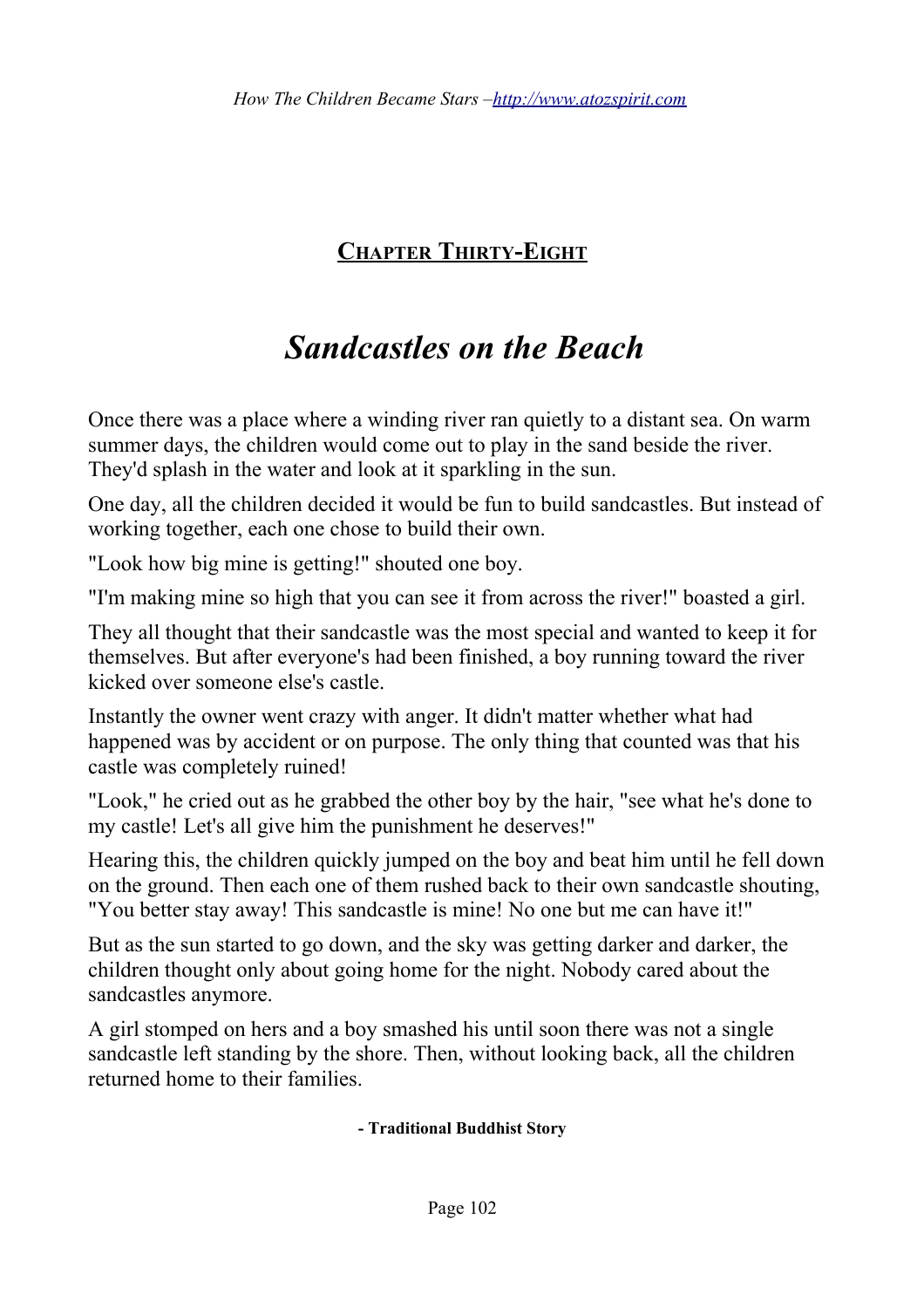## CHAPTER THIRTY-EIGHT

# *Sandcastles on the Beach*

Once there was a place where a winding river ran quietly to a distant sea. On warm summer days, the children would come out to play in the sand beside the river. They'd splash in the water and look at it sparkling in the sun.

One day, all the children decided it would be fun to build sandcastles. But instead of working together, each one chose to build their own.

"Look how big mine is getting!" shouted one boy.

"I'm making mine so high that you can see it from across the river!" boasted a girl.

They all thought that their sandcastle was the most special and wanted to keep it for themselves. But after everyone's had been finished, a boy running toward the river kicked over someone else's castle.

Instantly the owner went crazy with anger. It didn't matter whether what had happened was by accident or on purpose. The only thing that counted was that his castle was completely ruined!

"Look," he cried out as he grabbed the other boy by the hair, "see what he's done to my castle! Let's all give him the punishment he deserves!"

Hearing this, the children quickly jumped on the boy and beat him until he fell down on the ground. Then each one of them rushed back to their own sandcastle shouting, "You better stay away! This sandcastle is mine! No one but me can have it!"

But as the sun started to go down, and the sky was getting darker and darker, the children thought only about going home for the night. Nobody cared about the sandcastles anymore.

A girl stomped on hers and a boy smashed his until soon there was not a single sandcastle left standing by the shore. Then, without looking back, all the children returned home to their families.

**- Traditional Buddhist Story**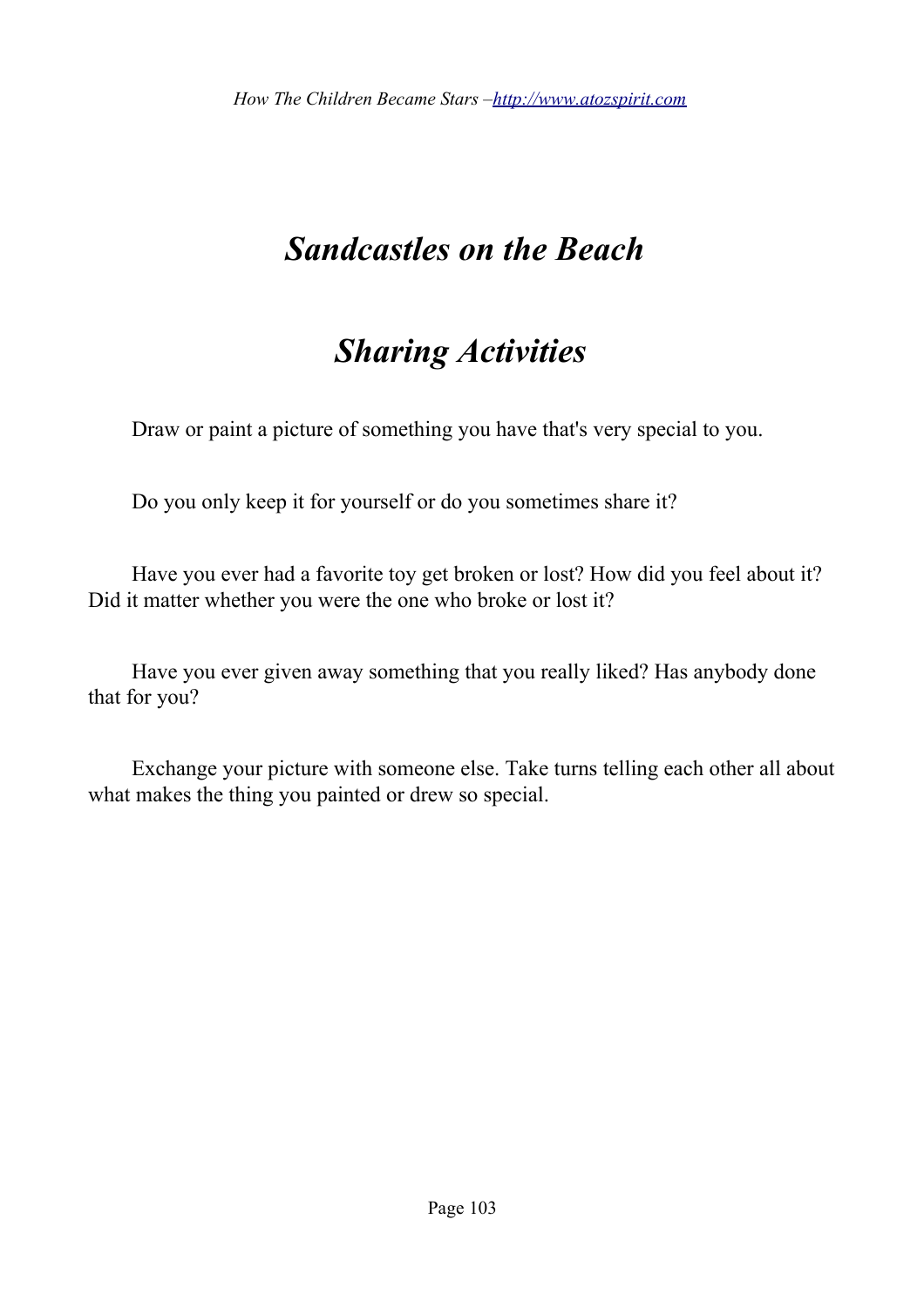# *Sandcastles on the Beach*

## *Sharing Activities*

Draw or paint a picture of something you have that's very special to you.

Do you only keep it for yourself or do you sometimes share it?

Have you ever had a favorite toy get broken or lost? How did you feel about it? Did it matter whether you were the one who broke or lost it?

Have you ever given away something that you really liked? Has anybody done that for you?

Exchange your picture with someone else. Take turns telling each other all about what makes the thing you painted or drew so special.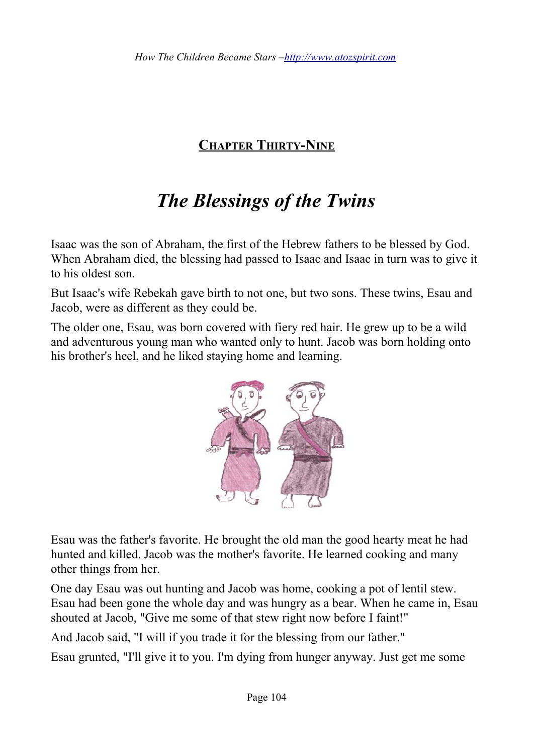## Chapter Thirty-Nine

# *The Blessings of the Twins*

Isaac was the son of Abraham, the first of the Hebrew fathers to be blessed by God. When Abraham died, the blessing had passed to Isaac and Isaac in turn was to give it to his oldest son.

But Isaac's wife Rebekah gave birth to not one, but two sons. These twins, Esau and Jacob, were as different as they could be.

The older one, Esau, was born covered with fiery red hair. He grew up to be a wild and adventurous young man who wanted only to hunt. Jacob was born holding onto his brother's heel, and he liked staying home and learning.

Esau was the father's favorite. He brought the old man the good hearty meat he had hunted and killed. Jacob was the mother's favorite. He learned cooking and many other things from her.

One day Esau was out hunting and Jacob was home, cooking a pot of lentil stew. Esau had been gone the whole day and was hungry as a bear. When he came in, Esau shouted at Jacob, "Give me some of that stew right now before I faint!"

And Jacob said, "I will if you trade it for the blessing from our father."

Esau grunted, "I'll give it to you. I'm dying from hunger anyway. Just get me some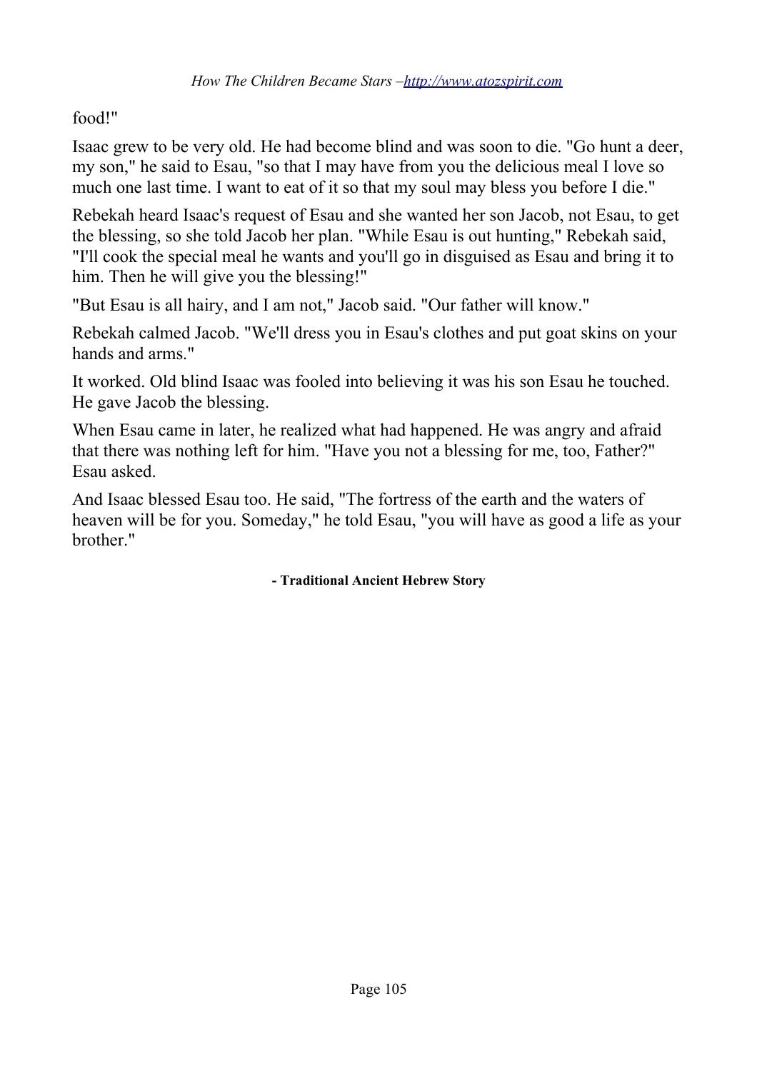food!"

Isaac grew to be very old. He had become blind and was soon to die. "Go hunt a deer, my son," he said to Esau, "so that I may have from you the delicious meal I love so much one last time. I want to eat of it so that my soul may bless you before I die."

Rebekah heard Isaac's request of Esau and she wanted her son Jacob, not Esau, to get the blessing, so she told Jacob her plan. "While Esau is out hunting," Rebekah said, "I'll cook the special meal he wants and you'll go in disguised as Esau and bring it to him. Then he will give you the blessing!"

"But Esau is all hairy, and I am not," Jacob said. "Our father will know."

Rebekah calmed Jacob. "We'll dress you in Esau's clothes and put goat skins on your hands and arms."

It worked. Old blind Isaac was fooled into believing it was his son Esau he touched. He gave Jacob the blessing.

When Esau came in later, he realized what had happened. He was angry and afraid that there was nothing left for him. "Have you not a blessing for me, too, Father?" Esau asked.

And Isaac blessed Esau too. He said, "The fortress of the earth and the waters of heaven will be for you. Someday," he told Esau, "you will have as good a life as your brother."

**- Traditional Ancient Hebrew Story**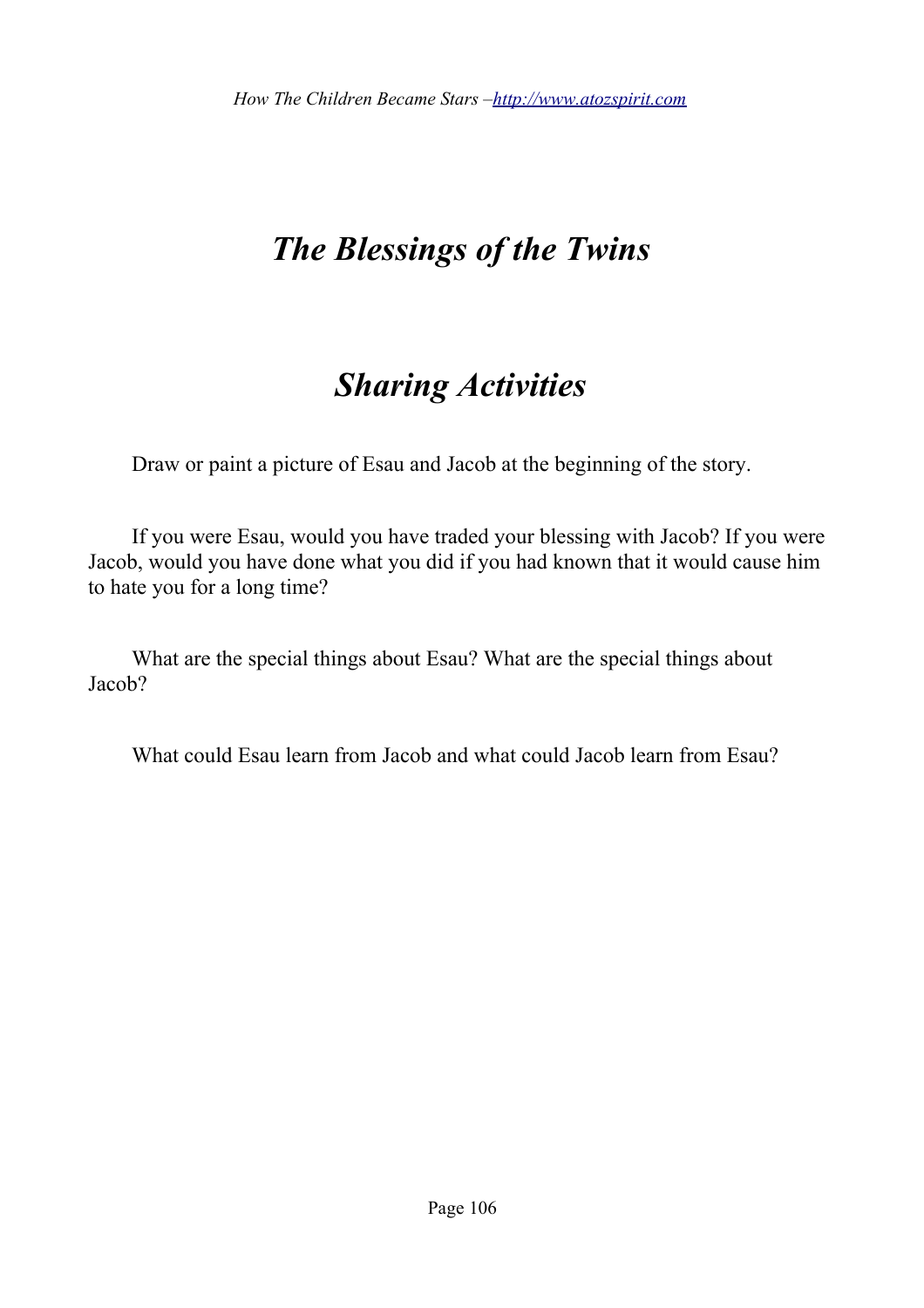# *The Blessings of the Twins*

## *Sharing Activities*

Draw or paint a picture of Esau and Jacob at the beginning of the story.

If you were Esau, would you have traded your blessing with Jacob? If you were Jacob, would you have done what you did if you had known that it would cause him to hate you for a long time?

What are the special things about Esau? What are the special things about Jacob?

What could Esau learn from Jacob and what could Jacob learn from Esau?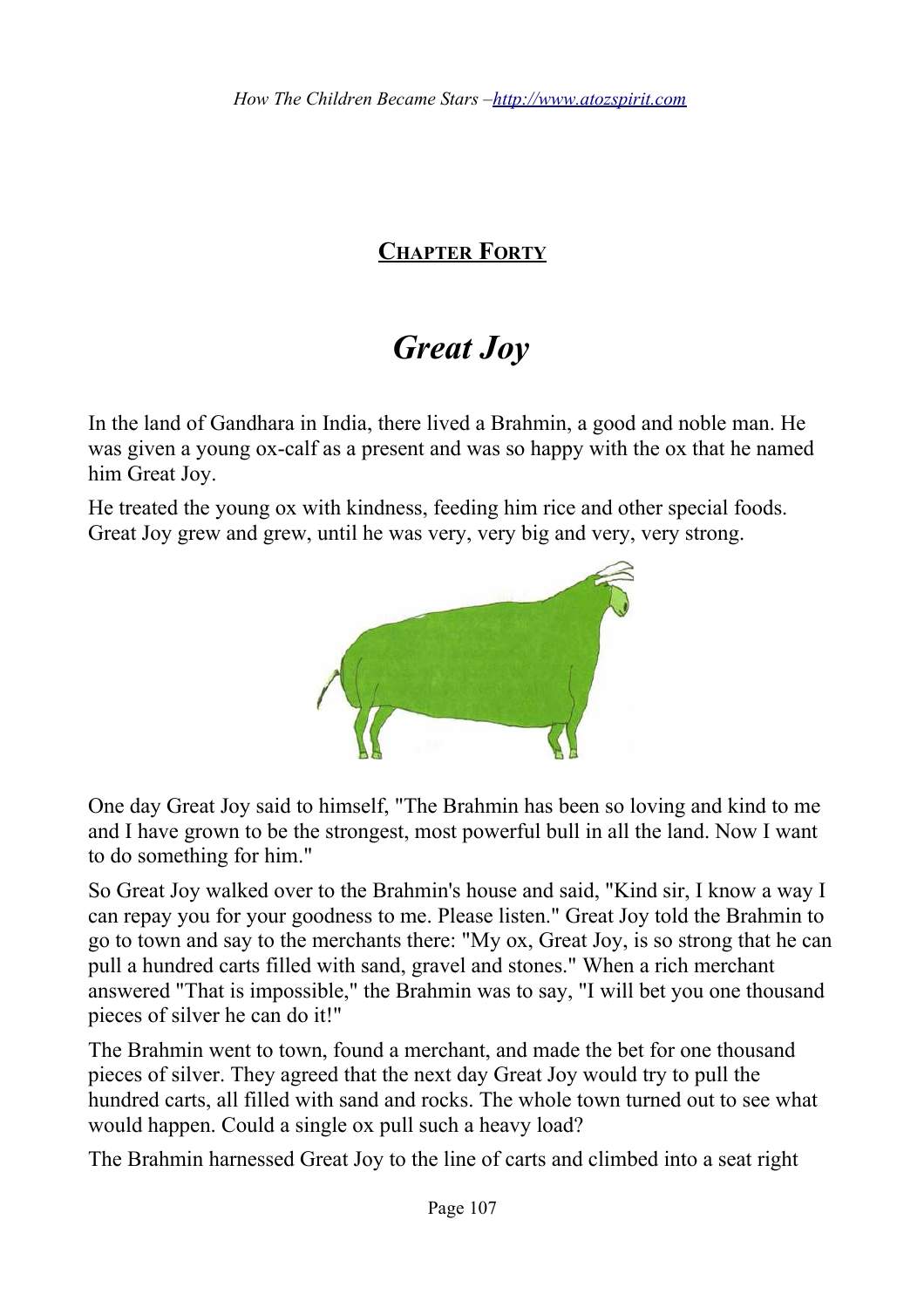## Chapter Forty

# *Great Joy*

In the land of Gandhara in India, there lived a Brahmin, a good and noble man. He was given a young ox-calf as a present and was so happy with the ox that he named him Great Joy.

He treated the young ox with kindness, feeding him rice and other special foods. Great Joy grew and grew, until he was very, very big and very, very strong.

One day Great Joy said to himself, "The Brahmin has been so loving and kind to me and I have grown to be the strongest, most powerful bull in all the land. Now I want to do something for him."

So Great Joy walked over to the Brahmin's house and said, "Kind sir, I know a way I can repay you for your goodness to me. Please listen." Great Joy told the Brahmin to go to town and say to the merchants there: "My ox, Great Joy, is so strong that he can pull a hundred carts filled with sand, gravel and stones." When a rich merchant answered "That is impossible," the Brahmin was to say, "I will bet you one thousand pieces of silver he can do it!"

The Brahmin went to town, found a merchant, and made the bet for one thousand pieces of silver. They agreed that the next day Great Joy would try to pull the hundred carts, all filled with sand and rocks. The whole town turned out to see what would happen. Could a single ox pull such a heavy load?

The Brahmin harnessed Great Joy to the line of carts and climbed into a seat right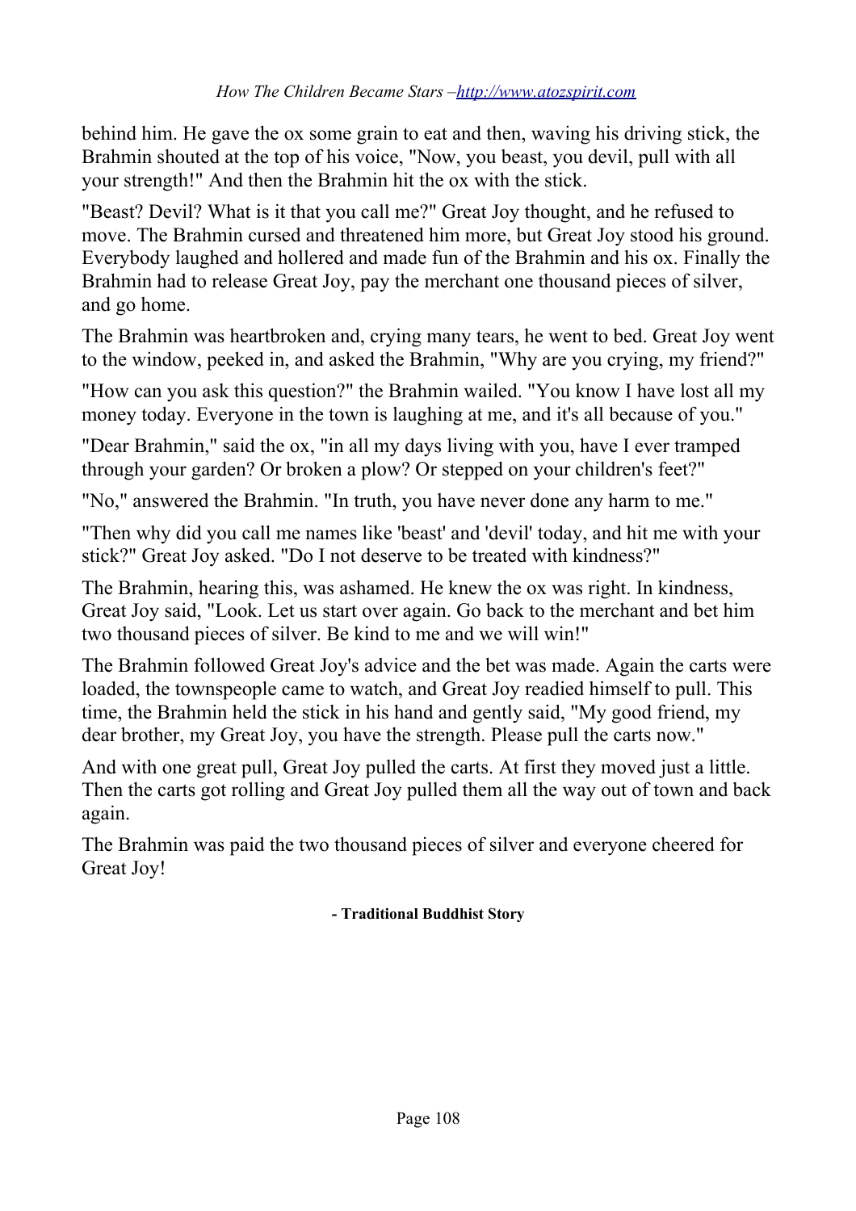behind him. He gave the ox some grain to eat and then, waving his driving stick, the Brahmin shouted at the top of his voice, "Now, you beast, you devil, pull with all your strength!" And then the Brahmin hit the ox with the stick.

"Beast? Devil? What is it that you call me?" Great Joy thought, and he refused to move. The Brahmin cursed and threatened him more, but Great Joy stood his ground. Everybody laughed and hollered and made fun of the Brahmin and his ox. Finally the Brahmin had to release Great Joy, pay the merchant one thousand pieces of silver, and go home.

The Brahmin was heartbroken and, crying many tears, he went to bed. Great Joy went to the window, peeked in, and asked the Brahmin, "Why are you crying, my friend?"

"How can you ask this question?" the Brahmin wailed. "You know I have lost all my money today. Everyone in the town is laughing at me, and it's all because of you."

"Dear Brahmin," said the ox, "in all my days living with you, have I ever tramped through your garden? Or broken a plow? Or stepped on your children's feet?"

"No," answered the Brahmin. "In truth, you have never done any harm to me."

"Then why did you call me names like 'beast' and 'devil' today, and hit me with your stick?" Great Joy asked. "Do I not deserve to be treated with kindness?"

The Brahmin, hearing this, was ashamed. He knew the ox was right. In kindness, Great Joy said, "Look. Let us start over again. Go back to the merchant and bet him two thousand pieces of silver. Be kind to me and we will win!"

The Brahmin followed Great Joy's advice and the bet was made. Again the carts were loaded, the townspeople came to watch, and Great Joy readied himself to pull. This time, the Brahmin held the stick in his hand and gently said, "My good friend, my dear brother, my Great Joy, you have the strength. Please pull the carts now."

And with one great pull, Great Joy pulled the carts. At first they moved just a little. Then the carts got rolling and Great Joy pulled them all the way out of town and back again.

The Brahmin was paid the two thousand pieces of silver and everyone cheered for Great Joy!

**- Traditional Buddhist Story**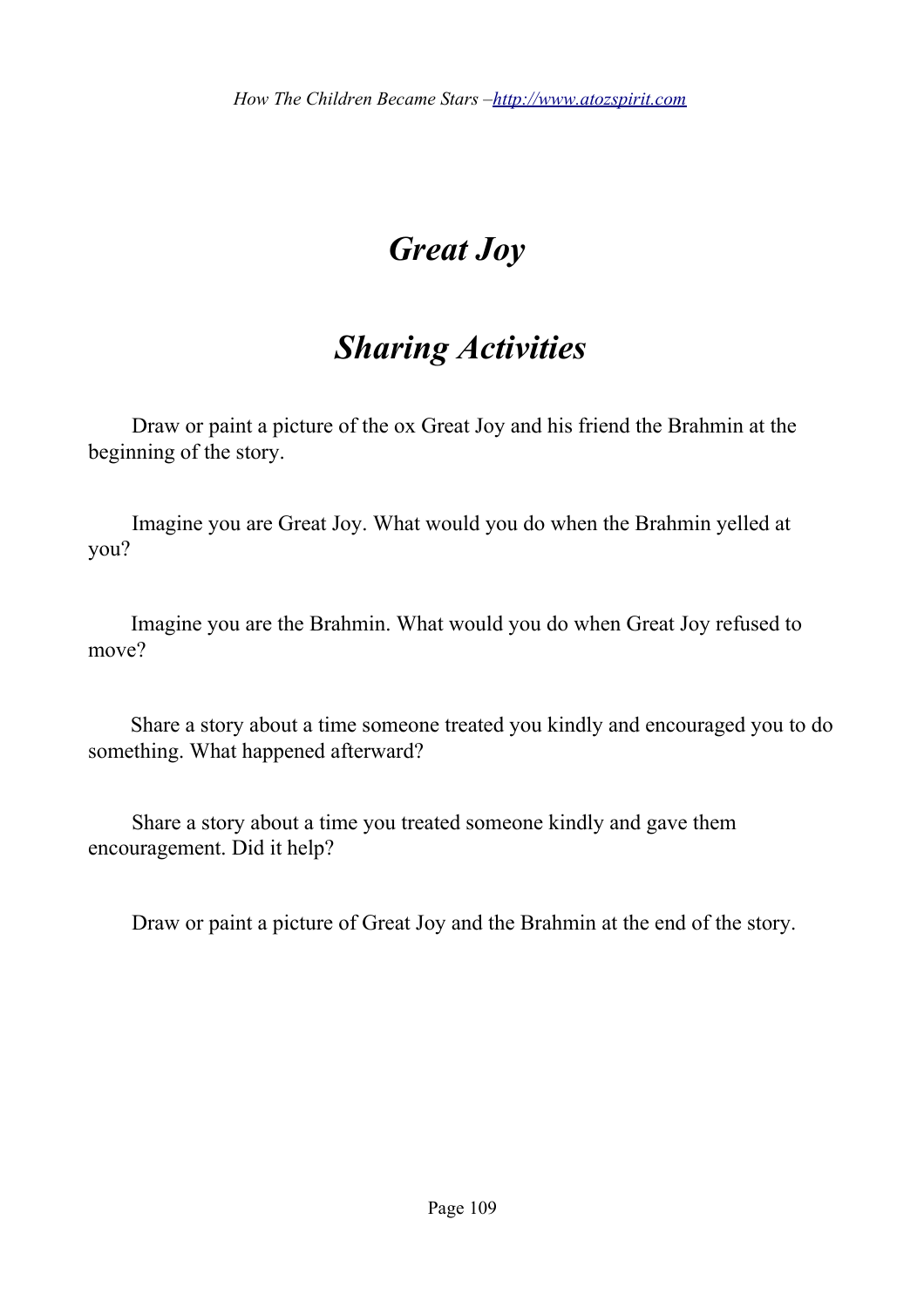# *Great Joy*

## *Sharing Activities*

Draw or paint a picture of the ox Great Joy and his friend the Brahmin at the beginning of the story.

Imagine you are Great Joy. What would you do when the Brahmin yelled at you?

Imagine you are the Brahmin. What would you do when Great Joy refused to move?

Share a story about a time someone treated you kindly and encouraged you to do something. What happened afterward?

Share a story about a time you treated someone kindly and gave them encouragement. Did it help?

Draw or paint a picture of Great Joy and the Brahmin at the end of the story.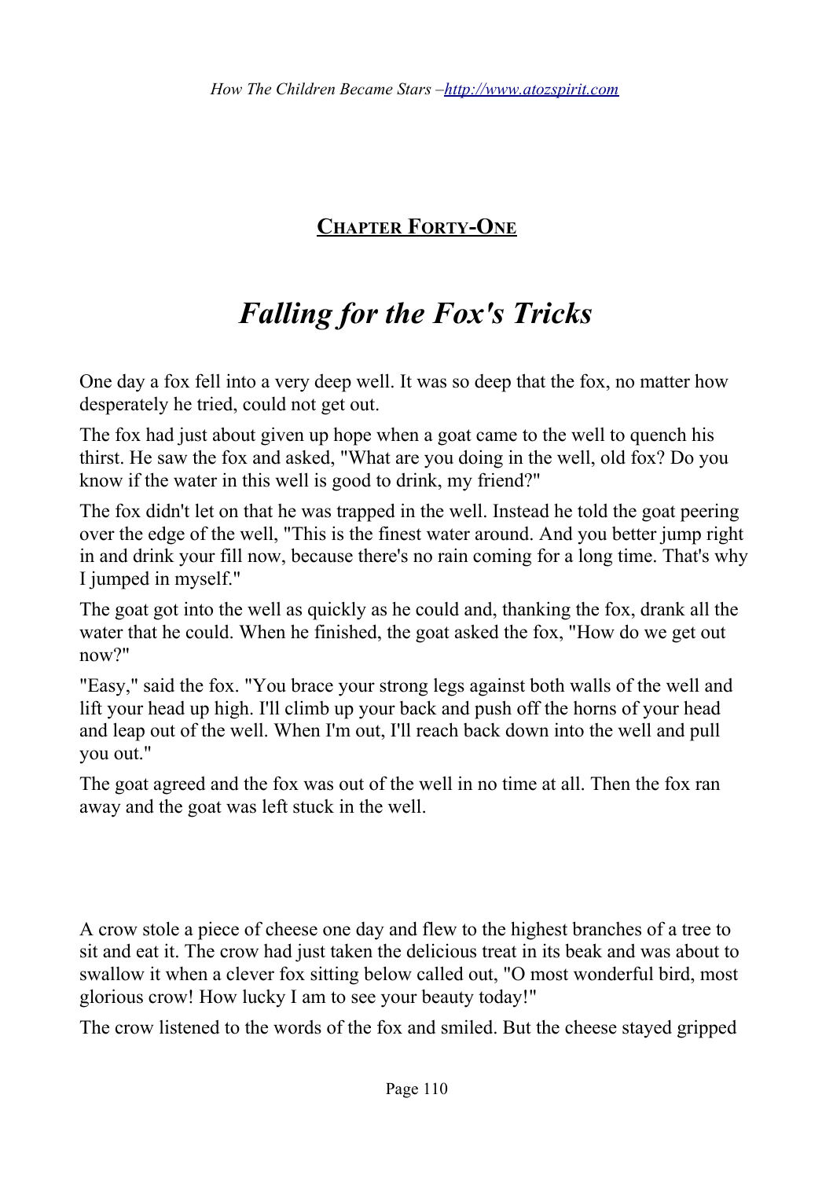## Chapter Forty-One

# *Falling for the Fox's Tricks*

One day a fox fell into a very deep well. It was so deep that the fox, no matter how desperately he tried, could not get out.

The fox had just about given up hope when a goat came to the well to quench his thirst. He saw the fox and asked, "What are you doing in the well, old fox? Do you know if the water in this well is good to drink, my friend?"

The fox didn't let on that he was trapped in the well. Instead he told the goat peering over the edge of the well, "This is the finest water around. And you better jump right in and drink your fill now, because there's no rain coming for a long time. That's why I jumped in myself."

The goat got into the well as quickly as he could and, thanking the fox, drank all the water that he could. When he finished, the goat asked the fox, "How do we get out now?"

"Easy," said the fox. "You brace your strong legs against both walls of the well and lift your head up high. I'll climb up your back and push off the horns of your head and leap out of the well. When I'm out, I'll reach back down into the well and pull you out."

The goat agreed and the fox was out of the well in no time at all. Then the fox ran away and the goat was left stuck in the well.

A crow stole a piece of cheese one day and flew to the highest branches of a tree to sit and eat it. The crow had just taken the delicious treat in its beak and was about to swallow it when a clever fox sitting below called out, "O most wonderful bird, most glorious crow! How lucky I am to see your beauty today!"

The crow listened to the words of the fox and smiled. But the cheese stayed gripped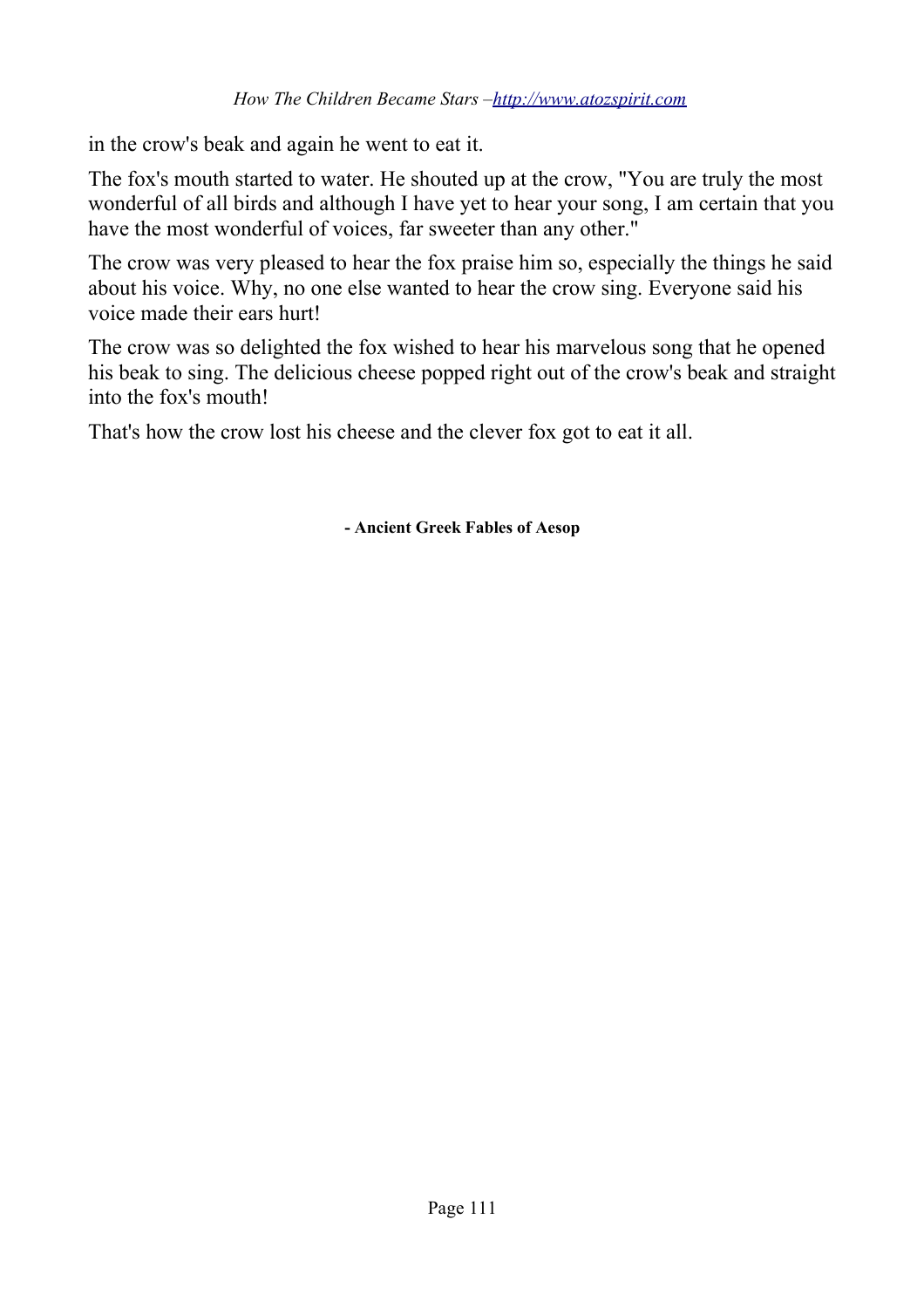in the crow's beak and again he went to eat it.

The fox's mouth started to water. He shouted up at the crow, "You are truly the most wonderful of all birds and although I have yet to hear your song, I am certain that you have the most wonderful of voices, far sweeter than any other."

The crow was very pleased to hear the fox praise him so, especially the things he said about his voice. Why, no one else wanted to hear the crow sing. Everyone said his voice made their ears hurt!

The crow was so delighted the fox wished to hear his marvelous song that he opened his beak to sing. The delicious cheese popped right out of the crow's beak and straight into the fox's mouth!

That's how the crow lost his cheese and the clever fox got to eat it all.

**- Ancient Greek Fables of Aesop**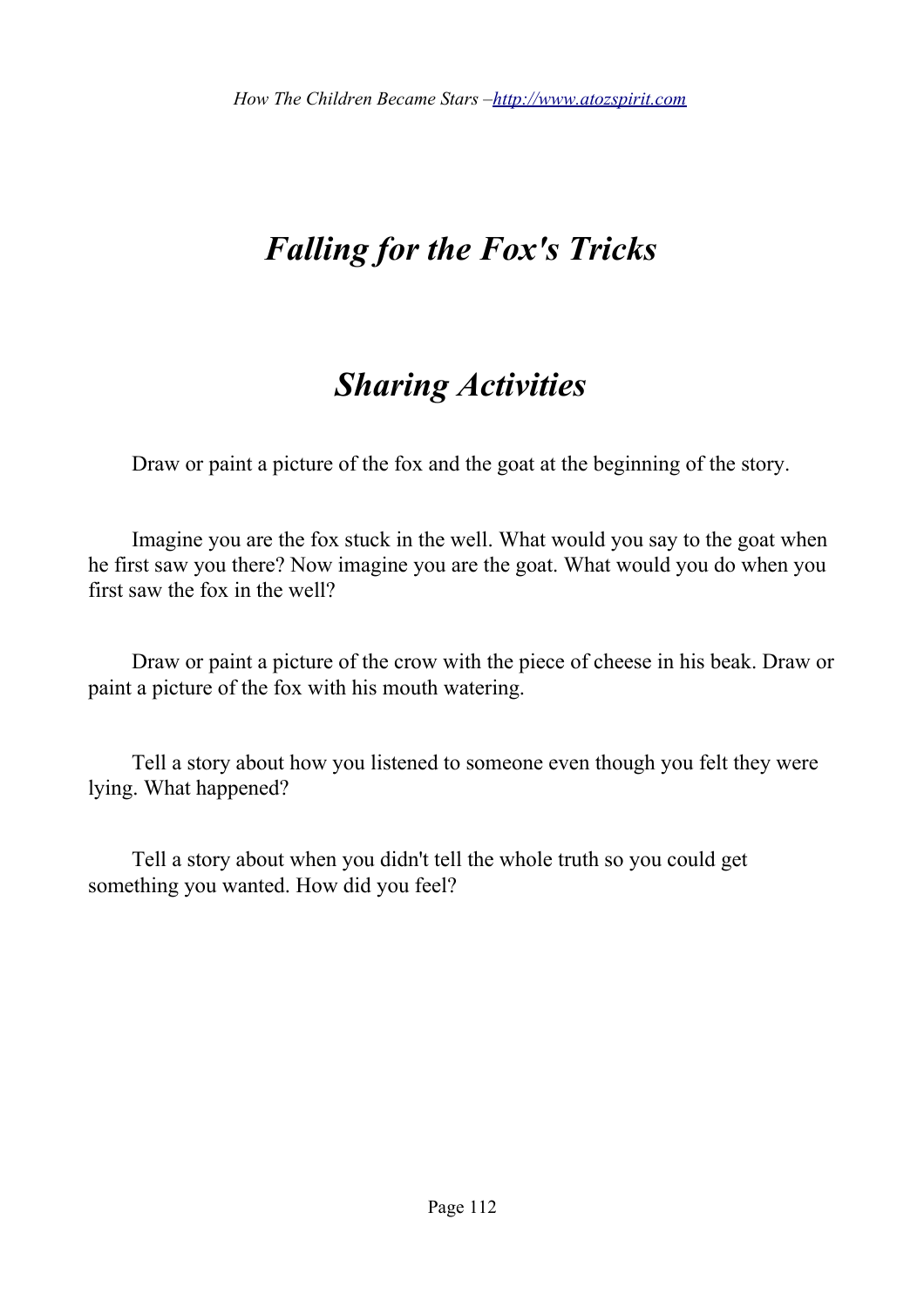# *Falling for the Fox's Tricks*

## *Sharing Activities*

Draw or paint a picture of the fox and the goat at the beginning of the story.

Imagine you are the fox stuck in the well. What would you say to the goat when he first saw you there? Now imagine you are the goat. What would you do when you first saw the fox in the well?

Draw or paint a picture of the crow with the piece of cheese in his beak. Draw or paint a picture of the fox with his mouth watering.

Tell a story about how you listened to someone even though you felt they were lying. What happened?

Tell a story about when you didn't tell the whole truth so you could get something you wanted. How did you feel?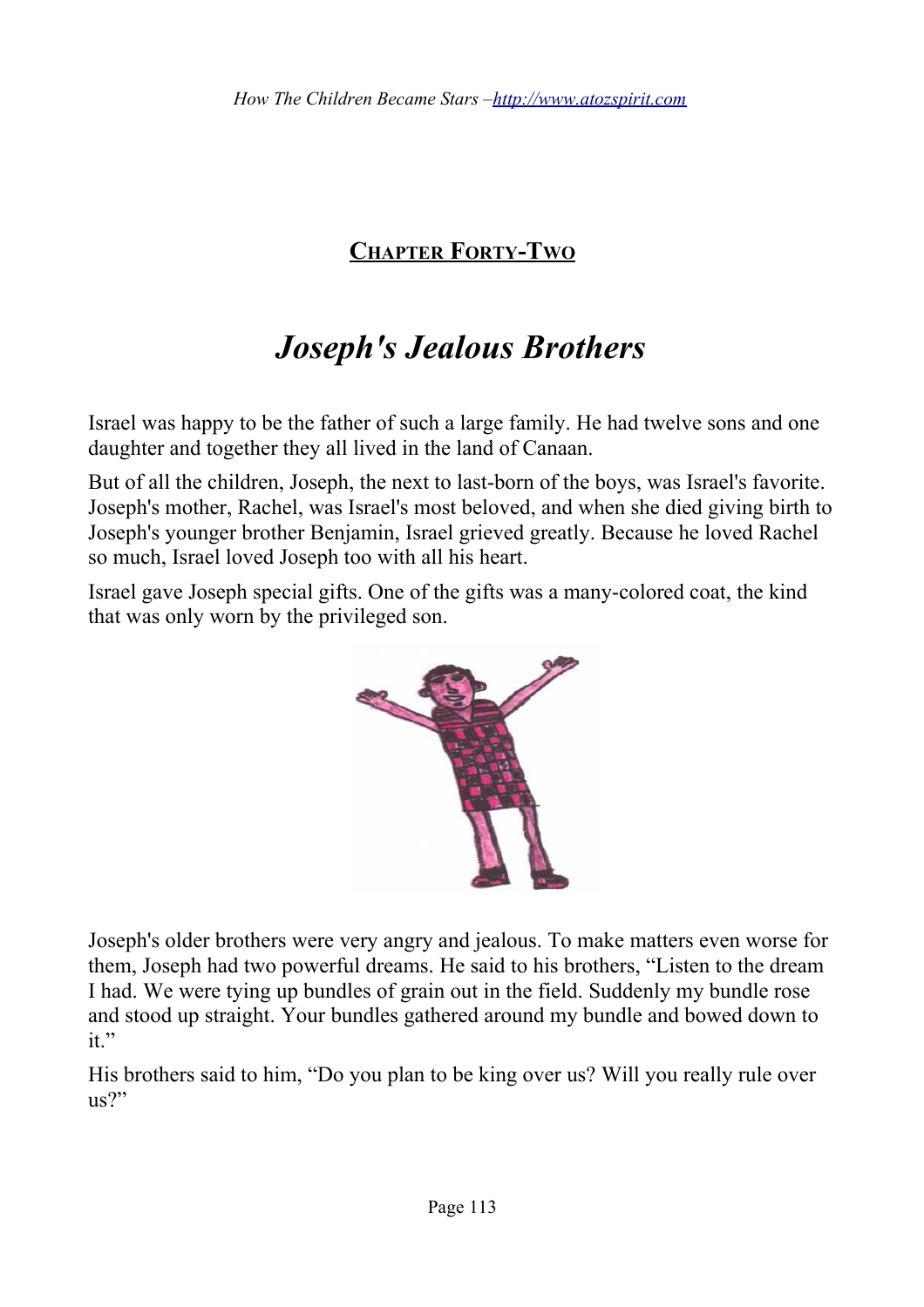## Chapter Forty-Two

# *Joseph's Jealous Brothers*

Israel was happy to be the father of such a large family. He had twelve sons and one daughter and together they all lived in the land of Canaan.

But of all the children, Joseph, the next to last-born of the boys, was Israel's favorite. Joseph's mother, Rachel, was Israel's most beloved, and when she died giving birth to Joseph's younger brother Benjamin, Israel grieved greatly. Because he loved Rachel so much, Israel loved Joseph too with all his heart.

Israel gave Joseph special gifts. One of the gifts was a many-colored coat, the kind that was only worn by the privileged son.

Joseph's older brothers were very angry and jealous. To make matters even worse for them, Joseph had two powerful dreams. He said to his brothers, "Listen to the dream I had. We were tying up bundles of grain out in the field. Suddenly my bundle rose and stood up straight. Your bundles gathered around my bundle and bowed down to it."

His brothers said to him, "Do you plan to be king over us? Will you really rule over us?"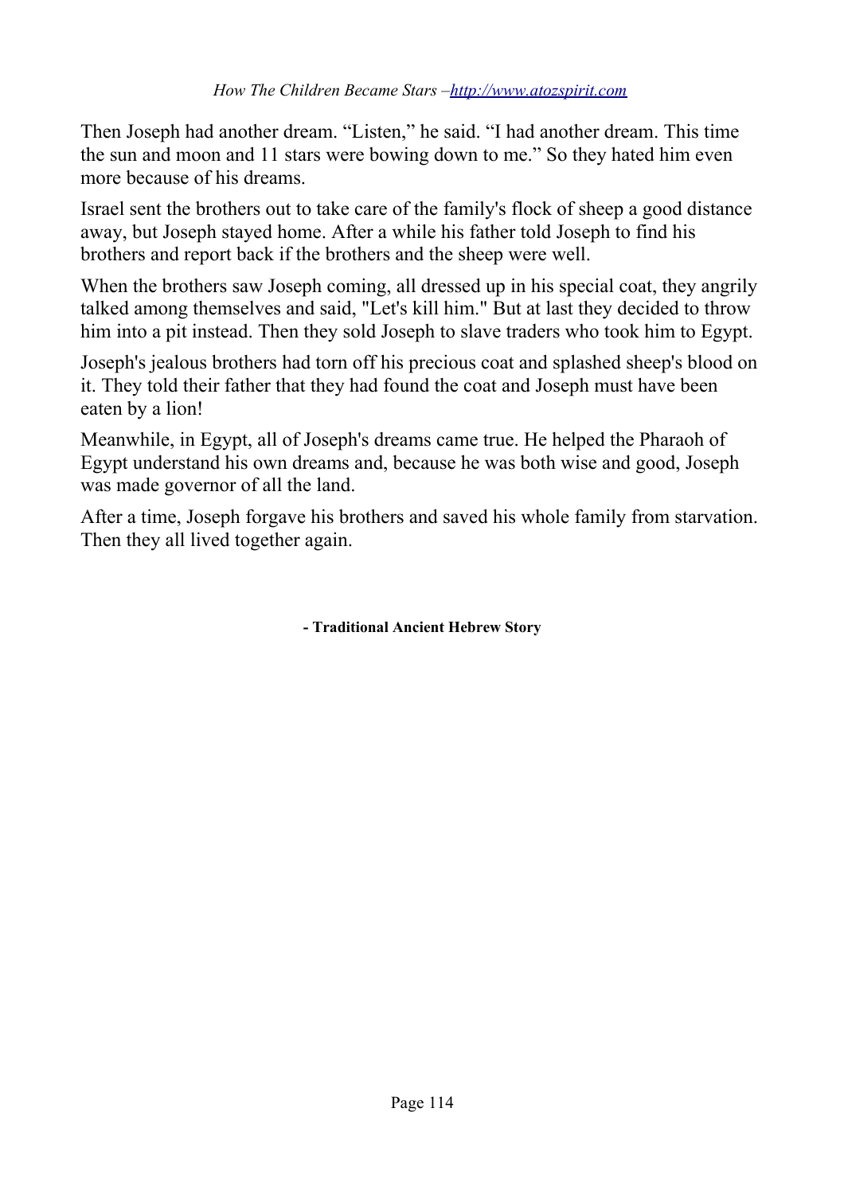Then Joseph had another dream. “Listen,” he said. “I had another dream. This time the sun and moon and 11 stars were bowing down to me.” So they hated him even more because of his dreams.

Israel sent the brothers out to take care of the family's flock of sheep a good distance away, but Joseph stayed home. After a while his father told Joseph to find his brothers and report back if the brothers and the sheep were well.

When the brothers saw Joseph coming, all dressed up in his special coat, they angrily talked among themselves and said, "Let's kill him." But at last they decided to throw him into a pit instead. Then they sold Joseph to slave traders who took him to Egypt.

Joseph's jealous brothers had torn off his precious coat and splashed sheep's blood on it. They told their father that they had found the coat and Joseph must have been eaten by a lion!

Meanwhile, in Egypt, all of Joseph's dreams came true. He helped the Pharaoh of Egypt understand his own dreams and, because he was both wise and good, Joseph was made governor of all the land.

After a time, Joseph forgave his brothers and saved his whole family from starvation. Then they all lived together again.

**- Traditional Ancient Hebrew Story**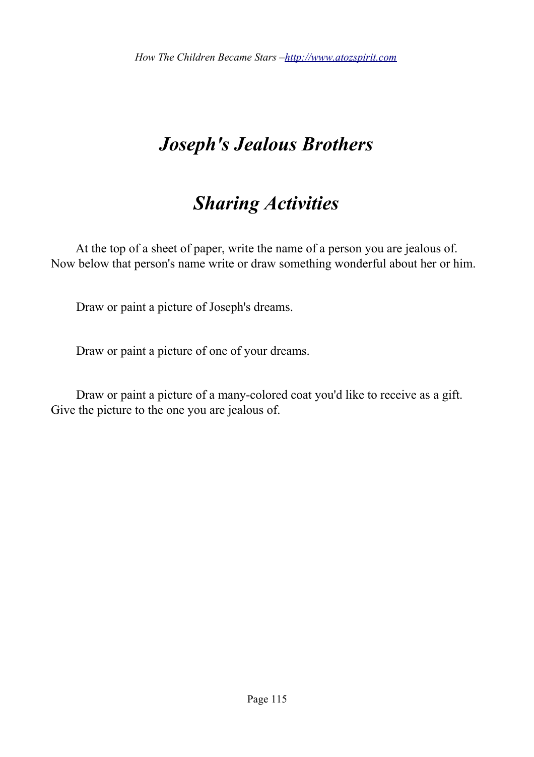# *Joseph's Jealous Brothers*

## *Sharing Activities*

At the top of a sheet of paper, write the name of a person you are jealous of. Now below that person's name write or draw something wonderful about her or him.

Draw or paint a picture of Joseph's dreams.

Draw or paint a picture of one of your dreams.

Draw or paint a picture of a many-colored coat you'd like to receive as a gift. Give the picture to the one you are jealous of.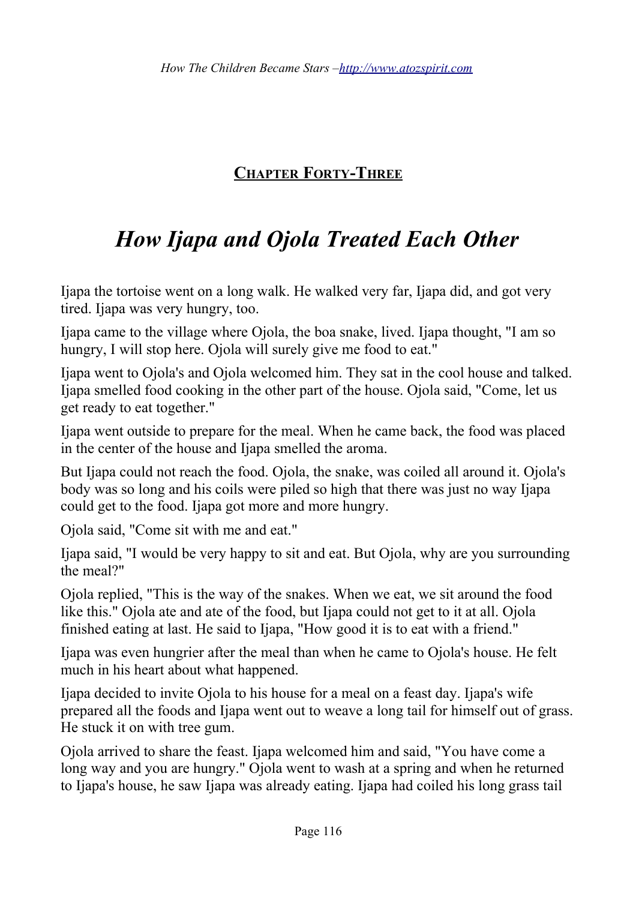## Chapter Forty-Three

# *How Ijapa and Ojola Treated Each Other*

Ijapa the tortoise went on a long walk. He walked very far, Ijapa did, and got very tired. Ijapa was very hungry, too.

Ijapa came to the village where Ojola, the boa snake, lived. Ijapa thought, "I am so hungry, I will stop here. Ojola will surely give me food to eat."

Ijapa went to Ojola's and Ojola welcomed him. They sat in the cool house and talked. Ijapa smelled food cooking in the other part of the house. Ojola said, "Come, let us get ready to eat together."

Ijapa went outside to prepare for the meal. When he came back, the food was placed in the center of the house and Ijapa smelled the aroma.

But Ijapa could not reach the food. Ojola, the snake, was coiled all around it. Ojola's body was so long and his coils were piled so high that there was just no way Ijapa could get to the food. Ijapa got more and more hungry.

Ojola said, "Come sit with me and eat."

Ijapa said, "I would be very happy to sit and eat. But Ojola, why are you surrounding the meal?"

Ojola replied, "This is the way of the snakes. When we eat, we sit around the food like this." Ojola ate and ate of the food, but Ijapa could not get to it at all. Ojola finished eating at last. He said to Ijapa, "How good it is to eat with a friend."

Ijapa was even hungrier after the meal than when he came to Ojola's house. He felt much in his heart about what happened.

Ijapa decided to invite Ojola to his house for a meal on a feast day. Ijapa's wife prepared all the foods and Ijapa went out to weave a long tail for himself out of grass. He stuck it on with tree gum.

Ojola arrived to share the feast. Ijapa welcomed him and said, "You have come a long way and you are hungry." Ojola went to wash at a spring and when he returned to Ijapa's house, he saw Ijapa was already eating. Ijapa had coiled his long grass tail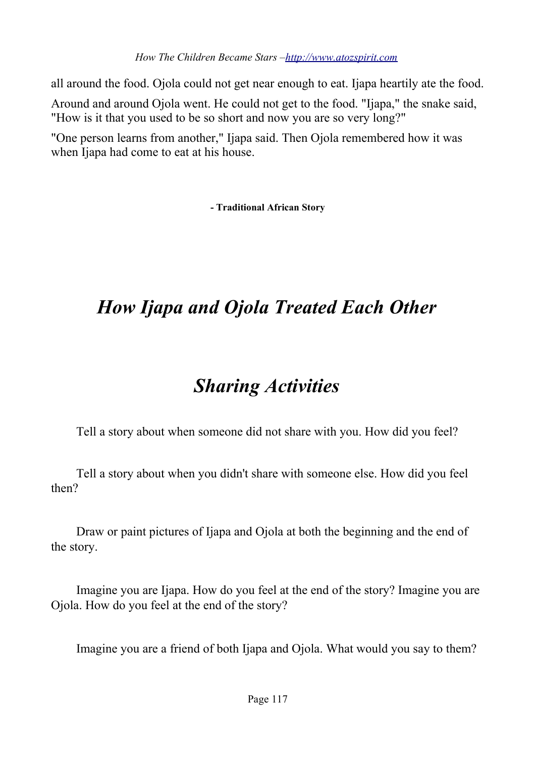all around the food. Ojola could not get near enough to eat. Ijapa heartily ate the food.

Around and around Ojola went. He could not get to the food. "Ijapa," the snake said, "How is it that you used to be so short and now you are so very long?"

"One person learns from another," Ijapa said. Then Ojola remembered how it was when Ijapa had come to eat at his house.

**- Traditional African Story**

# *How Ijapa and Ojola Treated Each Other*

# *Sharing Activities*

Tell a story about when someone did not share with you. How did you feel?

Tell a story about when you didn't share with someone else. How did you feel then?

Draw or paint pictures of Ijapa and Ojola at both the beginning and the end of the story.

Imagine you are Ijapa. How do you feel at the end of the story? Imagine you are Ojola. How do you feel at the end of the story?

Imagine you are a friend of both Ijapa and Ojola. What would you say to them?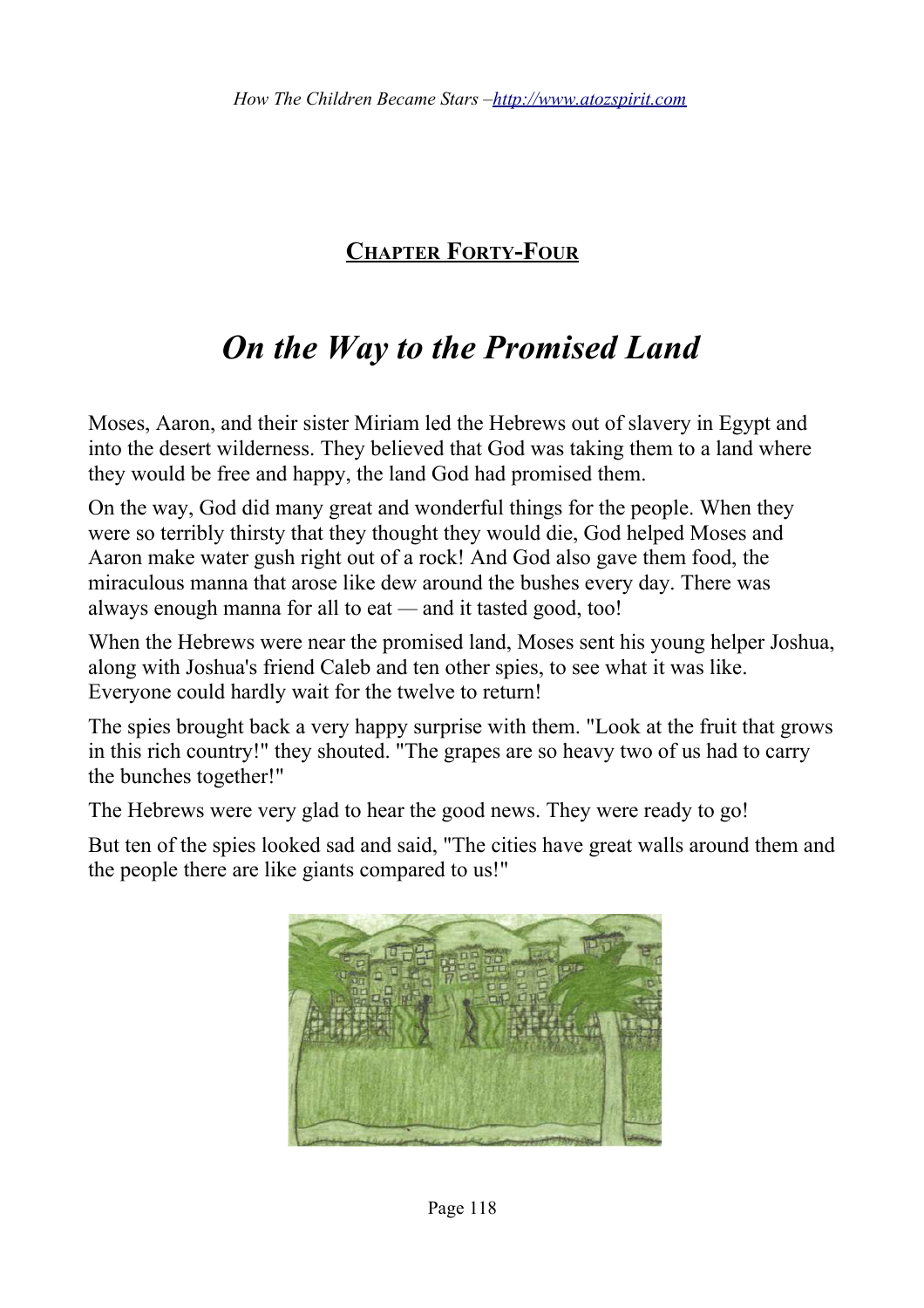## Chapter Forty-Four

# *On the Way to the Promised Land*

Moses, Aaron, and their sister Miriam led the Hebrews out of slavery in Egypt and into the desert wilderness. They believed that God was taking them to a land where they would be free and happy, the land God had promised them.

On the way, God did many great and wonderful things for the people. When they were so terribly thirsty that they thought they would die, God helped Moses and Aaron make water gush right out of a rock! And God also gave them food, the miraculous manna that arose like dew around the bushes every day. There was always enough manna for all to eat — and it tasted good, too!

When the Hebrews were near the promised land, Moses sent his young helper Joshua, along with Joshua's friend Caleb and ten other spies, to see what it was like. Everyone could hardly wait for the twelve to return!

The spies brought back a very happy surprise with them. "Look at the fruit that grows in this rich country!" they shouted. "The grapes are so heavy two of us had to carry the bunches together!"

The Hebrews were very glad to hear the good news. They were ready to go!

But ten of the spies looked sad and said, "The cities have great walls around them and the people there are like giants compared to us!"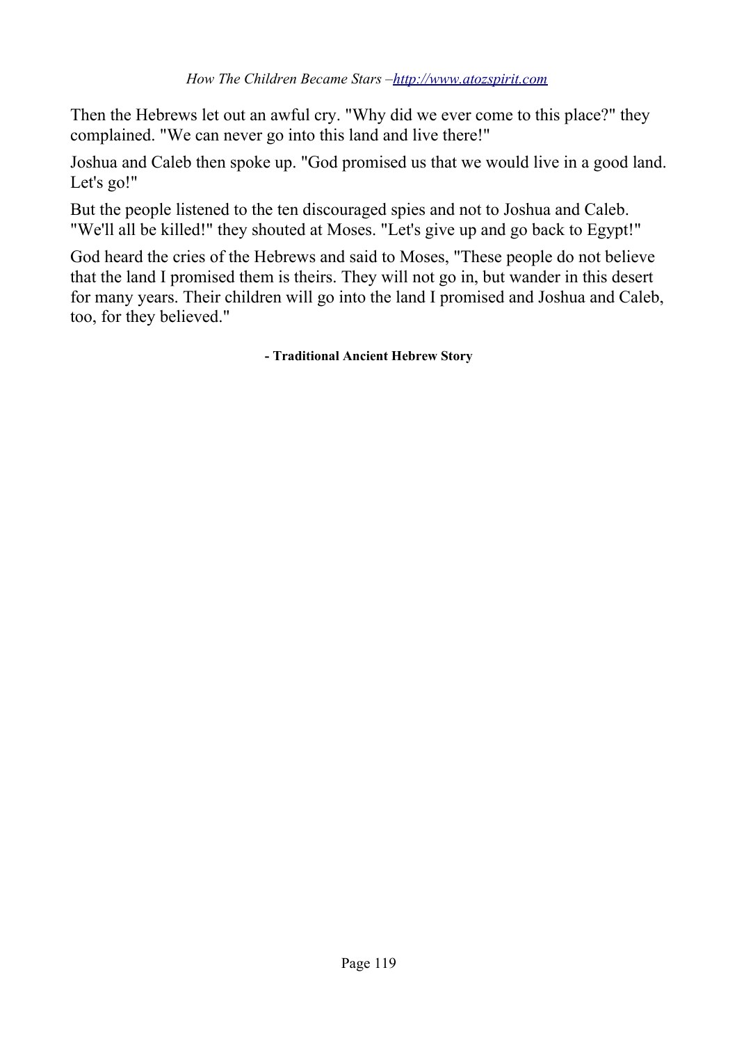Then the Hebrews let out an awful cry. "Why did we ever come to this place?" they complained. "We can never go into this land and live there!"

Joshua and Caleb then spoke up. "God promised us that we would live in a good land. Let's go!"

But the people listened to the ten discouraged spies and not to Joshua and Caleb. "We'll all be killed!" they shouted at Moses. "Let's give up and go back to Egypt!"

God heard the cries of the Hebrews and said to Moses, "These people do not believe that the land I promised them is theirs. They will not go in, but wander in this desert for many years. Their children will go into the land I promised and Joshua and Caleb, too, for they believed."

**- Traditional Ancient Hebrew Story**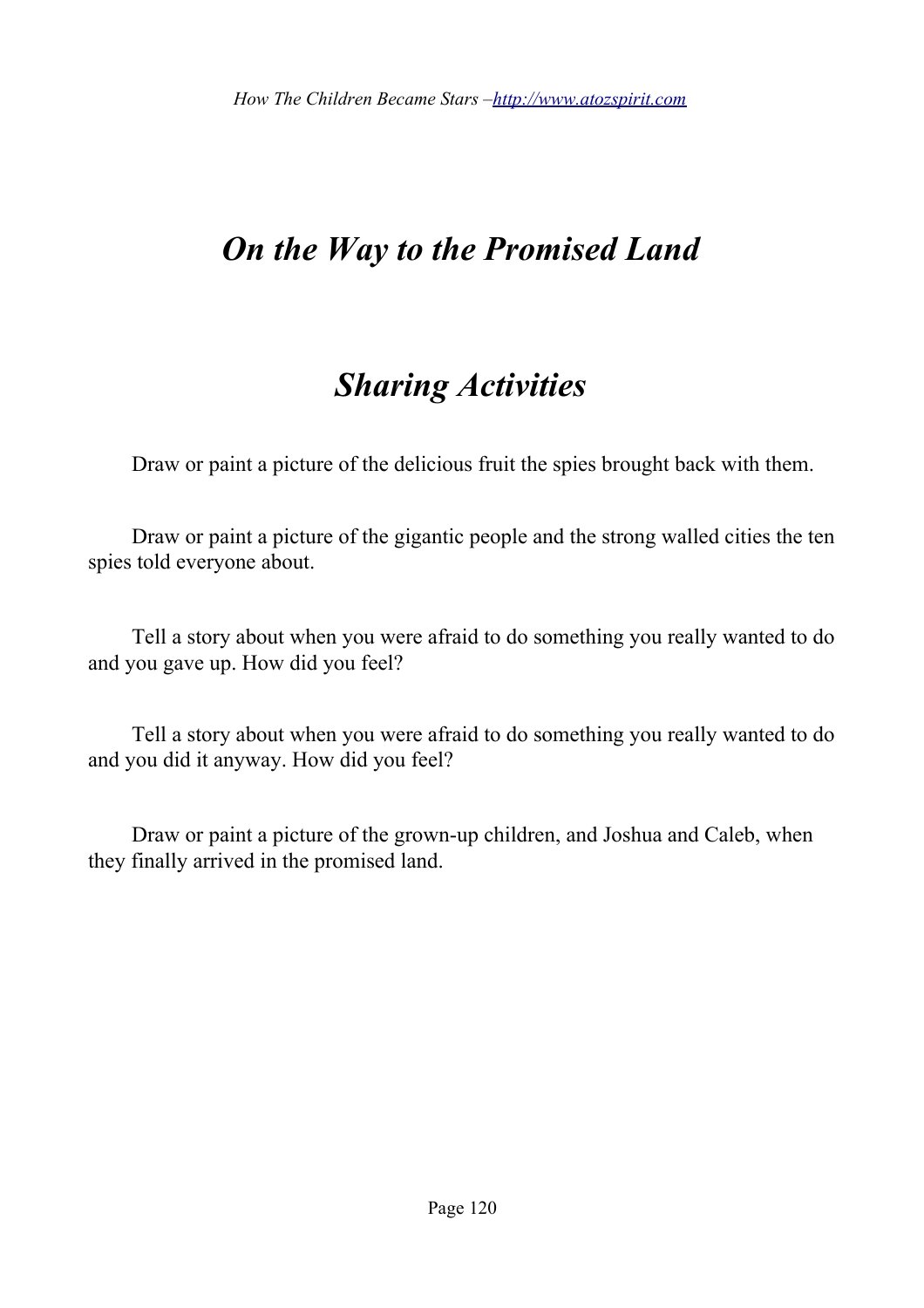# *On the Way to the Promised Land*

## *Sharing Activities*

Draw or paint a picture of the delicious fruit the spies brought back with them.

Draw or paint a picture of the gigantic people and the strong walled cities the ten spies told everyone about.

Tell a story about when you were afraid to do something you really wanted to do and you gave up. How did you feel?

Tell a story about when you were afraid to do something you really wanted to do and you did it anyway. How did you feel?

Draw or paint a picture of the grown-up children, and Joshua and Caleb, when they finally arrived in the promised land.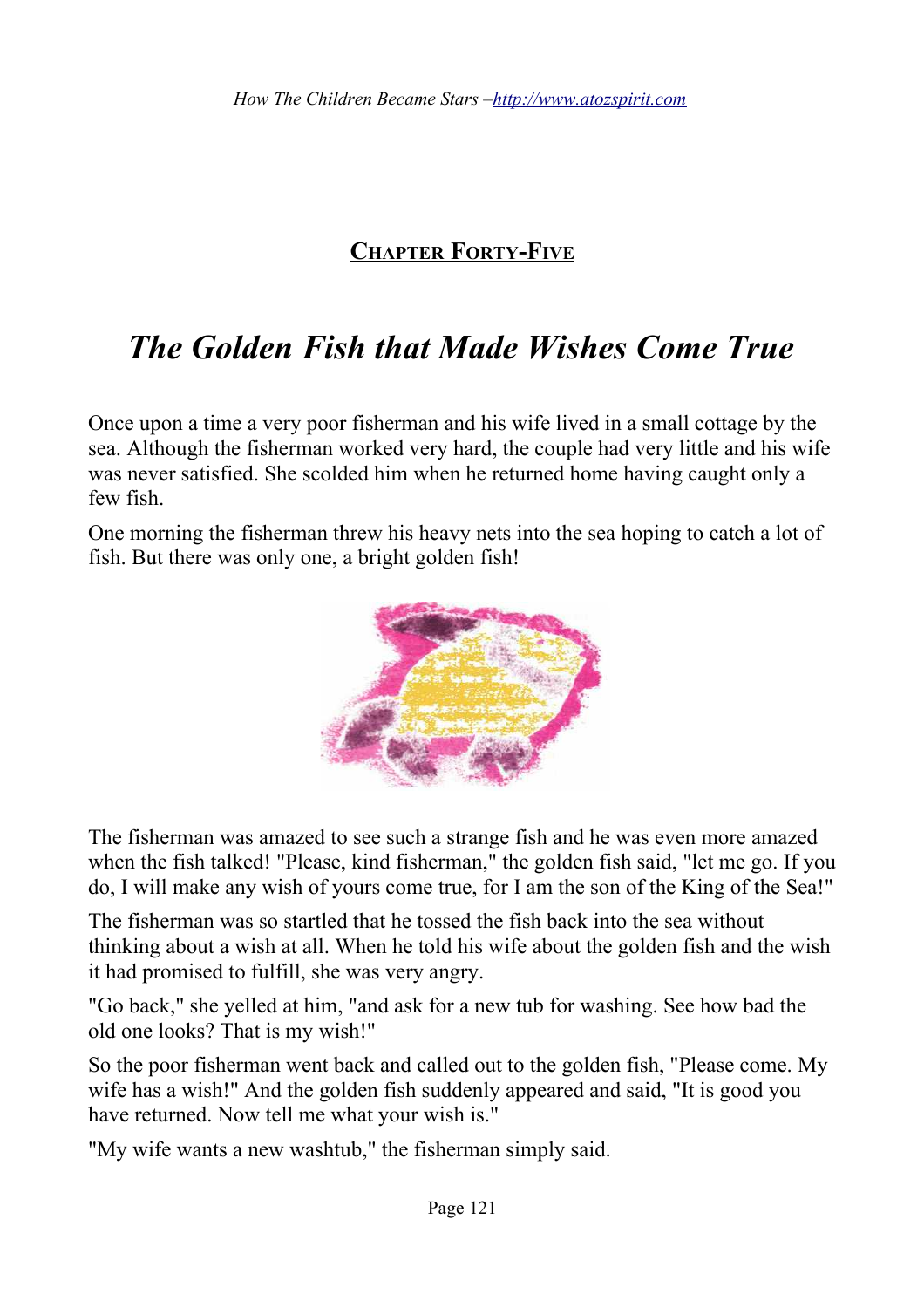## Chapter Forty-Five

# *The Golden Fish that Made Wishes Come True*

Once upon a time a very poor fisherman and his wife lived in a small cottage by the sea. Although the fisherman worked very hard, the couple had very little and his wife was never satisfied. She scolded him when he returned home having caught only a few fish.

One morning the fisherman threw his heavy nets into the sea hoping to catch a lot of fish. But there was only one, a bright golden fish!

The fisherman was amazed to see such a strange fish and he was even more amazed when the fish talked! "Please, kind fisherman," the golden fish said, "let me go. If you do, I will make any wish of yours come true, for I am the son of the King of the Sea!"

The fisherman was so startled that he tossed the fish back into the sea without thinking about a wish at all. When he told his wife about the golden fish and the wish it had promised to fulfill, she was very angry.

"Go back," she yelled at him, "and ask for a new tub for washing. See how bad the old one looks? That is my wish!"

So the poor fisherman went back and called out to the golden fish, "Please come. My wife has a wish!" And the golden fish suddenly appeared and said, "It is good you have returned. Now tell me what your wish is."

"My wife wants a new washtub," the fisherman simply said.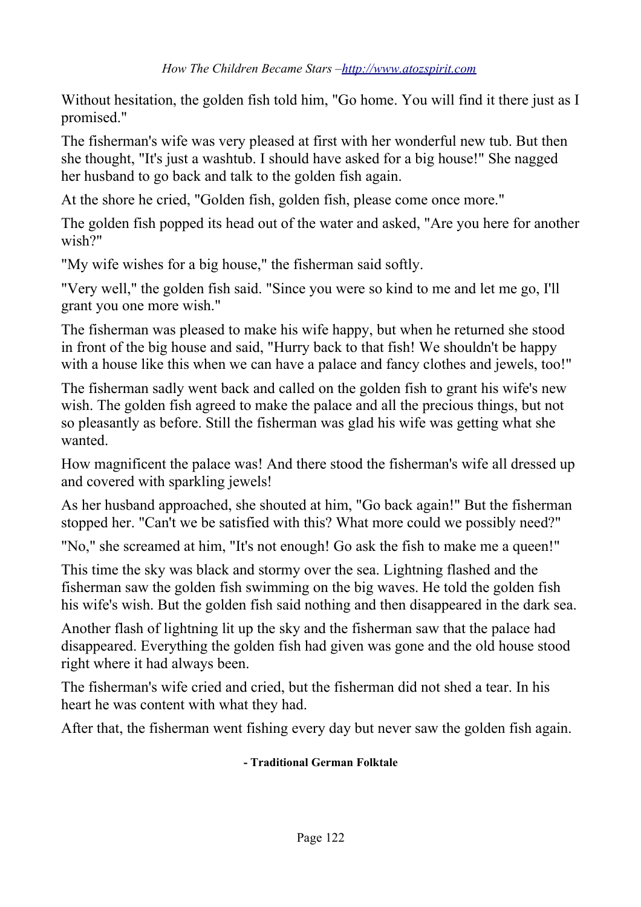Without hesitation, the golden fish told him, "Go home. You will find it there just as I promised."

The fisherman's wife was very pleased at first with her wonderful new tub. But then she thought, "It's just a washtub. I should have asked for a big house!" She nagged her husband to go back and talk to the golden fish again.

At the shore he cried, "Golden fish, golden fish, please come once more."

The golden fish popped its head out of the water and asked, "Are you here for another wish?"

"My wife wishes for a big house," the fisherman said softly.

"Very well," the golden fish said. "Since you were so kind to me and let me go, I'll grant you one more wish."

The fisherman was pleased to make his wife happy, but when he returned she stood in front of the big house and said, "Hurry back to that fish! We shouldn't be happy with a house like this when we can have a palace and fancy clothes and jewels, too!"

The fisherman sadly went back and called on the golden fish to grant his wife's new wish. The golden fish agreed to make the palace and all the precious things, but not so pleasantly as before. Still the fisherman was glad his wife was getting what she wanted.

How magnificent the palace was! And there stood the fisherman's wife all dressed up and covered with sparkling jewels!

As her husband approached, she shouted at him, "Go back again!" But the fisherman stopped her. "Can't we be satisfied with this? What more could we possibly need?"

"No," she screamed at him, "It's not enough! Go ask the fish to make me a queen!"

This time the sky was black and stormy over the sea. Lightning flashed and the fisherman saw the golden fish swimming on the big waves. He told the golden fish his wife's wish. But the golden fish said nothing and then disappeared in the dark sea.

Another flash of lightning lit up the sky and the fisherman saw that the palace had disappeared. Everything the golden fish had given was gone and the old house stood right where it had always been.

The fisherman's wife cried and cried, but the fisherman did not shed a tear. In his heart he was content with what they had.

After that, the fisherman went fishing every day but never saw the golden fish again.

**- Traditional German Folktale**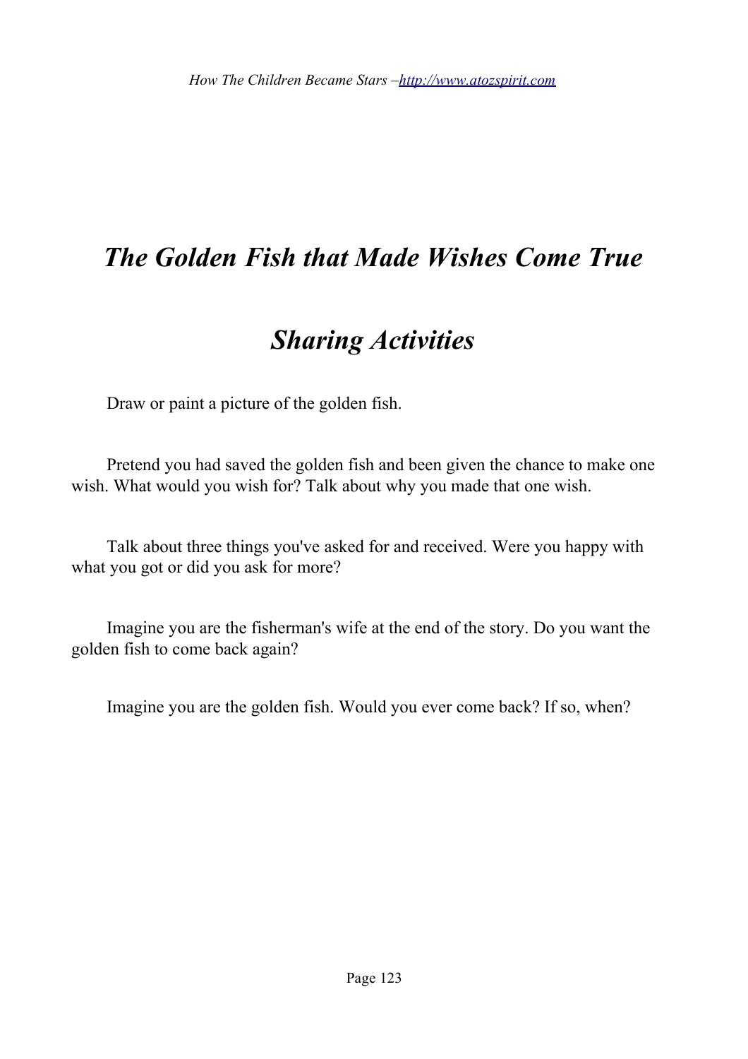# *The Golden Fish that Made Wishes Come True*

## *Sharing Activities*

Draw or paint a picture of the golden fish.

Pretend you had saved the golden fish and been given the chance to make one wish. What would you wish for? Talk about why you made that one wish.

Talk about three things you've asked for and received. Were you happy with what you got or did you ask for more?

Imagine you are the fisherman's wife at the end of the story. Do you want the golden fish to come back again?

Imagine you are the golden fish. Would you ever come back? If so, when?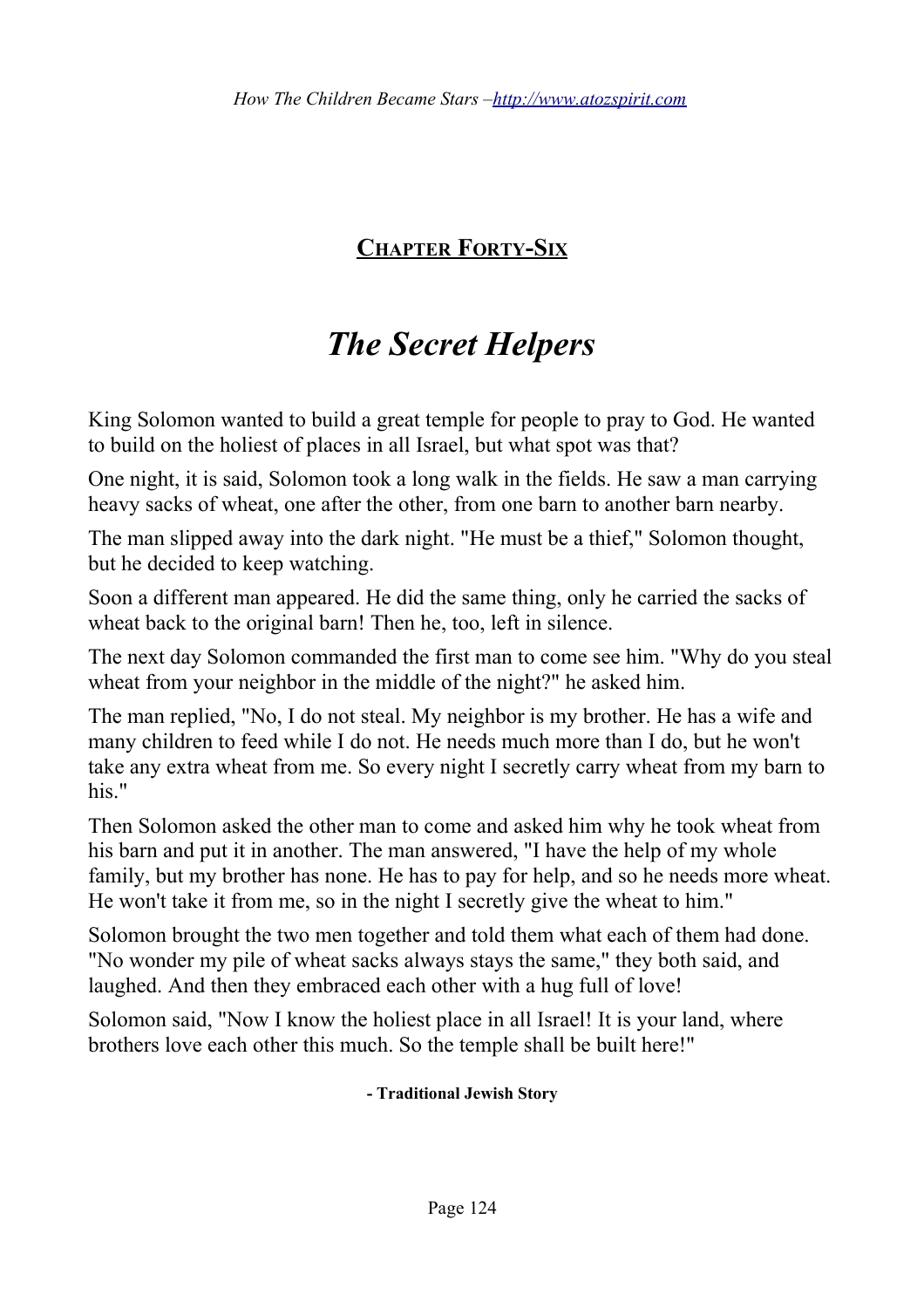## CHAPTER FORTY-SIX

# *The Secret Helpers*

King Solomon wanted to build a great temple for people to pray to God. He wanted to build on the holiest of places in all Israel, but what spot was that?

One night, it is said, Solomon took a long walk in the fields. He saw a man carrying heavy sacks of wheat, one after the other, from one barn to another barn nearby.

The man slipped away into the dark night. "He must be a thief," Solomon thought, but he decided to keep watching.

Soon a different man appeared. He did the same thing, only he carried the sacks of wheat back to the original barn! Then he, too, left in silence.

The next day Solomon commanded the first man to come see him. "Why do you steal wheat from your neighbor in the middle of the night?" he asked him.

The man replied, "No, I do not steal. My neighbor is my brother. He has a wife and many children to feed while I do not. He needs much more than I do, but he won't take any extra wheat from me. So every night I secretly carry wheat from my barn to his."

Then Solomon asked the other man to come and asked him why he took wheat from his barn and put it in another. The man answered, "I have the help of my whole family, but my brother has none. He has to pay for help, and so he needs more wheat. He won't take it from me, so in the night I secretly give the wheat to him."

Solomon brought the two men together and told them what each of them had done. "No wonder my pile of wheat sacks always stays the same," they both said, and laughed. And then they embraced each other with a hug full of love!

Solomon said, "Now I know the holiest place in all Israel! It is your land, where brothers love each other this much. So the temple shall be built here!"

**- Traditional Jewish Story**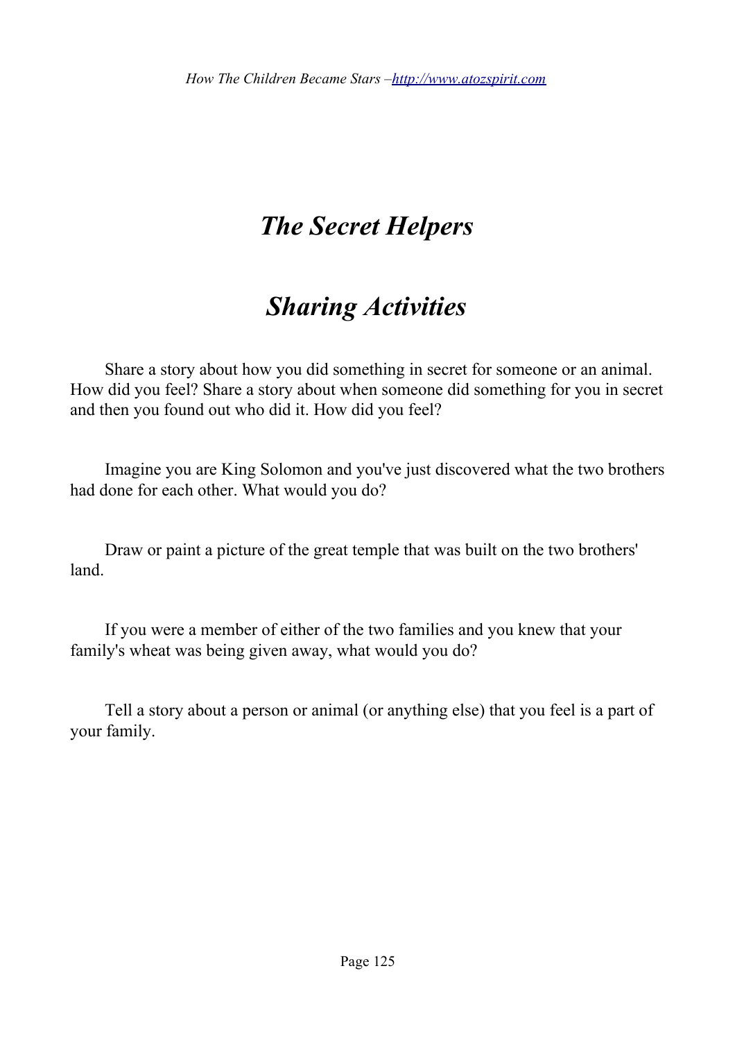# *The Secret Helpers*

## *Sharing Activities*

Share a story about how you did something in secret for someone or an animal. How did you feel? Share a story about when someone did something for you in secret and then you found out who did it. How did you feel?

Imagine you are King Solomon and you've just discovered what the two brothers had done for each other. What would you do?

Draw or paint a picture of the great temple that was built on the two brothers' land.

If you were a member of either of the two families and you knew that your family's wheat was being given away, what would you do?

Tell a story about a person or animal (or anything else) that you feel is a part of your family.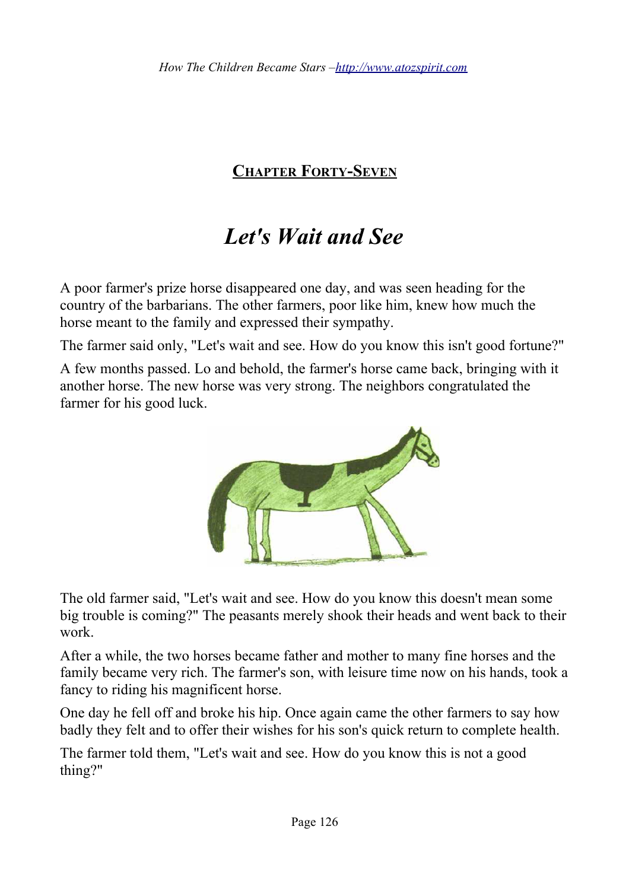## Chapter Forty-Seven

# *Let's Wait and See*

A poor farmer's prize horse disappeared one day, and was seen heading for the country of the barbarians. The other farmers, poor like him, knew how much the horse meant to the family and expressed their sympathy.

The farmer said only, "Let's wait and see. How do you know this isn't good fortune?"

A few months passed. Lo and behold, the farmer's horse came back, bringing with it another horse. The new horse was very strong. The neighbors congratulated the farmer for his good luck.

The old farmer said, "Let's wait and see. How do you know this doesn't mean some big trouble is coming?" The peasants merely shook their heads and went back to their work.

After a while, the two horses became father and mother to many fine horses and the family became very rich. The farmer's son, with leisure time now on his hands, took a fancy to riding his magnificent horse.

One day he fell off and broke his hip. Once again came the other farmers to say how badly they felt and to offer their wishes for his son's quick return to complete health.

The farmer told them, "Let's wait and see. How do you know this is not a good thing?"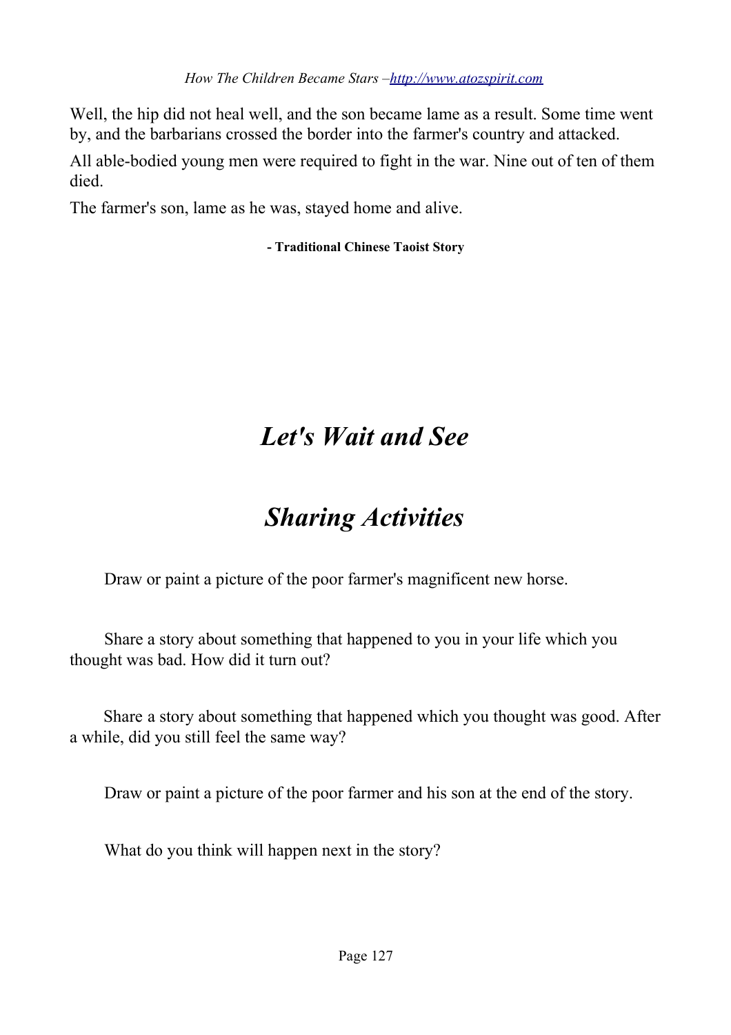Well, the hip did not heal well, and the son became lame as a result. Some time went by, and the barbarians crossed the border into the farmer's country and attacked.

All able-bodied young men were required to fight in the war. Nine out of ten of them died.

The farmer's son, lame as he was, stayed home and alive.

**- Traditional Chinese Taoist Story**

# *Let's Wait and See*

# *Sharing Activities*

Draw or paint a picture of the poor farmer's magnificent new horse.

Share a story about something that happened to you in your life which you thought was bad. How did it turn out?

Share a story about something that happened which you thought was good. After a while, did you still feel the same way?

Draw or paint a picture of the poor farmer and his son at the end of the story.

What do you think will happen next in the story?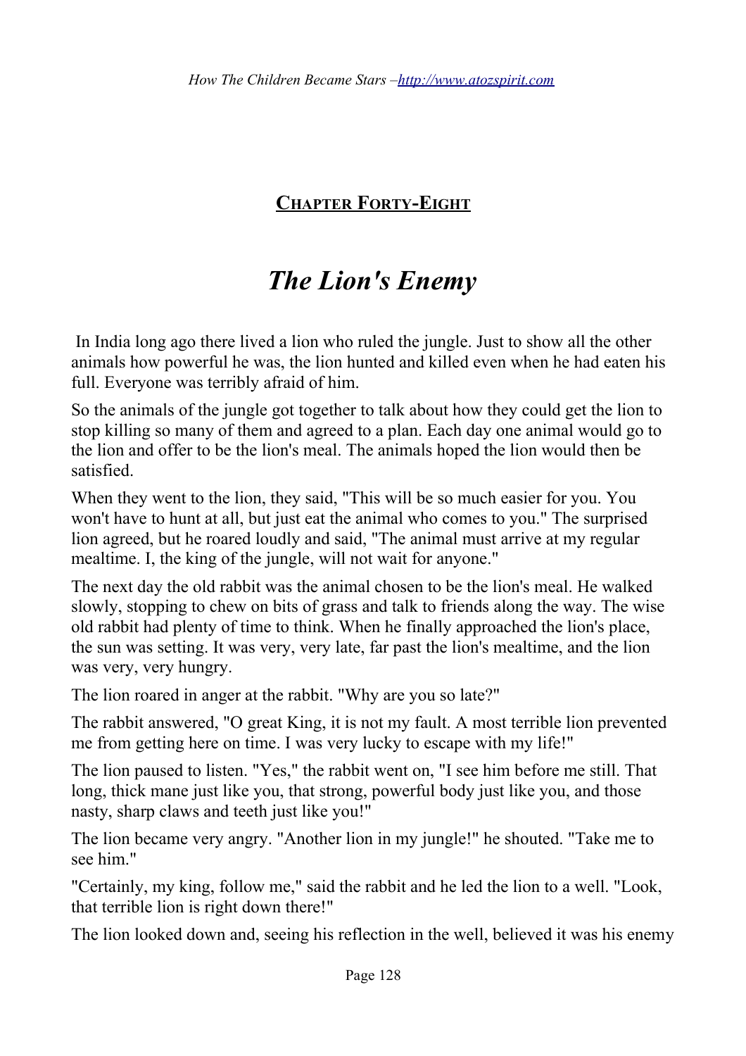## Chapter Forty-Eight

# *The Lion's Enemy*

In India long ago there lived a lion who ruled the jungle. Just to show all the other animals how powerful he was, the lion hunted and killed even when he had eaten his full. Everyone was terribly afraid of him.

So the animals of the jungle got together to talk about how they could get the lion to stop killing so many of them and agreed to a plan. Each day one animal would go to the lion and offer to be the lion's meal. The animals hoped the lion would then be satisfied.

When they went to the lion, they said, "This will be so much easier for you. You won't have to hunt at all, but just eat the animal who comes to you." The surprised lion agreed, but he roared loudly and said, "The animal must arrive at my regular mealtime. I, the king of the jungle, will not wait for anyone."

The next day the old rabbit was the animal chosen to be the lion's meal. He walked slowly, stopping to chew on bits of grass and talk to friends along the way. The wise old rabbit had plenty of time to think. When he finally approached the lion's place, the sun was setting. It was very, very late, far past the lion's mealtime, and the lion was very, very hungry.

The lion roared in anger at the rabbit. "Why are you so late?"

The rabbit answered, "O great King, it is not my fault. A most terrible lion prevented me from getting here on time. I was very lucky to escape with my life!"

The lion paused to listen. "Yes," the rabbit went on, "I see him before me still. That long, thick mane just like you, that strong, powerful body just like you, and those nasty, sharp claws and teeth just like you!"

The lion became very angry. "Another lion in my jungle!" he shouted. "Take me to see him."

"Certainly, my king, follow me," said the rabbit and he led the lion to a well. "Look, that terrible lion is right down there!"

The lion looked down and, seeing his reflection in the well, believed it was his enemy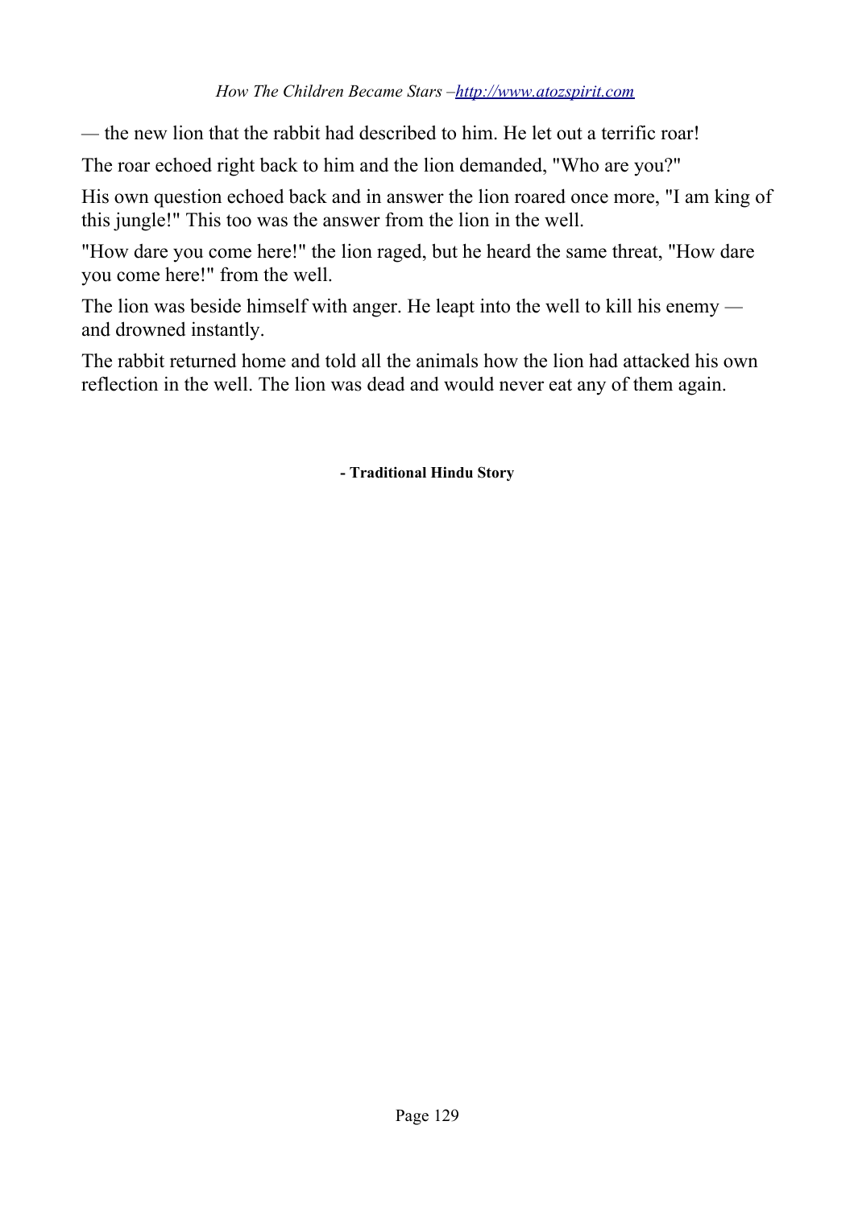— the new lion that the rabbit had described to him. He let out a terrific roar!

The roar echoed right back to him and the lion demanded, "Who are you?"

His own question echoed back and in answer the lion roared once more, "I am king of this jungle!" This too was the answer from the lion in the well.

"How dare you come here!" the lion raged, but he heard the same threat, "How dare you come here!" from the well.

The lion was beside himself with anger. He leapt into the well to kill his enemy — and drowned instantly.

The rabbit returned home and told all the animals how the lion had attacked his own reflection in the well. The lion was dead and would never eat any of them again.

**- Traditional Hindu Story**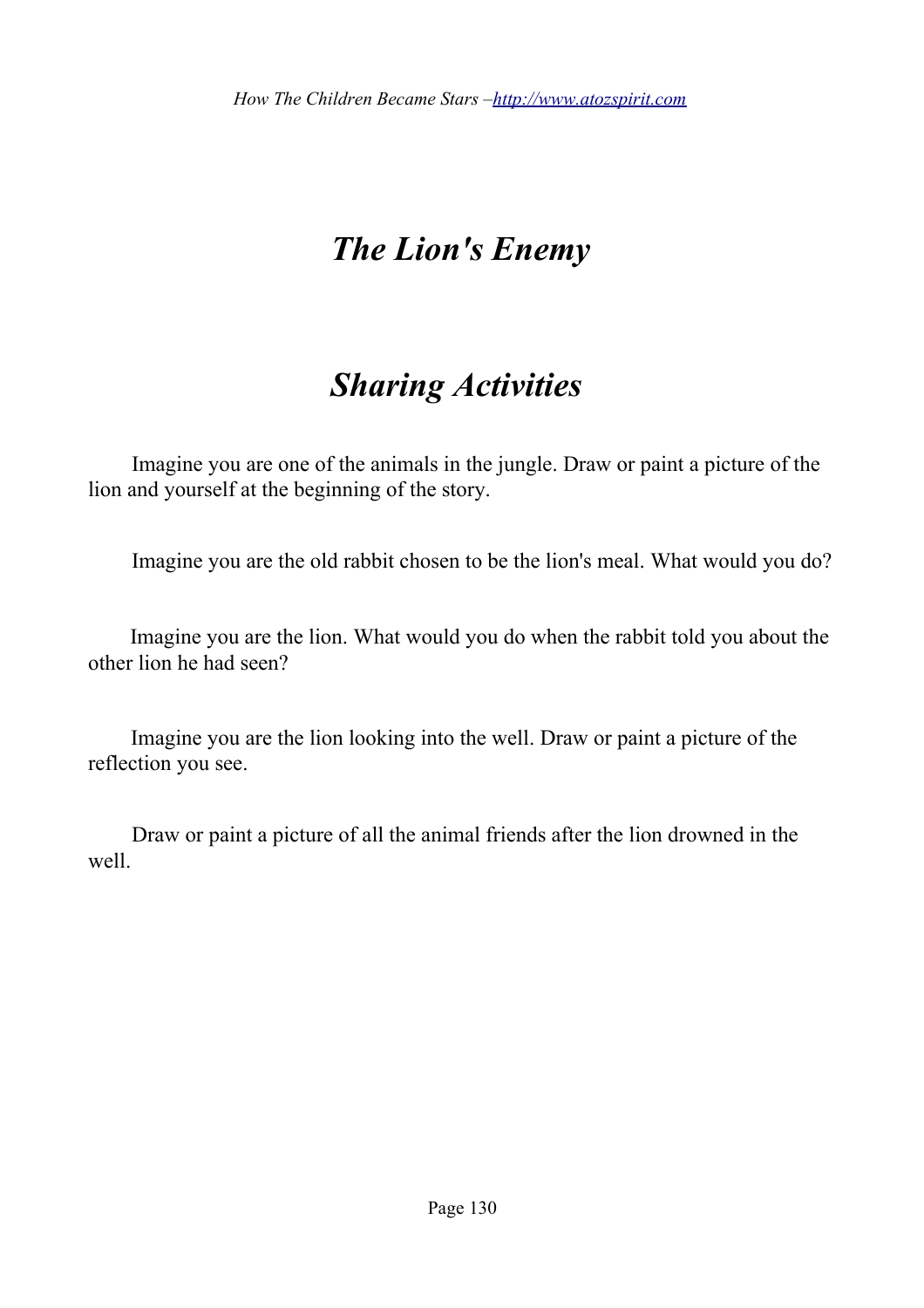# *The Lion's Enemy*

## *Sharing Activities*

Imagine you are one of the animals in the jungle. Draw or paint a picture of the lion and yourself at the beginning of the story.

Imagine you are the old rabbit chosen to be the lion's meal. What would you do?

Imagine you are the lion. What would you do when the rabbit told you about the other lion he had seen?

Imagine you are the lion looking into the well. Draw or paint a picture of the reflection you see.

Draw or paint a picture of all the animal friends after the lion drowned in the well.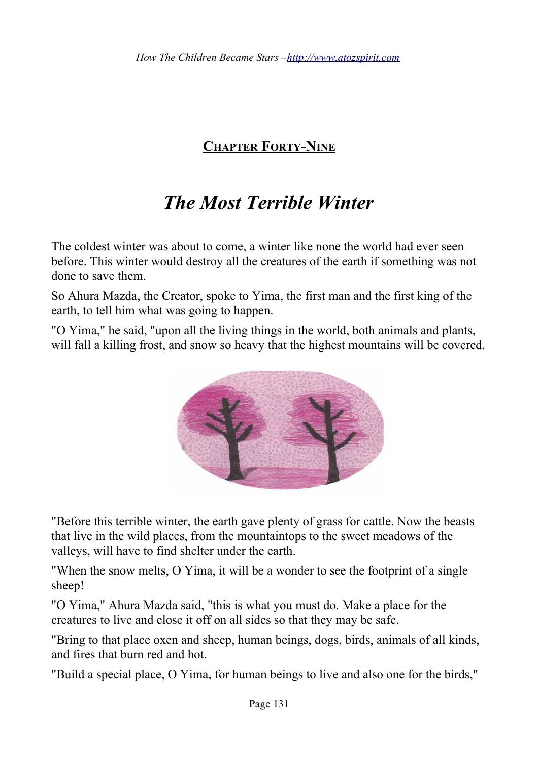## Chapter Forty-Nine

# *The Most Terrible Winter*

The coldest winter was about to come, a winter like none the world had ever seen before. This winter would destroy all the creatures of the earth if something was not done to save them.

So Ahura Mazda, the Creator, spoke to Yima, the first man and the first king of the earth, to tell him what was going to happen.

"O Yima," he said, "upon all the living things in the world, both animals and plants, will fall a killing frost, and snow so heavy that the highest mountains will be covered.

"Before this terrible winter, the earth gave plenty of grass for cattle. Now the beasts that live in the wild places, from the mountaintops to the sweet meadows of the valleys, will have to find shelter under the earth.

"When the snow melts, O Yima, it will be a wonder to see the footprint of a single sheep!

"O Yima," Ahura Mazda said, "this is what you must do. Make a place for the creatures to live and close it off on all sides so that they may be safe.

"Bring to that place oxen and sheep, human beings, dogs, birds, animals of all kinds, and fires that burn red and hot.

"Build a special place, O Yima, for human beings to live and also one for the birds,"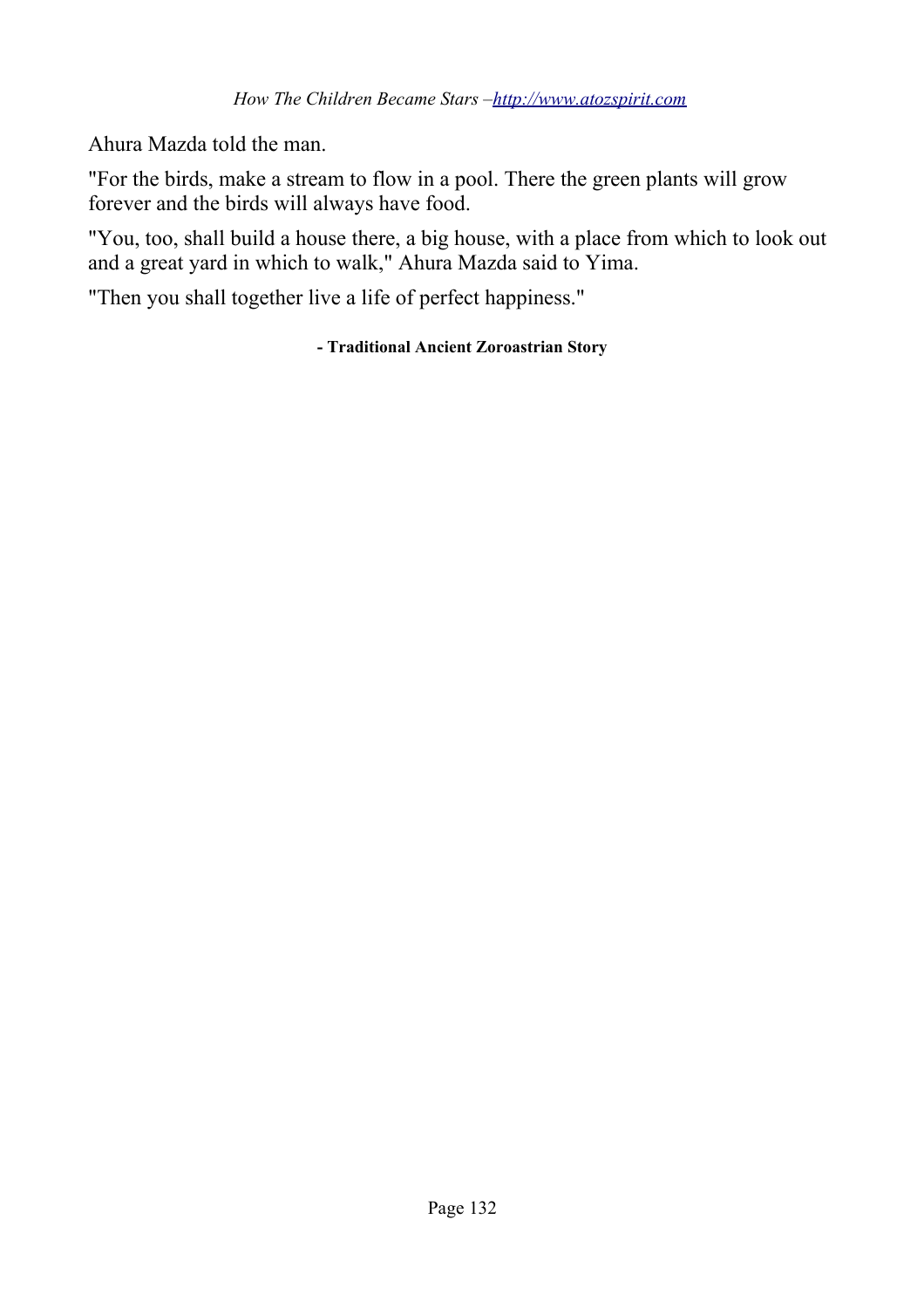Ahura Mazda told the man.

"For the birds, make a stream to flow in a pool. There the green plants will grow forever and the birds will always have food.

"You, too, shall build a house there, a big house, with a place from which to look out and a great yard in which to walk," Ahura Mazda said to Yima.

"Then you shall together live a life of perfect happiness."

**- Traditional Ancient Zoroastrian Story**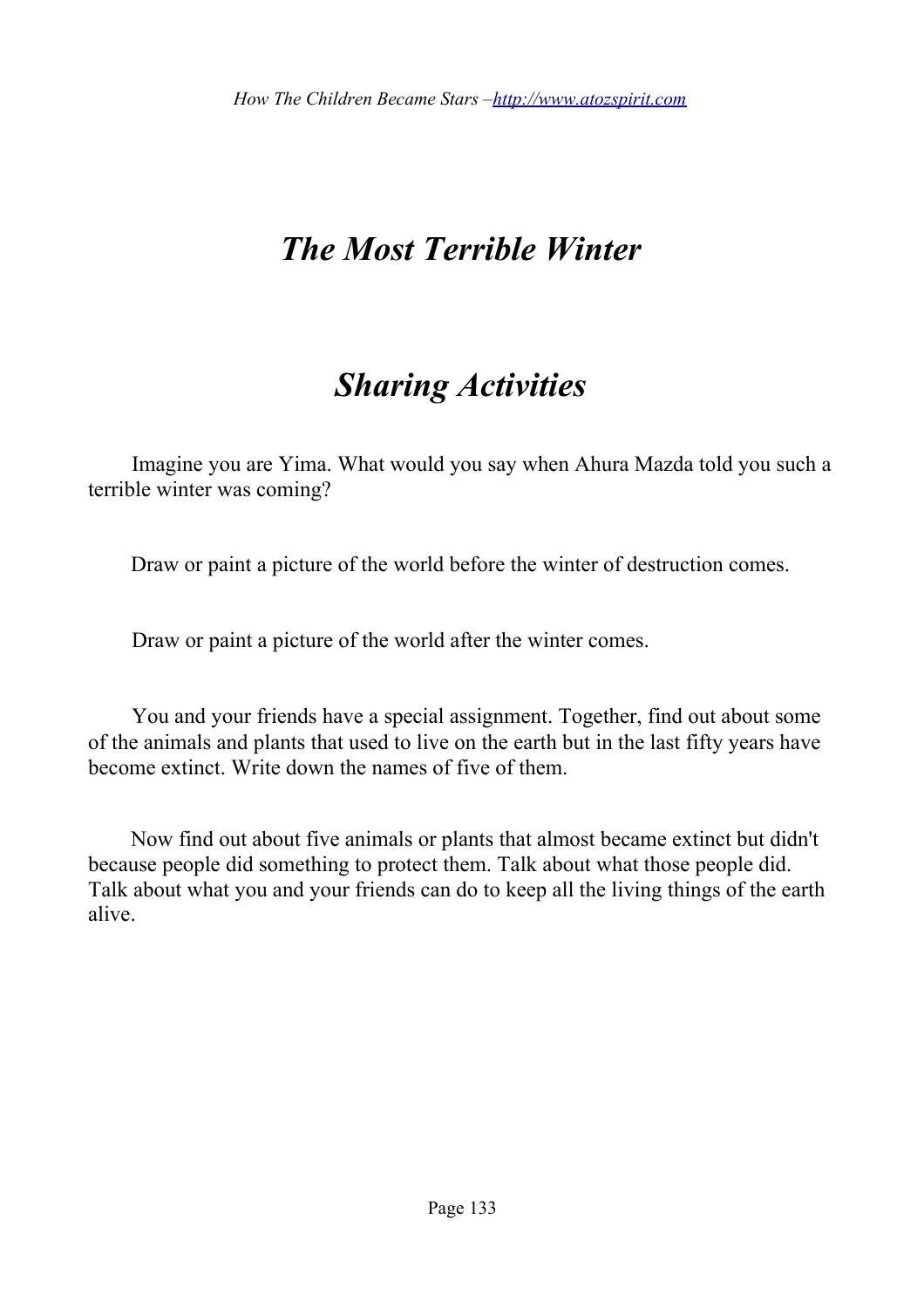# *The Most Terrible Winter*

## *Sharing Activities*

Imagine you are Yima. What would you say when Ahura Mazda told you such a terrible winter was coming?

Draw or paint a picture of the world before the winter of destruction comes.

Draw or paint a picture of the world after the winter comes.

You and your friends have a special assignment. Together, find out about some of the animals and plants that used to live on the earth but in the last fifty years have become extinct. Write down the names of five of them.

Now find out about five animals or plants that almost became extinct but didn't because people did something to protect them. Talk about what those people did. Talk about what you and your friends can do to keep all the living things of the earth alive.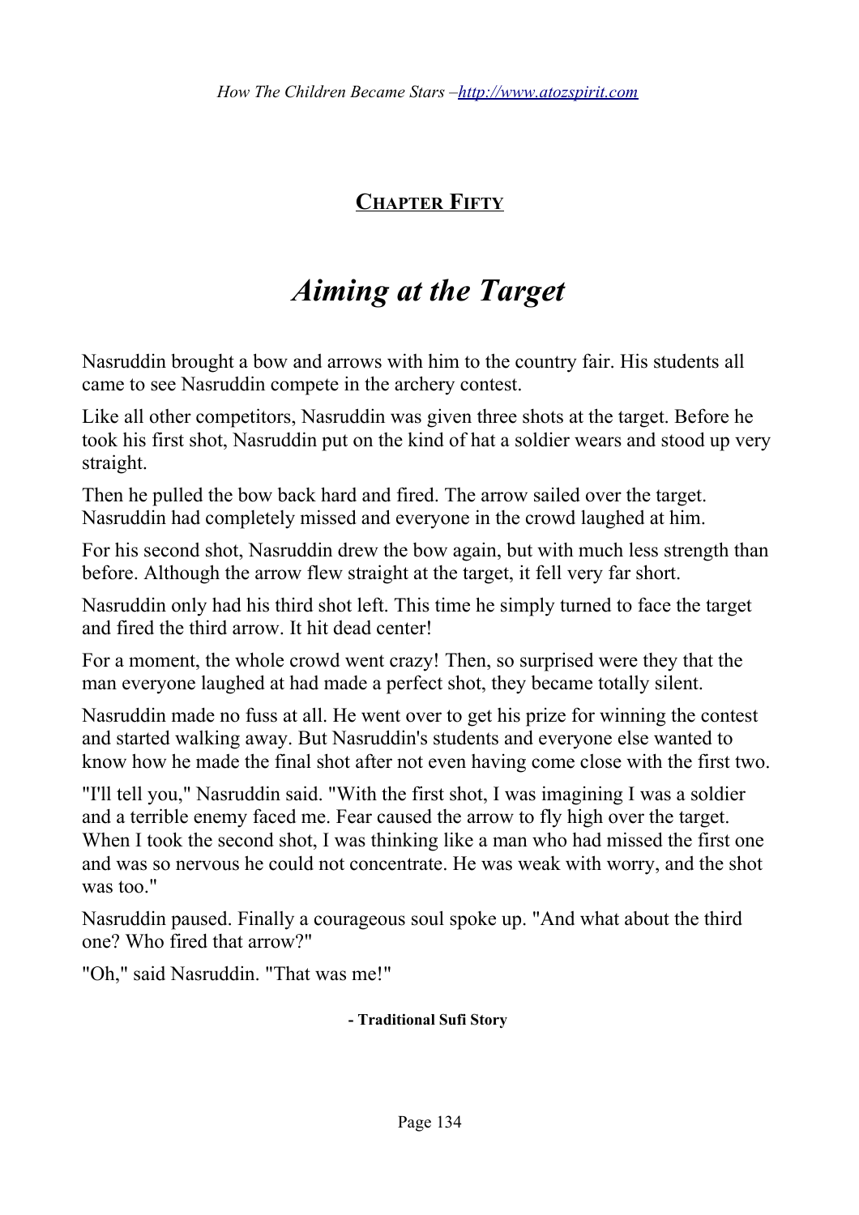## Chapter Fifty

# *Aiming at the Target*

Nasruddin brought a bow and arrows with him to the country fair. His students all came to see Nasruddin compete in the archery contest.

Like all other competitors, Nasruddin was given three shots at the target. Before he took his first shot, Nasruddin put on the kind of hat a soldier wears and stood up very straight.

Then he pulled the bow back hard and fired. The arrow sailed over the target. Nasruddin had completely missed and everyone in the crowd laughed at him.

For his second shot, Nasruddin drew the bow again, but with much less strength than before. Although the arrow flew straight at the target, it fell very far short.

Nasruddin only had his third shot left. This time he simply turned to face the target and fired the third arrow. It hit dead center!

For a moment, the whole crowd went crazy! Then, so surprised were they that the man everyone laughed at had made a perfect shot, they became totally silent.

Nasruddin made no fuss at all. He went over to get his prize for winning the contest and started walking away. But Nasruddin's students and everyone else wanted to know how he made the final shot after not even having come close with the first two.

"I'll tell you," Nasruddin said. "With the first shot, I was imagining I was a soldier and a terrible enemy faced me. Fear caused the arrow to fly high over the target. When I took the second shot, I was thinking like a man who had missed the first one and was so nervous he could not concentrate. He was weak with worry, and the shot was too."

Nasruddin paused. Finally a courageous soul spoke up. "And what about the third one? Who fired that arrow?"

"Oh," said Nasruddin. "That was me!"

**- Traditional Sufi Story**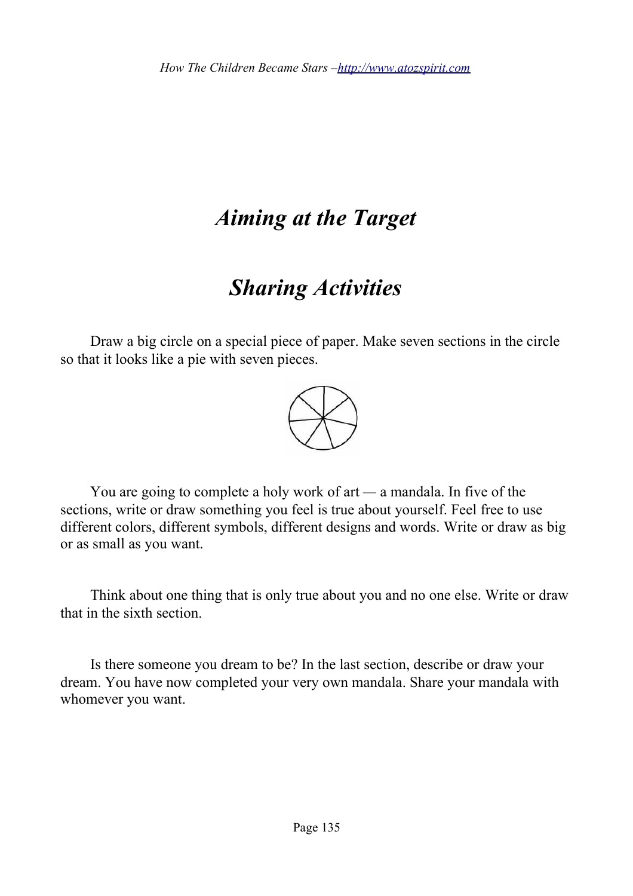# *Aiming at the Target*

## *Sharing Activities*

Draw a big circle on a special piece of paper. Make seven sections in the circle so that it looks like a pie with seven pieces.

You are going to complete a holy work of art — a mandala. In five of the sections, write or draw something you feel is true about yourself. Feel free to use different colors, different symbols, different designs and words. Write or draw as big or as small as you want.

Think about one thing that is only true about you and no one else. Write or draw that in the sixth section.

Is there someone you dream to be? In the last section, describe or draw your dream. You have now completed your very own mandala. Share your mandala with whomever you want.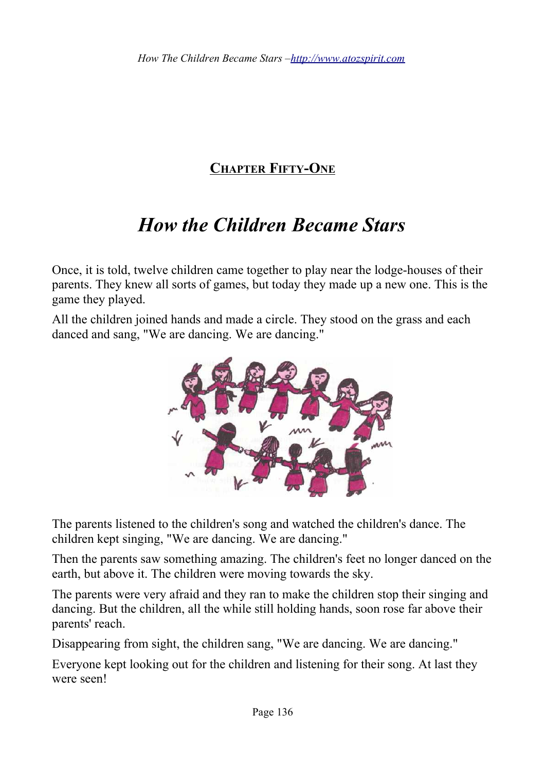**CHAPTER FIFTY-ONE**

# *How the Children Became Stars*

Once, it is told, twelve children came together to play near the lodge-houses of their parents. They knew all sorts of games, but today they made up a new one. This is the game they played.

All the children joined hands and made a circle. They stood on the grass and each danced and sang, "We are dancing. We are dancing."

The parents listened to the children's song and watched the children's dance. The children kept singing, "We are dancing. We are dancing."

Then the parents saw something amazing. The children's feet no longer danced on the earth, but above it. The children were moving towards the sky.

The parents were very afraid and they ran to make the children stop their singing and dancing. But the children, all the while still holding hands, soon rose far above their parents' reach.

Disappearing from sight, the children sang, "We are dancing. We are dancing."

Everyone kept looking out for the children and listening for their song. At last they were seen!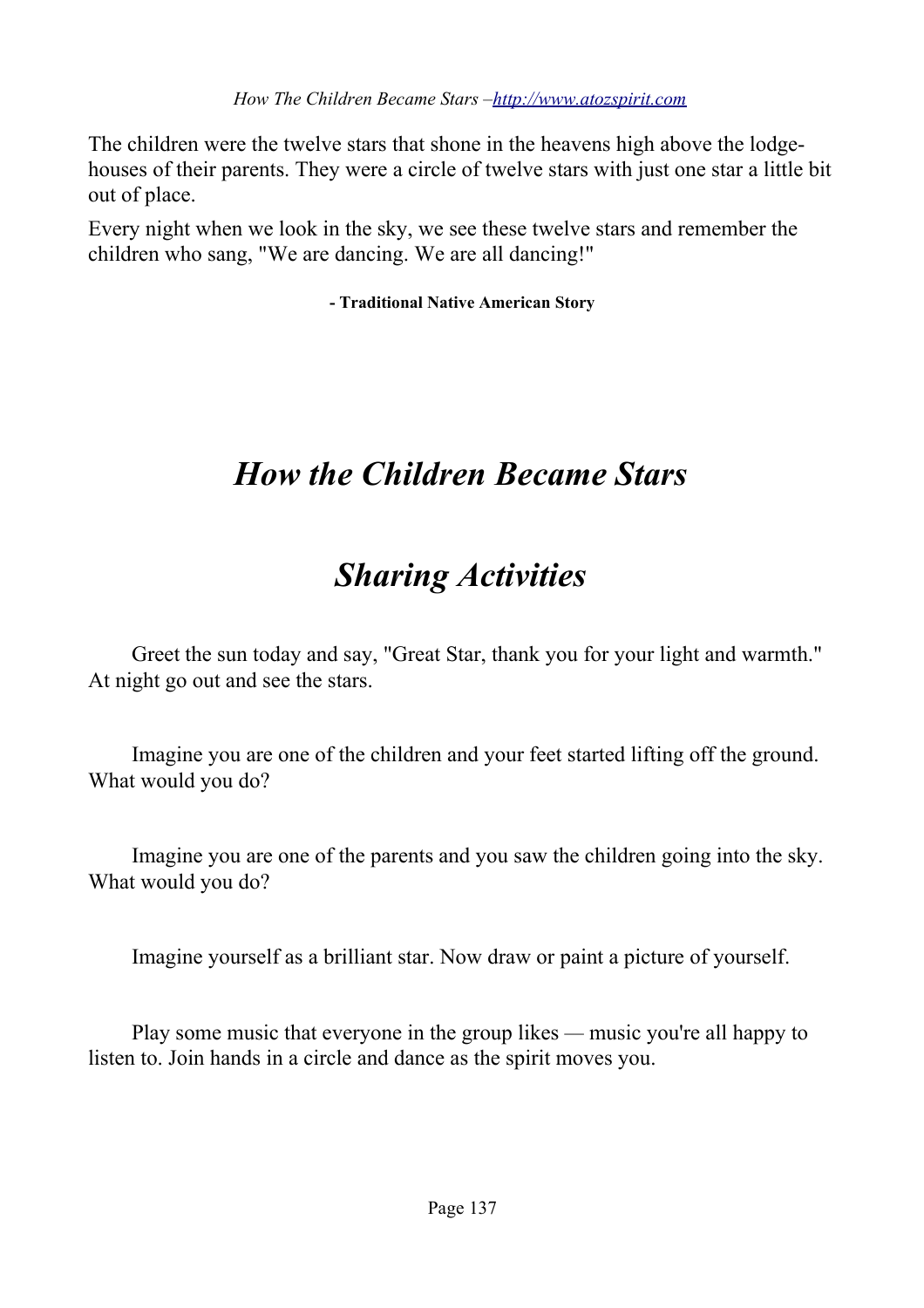The children were the twelve stars that shone in the heavens high above the lodge-houses of their parents. They were a circle of twelve stars with just one star a little bit out of place.

Every night when we look in the sky, we see these twelve stars and remember the children who sang, "We are dancing. We are all dancing!"

**- Traditional Native American Story**

# *How the Children Became Stars*

# *Sharing Activities*

Greet the sun today and say, "Great Star, thank you for your light and warmth." At night go out and see the stars.

Imagine you are one of the children and your feet started lifting off the ground. What would you do?

Imagine you are one of the parents and you saw the children going into the sky. What would you do?

Imagine yourself as a brilliant star. Now draw or paint a picture of yourself.

Play some music that everyone in the group likes — music you're all happy to listen to. Join hands in a circle and dance as the spirit moves you.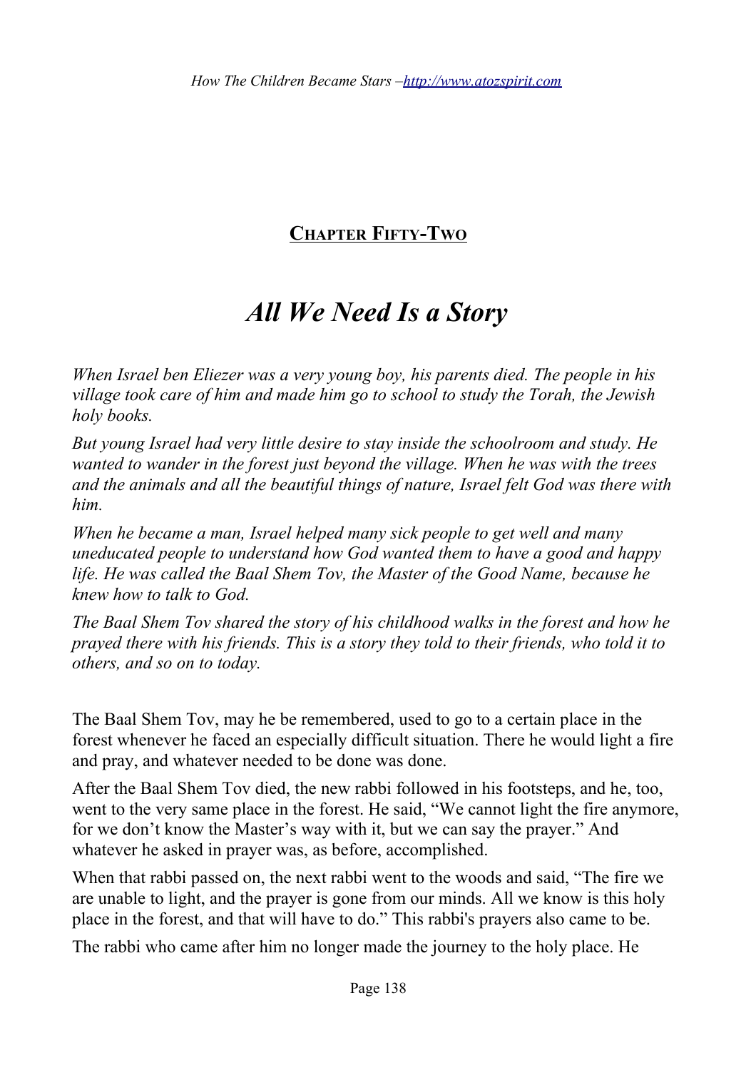## Chapter Fifty-Two

# *All We Need Is a Story*

*When Israel ben Eliezer was a very young boy, his parents died. The people in his village took care of him and made him go to school to study the Torah, the Jewish holy books.*

*But young Israel had very little desire to stay inside the schoolroom and study. He wanted to wander in the forest just beyond the village. When he was with the trees and the animals and all the beautiful things of nature, Israel felt God was there with him.*

*When he became a man, Israel helped many sick people to get well and many uneducated people to understand how God wanted them to have a good and happy life. He was called the Baal Shem Tov, the Master of the Good Name, because he knew how to talk to God.*

*The Baal Shem Tov shared the story of his childhood walks in the forest and how he prayed there with his friends. This is a story they told to their friends, who told it to others, and so on to today.*

The Baal Shem Tov, may he be remembered, used to go to a certain place in the forest whenever he faced an especially difficult situation. There he would light a fire and pray, and whatever needed to be done was done.

After the Baal Shem Tov died, the new rabbi followed in his footsteps, and he, too, went to the very same place in the forest. He said, "We cannot light the fire anymore, for we don't know the Master's way with it, but we can say the prayer." And whatever he asked in prayer was, as before, accomplished.

When that rabbi passed on, the next rabbi went to the woods and said, "The fire we are unable to light, and the prayer is gone from our minds. All we know is this holy place in the forest, and that will have to do." This rabbi's prayers also came to be.

The rabbi who came after him no longer made the journey to the holy place. He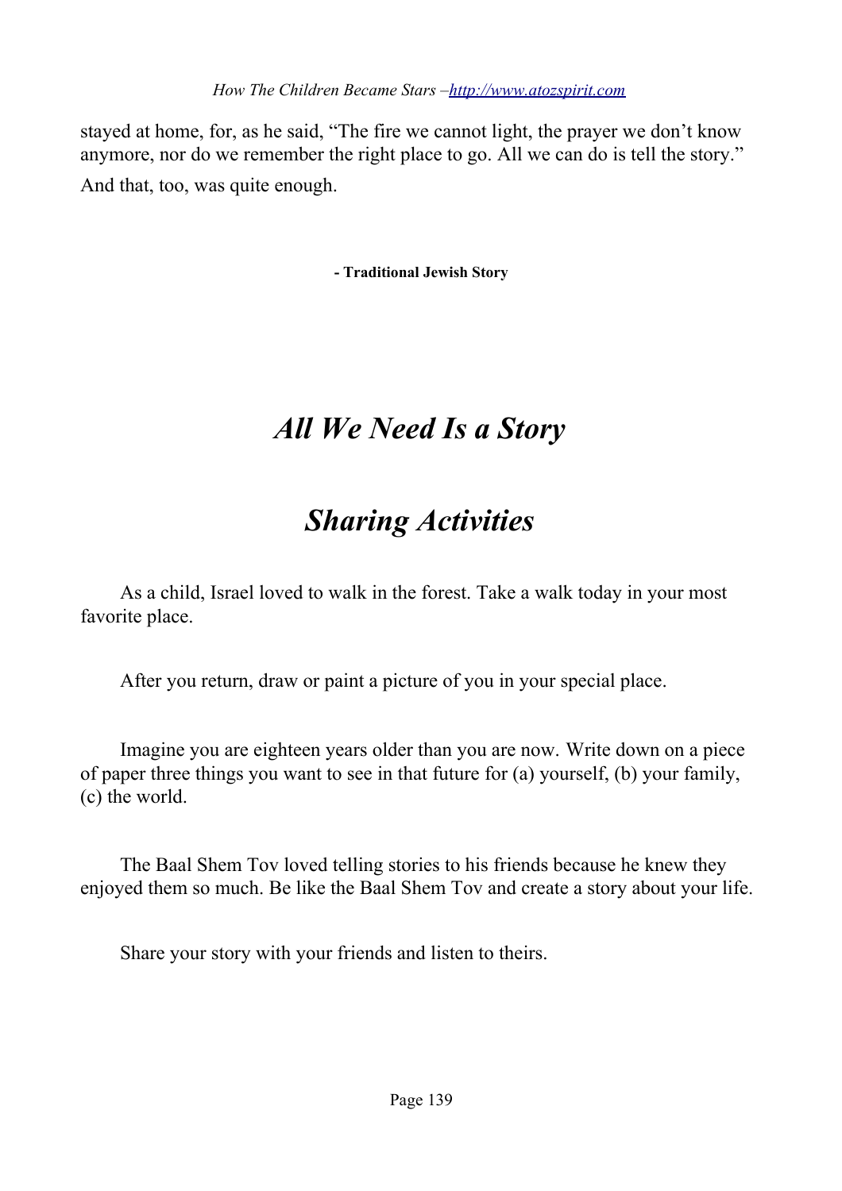stayed at home, for, as he said, “The fire we cannot light, the prayer we don’t know anymore, nor do we remember the right place to go. All we can do is tell the story.” And that, too, was quite enough.

**- Traditional Jewish Story**

# *All We Need Is a Story*

# *Sharing Activities*

As a child, Israel loved to walk in the forest. Take a walk today in your most favorite place.

After you return, draw or paint a picture of you in your special place.

Imagine you are eighteen years older than you are now. Write down on a piece of paper three things you want to see in that future for (a) yourself, (b) your family, (c) the world.

The Baal Shem Tov loved telling stories to his friends because he knew they enjoyed them so much. Be like the Baal Shem Tov and create a story about your life.

Share your story with your friends and listen to theirs.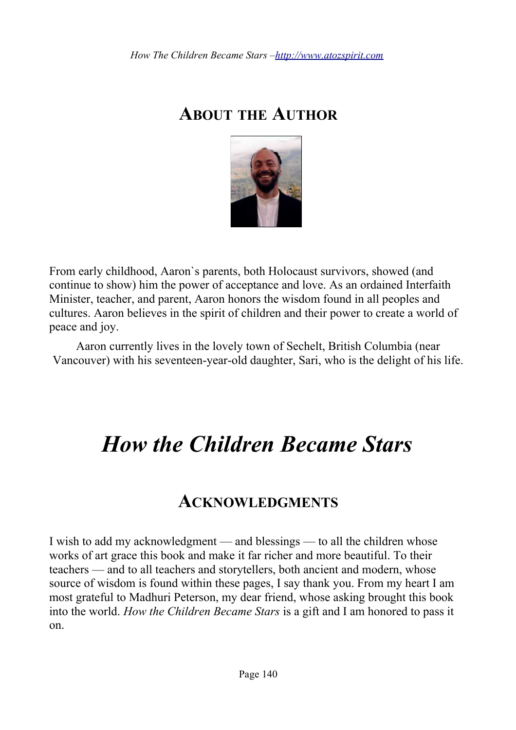## About the Author

From early childhood, Aaron`s parents, both Holocaust survivors, showed (and continue to show) him the power of acceptance and love. As an ordained Interfaith Minister, teacher, and parent, Aaron honors the wisdom found in all peoples and cultures. Aaron believes in the spirit of children and their power to create a world of peace and joy.

Aaron currently lives in the lovely town of Sechelt, British Columbia (near Vancouver) with his seventeen-year-old daughter, Sari, who is the delight of his life.

# *How the Children Became Stars*

## Acknowledgments

I wish to add my acknowledgment — and blessings — to all the children whose works of art grace this book and make it far richer and more beautiful. To their teachers — and to all teachers and storytellers, both ancient and modern, whose source of wisdom is found within these pages, I say thank you. From my heart I am most grateful to Madhuri Peterson, my dear friend, whose asking brought this book into the world. *How the Children Became Stars* is a gift and I am honored to pass it on.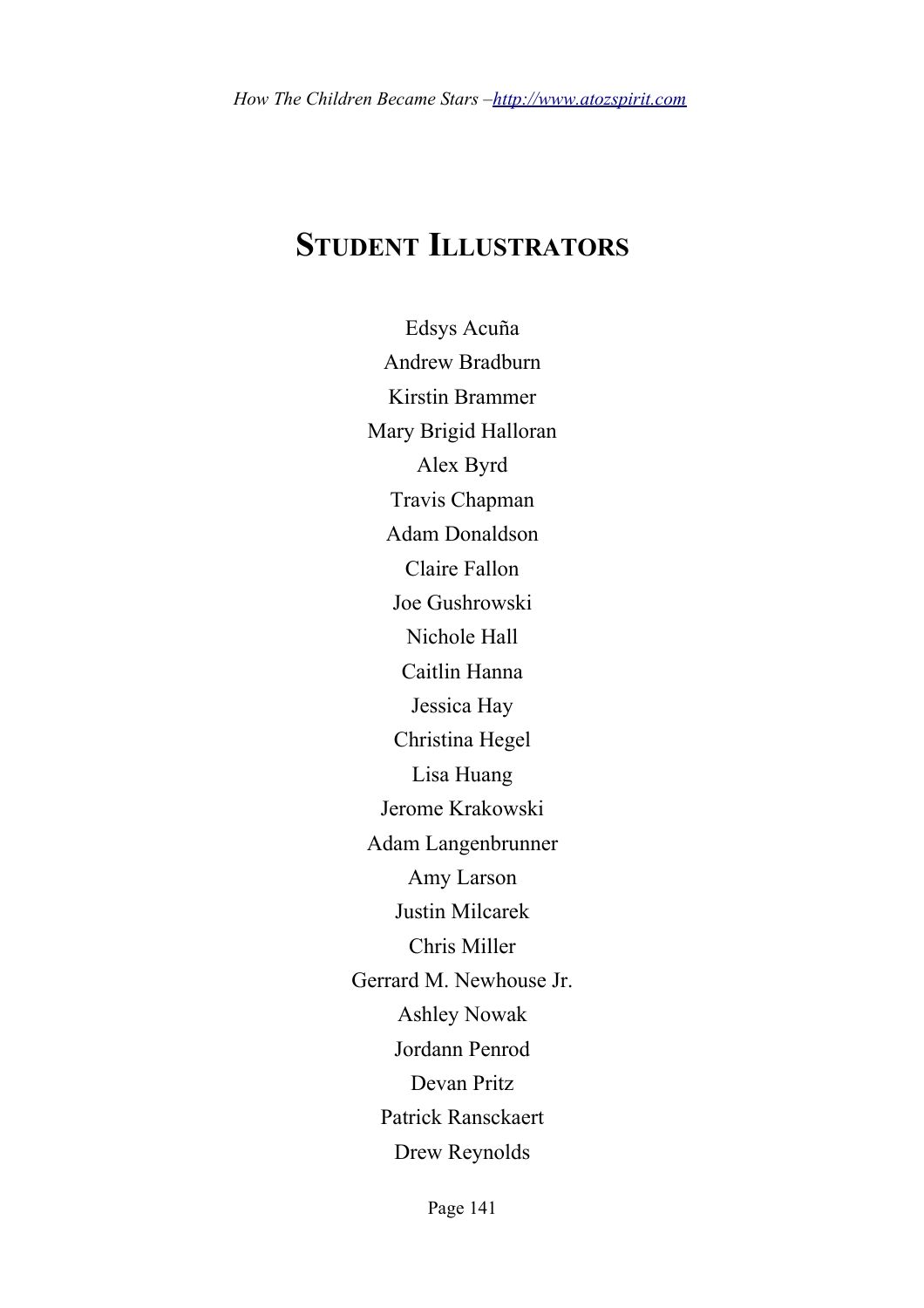## STUDENT ILLUSTRATORS

Edsys Acuña

Andrew Bradburn

Kirstin Brammer

Mary Brigid Halloran

Alex Byrd

Travis Chapman

Adam Donaldson

Claire Fallon

Joe Gushrowski

Nichole Hall

Caitlin Hanna

Jessica Hay

Christina Hegel

Lisa Huang

Jerome Krakowski

Adam Langenbrunner

Amy Larson

Justin Milcarek

Chris Miller

Gerrard M. Newhouse Jr.

Ashley Nowak

Jordann Penrod

Devan Pritz

Patrick Ransckaert

Drew Reynolds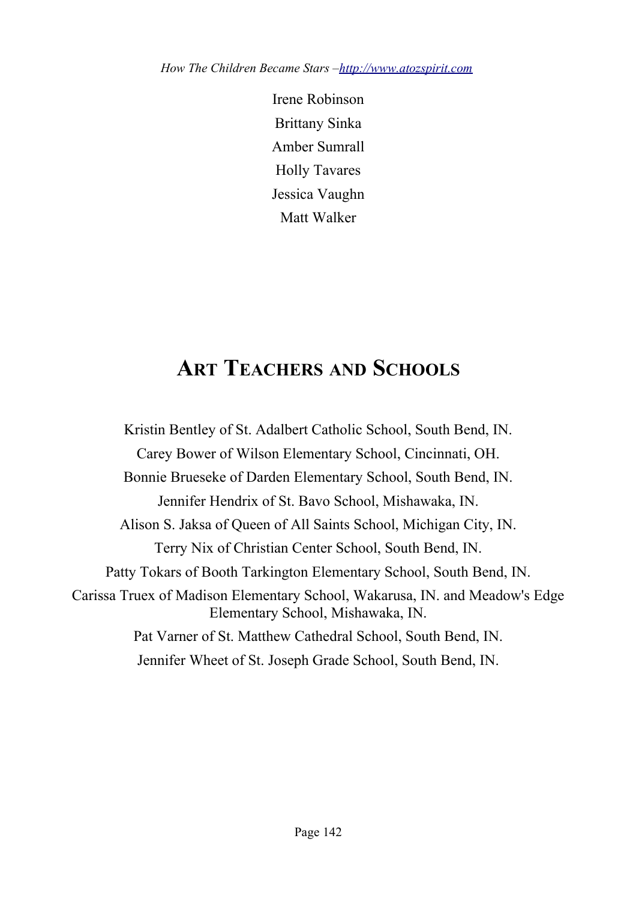Irene Robinson

Brittany Sinka

Amber Sumrall

Holly Tavares

Jessica Vaughn

Matt Walker

## Art Teachers and Schools

Kristin Bentley of St. Adalbert Catholic School, South Bend, IN.

Carey Bower of Wilson Elementary School, Cincinnati, OH.

Bonnie Brueseke of Darden Elementary School, South Bend, IN.

Jennifer Hendrix of St. Bavo School, Mishawaka, IN.

Alison S. Jaksa of Queen of All Saints School, Michigan City, IN.

Terry Nix of Christian Center School, South Bend, IN.

Patty Tokars of Booth Tarkington Elementary School, South Bend, IN.

Carissa Truex of Madison Elementary School, Wakarusa, IN. and Meadow's Edge Elementary School, Mishawaka, IN.

Pat Varner of St. Matthew Cathedral School, South Bend, IN.

Jennifer Wheet of St. Joseph Grade School, South Bend, IN.